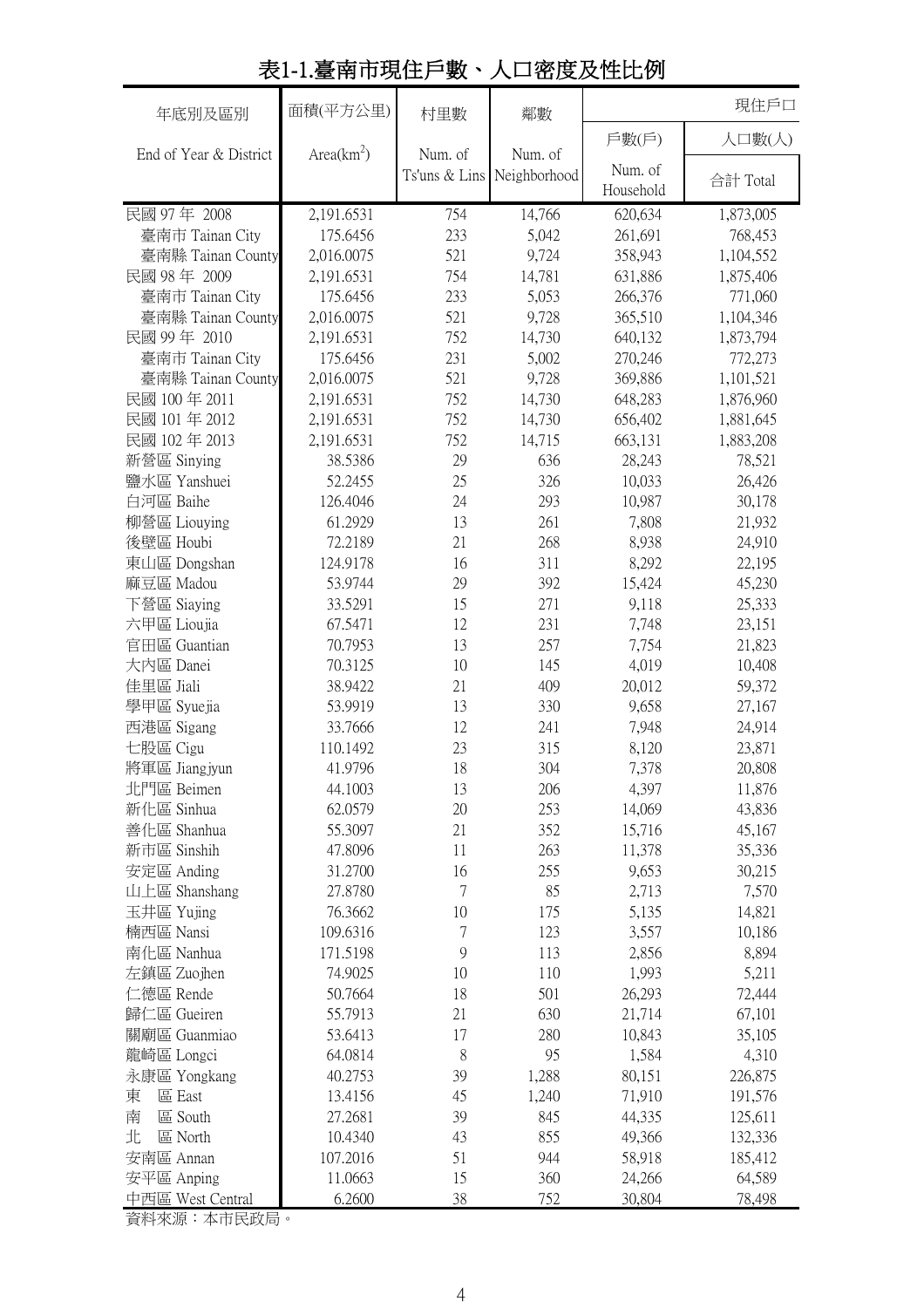# 表1-1.臺南市現住戶數、人口密度及性比例

| 年底別及區別 End of Year & District | 面積(平方公里) Area($km^2$) | 村里數 Num. of Ts'uns & Lins | 鄰數 Num. of Neighborhood | 現住戶口 戶數(戶) Num. of Household | 人口數(人) 合計 Total |
|---|---|---|---|---|---|
| 民國 97 年 2008 | 2,191.6531 | 754 | 14,766 | 620,634 | 1,873,005 |
| 臺南市 Tainan City | 175.6456 | 233 | 5,042 | 261,691 | 768,453 |
| 臺南縣 Tainan County | 2,016.0075 | 521 | 9,724 | 358,943 | 1,104,552 |
| 民國 98 年 2009 | 2,191.6531 | 754 | 14,781 | 631,886 | 1,875,406 |
| 臺南市 Tainan City | 175.6456 | 233 | 5,053 | 266,376 | 771,060 |
| 臺南縣 Tainan County | 2,016.0075 | 521 | 9,728 | 365,510 | 1,104,346 |
| 民國 99 年 2010 | 2,191.6531 | 752 | 14,730 | 640,132 | 1,873,794 |
| 臺南市 Tainan City | 175.6456 | 231 | 5,002 | 270,246 | 772,273 |
| 臺南縣 Tainan County | 2,016.0075 | 521 | 9,728 | 369,886 | 1,101,521 |
| 民國 100 年 2011 | 2,191.6531 | 752 | 14,730 | 648,283 | 1,876,960 |
| 民國 101 年 2012 | 2,191.6531 | 752 | 14,730 | 656,402 | 1,881,645 |
| 民國 102 年 2013 | 2,191.6531 | 752 | 14,715 | 663,131 | 1,883,208 |
| 新營區 Sinying | 38.5386 | 29 | 636 | 28,243 | 78,521 |
| 鹽水區 Yanshuei | 52.2455 | 25 | 326 | 10,033 | 26,426 |
| 白河區 Baihe | 126.4046 | 24 | 293 | 10,987 | 30,178 |
| 柳營區 Liouying | 61.2929 | 13 | 261 | 7,808 | 21,932 |
| 後壁區 Houbi | 72.2189 | 21 | 268 | 8,938 | 24,910 |
| 東山區 Dongshan | 124.9178 | 16 | 311 | 8,292 | 22,195 |
| 麻豆區 Madou | 53.9744 | 29 | 392 | 15,424 | 45,230 |
| 下營區 Siaying | 33.5291 | 15 | 271 | 9,118 | 25,333 |
| 六甲區 Lioujia | 67.5471 | 12 | 231 | 7,748 | 23,151 |
| 官田區 Guantian | 70.7953 | 13 | 257 | 7,754 | 21,823 |
| 大內區 Danei | 70.3125 | 10 | 145 | 4,019 | 10,408 |
| 佳里區 Jiali | 38.9422 | 21 | 409 | 20,012 | 59,372 |
| 學甲區 Syuejia | 53.9919 | 13 | 330 | 9,658 | 27,167 |
| 西港區 Sigang | 33.7666 | 12 | 241 | 7,948 | 24,914 |
| 七股區 Cigu | 110.1492 | 23 | 315 | 8,120 | 23,871 |
| 將軍區 Jiangjyun | 41.9796 | 18 | 304 | 7,378 | 20,808 |
| 北門區 Beimen | 44.1003 | 13 | 206 | 4,397 | 11,876 |
| 新化區 Sinhua | 62.0579 | 20 | 253 | 14,069 | 43,836 |
| 善化區 Shanhua | 55.3097 | 21 | 352 | 15,716 | 45,167 |
| 新市區 Sinshih | 47.8096 | 11 | 263 | 11,378 | 35,336 |
| 安定區 Anding | 31.2700 | 16 | 255 | 9,653 | 30,215 |
| 山上區 Shanshang | 27.8780 | 7 | 85 | 2,713 | 7,570 |
| 玉井區 Yujing | 76.3662 | 10 | 175 | 5,135 | 14,821 |
| 楠西區 Nansi | 109.6316 | 7 | 123 | 3,557 | 10,186 |
| 南化區 Nanhua | 171.5198 | 9 | 113 | 2,856 | 8,894 |
| 左鎮區 Zuojhen | 74.9025 | 10 | 110 | 1,993 | 5,211 |
| 仁德區 Rende | 50.7664 | 18 | 501 | 26,293 | 72,444 |
| 歸仁區 Gueiren | 55.7913 | 21 | 630 | 21,714 | 67,101 |
| 關廟區 Guanmiao | 53.6413 | 17 | 280 | 10,843 | 35,105 |
| 龍崎區 Longci | 64.0814 | 8 | 95 | 1,584 | 4,310 |
| 永康區 Yongkang | 40.2753 | 39 | 1,288 | 80,151 | 226,875 |
| 東　區 East | 13.4156 | 45 | 1,240 | 71,910 | 191,576 |
| 南　區 South | 27.2681 | 39 | 845 | 44,335 | 125,611 |
| 北　區 North | 10.4340 | 43 | 855 | 49,366 | 132,336 |
| 安南區 Annan | 107.2016 | 51 | 944 | 58,918 | 185,412 |
| 安平區 Anping | 11.0663 | 15 | 360 | 24,266 | 64,589 |
| 中西區 West Central | 6.2600 | 38 | 752 | 30,804 | 78,498 |

資料來源：本市民政局。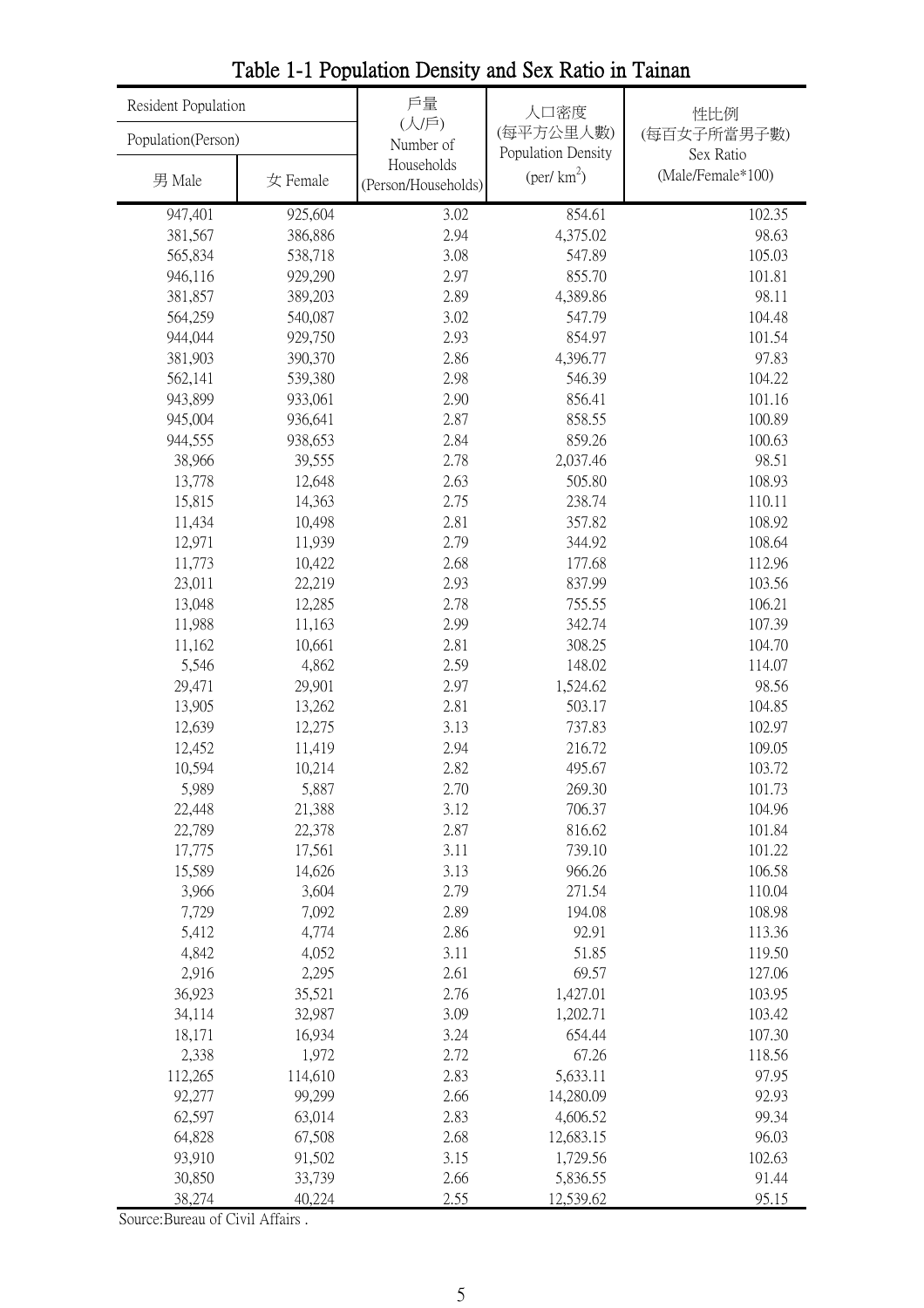# Table 1-1 Population Density and Sex Ratio in Tainan

| Resident Population Population(Person) 男 Male | 女 Female | 戶量 (人/戶) Number of Households (Person/Households) | 人口密度 (每平方公里人數) Population Density (per/ $km^2$) | 性比例 (每百女子所當男子數) Sex Ratio (Male/Female*100) |
|---|---|---|---|---|
| 947,401 | 925,604 | 3.02 | 854.61 | 102.35 |
| 381,567 | 386,886 | 2.94 | 4,375.02 | 98.63 |
| 565,834 | 538,718 | 3.08 | 547.89 | 105.03 |
| 946,116 | 929,290 | 2.97 | 855.70 | 101.81 |
| 381,857 | 389,203 | 2.89 | 4,389.86 | 98.11 |
| 564,259 | 540,087 | 3.02 | 547.79 | 104.48 |
| 944,044 | 929,750 | 2.93 | 854.97 | 101.54 |
| 381,903 | 390,370 | 2.86 | 4,396.77 | 97.83 |
| 562,141 | 539,380 | 2.98 | 546.39 | 104.22 |
| 943,899 | 933,061 | 2.90 | 856.41 | 101.16 |
| 945,004 | 936,641 | 2.87 | 858.55 | 100.89 |
| 944,555 | 938,653 | 2.84 | 859.26 | 100.63 |
| 38,966 | 39,555 | 2.78 | 2,037.46 | 98.51 |
| 13,778 | 12,648 | 2.63 | 505.80 | 108.93 |
| 15,815 | 14,363 | 2.75 | 238.74 | 110.11 |
| 11,434 | 10,498 | 2.81 | 357.82 | 108.92 |
| 12,971 | 11,939 | 2.79 | 344.92 | 108.64 |
| 11,773 | 10,422 | 2.68 | 177.68 | 112.96 |
| 23,011 | 22,219 | 2.93 | 837.99 | 103.56 |
| 13,048 | 12,285 | 2.78 | 755.55 | 106.21 |
| 11,988 | 11,163 | 2.99 | 342.74 | 107.39 |
| 11,162 | 10,661 | 2.81 | 308.25 | 104.70 |
| 5,546 | 4,862 | 2.59 | 148.02 | 114.07 |
| 29,471 | 29,901 | 2.97 | 1,524.62 | 98.56 |
| 13,905 | 13,262 | 2.81 | 503.17 | 104.85 |
| 12,639 | 12,275 | 3.13 | 737.83 | 102.97 |
| 12,452 | 11,419 | 2.94 | 216.72 | 109.05 |
| 10,594 | 10,214 | 2.82 | 495.67 | 103.72 |
| 5,989 | 5,887 | 2.70 | 269.30 | 101.73 |
| 22,448 | 21,388 | 3.12 | 706.37 | 104.96 |
| 22,789 | 22,378 | 2.87 | 816.62 | 101.84 |
| 17,775 | 17,561 | 3.11 | 739.10 | 101.22 |
| 15,589 | 14,626 | 3.13 | 966.26 | 106.58 |
| 3,966 | 3,604 | 2.79 | 271.54 | 110.04 |
| 7,729 | 7,092 | 2.89 | 194.08 | 108.98 |
| 5,412 | 4,774 | 2.86 | 92.91 | 113.36 |
| 4,842 | 4,052 | 3.11 | 51.85 | 119.50 |
| 2,916 | 2,295 | 2.61 | 69.57 | 127.06 |
| 36,923 | 35,521 | 2.76 | 1,427.01 | 103.95 |
| 34,114 | 32,987 | 3.09 | 1,202.71 | 103.42 |
| 18,171 | 16,934 | 3.24 | 654.44 | 107.30 |
| 2,338 | 1,972 | 2.72 | 67.26 | 118.56 |
| 112,265 | 114,610 | 2.83 | 5,633.11 | 97.95 |
| 92,277 | 99,299 | 2.66 | 14,280.09 | 92.93 |
| 62,597 | 63,014 | 2.83 | 4,606.52 | 99.34 |
| 64,828 | 67,508 | 2.68 | 12,683.15 | 96.03 |
| 93,910 | 91,502 | 3.15 | 1,729.56 | 102.63 |
| 30,850 | 33,739 | 2.66 | 5,836.55 | 91.44 |
| 38,274 | 40,224 | 2.55 | 12,539.62 | 95.15 |

Source:Bureau of Civil Affairs .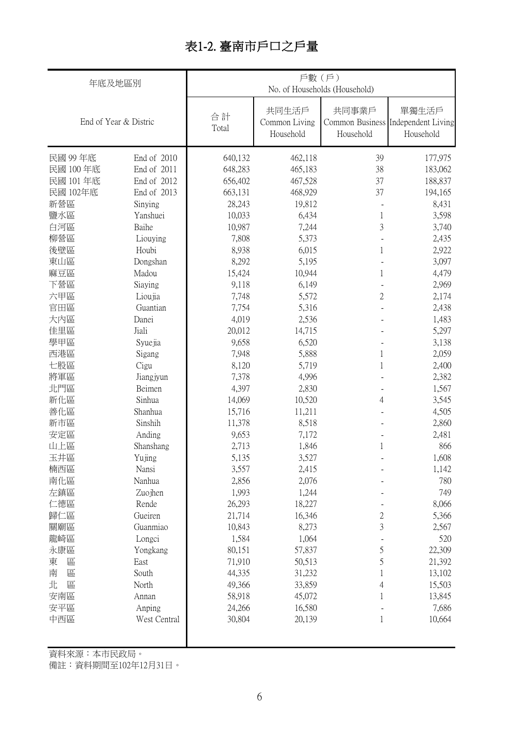# 表1-2. 臺南市戶口之戶量

| 年底及地區別 End of Year & Distric | | 戶數（戶） No. of Households (Household) | | | |
|---|---|---|---|---|---|
| | | 合計 Total | 共同生活戶 Common Living Household | 共同事業戶 Common Business Household | 單獨生活戶 Independent Living Household |
| 民國 99 年底 | End of 2010 | 640,132 | 462,118 | 39 | 177,975 |
| 民國 100 年底 | End of 2011 | 648,283 | 465,183 | 38 | 183,062 |
| 民國 101 年底 | End of 2012 | 656,402 | 467,528 | 37 | 188,837 |
| 民國 102年底 | End of 2013 | 663,131 | 468,929 | 37 | 194,165 |
| 新營區 | Sinying | 28,243 | 19,812 | - | 8,431 |
| 鹽水區 | Yanshuei | 10,033 | 6,434 | 1 | 3,598 |
| 白河區 | Baihe | 10,987 | 7,244 | 3 | 3,740 |
| 柳營區 | Liouying | 7,808 | 5,373 | - | 2,435 |
| 後壁區 | Houbi | 8,938 | 6,015 | 1 | 2,922 |
| 東山區 | Dongshan | 8,292 | 5,195 | - | 3,097 |
| 麻豆區 | Madou | 15,424 | 10,944 | 1 | 4,479 |
| 下營區 | Siaying | 9,118 | 6,149 | - | 2,969 |
| 六甲區 | Lioujia | 7,748 | 5,572 | 2 | 2,174 |
| 官田區 | Guantian | 7,754 | 5,316 | - | 2,438 |
| 大內區 | Danei | 4,019 | 2,536 | - | 1,483 |
| 佳里區 | Jiali | 20,012 | 14,715 | - | 5,297 |
| 學甲區 | Syuejia | 9,658 | 6,520 | - | 3,138 |
| 西港區 | Sigang | 7,948 | 5,888 | 1 | 2,059 |
| 七股區 | Cigu | 8,120 | 5,719 | 1 | 2,400 |
| 將軍區 | Jiangjyun | 7,378 | 4,996 | - | 2,382 |
| 北門區 | Beimen | 4,397 | 2,830 | - | 1,567 |
| 新化區 | Sinhua | 14,069 | 10,520 | 4 | 3,545 |
| 善化區 | Shanhua | 15,716 | 11,211 | - | 4,505 |
| 新市區 | Sinshih | 11,378 | 8,518 | - | 2,860 |
| 安定區 | Anding | 9,653 | 7,172 | - | 2,481 |
| 山上區 | Shanshang | 2,713 | 1,846 | 1 | 866 |
| 玉井區 | Yujing | 5,135 | 3,527 | - | 1,608 |
| 楠西區 | Nansi | 3,557 | 2,415 | - | 1,142 |
| 南化區 | Nanhua | 2,856 | 2,076 | - | 780 |
| 左鎮區 | Zuojhen | 1,993 | 1,244 | - | 749 |
| 仁德區 | Rende | 26,293 | 18,227 | - | 8,066 |
| 歸仁區 | Gueiren | 21,714 | 16,346 | 2 | 5,366 |
| 關廟區 | Guanmiao | 10,843 | 8,273 | 3 | 2,567 |
| 龍崎區 | Longci | 1,584 | 1,064 | - | 520 |
| 永康區 | Yongkang | 80,151 | 57,837 | 5 | 22,309 |
| 東　區 | East | 71,910 | 50,513 | 5 | 21,392 |
| 南　區 | South | 44,335 | 31,232 | 1 | 13,102 |
| 北　區 | North | 49,366 | 33,859 | 4 | 15,503 |
| 安南區 | Annan | 58,918 | 45,072 | 1 | 13,845 |
| 安平區 | Anping | 24,266 | 16,580 | - | 7,686 |
| 中西區 | West Central | 30,804 | 20,139 | 1 | 10,664 |

資料來源：本市民政局。

備註：資料期間至102年12月31日。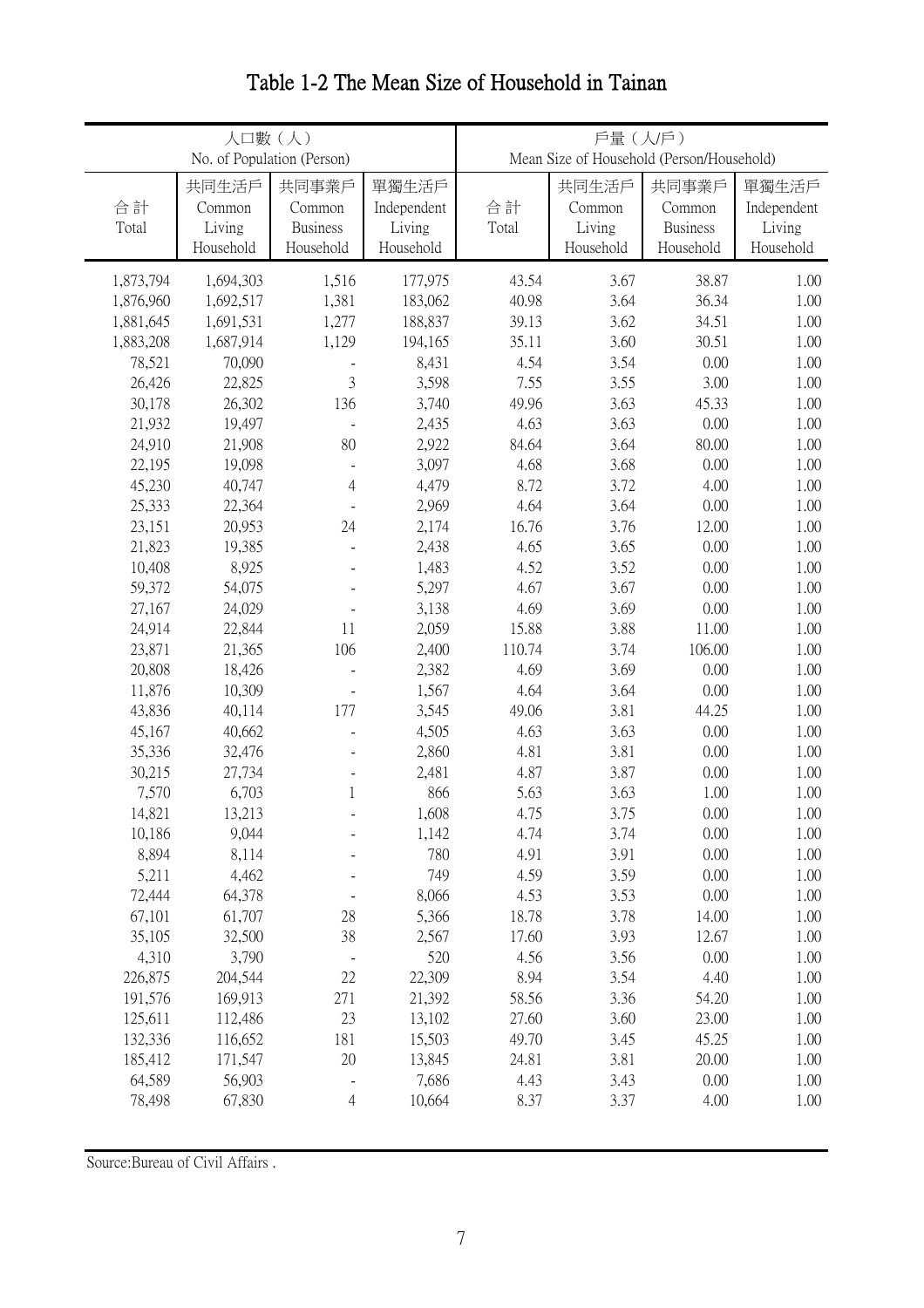# Table 1-2 The Mean Size of Household in Tainan

| 人口數（人） No. of Population (Person) | | | | 戶量（人/戶） Mean Size of Household (Person/Household) | | | |
|---|---|---|---|---|---|---|---|
| 合計 Total | 共同生活戶 Common Living Household | 共同事業戶 Common Business Household | 單獨生活戶 Independent Living Household | 合計 Total | 共同生活戶 Common Living Household | 共同事業戶 Common Business Household | 單獨生活戶 Independent Living Household |
| 1,873,794 | 1,694,303 | 1,516 | 177,975 | 43.54 | 3.67 | 38.87 | 1.00 |
| 1,876,960 | 1,692,517 | 1,381 | 183,062 | 40.98 | 3.64 | 36.34 | 1.00 |
| 1,881,645 | 1,691,531 | 1,277 | 188,837 | 39.13 | 3.62 | 34.51 | 1.00 |
| 1,883,208 | 1,687,914 | 1,129 | 194,165 | 35.11 | 3.60 | 30.51 | 1.00 |
| 78,521 | 70,090 | - | 8,431 | 4.54 | 3.54 | 0.00 | 1.00 |
| 26,426 | 22,825 | 3 | 3,598 | 7.55 | 3.55 | 3.00 | 1.00 |
| 30,178 | 26,302 | 136 | 3,740 | 49.96 | 3.63 | 45.33 | 1.00 |
| 21,932 | 19,497 | - | 2,435 | 4.63 | 3.63 | 0.00 | 1.00 |
| 24,910 | 21,908 | 80 | 2,922 | 84.64 | 3.64 | 80.00 | 1.00 |
| 22,195 | 19,098 | - | 3,097 | 4.68 | 3.68 | 0.00 | 1.00 |
| 45,230 | 40,747 | 4 | 4,479 | 8.72 | 3.72 | 4.00 | 1.00 |
| 25,333 | 22,364 | - | 2,969 | 4.64 | 3.64 | 0.00 | 1.00 |
| 23,151 | 20,953 | 24 | 2,174 | 16.76 | 3.76 | 12.00 | 1.00 |
| 21,823 | 19,385 | - | 2,438 | 4.65 | 3.65 | 0.00 | 1.00 |
| 10,408 | 8,925 | - | 1,483 | 4.52 | 3.52 | 0.00 | 1.00 |
| 59,372 | 54,075 | - | 5,297 | 4.67 | 3.67 | 0.00 | 1.00 |
| 27,167 | 24,029 | - | 3,138 | 4.69 | 3.69 | 0.00 | 1.00 |
| 24,914 | 22,844 | 11 | 2,059 | 15.88 | 3.88 | 11.00 | 1.00 |
| 23,871 | 21,365 | 106 | 2,400 | 110.74 | 3.74 | 106.00 | 1.00 |
| 20,808 | 18,426 | - | 2,382 | 4.69 | 3.69 | 0.00 | 1.00 |
| 11,876 | 10,309 | - | 1,567 | 4.64 | 3.64 | 0.00 | 1.00 |
| 43,836 | 40,114 | 177 | 3,545 | 49.06 | 3.81 | 44.25 | 1.00 |
| 45,167 | 40,662 | - | 4,505 | 4.63 | 3.63 | 0.00 | 1.00 |
| 35,336 | 32,476 | - | 2,860 | 4.81 | 3.81 | 0.00 | 1.00 |
| 30,215 | 27,734 | - | 2,481 | 4.87 | 3.87 | 0.00 | 1.00 |
| 7,570 | 6,703 | 1 | 866 | 5.63 | 3.63 | 1.00 | 1.00 |
| 14,821 | 13,213 | - | 1,608 | 4.75 | 3.75 | 0.00 | 1.00 |
| 10,186 | 9,044 | - | 1,142 | 4.74 | 3.74 | 0.00 | 1.00 |
| 8,894 | 8,114 | - | 780 | 4.91 | 3.91 | 0.00 | 1.00 |
| 5,211 | 4,462 | - | 749 | 4.59 | 3.59 | 0.00 | 1.00 |
| 72,444 | 64,378 | - | 8,066 | 4.53 | 3.53 | 0.00 | 1.00 |
| 67,101 | 61,707 | 28 | 5,366 | 18.78 | 3.78 | 14.00 | 1.00 |
| 35,105 | 32,500 | 38 | 2,567 | 17.60 | 3.93 | 12.67 | 1.00 |
| 4,310 | 3,790 | - | 520 | 4.56 | 3.56 | 0.00 | 1.00 |
| 226,875 | 204,544 | 22 | 22,309 | 8.94 | 3.54 | 4.40 | 1.00 |
| 191,576 | 169,913 | 271 | 21,392 | 58.56 | 3.36 | 54.20 | 1.00 |
| 125,611 | 112,486 | 23 | 13,102 | 27.60 | 3.60 | 23.00 | 1.00 |
| 132,336 | 116,652 | 181 | 15,503 | 49.70 | 3.45 | 45.25 | 1.00 |
| 185,412 | 171,547 | 20 | 13,845 | 24.81 | 3.81 | 20.00 | 1.00 |
| 64,589 | 56,903 | - | 7,686 | 4.43 | 3.43 | 0.00 | 1.00 |
| 78,498 | 67,830 | 4 | 10,664 | 8.37 | 3.37 | 4.00 | 1.00 |

Source:Bureau of Civil Affairs .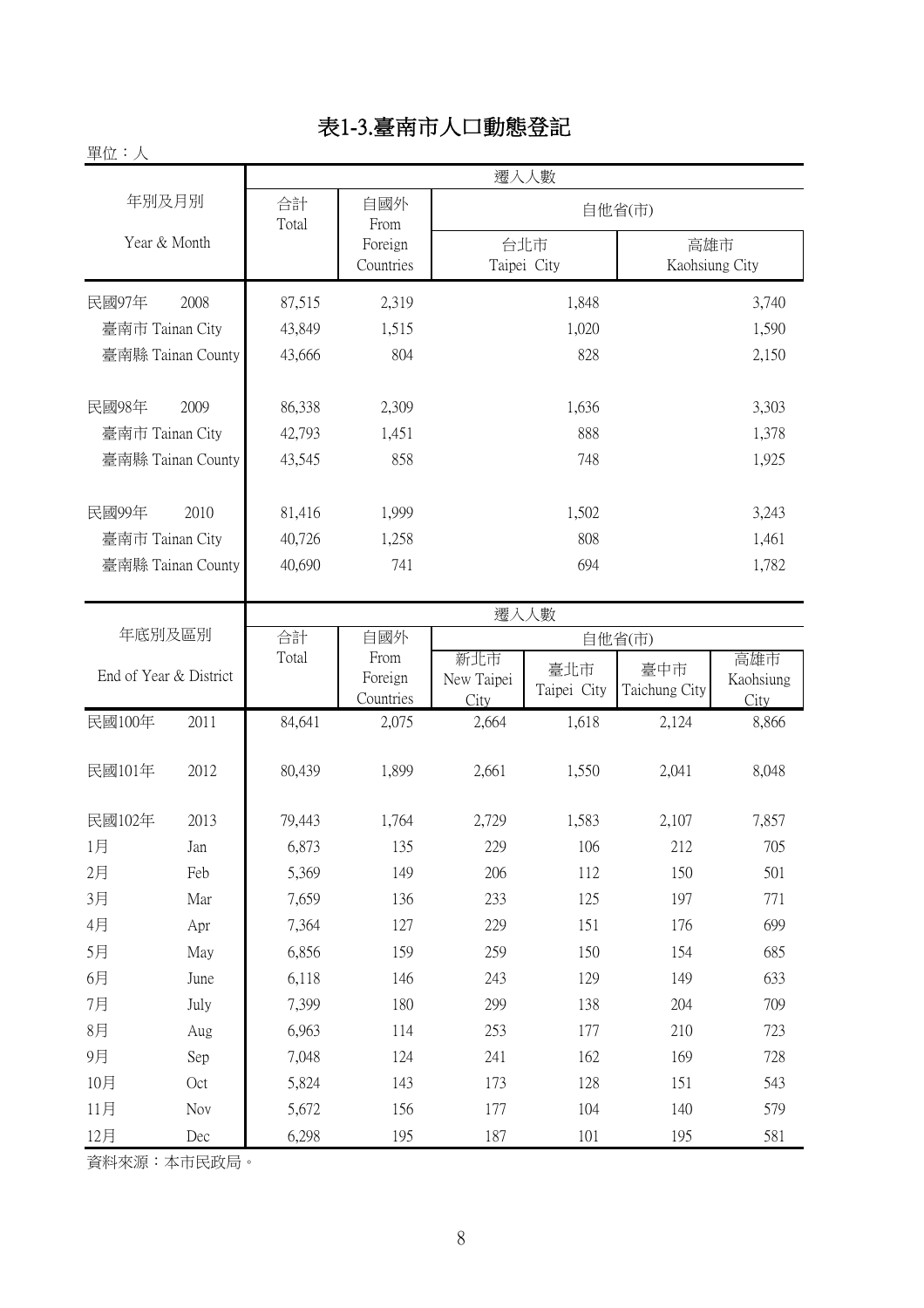# 表1-3.臺南市人口動態登記

單位：人

| 年別及月別 Year & Month | 遷入人數 合計 Total | 自國外 From Foreign Countries | 自他省(市) 台北市 Taipei City | 高雄市 Kaohsiung City |
|---|---|---|---|---|
| 民國97年 2008 | 87,515 | 2,319 | 1,848 | 3,740 |
| 臺南市 Tainan City | 43,849 | 1,515 | 1,020 | 1,590 |
| 臺南縣 Tainan County | 43,666 | 804 | 828 | 2,150 |
| 民國98年 2009 | 86,338 | 2,309 | 1,636 | 3,303 |
| 臺南市 Tainan City | 42,793 | 1,451 | 888 | 1,378 |
| 臺南縣 Tainan County | 43,545 | 858 | 748 | 1,925 |
| 民國99年 2010 | 81,416 | 1,999 | 1,502 | 3,243 |
| 臺南市 Tainan City | 40,726 | 1,258 | 808 | 1,461 |
| 臺南縣 Tainan County | 40,690 | 741 | 694 | 1,782 |

| 年底別及區別 End of Year & District | 遷入人數 合計 Total | 自國外 From Foreign Countries | 自他省(市) 新北市 New Taipei City | 臺北市 Taipei City | 臺中市 Taichung City | 高雄市 Kaohsiung City |
|---|---|---|---|---|---|---|
| 民國100年 2011 | 84,641 | 2,075 | 2,664 | 1,618 | 2,124 | 8,866 |
| 民國101年 2012 | 80,439 | 1,899 | 2,661 | 1,550 | 2,041 | 8,048 |
| 民國102年 2013 | 79,443 | 1,764 | 2,729 | 1,583 | 2,107 | 7,857 |
| 1月 Jan | 6,873 | 135 | 229 | 106 | 212 | 705 |
| 2月 Feb | 5,369 | 149 | 206 | 112 | 150 | 501 |
| 3月 Mar | 7,659 | 136 | 233 | 125 | 197 | 771 |
| 4月 Apr | 7,364 | 127 | 229 | 151 | 176 | 699 |
| 5月 May | 6,856 | 159 | 259 | 150 | 154 | 685 |
| 6月 June | 6,118 | 146 | 243 | 129 | 149 | 633 |
| 7月 July | 7,399 | 180 | 299 | 138 | 204 | 709 |
| 8月 Aug | 6,963 | 114 | 253 | 177 | 210 | 723 |
| 9月 Sep | 7,048 | 124 | 241 | 162 | 169 | 728 |
| 10月 Oct | 5,824 | 143 | 173 | 128 | 151 | 543 |
| 11月 Nov | 5,672 | 156 | 177 | 104 | 140 | 579 |
| 12月 Dec | 6,298 | 195 | 187 | 101 | 195 | 581 |

資料來源：本市民政局。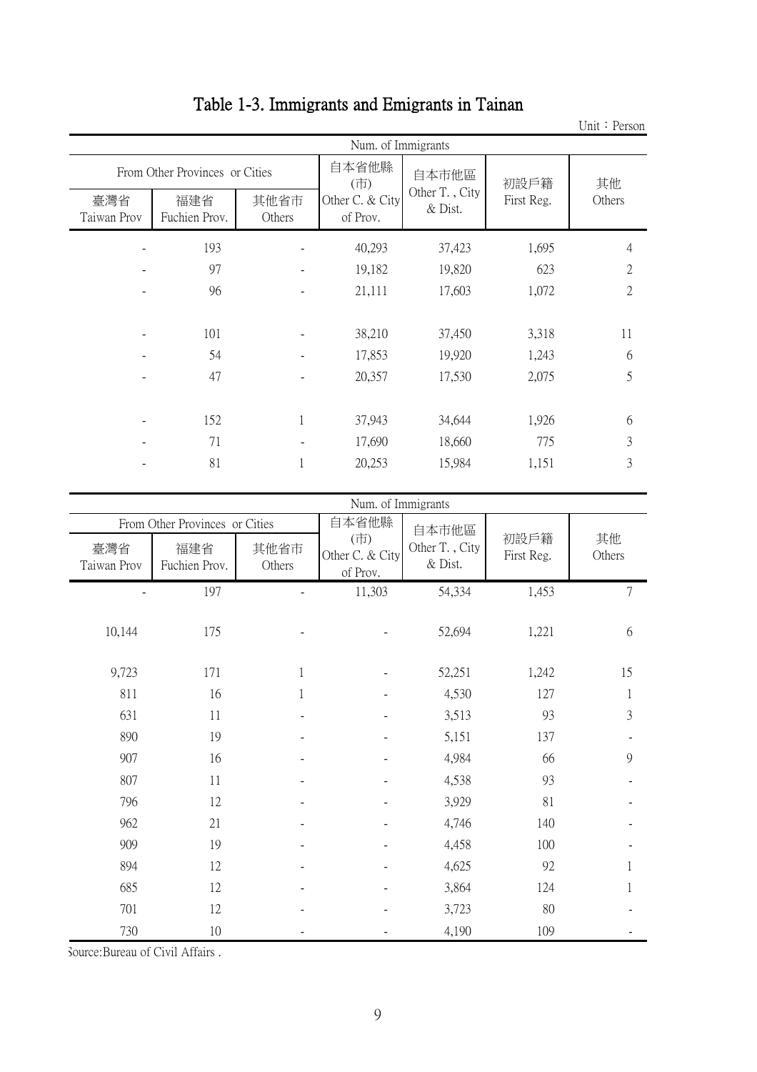# Table 1-3. Immigrants and Emigrants in Tainan

Unit：Person

| Num. of Immigrants | | | | | | |
|---|---|---|---|---|---|---|
| From Other Provinces or Cities | | | 自本省他縣(市) Other C. & City of Prov. | 自本市他區 Other T. , City & Dist. | 初設戶籍 First Reg. | 其他 Others |
| 臺灣省 Taiwan Prov | 福建省 Fuchien Prov. | 其他省市 Others | | | | |
| - | 193 | - | 40,293 | 37,423 | 1,695 | 4 |
| - | 97 | - | 19,182 | 19,820 | 623 | 2 |
| - | 96 | - | 21,111 | 17,603 | 1,072 | 2 |
| | | | | | | |
| - | 101 | - | 38,210 | 37,450 | 3,318 | 11 |
| - | 54 | - | 17,853 | 19,920 | 1,243 | 6 |
| - | 47 | - | 20,357 | 17,530 | 2,075 | 5 |
| | | | | | | |
| - | 152 | 1 | 37,943 | 34,644 | 1,926 | 6 |
| - | 71 | - | 17,690 | 18,660 | 775 | 3 |
| - | 81 | 1 | 20,253 | 15,984 | 1,151 | 3 |

| Num. of Immigrants | | | | | | |
|---|---|---|---|---|---|---|
| From Other Provinces or Cities | | | 自本省他縣(市) Other C. & City of Prov. | 自本市他區 Other T. , City & Dist. | 初設戶籍 First Reg. | 其他 Others |
| 臺灣省 Taiwan Prov | 福建省 Fuchien Prov. | 其他省市 Others | | | | |
| - | 197 | - | 11,303 | 54,334 | 1,453 | 7 |
| | | | | | | |
| 10,144 | 175 | - | - | 52,694 | 1,221 | 6 |
| | | | | | | |
| 9,723 | 171 | 1 | - | 52,251 | 1,242 | 15 |
| 811 | 16 | 1 | - | 4,530 | 127 | 1 |
| 631 | 11 | - | - | 3,513 | 93 | 3 |
| 890 | 19 | - | - | 5,151 | 137 | - |
| 907 | 16 | - | - | 4,984 | 66 | 9 |
| 807 | 11 | - | - | 4,538 | 93 | - |
| 796 | 12 | - | - | 3,929 | 81 | - |
| 962 | 21 | - | - | 4,746 | 140 | - |
| 909 | 19 | - | - | 4,458 | 100 | - |
| 894 | 12 | - | - | 4,625 | 92 | 1 |
| 685 | 12 | - | - | 3,864 | 124 | 1 |
| 701 | 12 | - | - | 3,723 | 80 | - |
| 730 | 10 | - | - | 4,190 | 109 | - |

Source:Bureau of Civil Affairs .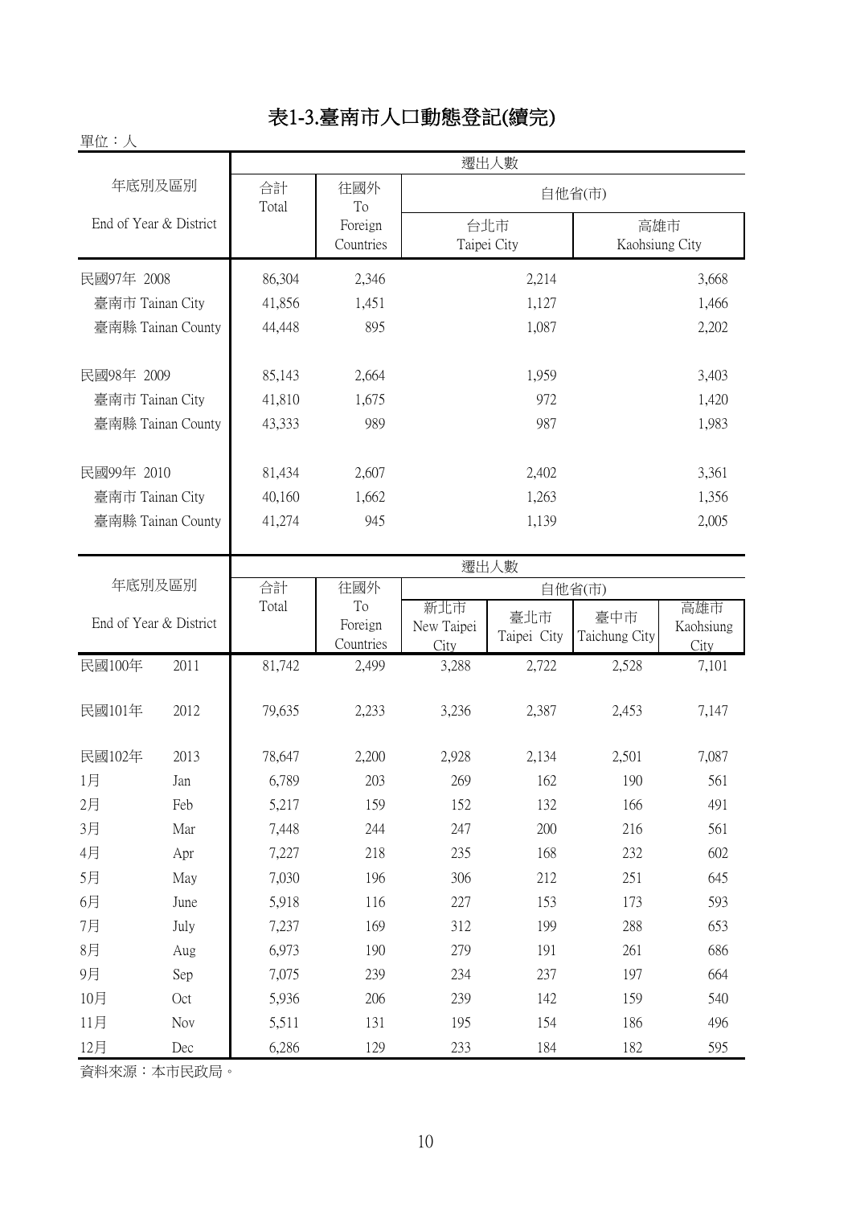# 表1-3.臺南市人口動態登記(續完)

單位：人

| 年底別及區別 End of Year & District | 遷出人數 合計 Total | 往國外 To Foreign Countries | 自他省(市) 台北市 Taipei City | 高雄市 Kaohsiung City |
|---|---|---|---|---|
| 民國97年 2008 | 86,304 | 2,346 | 2,214 | 3,668 |
| 臺南市 Tainan City | 41,856 | 1,451 | 1,127 | 1,466 |
| 臺南縣 Tainan County | 44,448 | 895 | 1,087 | 2,202 |
| 民國98年 2009 | 85,143 | 2,664 | 1,959 | 3,403 |
| 臺南市 Tainan City | 41,810 | 1,675 | 972 | 1,420 |
| 臺南縣 Tainan County | 43,333 | 989 | 987 | 1,983 |
| 民國99年 2010 | 81,434 | 2,607 | 2,402 | 3,361 |
| 臺南市 Tainan City | 40,160 | 1,662 | 1,263 | 1,356 |
| 臺南縣 Tainan County | 41,274 | 945 | 1,139 | 2,005 |

| 年底別及區別 End of Year & District | | 遷出人數 合計 Total | 往國外 To Foreign Countries | 自他省(市) 新北市 New Taipei City | 臺北市 Taipei City | 臺中市 Taichung City | 高雄市 Kaohsiung City |
|---|---|---|---|---|---|---|---|
| 民國100年 | 2011 | 81,742 | 2,499 | 3,288 | 2,722 | 2,528 | 7,101 |
| 民國101年 | 2012 | 79,635 | 2,233 | 3,236 | 2,387 | 2,453 | 7,147 |
| 民國102年 | 2013 | 78,647 | 2,200 | 2,928 | 2,134 | 2,501 | 7,087 |
| 1月 | Jan | 6,789 | 203 | 269 | 162 | 190 | 561 |
| 2月 | Feb | 5,217 | 159 | 152 | 132 | 166 | 491 |
| 3月 | Mar | 7,448 | 244 | 247 | 200 | 216 | 561 |
| 4月 | Apr | 7,227 | 218 | 235 | 168 | 232 | 602 |
| 5月 | May | 7,030 | 196 | 306 | 212 | 251 | 645 |
| 6月 | June | 5,918 | 116 | 227 | 153 | 173 | 593 |
| 7月 | July | 7,237 | 169 | 312 | 199 | 288 | 653 |
| 8月 | Aug | 6,973 | 190 | 279 | 191 | 261 | 686 |
| 9月 | Sep | 7,075 | 239 | 234 | 237 | 197 | 664 |
| 10月 | Oct | 5,936 | 206 | 239 | 142 | 159 | 540 |
| 11月 | Nov | 5,511 | 131 | 195 | 154 | 186 | 496 |
| 12月 | Dec | 6,286 | 129 | 233 | 184 | 182 | 595 |

資料來源：本市民政局。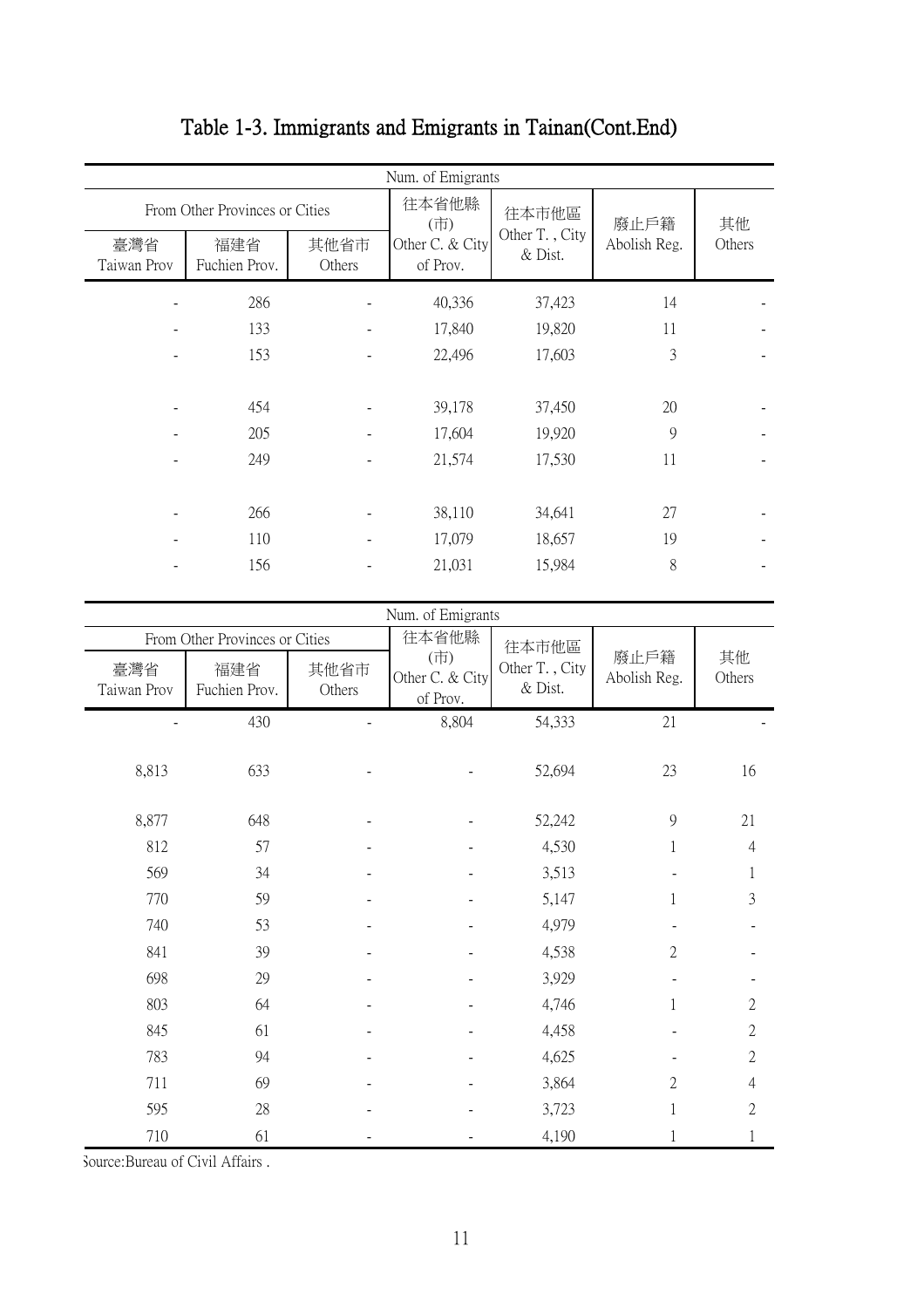# Table 1-3. Immigrants and Emigrants in Tainan(Cont.End)

| Num. of Emigrants | | | | | | |
|---|---|---|---|---|---|---|
| From Other Provinces or Cities | | | 往本省他縣(市) Other C. & City of Prov. | 往本市他區 Other T. , City & Dist. | 廢止戶籍 Abolish Reg. | 其他 Others |
| 臺灣省 Taiwan Prov | 福建省 Fuchien Prov. | 其他省市 Others | | | | |
| - | 286 | - | 40,336 | 37,423 | 14 | - |
| - | 133 | - | 17,840 | 19,820 | 11 | - |
| - | 153 | - | 22,496 | 17,603 | 3 | - |
| - | 454 | - | 39,178 | 37,450 | 20 | - |
| - | 205 | - | 17,604 | 19,920 | 9 | - |
| - | 249 | - | 21,574 | 17,530 | 11 | - |
| - | 266 | - | 38,110 | 34,641 | 27 | - |
| - | 110 | - | 17,079 | 18,657 | 19 | - |
| - | 156 | - | 21,031 | 15,984 | 8 | - |

| Num. of Emigrants | | | | | | |
|---|---|---|---|---|---|---|
| From Other Provinces or Cities | | | 往本省他縣(市) Other C. & City of Prov. | 往本市他區 Other T. , City & Dist. | 廢止戶籍 Abolish Reg. | 其他 Others |
| 臺灣省 Taiwan Prov | 福建省 Fuchien Prov. | 其他省市 Others | | | | |
| - | 430 | - | 8,804 | 54,333 | 21 | - |
| 8,813 | 633 | - | - | 52,694 | 23 | 16 |
| 8,877 | 648 | - | - | 52,242 | 9 | 21 |
| 812 | 57 | - | - | 4,530 | 1 | 4 |
| 569 | 34 | - | - | 3,513 | - | 1 |
| 770 | 59 | - | - | 5,147 | 1 | 3 |
| 740 | 53 | - | - | 4,979 | - | - |
| 841 | 39 | - | - | 4,538 | 2 | - |
| 698 | 29 | - | - | 3,929 | - | - |
| 803 | 64 | - | - | 4,746 | 1 | 2 |
| 845 | 61 | - | - | 4,458 | - | 2 |
| 783 | 94 | - | - | 4,625 | - | 2 |
| 711 | 69 | - | - | 3,864 | 2 | 4 |
| 595 | 28 | - | - | 3,723 | 1 | 2 |
| 710 | 61 | - | - | 4,190 | 1 | 1 |

Source:Bureau of Civil Affairs .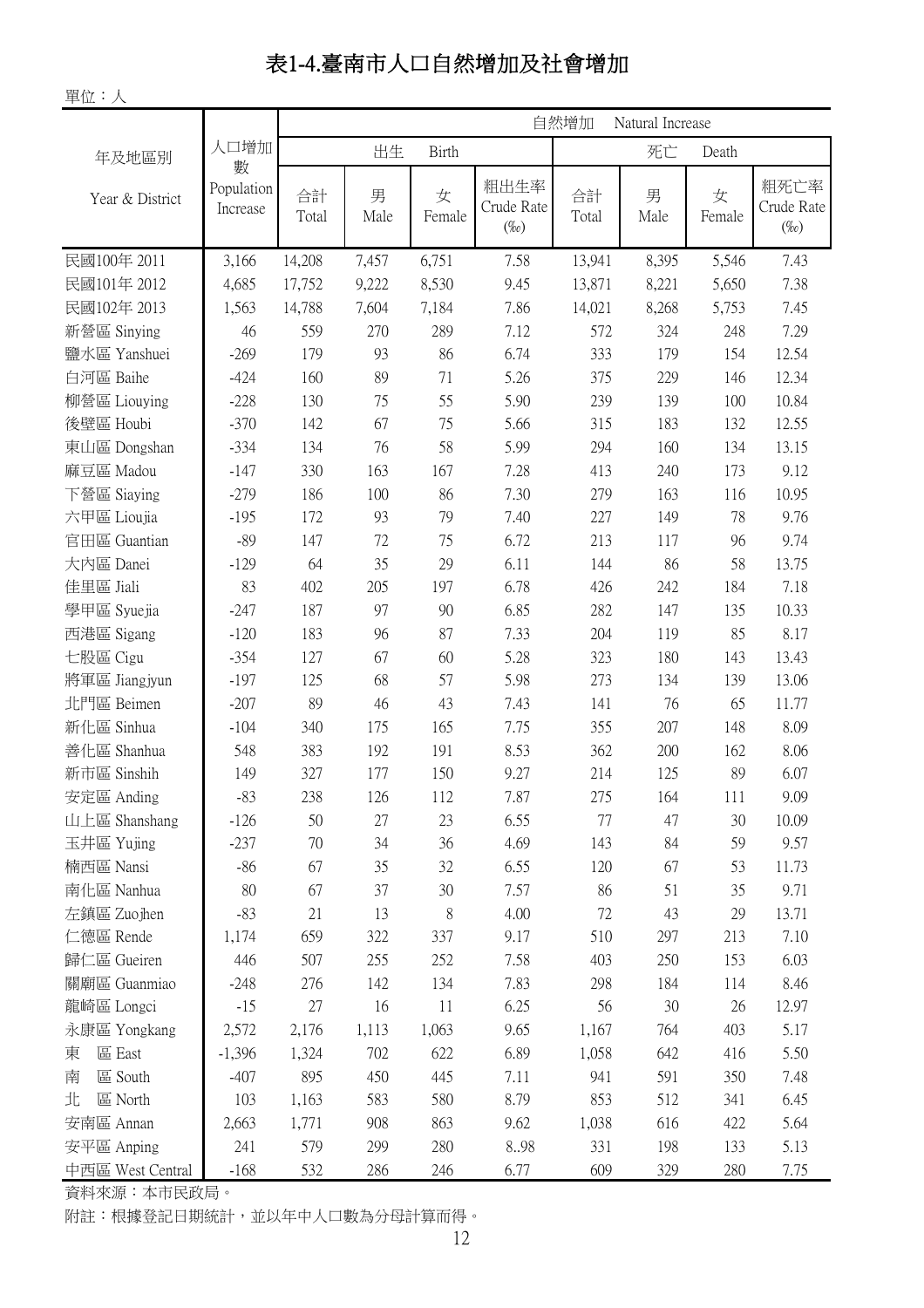# 表1-4.臺南市人口自然增加及社會增加

單位：人

| 年及地區別 Year & District | 人口增加數 Population Increase | 自然增加 Natural Increase | | | | | | | |
|---|---|---|---|---|---|---|---|---|---|
| | | 出生 Birth | | | | 死亡 Death | | | |
| | | 合計 Total | 男 Male | 女 Female | 粗出生率 Crude Rate (‰) | 合計 Total | 男 Male | 女 Female | 粗死亡率 Crude Rate (‰) |
| 民國100年 2011 | 3,166 | 14,208 | 7,457 | 6,751 | 7.58 | 13,941 | 8,395 | 5,546 | 7.43 |
| 民國101年 2012 | 4,685 | 17,752 | 9,222 | 8,530 | 9.45 | 13,871 | 8,221 | 5,650 | 7.38 |
| 民國102年 2013 | 1,563 | 14,788 | 7,604 | 7,184 | 7.86 | 14,021 | 8,268 | 5,753 | 7.45 |
| 新營區 Sinying | 46 | 559 | 270 | 289 | 7.12 | 572 | 324 | 248 | 7.29 |
| 鹽水區 Yanshuei | -269 | 179 | 93 | 86 | 6.74 | 333 | 179 | 154 | 12.54 |
| 白河區 Baihe | -424 | 160 | 89 | 71 | 5.26 | 375 | 229 | 146 | 12.34 |
| 柳營區 Liouying | -228 | 130 | 75 | 55 | 5.90 | 239 | 139 | 100 | 10.84 |
| 後壁區 Houbi | -370 | 142 | 67 | 75 | 5.66 | 315 | 183 | 132 | 12.55 |
| 東山區 Dongshan | -334 | 134 | 76 | 58 | 5.99 | 294 | 160 | 134 | 13.15 |
| 麻豆區 Madou | -147 | 330 | 163 | 167 | 7.28 | 413 | 240 | 173 | 9.12 |
| 下營區 Siaying | -279 | 186 | 100 | 86 | 7.30 | 279 | 163 | 116 | 10.95 |
| 六甲區 Lioujia | -195 | 172 | 93 | 79 | 7.40 | 227 | 149 | 78 | 9.76 |
| 官田區 Guantian | -89 | 147 | 72 | 75 | 6.72 | 213 | 117 | 96 | 9.74 |
| 大內區 Danei | -129 | 64 | 35 | 29 | 6.11 | 144 | 86 | 58 | 13.75 |
| 佳里區 Jiali | 83 | 402 | 205 | 197 | 6.78 | 426 | 242 | 184 | 7.18 |
| 學甲區 Syuejia | -247 | 187 | 97 | 90 | 6.85 | 282 | 147 | 135 | 10.33 |
| 西港區 Sigang | -120 | 183 | 96 | 87 | 7.33 | 204 | 119 | 85 | 8.17 |
| 七股區 Cigu | -354 | 127 | 67 | 60 | 5.28 | 323 | 180 | 143 | 13.43 |
| 將軍區 Jiangjyun | -197 | 125 | 68 | 57 | 5.98 | 273 | 134 | 139 | 13.06 |
| 北門區 Beimen | -207 | 89 | 46 | 43 | 7.43 | 141 | 76 | 65 | 11.77 |
| 新化區 Sinhua | -104 | 340 | 175 | 165 | 7.75 | 355 | 207 | 148 | 8.09 |
| 善化區 Shanhua | 548 | 383 | 192 | 191 | 8.53 | 362 | 200 | 162 | 8.06 |
| 新市區 Sinshih | 149 | 327 | 177 | 150 | 9.27 | 214 | 125 | 89 | 6.07 |
| 安定區 Anding | -83 | 238 | 126 | 112 | 7.87 | 275 | 164 | 111 | 9.09 |
| 山上區 Shanshang | -126 | 50 | 27 | 23 | 6.55 | 77 | 47 | 30 | 10.09 |
| 玉井區 Yujing | -237 | 70 | 34 | 36 | 4.69 | 143 | 84 | 59 | 9.57 |
| 楠西區 Nansi | -86 | 67 | 35 | 32 | 6.55 | 120 | 67 | 53 | 11.73 |
| 南化區 Nanhua | 80 | 67 | 37 | 30 | 7.57 | 86 | 51 | 35 | 9.71 |
| 左鎮區 Zuojhen | -83 | 21 | 13 | 8 | 4.00 | 72 | 43 | 29 | 13.71 |
| 仁德區 Rende | 1,174 | 659 | 322 | 337 | 9.17 | 510 | 297 | 213 | 7.10 |
| 歸仁區 Gueiren | 446 | 507 | 255 | 252 | 7.58 | 403 | 250 | 153 | 6.03 |
| 關廟區 Guanmiao | -248 | 276 | 142 | 134 | 7.83 | 298 | 184 | 114 | 8.46 |
| 龍崎區 Longci | -15 | 27 | 16 | 11 | 6.25 | 56 | 30 | 26 | 12.97 |
| 永康區 Yongkang | 2,572 | 2,176 | 1,113 | 1,063 | 9.65 | 1,167 | 764 | 403 | 5.17 |
| 東　區 East | -1,396 | 1,324 | 702 | 622 | 6.89 | 1,058 | 642 | 416 | 5.50 |
| 南　區 South | -407 | 895 | 450 | 445 | 7.11 | 941 | 591 | 350 | 7.48 |
| 北　區 North | 103 | 1,163 | 583 | 580 | 8.79 | 853 | 512 | 341 | 6.45 |
| 安南區 Annan | 2,663 | 1,771 | 908 | 863 | 9.62 | 1,038 | 616 | 422 | 5.64 |
| 安平區 Anping | 241 | 579 | 299 | 280 | 8..98 | 331 | 198 | 133 | 5.13 |
| 中西區 West Central | -168 | 532 | 286 | 246 | 6.77 | 609 | 329 | 280 | 7.75 |

資料來源：本市民政局。

附註：根據登記日期統計，並以年中人口數為分母計算而得。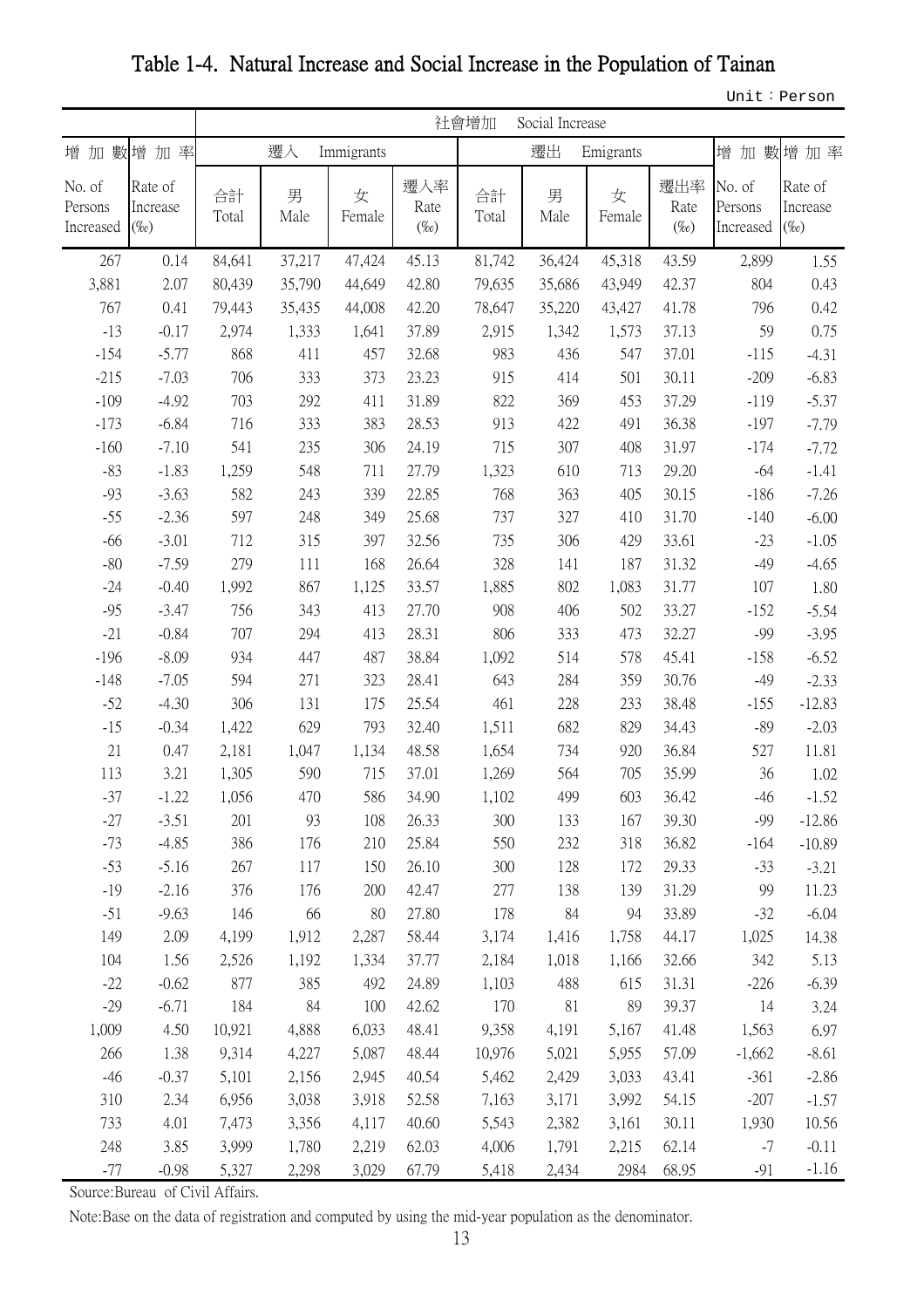# Table 1-4. Natural Increase and Social Increase in the Population of Tainan

Unit：Person

| | | 社會增加 Social Increase | | | | | | | | | |
|---|---|---|---|---|---|---|---|---|---|---|---|
| 增加數 | 增加率 | 遷入 Immigrants | | | | 遷出 Emigrants | | | | 增加數 | 增加率 |
| No. of Persons Increased | Rate of Increase (‰) | 合計 Total | 男 Male | 女 Female | 遷入率 Rate (‰) | 合計 Total | 男 Male | 女 Female | 遷出率 Rate (‰) | No. of Persons Increased | Rate of Increase (‰) |
| 267 | 0.14 | 84,641 | 37,217 | 47,424 | 45.13 | 81,742 | 36,424 | 45,318 | 43.59 | 2,899 | 1.55 |
| 3,881 | 2.07 | 80,439 | 35,790 | 44,649 | 42.80 | 79,635 | 35,686 | 43,949 | 42.37 | 804 | 0.43 |
| 767 | 0.41 | 79,443 | 35,435 | 44,008 | 42.20 | 78,647 | 35,220 | 43,427 | 41.78 | 796 | 0.42 |
| -13 | -0.17 | 2,974 | 1,333 | 1,641 | 37.89 | 2,915 | 1,342 | 1,573 | 37.13 | 59 | 0.75 |
| -154 | -5.77 | 868 | 411 | 457 | 32.68 | 983 | 436 | 547 | 37.01 | -115 | -4.31 |
| -215 | -7.03 | 706 | 333 | 373 | 23.23 | 915 | 414 | 501 | 30.11 | -209 | -6.83 |
| -109 | -4.92 | 703 | 292 | 411 | 31.89 | 822 | 369 | 453 | 37.29 | -119 | -5.37 |
| -173 | -6.84 | 716 | 333 | 383 | 28.53 | 913 | 422 | 491 | 36.38 | -197 | -7.79 |
| -160 | -7.10 | 541 | 235 | 306 | 24.19 | 715 | 307 | 408 | 31.97 | -174 | -7.72 |
| -83 | -1.83 | 1,259 | 548 | 711 | 27.79 | 1,323 | 610 | 713 | 29.20 | -64 | -1.41 |
| -93 | -3.63 | 582 | 243 | 339 | 22.85 | 768 | 363 | 405 | 30.15 | -186 | -7.26 |
| -55 | -2.36 | 597 | 248 | 349 | 25.68 | 737 | 327 | 410 | 31.70 | -140 | -6.00 |
| -66 | -3.01 | 712 | 315 | 397 | 32.56 | 735 | 306 | 429 | 33.61 | -23 | -1.05 |
| -80 | -7.59 | 279 | 111 | 168 | 26.64 | 328 | 141 | 187 | 31.32 | -49 | -4.65 |
| -24 | -0.40 | 1,992 | 867 | 1,125 | 33.57 | 1,885 | 802 | 1,083 | 31.77 | 107 | 1.80 |
| -95 | -3.47 | 756 | 343 | 413 | 27.70 | 908 | 406 | 502 | 33.27 | -152 | -5.54 |
| -21 | -0.84 | 707 | 294 | 413 | 28.31 | 806 | 333 | 473 | 32.27 | -99 | -3.95 |
| -196 | -8.09 | 934 | 447 | 487 | 38.84 | 1,092 | 514 | 578 | 45.41 | -158 | -6.52 |
| -148 | -7.05 | 594 | 271 | 323 | 28.41 | 643 | 284 | 359 | 30.76 | -49 | -2.33 |
| -52 | -4.30 | 306 | 131 | 175 | 25.54 | 461 | 228 | 233 | 38.48 | -155 | -12.83 |
| -15 | -0.34 | 1,422 | 629 | 793 | 32.40 | 1,511 | 682 | 829 | 34.43 | -89 | -2.03 |
| 21 | 0.47 | 2,181 | 1,047 | 1,134 | 48.58 | 1,654 | 734 | 920 | 36.84 | 527 | 11.81 |
| 113 | 3.21 | 1,305 | 590 | 715 | 37.01 | 1,269 | 564 | 705 | 35.99 | 36 | 1.02 |
| -37 | -1.22 | 1,056 | 470 | 586 | 34.90 | 1,102 | 499 | 603 | 36.42 | -46 | -1.52 |
| -27 | -3.51 | 201 | 93 | 108 | 26.33 | 300 | 133 | 167 | 39.30 | -99 | -12.86 |
| -73 | -4.85 | 386 | 176 | 210 | 25.84 | 550 | 232 | 318 | 36.82 | -164 | -10.89 |
| -53 | -5.16 | 267 | 117 | 150 | 26.10 | 300 | 128 | 172 | 29.33 | -33 | -3.21 |
| -19 | -2.16 | 376 | 176 | 200 | 42.47 | 277 | 138 | 139 | 31.29 | 99 | 11.23 |
| -51 | -9.63 | 146 | 66 | 80 | 27.80 | 178 | 84 | 94 | 33.89 | -32 | -6.04 |
| 149 | 2.09 | 4,199 | 1,912 | 2,287 | 58.44 | 3,174 | 1,416 | 1,758 | 44.17 | 1,025 | 14.38 |
| 104 | 1.56 | 2,526 | 1,192 | 1,334 | 37.77 | 2,184 | 1,018 | 1,166 | 32.66 | 342 | 5.13 |
| -22 | -0.62 | 877 | 385 | 492 | 24.89 | 1,103 | 488 | 615 | 31.31 | -226 | -6.39 |
| -29 | -6.71 | 184 | 84 | 100 | 42.62 | 170 | 81 | 89 | 39.37 | 14 | 3.24 |
| 1,009 | 4.50 | 10,921 | 4,888 | 6,033 | 48.41 | 9,358 | 4,191 | 5,167 | 41.48 | 1,563 | 6.97 |
| 266 | 1.38 | 9,314 | 4,227 | 5,087 | 48.44 | 10,976 | 5,021 | 5,955 | 57.09 | -1,662 | -8.61 |
| -46 | -0.37 | 5,101 | 2,156 | 2,945 | 40.54 | 5,462 | 2,429 | 3,033 | 43.41 | -361 | -2.86 |
| 310 | 2.34 | 6,956 | 3,038 | 3,918 | 52.58 | 7,163 | 3,171 | 3,992 | 54.15 | -207 | -1.57 |
| 733 | 4.01 | 7,473 | 3,356 | 4,117 | 40.60 | 5,543 | 2,382 | 3,161 | 30.11 | 1,930 | 10.56 |
| 248 | 3.85 | 3,999 | 1,780 | 2,219 | 62.03 | 4,006 | 1,791 | 2,215 | 62.14 | -7 | -0.11 |
| -77 | -0.98 | 5,327 | 2,298 | 3,029 | 67.79 | 5,418 | 2,434 | 2984 | 68.95 | -91 | -1.16 |

Source:Bureau of Civil Affairs.

Note:Base on the data of registration and computed by using the mid-year population as the denominator.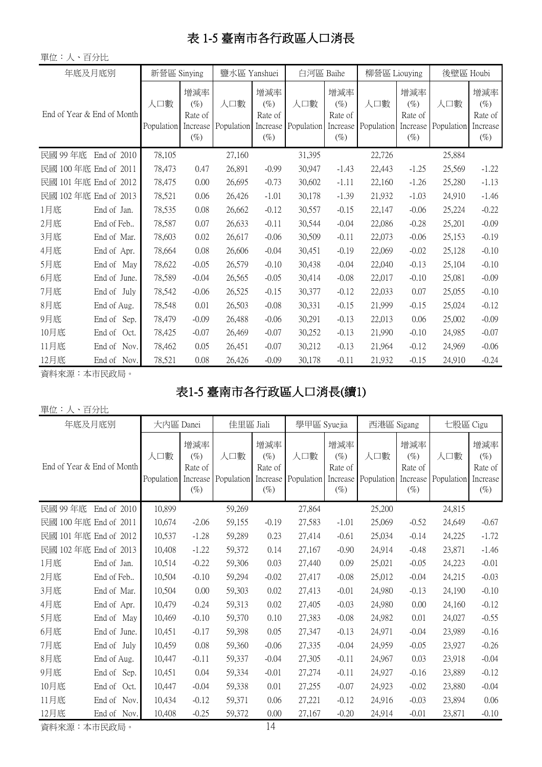# 表 1-5 臺南市各行政區人口消長

單位：人、百分比

| 年底及月底別 End of Year & End of Month | | 新營區 Sinying | | 鹽水區 Yanshuei | | 白河區 Baihe | | 柳營區 Liouying | | 後壁區 Houbi | |
|---|---|---|---|---|---|---|---|---|---|---|---|
| | | 人口數 Population | 增減率 (%) Rate of Increase (%) | 人口數 Population | 增減率 (%) Rate of Increase (%) | 人口數 Population | 增減率 (%) Rate of Increase (%) | 人口數 Population | 增減率 (%) Rate of Increase (%) | 人口數 Population | 增減率 (%) Rate of Increase (%) |
| 民國 99 年底 | End of 2010 | 78,105 | | 27,160 | | 31,395 | | 22,726 | | 25,884 | |
| 民國 100 年底 | End of 2011 | 78,473 | 0.47 | 26,891 | -0.99 | 30,947 | -1.43 | 22,443 | -1.25 | 25,569 | -1.22 |
| 民國 101 年底 | End of 2012 | 78,475 | 0.00 | 26,695 | -0.73 | 30,602 | -1.11 | 22,160 | -1.26 | 25,280 | -1.13 |
| 民國 102 年底 | End of 2013 | 78,521 | 0.06 | 26,426 | -1.01 | 30,178 | -1.39 | 21,932 | -1.03 | 24,910 | -1.46 |
| 1月底 | End of Jan. | 78,535 | 0.08 | 26,662 | -0.12 | 30,557 | -0.15 | 22,147 | -0.06 | 25,224 | -0.22 |
| 2月底 | End of Feb.. | 78,587 | 0.07 | 26,633 | -0.11 | 30,544 | -0.04 | 22,086 | -0.28 | 25,201 | -0.09 |
| 3月底 | End of Mar. | 78,603 | 0.02 | 26,617 | -0.06 | 30,509 | -0.11 | 22,073 | -0.06 | 25,153 | -0.19 |
| 4月底 | End of Apr. | 78,664 | 0.08 | 26,606 | -0.04 | 30,451 | -0.19 | 22,069 | -0.02 | 25,128 | -0.10 |
| 5月底 | End of May | 78,622 | -0.05 | 26,579 | -0.10 | 30,438 | -0.04 | 22,040 | -0.13 | 25,104 | -0.10 |
| 6月底 | End of June. | 78,589 | -0.04 | 26,565 | -0.05 | 30,414 | -0.08 | 22,017 | -0.10 | 25,081 | -0.09 |
| 7月底 | End of July | 78,542 | -0.06 | 26,525 | -0.15 | 30,377 | -0.12 | 22,033 | 0.07 | 25,055 | -0.10 |
| 8月底 | End of Aug. | 78,548 | 0.01 | 26,503 | -0.08 | 30,331 | -0.15 | 21,999 | -0.15 | 25,024 | -0.12 |
| 9月底 | End of Sep. | 78,479 | -0.09 | 26,488 | -0.06 | 30,291 | -0.13 | 22,013 | 0.06 | 25,002 | -0.09 |
| 10月底 | End of Oct. | 78,425 | -0.07 | 26,469 | -0.07 | 30,252 | -0.13 | 21,990 | -0.10 | 24,985 | -0.07 |
| 11月底 | End of Nov. | 78,462 | 0.05 | 26,451 | -0.07 | 30,212 | -0.13 | 21,964 | -0.12 | 24,969 | -0.06 |
| 12月底 | End of Nov. | 78,521 | 0.08 | 26,426 | -0.09 | 30,178 | -0.11 | 21,932 | -0.15 | 24,910 | -0.24 |

資料來源：本市民政局。

# 表1-5 臺南市各行政區人口消長(續1)

單位：人、百分比

| 年底及月底別 End of Year & End of Month | | 大內區 Danei | | 佳里區 Jiali | | 學甲區 Syuejia | | 西港區 Sigang | | 七股區 Cigu | |
|---|---|---|---|---|---|---|---|---|---|---|---|
| | | 人口數 Population | 增減率 (%) Rate of Increase (%) | 人口數 Population | 增減率 (%) Rate of Increase (%) | 人口數 Population | 增減率 (%) Rate of Increase (%) | 人口數 Population | 增減率 (%) Rate of Increase (%) | 人口數 Population | 增減率 (%) Rate of Increase (%) |
| 民國 99 年底 | End of 2010 | 10,899 | | 59,269 | | 27,864 | | 25,200 | | 24,815 | |
| 民國 100 年底 | End of 2011 | 10,674 | -2.06 | 59,155 | -0.19 | 27,583 | -1.01 | 25,069 | -0.52 | 24,649 | -0.67 |
| 民國 101 年底 | End of 2012 | 10,537 | -1.28 | 59,289 | 0.23 | 27,414 | -0.61 | 25,034 | -0.14 | 24,225 | -1.72 |
| 民國 102 年底 | End of 2013 | 10,408 | -1.22 | 59,372 | 0.14 | 27,167 | -0.90 | 24,914 | -0.48 | 23,871 | -1.46 |
| 1月底 | End of Jan. | 10,514 | -0.22 | 59,306 | 0.03 | 27,440 | 0.09 | 25,021 | -0.05 | 24,223 | -0.01 |
| 2月底 | End of Feb.. | 10,504 | -0.10 | 59,294 | -0.02 | 27,417 | -0.08 | 25,012 | -0.04 | 24,215 | -0.03 |
| 3月底 | End of Mar. | 10,504 | 0.00 | 59,303 | 0.02 | 27,413 | -0.01 | 24,980 | -0.13 | 24,190 | -0.10 |
| 4月底 | End of Apr. | 10,479 | -0.24 | 59,313 | 0.02 | 27,405 | -0.03 | 24,980 | 0.00 | 24,160 | -0.12 |
| 5月底 | End of May | 10,469 | -0.10 | 59,370 | 0.10 | 27,383 | -0.08 | 24,982 | 0.01 | 24,027 | -0.55 |
| 6月底 | End of June. | 10,451 | -0.17 | 59,398 | 0.05 | 27,347 | -0.13 | 24,971 | -0.04 | 23,989 | -0.16 |
| 7月底 | End of July | 10,459 | 0.08 | 59,360 | -0.06 | 27,335 | -0.04 | 24,959 | -0.05 | 23,927 | -0.26 |
| 8月底 | End of Aug. | 10,447 | -0.11 | 59,337 | -0.04 | 27,305 | -0.11 | 24,967 | 0.03 | 23,918 | -0.04 |
| 9月底 | End of Sep. | 10,451 | 0.04 | 59,334 | -0.01 | 27,274 | -0.11 | 24,927 | -0.16 | 23,889 | -0.12 |
| 10月底 | End of Oct. | 10,447 | -0.04 | 59,338 | 0.01 | 27,255 | -0.07 | 24,923 | -0.02 | 23,880 | -0.04 |
| 11月底 | End of Nov. | 10,434 | -0.12 | 59,371 | 0.06 | 27,221 | -0.12 | 24,916 | -0.03 | 23,894 | 0.06 |
| 12月底 | End of Nov. | 10,408 | -0.25 | 59,372 | 0.00 | 27,167 | -0.20 | 24,914 | -0.01 | 23,871 | -0.10 |

資料來源：本市民政局。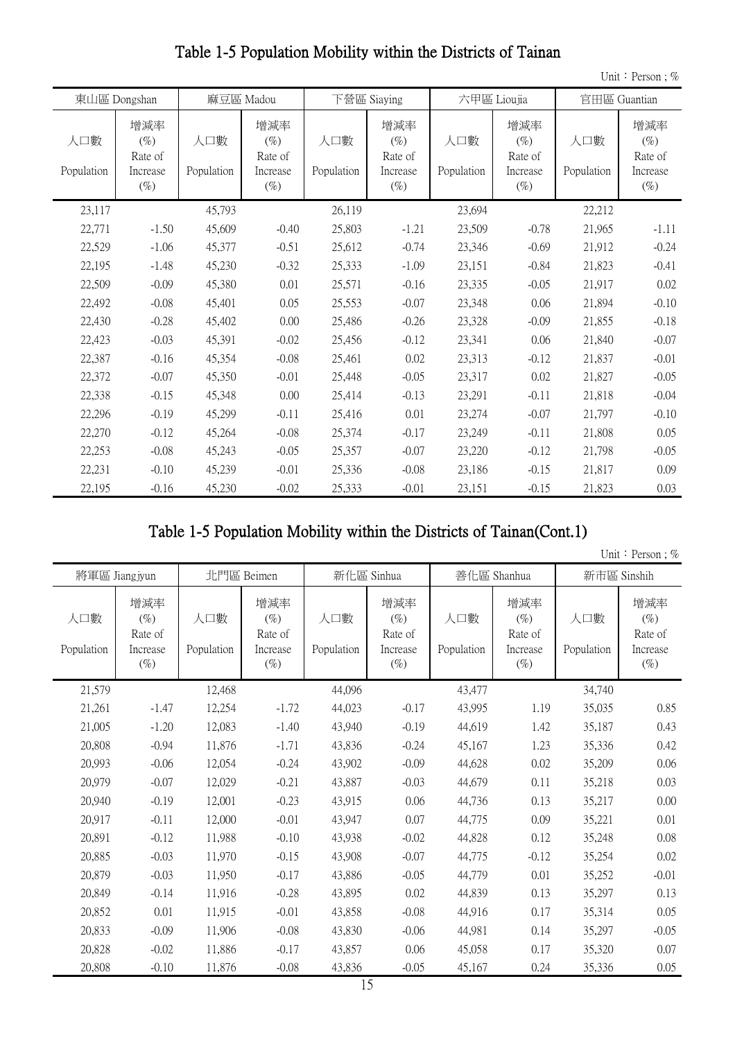## Table 1-5 Population Mobility within the Districts of Tainan

Unit：Person ; %

| 東山區 Dongshan | | 麻豆區 Madou | | 下營區 Siaying | | 六甲區 Lioujia | | 官田區 Guantian | |
|---|---|---|---|---|---|---|---|---|---|
| 人口數 Population | 增減率 (%) Rate of Increase (%) | 人口數 Population | 增減率 (%) Rate of Increase (%) | 人口數 Population | 增減率 (%) Rate of Increase (%) | 人口數 Population | 增減率 (%) Rate of Increase (%) | 人口數 Population | 增減率 (%) Rate of Increase (%) |
| 23,117 | | 45,793 | | 26,119 | | 23,694 | | 22,212 | |
| 22,771 | -1.50 | 45,609 | -0.40 | 25,803 | -1.21 | 23,509 | -0.78 | 21,965 | -1.11 |
| 22,529 | -1.06 | 45,377 | -0.51 | 25,612 | -0.74 | 23,346 | -0.69 | 21,912 | -0.24 |
| 22,195 | -1.48 | 45,230 | -0.32 | 25,333 | -1.09 | 23,151 | -0.84 | 21,823 | -0.41 |
| 22,509 | -0.09 | 45,380 | 0.01 | 25,571 | -0.16 | 23,335 | -0.05 | 21,917 | 0.02 |
| 22,492 | -0.08 | 45,401 | 0.05 | 25,553 | -0.07 | 23,348 | 0.06 | 21,894 | -0.10 |
| 22,430 | -0.28 | 45,402 | 0.00 | 25,486 | -0.26 | 23,328 | -0.09 | 21,855 | -0.18 |
| 22,423 | -0.03 | 45,391 | -0.02 | 25,456 | -0.12 | 23,341 | 0.06 | 21,840 | -0.07 |
| 22,387 | -0.16 | 45,354 | -0.08 | 25,461 | 0.02 | 23,313 | -0.12 | 21,837 | -0.01 |
| 22,372 | -0.07 | 45,350 | -0.01 | 25,448 | -0.05 | 23,317 | 0.02 | 21,827 | -0.05 |
| 22,338 | -0.15 | 45,348 | 0.00 | 25,414 | -0.13 | 23,291 | -0.11 | 21,818 | -0.04 |
| 22,296 | -0.19 | 45,299 | -0.11 | 25,416 | 0.01 | 23,274 | -0.07 | 21,797 | -0.10 |
| 22,270 | -0.12 | 45,264 | -0.08 | 25,374 | -0.17 | 23,249 | -0.11 | 21,808 | 0.05 |
| 22,253 | -0.08 | 45,243 | -0.05 | 25,357 | -0.07 | 23,220 | -0.12 | 21,798 | -0.05 |
| 22,231 | -0.10 | 45,239 | -0.01 | 25,336 | -0.08 | 23,186 | -0.15 | 21,817 | 0.09 |
| 22,195 | -0.16 | 45,230 | -0.02 | 25,333 | -0.01 | 23,151 | -0.15 | 21,823 | 0.03 |

## Table 1-5 Population Mobility within the Districts of Tainan(Cont.1)

Unit：Person ; %

| 將軍區 Jiangjyun | | 北門區 Beimen | | 新化區 Sinhua | | 善化區 Shanhua | | 新市區 Sinshih | |
|---|---|---|---|---|---|---|---|---|---|
| 人口數 Population | 增減率 (%) Rate of Increase (%) | 人口數 Population | 增減率 (%) Rate of Increase (%) | 人口數 Population | 增減率 (%) Rate of Increase (%) | 人口數 Population | 增減率 (%) Rate of Increase (%) | 人口數 Population | 增減率 (%) Rate of Increase (%) |
| 21,579 | | 12,468 | | 44,096 | | 43,477 | | 34,740 | |
| 21,261 | -1.47 | 12,254 | -1.72 | 44,023 | -0.17 | 43,995 | 1.19 | 35,035 | 0.85 |
| 21,005 | -1.20 | 12,083 | -1.40 | 43,940 | -0.19 | 44,619 | 1.42 | 35,187 | 0.43 |
| 20,808 | -0.94 | 11,876 | -1.71 | 43,836 | -0.24 | 45,167 | 1.23 | 35,336 | 0.42 |
| 20,993 | -0.06 | 12,054 | -0.24 | 43,902 | -0.09 | 44,628 | 0.02 | 35,209 | 0.06 |
| 20,979 | -0.07 | 12,029 | -0.21 | 43,887 | -0.03 | 44,679 | 0.11 | 35,218 | 0.03 |
| 20,940 | -0.19 | 12,001 | -0.23 | 43,915 | 0.06 | 44,736 | 0.13 | 35,217 | 0.00 |
| 20,917 | -0.11 | 12,000 | -0.01 | 43,947 | 0.07 | 44,775 | 0.09 | 35,221 | 0.01 |
| 20,891 | -0.12 | 11,988 | -0.10 | 43,938 | -0.02 | 44,828 | 0.12 | 35,248 | 0.08 |
| 20,885 | -0.03 | 11,970 | -0.15 | 43,908 | -0.07 | 44,775 | -0.12 | 35,254 | 0.02 |
| 20,879 | -0.03 | 11,950 | -0.17 | 43,886 | -0.05 | 44,779 | 0.01 | 35,252 | -0.01 |
| 20,849 | -0.14 | 11,916 | -0.28 | 43,895 | 0.02 | 44,839 | 0.13 | 35,297 | 0.13 |
| 20,852 | 0.01 | 11,915 | -0.01 | 43,858 | -0.08 | 44,916 | 0.17 | 35,314 | 0.05 |
| 20,833 | -0.09 | 11,906 | -0.08 | 43,830 | -0.06 | 44,981 | 0.14 | 35,297 | -0.05 |
| 20,828 | -0.02 | 11,886 | -0.17 | 43,857 | 0.06 | 45,058 | 0.17 | 35,320 | 0.07 |
| 20,808 | -0.10 | 11,876 | -0.08 | 43,836 | -0.05 | 45,167 | 0.24 | 35,336 | 0.05 |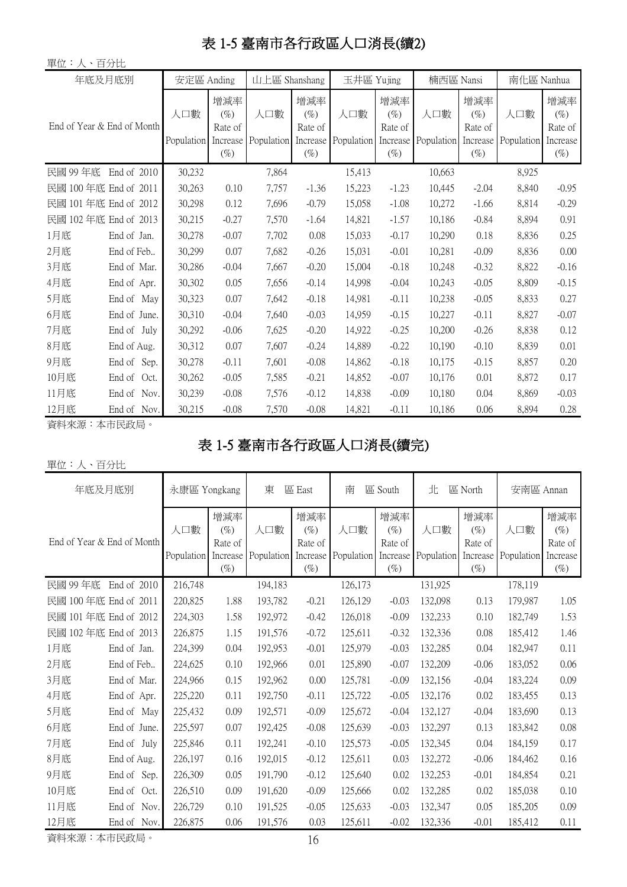# 表 1-5 臺南市各行政區人口消長(續2)

單位：人、百分比

| 年底及月底別 | | 安定區 Anding | | 山上區 Shanshang | | 玉井區 Yujing | | 楠西區 Nansi | | 南化區 Nanhua | |
|---|---|---|---|---|---|---|---|---|---|---|---|
| End of Year & End of Month | | 人口數 Population | 增減率 (%) Rate of Increase (%) | 人口數 Population | 增減率 (%) Rate of Increase (%) | 人口數 Population | 增減率 (%) Rate of Increase (%) | 人口數 Population | 增減率 (%) Rate of Increase (%) | 人口數 Population | 增減率 (%) Rate of Increase (%) |
| 民國 99 年底 | End of 2010 | 30,232 | | 7,864 | | 15,413 | | 10,663 | | 8,925 | |
| 民國 100 年底 | End of 2011 | 30,263 | 0.10 | 7,757 | -1.36 | 15,223 | -1.23 | 10,445 | -2.04 | 8,840 | -0.95 |
| 民國 101 年底 | End of 2012 | 30,298 | 0.12 | 7,696 | -0.79 | 15,058 | -1.08 | 10,272 | -1.66 | 8,814 | -0.29 |
| 民國 102 年底 | End of 2013 | 30,215 | -0.27 | 7,570 | -1.64 | 14,821 | -1.57 | 10,186 | -0.84 | 8,894 | 0.91 |
| 1月底 | End of Jan. | 30,278 | -0.07 | 7,702 | 0.08 | 15,033 | -0.17 | 10,290 | 0.18 | 8,836 | 0.25 |
| 2月底 | End of Feb.. | 30,299 | 0.07 | 7,682 | -0.26 | 15,031 | -0.01 | 10,281 | -0.09 | 8,836 | 0.00 |
| 3月底 | End of Mar. | 30,286 | -0.04 | 7,667 | -0.20 | 15,004 | -0.18 | 10,248 | -0.32 | 8,822 | -0.16 |
| 4月底 | End of Apr. | 30,302 | 0.05 | 7,656 | -0.14 | 14,998 | -0.04 | 10,243 | -0.05 | 8,809 | -0.15 |
| 5月底 | End of May | 30,323 | 0.07 | 7,642 | -0.18 | 14,981 | -0.11 | 10,238 | -0.05 | 8,833 | 0.27 |
| 6月底 | End of June. | 30,310 | -0.04 | 7,640 | -0.03 | 14,959 | -0.15 | 10,227 | -0.11 | 8,827 | -0.07 |
| 7月底 | End of July | 30,292 | -0.06 | 7,625 | -0.20 | 14,922 | -0.25 | 10,200 | -0.26 | 8,838 | 0.12 |
| 8月底 | End of Aug. | 30,312 | 0.07 | 7,607 | -0.24 | 14,889 | -0.22 | 10,190 | -0.10 | 8,839 | 0.01 |
| 9月底 | End of Sep. | 30,278 | -0.11 | 7,601 | -0.08 | 14,862 | -0.18 | 10,175 | -0.15 | 8,857 | 0.20 |
| 10月底 | End of Oct. | 30,262 | -0.05 | 7,585 | -0.21 | 14,852 | -0.07 | 10,176 | 0.01 | 8,872 | 0.17 |
| 11月底 | End of Nov. | 30,239 | -0.08 | 7,576 | -0.12 | 14,838 | -0.09 | 10,180 | 0.04 | 8,869 | -0.03 |
| 12月底 | End of Nov. | 30,215 | -0.08 | 7,570 | -0.08 | 14,821 | -0.11 | 10,186 | 0.06 | 8,894 | 0.28 |

資料來源：本市民政局。

# 表 1-5 臺南市各行政區人口消長(續完)

單位：人、百分比

| 年底及月底別 | | 永康區 Yongkang | | 東 區 East | | 南 區 South | | 北 區 North | | 安南區 Annan | |
|---|---|---|---|---|---|---|---|---|---|---|---|
| End of Year & End of Month | | 人口數 Population | 增減率 (%) Rate of Increase (%) | 人口數 Population | 增減率 (%) Rate of Increase (%) | 人口數 Population | 增減率 (%) Rate of Increase (%) | 人口數 Population | 增減率 (%) Rate of Increase (%) | 人口數 Population | 增減率 (%) Rate of Increase (%) |
| 民國 99 年底 | End of 2010 | 216,748 | | 194,183 | | 126,173 | | 131,925 | | 178,119 | |
| 民國 100 年底 | End of 2011 | 220,825 | 1.88 | 193,782 | -0.21 | 126,129 | -0.03 | 132,098 | 0.13 | 179,987 | 1.05 |
| 民國 101 年底 | End of 2012 | 224,303 | 1.58 | 192,972 | -0.42 | 126,018 | -0.09 | 132,233 | 0.10 | 182,749 | 1.53 |
| 民國 102 年底 | End of 2013 | 226,875 | 1.15 | 191,576 | -0.72 | 125,611 | -0.32 | 132,336 | 0.08 | 185,412 | 1.46 |
| 1月底 | End of Jan. | 224,399 | 0.04 | 192,953 | -0.01 | 125,979 | -0.03 | 132,285 | 0.04 | 182,947 | 0.11 |
| 2月底 | End of Feb.. | 224,625 | 0.10 | 192,966 | 0.01 | 125,890 | -0.07 | 132,209 | -0.06 | 183,052 | 0.06 |
| 3月底 | End of Mar. | 224,966 | 0.15 | 192,962 | 0.00 | 125,781 | -0.09 | 132,156 | -0.04 | 183,224 | 0.09 |
| 4月底 | End of Apr. | 225,220 | 0.11 | 192,750 | -0.11 | 125,722 | -0.05 | 132,176 | 0.02 | 183,455 | 0.13 |
| 5月底 | End of May | 225,432 | 0.09 | 192,571 | -0.09 | 125,672 | -0.04 | 132,127 | -0.04 | 183,690 | 0.13 |
| 6月底 | End of June. | 225,597 | 0.07 | 192,425 | -0.08 | 125,639 | -0.03 | 132,297 | 0.13 | 183,842 | 0.08 |
| 7月底 | End of July | 225,846 | 0.11 | 192,241 | -0.10 | 125,573 | -0.05 | 132,345 | 0.04 | 184,159 | 0.17 |
| 8月底 | End of Aug. | 226,197 | 0.16 | 192,015 | -0.12 | 125,611 | 0.03 | 132,272 | -0.06 | 184,462 | 0.16 |
| 9月底 | End of Sep. | 226,309 | 0.05 | 191,790 | -0.12 | 125,640 | 0.02 | 132,253 | -0.01 | 184,854 | 0.21 |
| 10月底 | End of Oct. | 226,510 | 0.09 | 191,620 | -0.09 | 125,666 | 0.02 | 132,285 | 0.02 | 185,038 | 0.10 |
| 11月底 | End of Nov. | 226,729 | 0.10 | 191,525 | -0.05 | 125,633 | -0.03 | 132,347 | 0.05 | 185,205 | 0.09 |
| 12月底 | End of Nov. | 226,875 | 0.06 | 191,576 | 0.03 | 125,611 | -0.02 | 132,336 | -0.01 | 185,412 | 0.11 |

資料來源：本市民政局。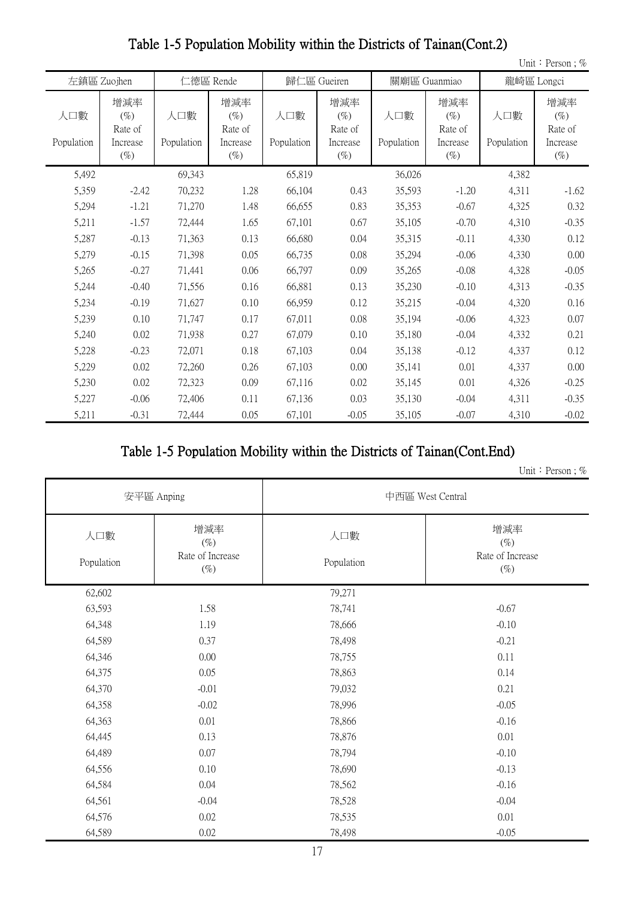## Table 1-5 Population Mobility within the Districts of Tainan(Cont.2)

Unit：Person ; %

| 左鎮區 Zuojhen | | 仁德區 Rende | | 歸仁區 Gueiren | | 關廟區 Guanmiao | | 龍崎區 Longci | |
|---|---|---|---|---|---|---|---|---|---|
| 人口數 Population | 增減率 (%) Rate of Increase (%) | 人口數 Population | 增減率 (%) Rate of Increase (%) | 人口數 Population | 增減率 (%) Rate of Increase (%) | 人口數 Population | 增減率 (%) Rate of Increase (%) | 人口數 Population | 增減率 (%) Rate of Increase (%) |
| 5,492 | | 69,343 | | 65,819 | | 36,026 | | 4,382 | |
| 5,359 | -2.42 | 70,232 | 1.28 | 66,104 | 0.43 | 35,593 | -1.20 | 4,311 | -1.62 |
| 5,294 | -1.21 | 71,270 | 1.48 | 66,655 | 0.83 | 35,353 | -0.67 | 4,325 | 0.32 |
| 5,211 | -1.57 | 72,444 | 1.65 | 67,101 | 0.67 | 35,105 | -0.70 | 4,310 | -0.35 |
| 5,287 | -0.13 | 71,363 | 0.13 | 66,680 | 0.04 | 35,315 | -0.11 | 4,330 | 0.12 |
| 5,279 | -0.15 | 71,398 | 0.05 | 66,735 | 0.08 | 35,294 | -0.06 | 4,330 | 0.00 |
| 5,265 | -0.27 | 71,441 | 0.06 | 66,797 | 0.09 | 35,265 | -0.08 | 4,328 | -0.05 |
| 5,244 | -0.40 | 71,556 | 0.16 | 66,881 | 0.13 | 35,230 | -0.10 | 4,313 | -0.35 |
| 5,234 | -0.19 | 71,627 | 0.10 | 66,959 | 0.12 | 35,215 | -0.04 | 4,320 | 0.16 |
| 5,239 | 0.10 | 71,747 | 0.17 | 67,011 | 0.08 | 35,194 | -0.06 | 4,323 | 0.07 |
| 5,240 | 0.02 | 71,938 | 0.27 | 67,079 | 0.10 | 35,180 | -0.04 | 4,332 | 0.21 |
| 5,228 | -0.23 | 72,071 | 0.18 | 67,103 | 0.04 | 35,138 | -0.12 | 4,337 | 0.12 |
| 5,229 | 0.02 | 72,260 | 0.26 | 67,103 | 0.00 | 35,141 | 0.01 | 4,337 | 0.00 |
| 5,230 | 0.02 | 72,323 | 0.09 | 67,116 | 0.02 | 35,145 | 0.01 | 4,326 | -0.25 |
| 5,227 | -0.06 | 72,406 | 0.11 | 67,136 | 0.03 | 35,130 | -0.04 | 4,311 | -0.35 |
| 5,211 | -0.31 | 72,444 | 0.05 | 67,101 | -0.05 | 35,105 | -0.07 | 4,310 | -0.02 |

## Table 1-5 Population Mobility within the Districts of Tainan(Cont.End)

Unit：Person ; %

| 安平區 Anping | | 中西區 West Central | |
|---|---|---|---|
| 人口數 Population | 增減率 (%) Rate of Increase (%) | 人口數 Population | 增減率 (%) Rate of Increase (%) |
| 62,602 | | 79,271 | |
| 63,593 | 1.58 | 78,741 | -0.67 |
| 64,348 | 1.19 | 78,666 | -0.10 |
| 64,589 | 0.37 | 78,498 | -0.21 |
| 64,346 | 0.00 | 78,755 | 0.11 |
| 64,375 | 0.05 | 78,863 | 0.14 |
| 64,370 | -0.01 | 79,032 | 0.21 |
| 64,358 | -0.02 | 78,996 | -0.05 |
| 64,363 | 0.01 | 78,866 | -0.16 |
| 64,445 | 0.13 | 78,876 | 0.01 |
| 64,489 | 0.07 | 78,794 | -0.10 |
| 64,556 | 0.10 | 78,690 | -0.13 |
| 64,584 | 0.04 | 78,562 | -0.16 |
| 64,561 | -0.04 | 78,528 | -0.04 |
| 64,576 | 0.02 | 78,535 | 0.01 |
| 64,589 | 0.02 | 78,498 | -0.05 |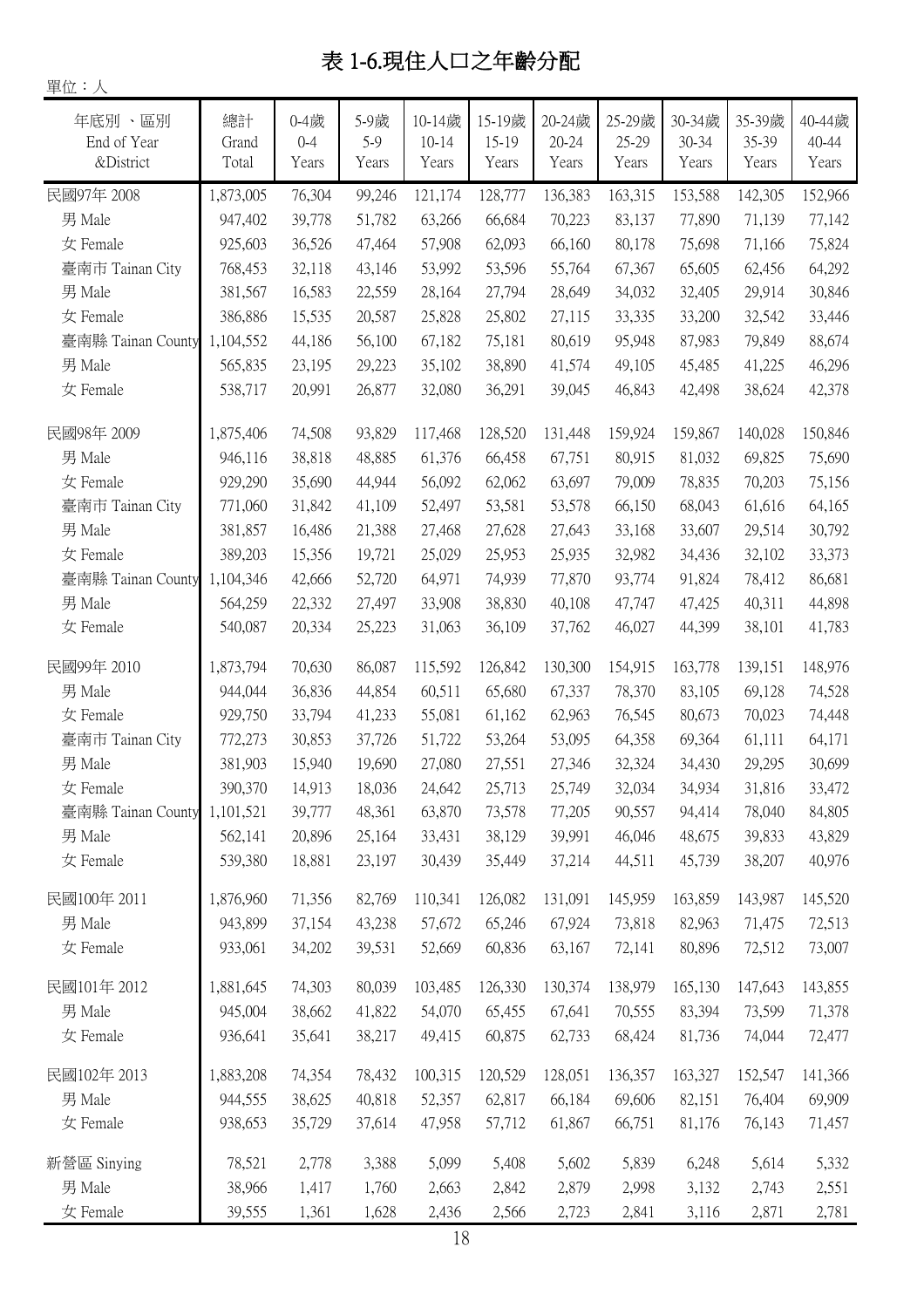# 表 1-6.現住人口之年齡分配

單位：人

| 年底別 、區別 End of Year &District | 總計 Grand Total | 0-4歲 0-4 Years | 5-9歲 5-9 Years | 10-14歲 10-14 Years | 15-19歲 15-19 Years | 20-24歲 20-24 Years | 25-29歲 25-29 Years | 30-34歲 30-34 Years | 35-39歲 35-39 Years | 40-44歲 40-44 Years |
|---|---|---|---|---|---|---|---|---|---|---|
| 民國97年 2008 | 1,873,005 | 76,304 | 99,246 | 121,174 | 128,777 | 136,383 | 163,315 | 153,588 | 142,305 | 152,966 |
| 男 Male | 947,402 | 39,778 | 51,782 | 63,266 | 66,684 | 70,223 | 83,137 | 77,890 | 71,139 | 77,142 |
| 女 Female | 925,603 | 36,526 | 47,464 | 57,908 | 62,093 | 66,160 | 80,178 | 75,698 | 71,166 | 75,824 |
| 臺南市 Tainan City | 768,453 | 32,118 | 43,146 | 53,992 | 53,596 | 55,764 | 67,367 | 65,605 | 62,456 | 64,292 |
| 男 Male | 381,567 | 16,583 | 22,559 | 28,164 | 27,794 | 28,649 | 34,032 | 32,405 | 29,914 | 30,846 |
| 女 Female | 386,886 | 15,535 | 20,587 | 25,828 | 25,802 | 27,115 | 33,335 | 33,200 | 32,542 | 33,446 |
| 臺南縣 Tainan County | 1,104,552 | 44,186 | 56,100 | 67,182 | 75,181 | 80,619 | 95,948 | 87,983 | 79,849 | 88,674 |
| 男 Male | 565,835 | 23,195 | 29,223 | 35,102 | 38,890 | 41,574 | 49,105 | 45,485 | 41,225 | 46,296 |
| 女 Female | 538,717 | 20,991 | 26,877 | 32,080 | 36,291 | 39,045 | 46,843 | 42,498 | 38,624 | 42,378 |
| 民國98年 2009 | 1,875,406 | 74,508 | 93,829 | 117,468 | 128,520 | 131,448 | 159,924 | 159,867 | 140,028 | 150,846 |
| 男 Male | 946,116 | 38,818 | 48,885 | 61,376 | 66,458 | 67,751 | 80,915 | 81,032 | 69,825 | 75,690 |
| 女 Female | 929,290 | 35,690 | 44,944 | 56,092 | 62,062 | 63,697 | 79,009 | 78,835 | 70,203 | 75,156 |
| 臺南市 Tainan City | 771,060 | 31,842 | 41,109 | 52,497 | 53,581 | 53,578 | 66,150 | 68,043 | 61,616 | 64,165 |
| 男 Male | 381,857 | 16,486 | 21,388 | 27,468 | 27,628 | 27,643 | 33,168 | 33,607 | 29,514 | 30,792 |
| 女 Female | 389,203 | 15,356 | 19,721 | 25,029 | 25,953 | 25,935 | 32,982 | 34,436 | 32,102 | 33,373 |
| 臺南縣 Tainan County | 1,104,346 | 42,666 | 52,720 | 64,971 | 74,939 | 77,870 | 93,774 | 91,824 | 78,412 | 86,681 |
| 男 Male | 564,259 | 22,332 | 27,497 | 33,908 | 38,830 | 40,108 | 47,747 | 47,425 | 40,311 | 44,898 |
| 女 Female | 540,087 | 20,334 | 25,223 | 31,063 | 36,109 | 37,762 | 46,027 | 44,399 | 38,101 | 41,783 |
| 民國99年 2010 | 1,873,794 | 70,630 | 86,087 | 115,592 | 126,842 | 130,300 | 154,915 | 163,778 | 139,151 | 148,976 |
| 男 Male | 944,044 | 36,836 | 44,854 | 60,511 | 65,680 | 67,337 | 78,370 | 83,105 | 69,128 | 74,528 |
| 女 Female | 929,750 | 33,794 | 41,233 | 55,081 | 61,162 | 62,963 | 76,545 | 80,673 | 70,023 | 74,448 |
| 臺南市 Tainan City | 772,273 | 30,853 | 37,726 | 51,722 | 53,264 | 53,095 | 64,358 | 69,364 | 61,111 | 64,171 |
| 男 Male | 381,903 | 15,940 | 19,690 | 27,080 | 27,551 | 27,346 | 32,324 | 34,430 | 29,295 | 30,699 |
| 女 Female | 390,370 | 14,913 | 18,036 | 24,642 | 25,713 | 25,749 | 32,034 | 34,934 | 31,816 | 33,472 |
| 臺南縣 Tainan County | 1,101,521 | 39,777 | 48,361 | 63,870 | 73,578 | 77,205 | 90,557 | 94,414 | 78,040 | 84,805 |
| 男 Male | 562,141 | 20,896 | 25,164 | 33,431 | 38,129 | 39,991 | 46,046 | 48,675 | 39,833 | 43,829 |
| 女 Female | 539,380 | 18,881 | 23,197 | 30,439 | 35,449 | 37,214 | 44,511 | 45,739 | 38,207 | 40,976 |
| 民國100年 2011 | 1,876,960 | 71,356 | 82,769 | 110,341 | 126,082 | 131,091 | 145,959 | 163,859 | 143,987 | 145,520 |
| 男 Male | 943,899 | 37,154 | 43,238 | 57,672 | 65,246 | 67,924 | 73,818 | 82,963 | 71,475 | 72,513 |
| 女 Female | 933,061 | 34,202 | 39,531 | 52,669 | 60,836 | 63,167 | 72,141 | 80,896 | 72,512 | 73,007 |
| 民國101年 2012 | 1,881,645 | 74,303 | 80,039 | 103,485 | 126,330 | 130,374 | 138,979 | 165,130 | 147,643 | 143,855 |
| 男 Male | 945,004 | 38,662 | 41,822 | 54,070 | 65,455 | 67,641 | 70,555 | 83,394 | 73,599 | 71,378 |
| 女 Female | 936,641 | 35,641 | 38,217 | 49,415 | 60,875 | 62,733 | 68,424 | 81,736 | 74,044 | 72,477 |
| 民國102年 2013 | 1,883,208 | 74,354 | 78,432 | 100,315 | 120,529 | 128,051 | 136,357 | 163,327 | 152,547 | 141,366 |
| 男 Male | 944,555 | 38,625 | 40,818 | 52,357 | 62,817 | 66,184 | 69,606 | 82,151 | 76,404 | 69,909 |
| 女 Female | 938,653 | 35,729 | 37,614 | 47,958 | 57,712 | 61,867 | 66,751 | 81,176 | 76,143 | 71,457 |
| 新營區 Sinying | 78,521 | 2,778 | 3,388 | 5,099 | 5,408 | 5,602 | 5,839 | 6,248 | 5,614 | 5,332 |
| 男 Male | 38,966 | 1,417 | 1,760 | 2,663 | 2,842 | 2,879 | 2,998 | 3,132 | 2,743 | 2,551 |
| 女 Female | 39,555 | 1,361 | 1,628 | 2,436 | 2,566 | 2,723 | 2,841 | 3,116 | 2,871 | 2,781 |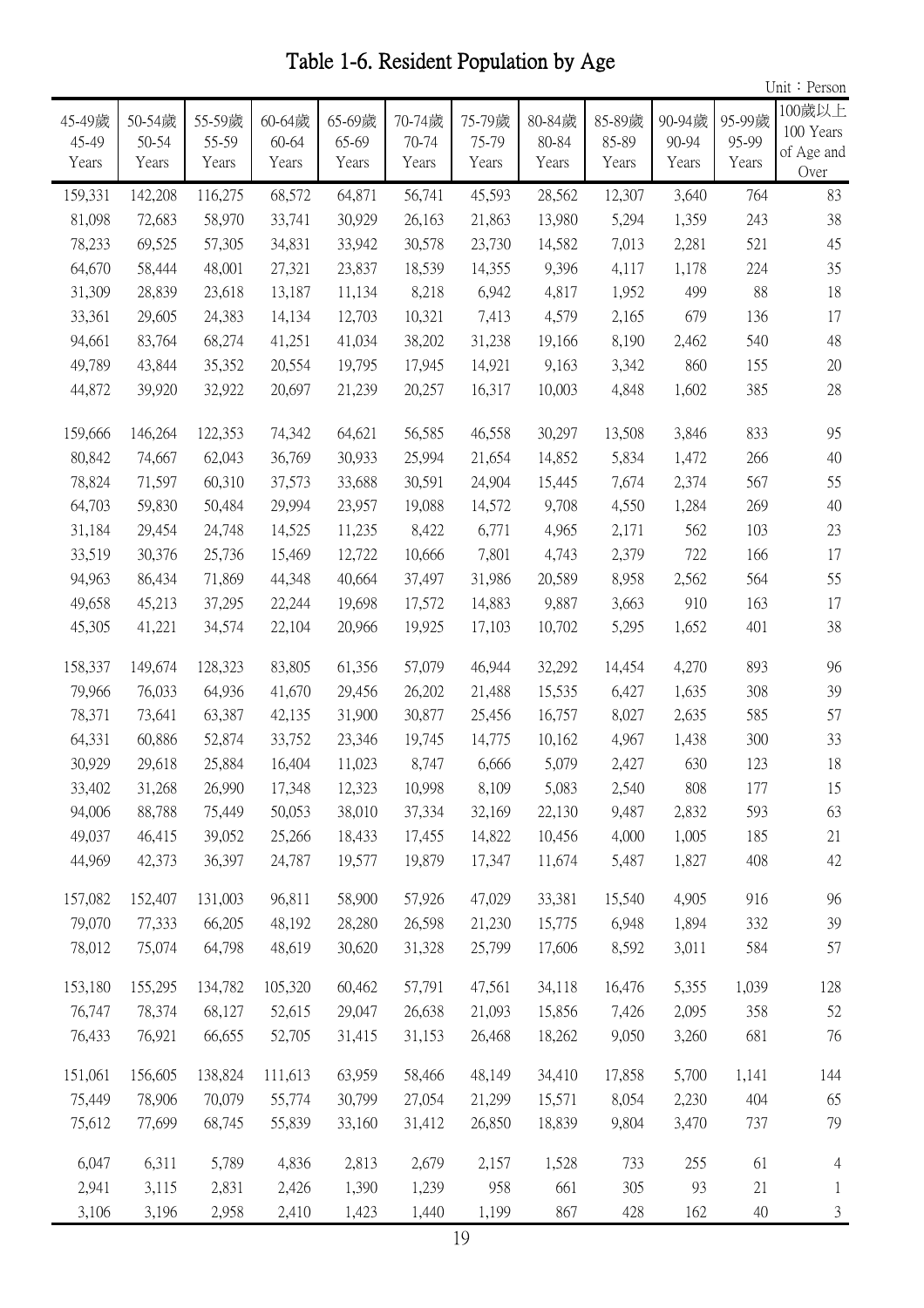# Table 1-6. Resident Population by Age

Unit：Person

| 45-49歲 45-49 Years | 50-54歲 50-54 Years | 55-59歲 55-59 Years | 60-64歲 60-64 Years | 65-69歲 65-69 Years | 70-74歲 70-74 Years | 75-79歲 75-79 Years | 80-84歲 80-84 Years | 85-89歲 85-89 Years | 90-94歲 90-94 Years | 95-99歲 95-99 Years | 100歲以上 100 Years of Age and Over |
|---|---|---|---|---|---|---|---|---|---|---|---|
| 159,331 | 142,208 | 116,275 | 68,572 | 64,871 | 56,741 | 45,593 | 28,562 | 12,307 | 3,640 | 764 | 83 |
| 81,098 | 72,683 | 58,970 | 33,741 | 30,929 | 26,163 | 21,863 | 13,980 | 5,294 | 1,359 | 243 | 38 |
| 78,233 | 69,525 | 57,305 | 34,831 | 33,942 | 30,578 | 23,730 | 14,582 | 7,013 | 2,281 | 521 | 45 |
| 64,670 | 58,444 | 48,001 | 27,321 | 23,837 | 18,539 | 14,355 | 9,396 | 4,117 | 1,178 | 224 | 35 |
| 31,309 | 28,839 | 23,618 | 13,187 | 11,134 | 8,218 | 6,942 | 4,817 | 1,952 | 499 | 88 | 18 |
| 33,361 | 29,605 | 24,383 | 14,134 | 12,703 | 10,321 | 7,413 | 4,579 | 2,165 | 679 | 136 | 17 |
| 94,661 | 83,764 | 68,274 | 41,251 | 41,034 | 38,202 | 31,238 | 19,166 | 8,190 | 2,462 | 540 | 48 |
| 49,789 | 43,844 | 35,352 | 20,554 | 19,795 | 17,945 | 14,921 | 9,163 | 3,342 | 860 | 155 | 20 |
| 44,872 | 39,920 | 32,922 | 20,697 | 21,239 | 20,257 | 16,317 | 10,003 | 4,848 | 1,602 | 385 | 28 |
| 159,666 | 146,264 | 122,353 | 74,342 | 64,621 | 56,585 | 46,558 | 30,297 | 13,508 | 3,846 | 833 | 95 |
| 80,842 | 74,667 | 62,043 | 36,769 | 30,933 | 25,994 | 21,654 | 14,852 | 5,834 | 1,472 | 266 | 40 |
| 78,824 | 71,597 | 60,310 | 37,573 | 33,688 | 30,591 | 24,904 | 15,445 | 7,674 | 2,374 | 567 | 55 |
| 64,703 | 59,830 | 50,484 | 29,994 | 23,957 | 19,088 | 14,572 | 9,708 | 4,550 | 1,284 | 269 | 40 |
| 31,184 | 29,454 | 24,748 | 14,525 | 11,235 | 8,422 | 6,771 | 4,965 | 2,171 | 562 | 103 | 23 |
| 33,519 | 30,376 | 25,736 | 15,469 | 12,722 | 10,666 | 7,801 | 4,743 | 2,379 | 722 | 166 | 17 |
| 94,963 | 86,434 | 71,869 | 44,348 | 40,664 | 37,497 | 31,986 | 20,589 | 8,958 | 2,562 | 564 | 55 |
| 49,658 | 45,213 | 37,295 | 22,244 | 19,698 | 17,572 | 14,883 | 9,887 | 3,663 | 910 | 163 | 17 |
| 45,305 | 41,221 | 34,574 | 22,104 | 20,966 | 19,925 | 17,103 | 10,702 | 5,295 | 1,652 | 401 | 38 |
| 158,337 | 149,674 | 128,323 | 83,805 | 61,356 | 57,079 | 46,944 | 32,292 | 14,454 | 4,270 | 893 | 96 |
| 79,966 | 76,033 | 64,936 | 41,670 | 29,456 | 26,202 | 21,488 | 15,535 | 6,427 | 1,635 | 308 | 39 |
| 78,371 | 73,641 | 63,387 | 42,135 | 31,900 | 30,877 | 25,456 | 16,757 | 8,027 | 2,635 | 585 | 57 |
| 64,331 | 60,886 | 52,874 | 33,752 | 23,346 | 19,745 | 14,775 | 10,162 | 4,967 | 1,438 | 300 | 33 |
| 30,929 | 29,618 | 25,884 | 16,404 | 11,023 | 8,747 | 6,666 | 5,079 | 2,427 | 630 | 123 | 18 |
| 33,402 | 31,268 | 26,990 | 17,348 | 12,323 | 10,998 | 8,109 | 5,083 | 2,540 | 808 | 177 | 15 |
| 94,006 | 88,788 | 75,449 | 50,053 | 38,010 | 37,334 | 32,169 | 22,130 | 9,487 | 2,832 | 593 | 63 |
| 49,037 | 46,415 | 39,052 | 25,266 | 18,433 | 17,455 | 14,822 | 10,456 | 4,000 | 1,005 | 185 | 21 |
| 44,969 | 42,373 | 36,397 | 24,787 | 19,577 | 19,879 | 17,347 | 11,674 | 5,487 | 1,827 | 408 | 42 |
| 157,082 | 152,407 | 131,003 | 96,811 | 58,900 | 57,926 | 47,029 | 33,381 | 15,540 | 4,905 | 916 | 96 |
| 79,070 | 77,333 | 66,205 | 48,192 | 28,280 | 26,598 | 21,230 | 15,775 | 6,948 | 1,894 | 332 | 39 |
| 78,012 | 75,074 | 64,798 | 48,619 | 30,620 | 31,328 | 25,799 | 17,606 | 8,592 | 3,011 | 584 | 57 |
| 153,180 | 155,295 | 134,782 | 105,320 | 60,462 | 57,791 | 47,561 | 34,118 | 16,476 | 5,355 | 1,039 | 128 |
| 76,747 | 78,374 | 68,127 | 52,615 | 29,047 | 26,638 | 21,093 | 15,856 | 7,426 | 2,095 | 358 | 52 |
| 76,433 | 76,921 | 66,655 | 52,705 | 31,415 | 31,153 | 26,468 | 18,262 | 9,050 | 3,260 | 681 | 76 |
| 151,061 | 156,605 | 138,824 | 111,613 | 63,959 | 58,466 | 48,149 | 34,410 | 17,858 | 5,700 | 1,141 | 144 |
| 75,449 | 78,906 | 70,079 | 55,774 | 30,799 | 27,054 | 21,299 | 15,571 | 8,054 | 2,230 | 404 | 65 |
| 75,612 | 77,699 | 68,745 | 55,839 | 33,160 | 31,412 | 26,850 | 18,839 | 9,804 | 3,470 | 737 | 79 |
| 6,047 | 6,311 | 5,789 | 4,836 | 2,813 | 2,679 | 2,157 | 1,528 | 733 | 255 | 61 | 4 |
| 2,941 | 3,115 | 2,831 | 2,426 | 1,390 | 1,239 | 958 | 661 | 305 | 93 | 21 | 1 |
| 3,106 | 3,196 | 2,958 | 2,410 | 1,423 | 1,440 | 1,199 | 867 | 428 | 162 | 40 | 3 |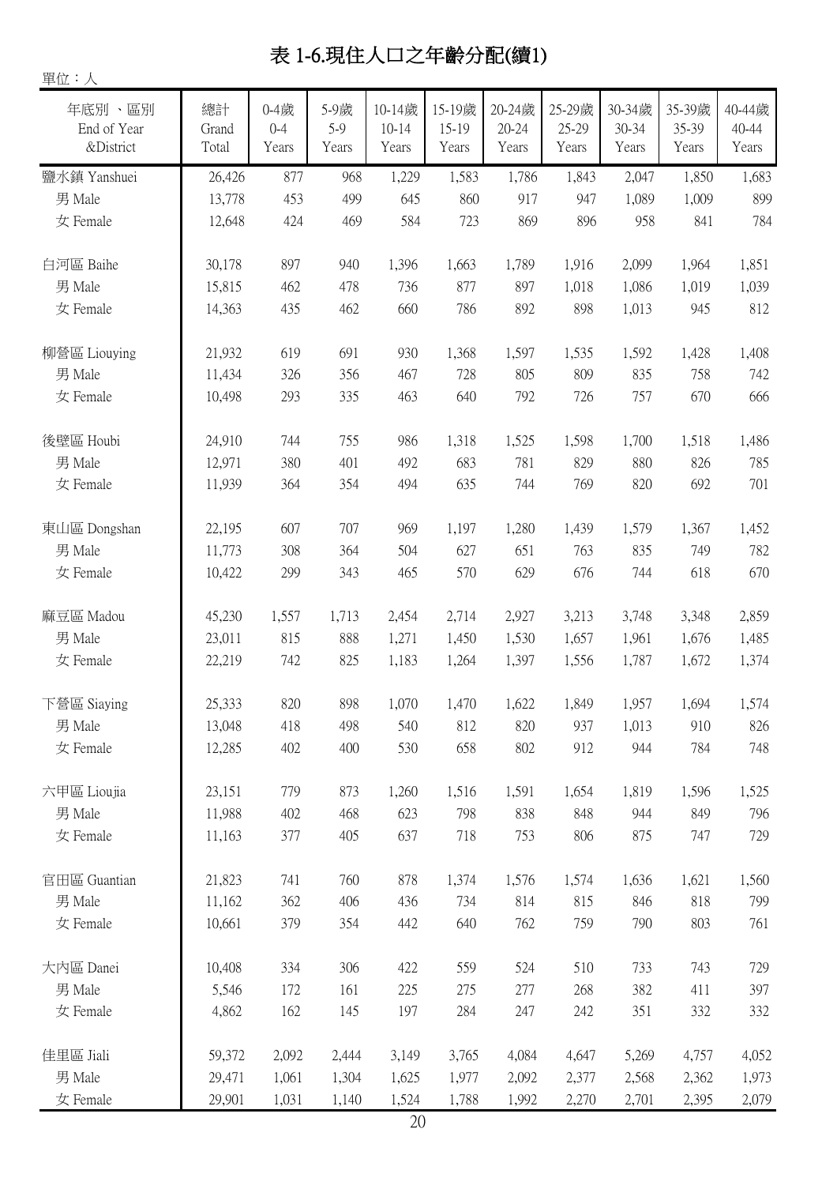# 表 1-6.現住人口之年齡分配(續1)

單位：人

| 年底別 、區別 End of Year &District | 總計 Grand Total | 0-4歲 0-4 Years | 5-9歲 5-9 Years | 10-14歲 10-14 Years | 15-19歲 15-19 Years | 20-24歲 20-24 Years | 25-29歲 25-29 Years | 30-34歲 30-34 Years | 35-39歲 35-39 Years | 40-44歲 40-44 Years |
|---|---|---|---|---|---|---|---|---|---|---|
| 鹽水鎮 Yanshuei | 26,426 | 877 | 968 | 1,229 | 1,583 | 1,786 | 1,843 | 2,047 | 1,850 | 1,683 |
| 男 Male | 13,778 | 453 | 499 | 645 | 860 | 917 | 947 | 1,089 | 1,009 | 899 |
| 女 Female | 12,648 | 424 | 469 | 584 | 723 | 869 | 896 | 958 | 841 | 784 |
| 白河區 Baihe | 30,178 | 897 | 940 | 1,396 | 1,663 | 1,789 | 1,916 | 2,099 | 1,964 | 1,851 |
| 男 Male | 15,815 | 462 | 478 | 736 | 877 | 897 | 1,018 | 1,086 | 1,019 | 1,039 |
| 女 Female | 14,363 | 435 | 462 | 660 | 786 | 892 | 898 | 1,013 | 945 | 812 |
| 柳營區 Liouying | 21,932 | 619 | 691 | 930 | 1,368 | 1,597 | 1,535 | 1,592 | 1,428 | 1,408 |
| 男 Male | 11,434 | 326 | 356 | 467 | 728 | 805 | 809 | 835 | 758 | 742 |
| 女 Female | 10,498 | 293 | 335 | 463 | 640 | 792 | 726 | 757 | 670 | 666 |
| 後壁區 Houbi | 24,910 | 744 | 755 | 986 | 1,318 | 1,525 | 1,598 | 1,700 | 1,518 | 1,486 |
| 男 Male | 12,971 | 380 | 401 | 492 | 683 | 781 | 829 | 880 | 826 | 785 |
| 女 Female | 11,939 | 364 | 354 | 494 | 635 | 744 | 769 | 820 | 692 | 701 |
| 東山區 Dongshan | 22,195 | 607 | 707 | 969 | 1,197 | 1,280 | 1,439 | 1,579 | 1,367 | 1,452 |
| 男 Male | 11,773 | 308 | 364 | 504 | 627 | 651 | 763 | 835 | 749 | 782 |
| 女 Female | 10,422 | 299 | 343 | 465 | 570 | 629 | 676 | 744 | 618 | 670 |
| 麻豆區 Madou | 45,230 | 1,557 | 1,713 | 2,454 | 2,714 | 2,927 | 3,213 | 3,748 | 3,348 | 2,859 |
| 男 Male | 23,011 | 815 | 888 | 1,271 | 1,450 | 1,530 | 1,657 | 1,961 | 1,676 | 1,485 |
| 女 Female | 22,219 | 742 | 825 | 1,183 | 1,264 | 1,397 | 1,556 | 1,787 | 1,672 | 1,374 |
| 下營區 Siaying | 25,333 | 820 | 898 | 1,070 | 1,470 | 1,622 | 1,849 | 1,957 | 1,694 | 1,574 |
| 男 Male | 13,048 | 418 | 498 | 540 | 812 | 820 | 937 | 1,013 | 910 | 826 |
| 女 Female | 12,285 | 402 | 400 | 530 | 658 | 802 | 912 | 944 | 784 | 748 |
| 六甲區 Lioujia | 23,151 | 779 | 873 | 1,260 | 1,516 | 1,591 | 1,654 | 1,819 | 1,596 | 1,525 |
| 男 Male | 11,988 | 402 | 468 | 623 | 798 | 838 | 848 | 944 | 849 | 796 |
| 女 Female | 11,163 | 377 | 405 | 637 | 718 | 753 | 806 | 875 | 747 | 729 |
| 官田區 Guantian | 21,823 | 741 | 760 | 878 | 1,374 | 1,576 | 1,574 | 1,636 | 1,621 | 1,560 |
| 男 Male | 11,162 | 362 | 406 | 436 | 734 | 814 | 815 | 846 | 818 | 799 |
| 女 Female | 10,661 | 379 | 354 | 442 | 640 | 762 | 759 | 790 | 803 | 761 |
| 大內區 Danei | 10,408 | 334 | 306 | 422 | 559 | 524 | 510 | 733 | 743 | 729 |
| 男 Male | 5,546 | 172 | 161 | 225 | 275 | 277 | 268 | 382 | 411 | 397 |
| 女 Female | 4,862 | 162 | 145 | 197 | 284 | 247 | 242 | 351 | 332 | 332 |
| 佳里區 Jiali | 59,372 | 2,092 | 2,444 | 3,149 | 3,765 | 4,084 | 4,647 | 5,269 | 4,757 | 4,052 |
| 男 Male | 29,471 | 1,061 | 1,304 | 1,625 | 1,977 | 2,092 | 2,377 | 2,568 | 2,362 | 1,973 |
| 女 Female | 29,901 | 1,031 | 1,140 | 1,524 | 1,788 | 1,992 | 2,270 | 2,701 | 2,395 | 2,079 |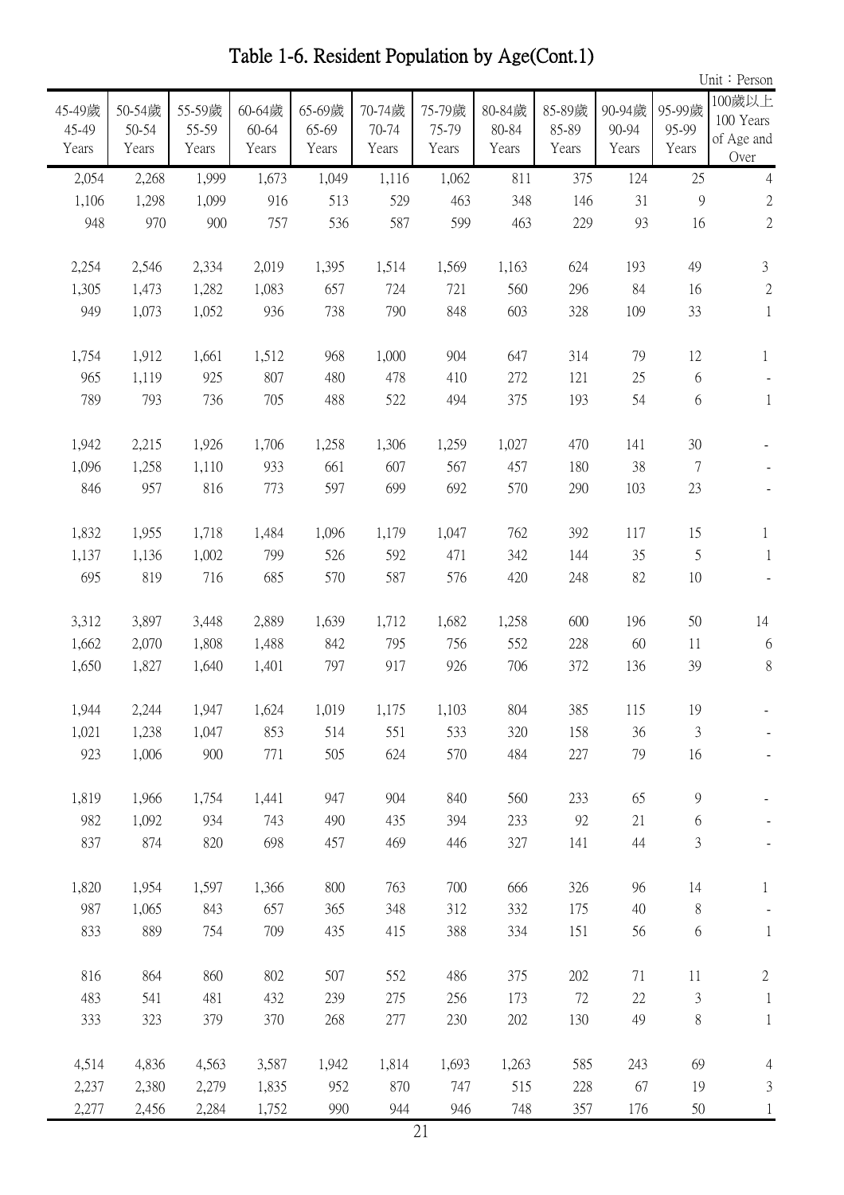# Table 1-6. Resident Population by Age(Cont.1)

Unit：Person

| 45-49歲 45-49 Years | 50-54歲 50-54 Years | 55-59歲 55-59 Years | 60-64歲 60-64 Years | 65-69歲 65-69 Years | 70-74歲 70-74 Years | 75-79歲 75-79 Years | 80-84歲 80-84 Years | 85-89歲 85-89 Years | 90-94歲 90-94 Years | 95-99歲 95-99 Years | 100歲以上 100 Years of Age and Over |
|---|---|---|---|---|---|---|---|---|---|---|---|
| 2,054 | 2,268 | 1,999 | 1,673 | 1,049 | 1,116 | 1,062 | 811 | 375 | 124 | 25 | 4 |
| 1,106 | 1,298 | 1,099 | 916 | 513 | 529 | 463 | 348 | 146 | 31 | 9 | 2 |
| 948 | 970 | 900 | 757 | 536 | 587 | 599 | 463 | 229 | 93 | 16 | 2 |
| 2,254 | 2,546 | 2,334 | 2,019 | 1,395 | 1,514 | 1,569 | 1,163 | 624 | 193 | 49 | 3 |
| 1,305 | 1,473 | 1,282 | 1,083 | 657 | 724 | 721 | 560 | 296 | 84 | 16 | 2 |
| 949 | 1,073 | 1,052 | 936 | 738 | 790 | 848 | 603 | 328 | 109 | 33 | 1 |
| 1,754 | 1,912 | 1,661 | 1,512 | 968 | 1,000 | 904 | 647 | 314 | 79 | 12 | 1 |
| 965 | 1,119 | 925 | 807 | 480 | 478 | 410 | 272 | 121 | 25 | 6 | - |
| 789 | 793 | 736 | 705 | 488 | 522 | 494 | 375 | 193 | 54 | 6 | 1 |
| 1,942 | 2,215 | 1,926 | 1,706 | 1,258 | 1,306 | 1,259 | 1,027 | 470 | 141 | 30 | - |
| 1,096 | 1,258 | 1,110 | 933 | 661 | 607 | 567 | 457 | 180 | 38 | 7 | - |
| 846 | 957 | 816 | 773 | 597 | 699 | 692 | 570 | 290 | 103 | 23 | - |
| 1,832 | 1,955 | 1,718 | 1,484 | 1,096 | 1,179 | 1,047 | 762 | 392 | 117 | 15 | 1 |
| 1,137 | 1,136 | 1,002 | 799 | 526 | 592 | 471 | 342 | 144 | 35 | 5 | 1 |
| 695 | 819 | 716 | 685 | 570 | 587 | 576 | 420 | 248 | 82 | 10 | - |
| 3,312 | 3,897 | 3,448 | 2,889 | 1,639 | 1,712 | 1,682 | 1,258 | 600 | 196 | 50 | 14 |
| 1,662 | 2,070 | 1,808 | 1,488 | 842 | 795 | 756 | 552 | 228 | 60 | 11 | 6 |
| 1,650 | 1,827 | 1,640 | 1,401 | 797 | 917 | 926 | 706 | 372 | 136 | 39 | 8 |
| 1,944 | 2,244 | 1,947 | 1,624 | 1,019 | 1,175 | 1,103 | 804 | 385 | 115 | 19 | - |
| 1,021 | 1,238 | 1,047 | 853 | 514 | 551 | 533 | 320 | 158 | 36 | 3 | - |
| 923 | 1,006 | 900 | 771 | 505 | 624 | 570 | 484 | 227 | 79 | 16 | - |
| 1,819 | 1,966 | 1,754 | 1,441 | 947 | 904 | 840 | 560 | 233 | 65 | 9 | - |
| 982 | 1,092 | 934 | 743 | 490 | 435 | 394 | 233 | 92 | 21 | 6 | - |
| 837 | 874 | 820 | 698 | 457 | 469 | 446 | 327 | 141 | 44 | 3 | - |
| 1,820 | 1,954 | 1,597 | 1,366 | 800 | 763 | 700 | 666 | 326 | 96 | 14 | 1 |
| 987 | 1,065 | 843 | 657 | 365 | 348 | 312 | 332 | 175 | 40 | 8 | - |
| 833 | 889 | 754 | 709 | 435 | 415 | 388 | 334 | 151 | 56 | 6 | 1 |
| 816 | 864 | 860 | 802 | 507 | 552 | 486 | 375 | 202 | 71 | 11 | 2 |
| 483 | 541 | 481 | 432 | 239 | 275 | 256 | 173 | 72 | 22 | 3 | 1 |
| 333 | 323 | 379 | 370 | 268 | 277 | 230 | 202 | 130 | 49 | 8 | 1 |
| 4,514 | 4,836 | 4,563 | 3,587 | 1,942 | 1,814 | 1,693 | 1,263 | 585 | 243 | 69 | 4 |
| 2,237 | 2,380 | 2,279 | 1,835 | 952 | 870 | 747 | 515 | 228 | 67 | 19 | 3 |
| 2,277 | 2,456 | 2,284 | 1,752 | 990 | 944 | 946 | 748 | 357 | 176 | 50 | 1 |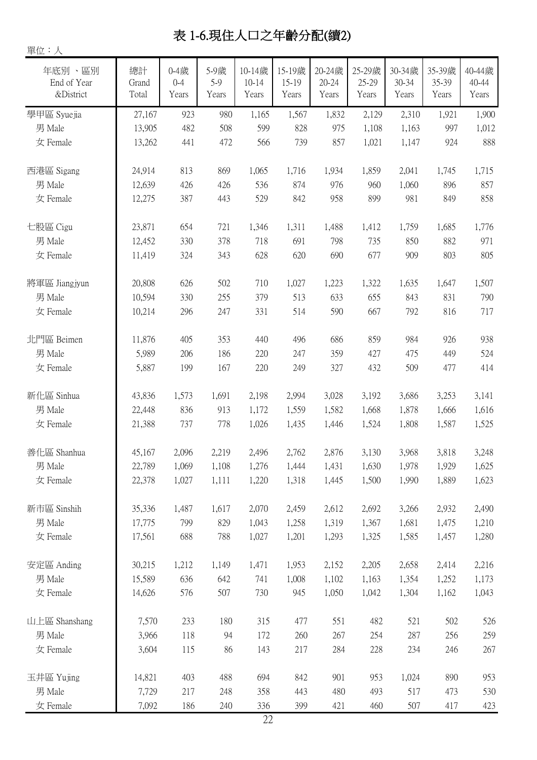# 表 1-6.現住人口之年齡分配(續2)

單位：人

| 年底別 、區別 End of Year &District | 總計 Grand Total | 0-4歲 0-4 Years | 5-9歲 5-9 Years | 10-14歲 10-14 Years | 15-19歲 15-19 Years | 20-24歲 20-24 Years | 25-29歲 25-29 Years | 30-34歲 30-34 Years | 35-39歲 35-39 Years | 40-44歲 40-44 Years |
|---|---|---|---|---|---|---|---|---|---|---|
| 學甲區 Syuejia | 27,167 | 923 | 980 | 1,165 | 1,567 | 1,832 | 2,129 | 2,310 | 1,921 | 1,900 |
| 男 Male | 13,905 | 482 | 508 | 599 | 828 | 975 | 1,108 | 1,163 | 997 | 1,012 |
| 女 Female | 13,262 | 441 | 472 | 566 | 739 | 857 | 1,021 | 1,147 | 924 | 888 |
| 西港區 Sigang | 24,914 | 813 | 869 | 1,065 | 1,716 | 1,934 | 1,859 | 2,041 | 1,745 | 1,715 |
| 男 Male | 12,639 | 426 | 426 | 536 | 874 | 976 | 960 | 1,060 | 896 | 857 |
| 女 Female | 12,275 | 387 | 443 | 529 | 842 | 958 | 899 | 981 | 849 | 858 |
| 七股區 Cigu | 23,871 | 654 | 721 | 1,346 | 1,311 | 1,488 | 1,412 | 1,759 | 1,685 | 1,776 |
| 男 Male | 12,452 | 330 | 378 | 718 | 691 | 798 | 735 | 850 | 882 | 971 |
| 女 Female | 11,419 | 324 | 343 | 628 | 620 | 690 | 677 | 909 | 803 | 805 |
| 將軍區 Jiangjyun | 20,808 | 626 | 502 | 710 | 1,027 | 1,223 | 1,322 | 1,635 | 1,647 | 1,507 |
| 男 Male | 10,594 | 330 | 255 | 379 | 513 | 633 | 655 | 843 | 831 | 790 |
| 女 Female | 10,214 | 296 | 247 | 331 | 514 | 590 | 667 | 792 | 816 | 717 |
| 北門區 Beimen | 11,876 | 405 | 353 | 440 | 496 | 686 | 859 | 984 | 926 | 938 |
| 男 Male | 5,989 | 206 | 186 | 220 | 247 | 359 | 427 | 475 | 449 | 524 |
| 女 Female | 5,887 | 199 | 167 | 220 | 249 | 327 | 432 | 509 | 477 | 414 |
| 新化區 Sinhua | 43,836 | 1,573 | 1,691 | 2,198 | 2,994 | 3,028 | 3,192 | 3,686 | 3,253 | 3,141 |
| 男 Male | 22,448 | 836 | 913 | 1,172 | 1,559 | 1,582 | 1,668 | 1,878 | 1,666 | 1,616 |
| 女 Female | 21,388 | 737 | 778 | 1,026 | 1,435 | 1,446 | 1,524 | 1,808 | 1,587 | 1,525 |
| 善化區 Shanhua | 45,167 | 2,096 | 2,219 | 2,496 | 2,762 | 2,876 | 3,130 | 3,968 | 3,818 | 3,248 |
| 男 Male | 22,789 | 1,069 | 1,108 | 1,276 | 1,444 | 1,431 | 1,630 | 1,978 | 1,929 | 1,625 |
| 女 Female | 22,378 | 1,027 | 1,111 | 1,220 | 1,318 | 1,445 | 1,500 | 1,990 | 1,889 | 1,623 |
| 新市區 Sinshih | 35,336 | 1,487 | 1,617 | 2,070 | 2,459 | 2,612 | 2,692 | 3,266 | 2,932 | 2,490 |
| 男 Male | 17,775 | 799 | 829 | 1,043 | 1,258 | 1,319 | 1,367 | 1,681 | 1,475 | 1,210 |
| 女 Female | 17,561 | 688 | 788 | 1,027 | 1,201 | 1,293 | 1,325 | 1,585 | 1,457 | 1,280 |
| 安定區 Anding | 30,215 | 1,212 | 1,149 | 1,471 | 1,953 | 2,152 | 2,205 | 2,658 | 2,414 | 2,216 |
| 男 Male | 15,589 | 636 | 642 | 741 | 1,008 | 1,102 | 1,163 | 1,354 | 1,252 | 1,173 |
| 女 Female | 14,626 | 576 | 507 | 730 | 945 | 1,050 | 1,042 | 1,304 | 1,162 | 1,043 |
| 山上區 Shanshang | 7,570 | 233 | 180 | 315 | 477 | 551 | 482 | 521 | 502 | 526 |
| 男 Male | 3,966 | 118 | 94 | 172 | 260 | 267 | 254 | 287 | 256 | 259 |
| 女 Female | 3,604 | 115 | 86 | 143 | 217 | 284 | 228 | 234 | 246 | 267 |
| 玉井區 Yujing | 14,821 | 403 | 488 | 694 | 842 | 901 | 953 | 1,024 | 890 | 953 |
| 男 Male | 7,729 | 217 | 248 | 358 | 443 | 480 | 493 | 517 | 473 | 530 |
| 女 Female | 7,092 | 186 | 240 | 336 | 399 | 421 | 460 | 507 | 417 | 423 |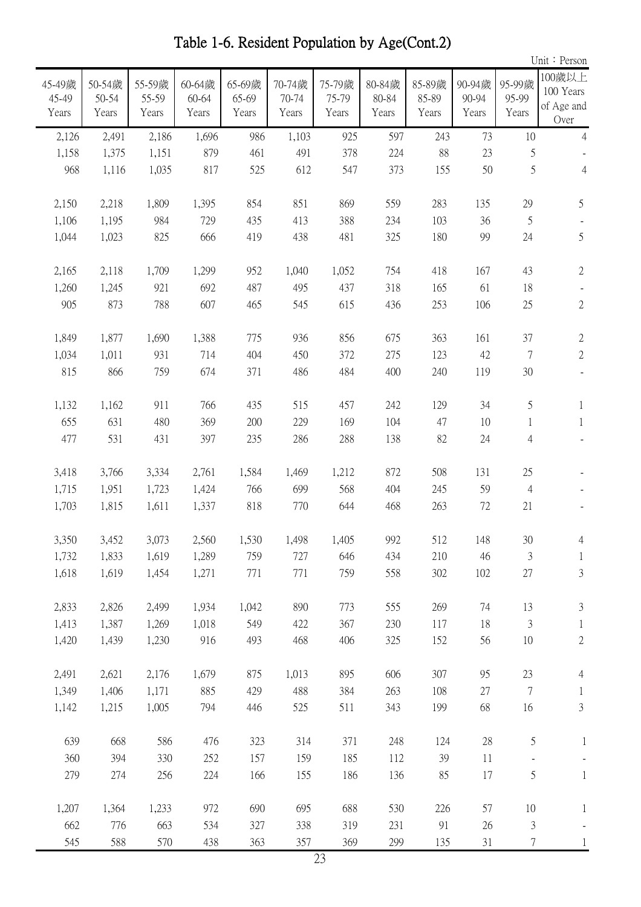# Table 1-6. Resident Population by Age(Cont.2)

Unit：Person

| 45-49歲 45-49 Years | 50-54歲 50-54 Years | 55-59歲 55-59 Years | 60-64歲 60-64 Years | 65-69歲 65-69 Years | 70-74歲 70-74 Years | 75-79歲 75-79 Years | 80-84歲 80-84 Years | 85-89歲 85-89 Years | 90-94歲 90-94 Years | 95-99歲 95-99 Years | 100歲以上 100 Years of Age and Over |
|---|---|---|---|---|---|---|---|---|---|---|---|
| 2,126 | 2,491 | 2,186 | 1,696 | 986 | 1,103 | 925 | 597 | 243 | 73 | 10 | 4 |
| 1,158 | 1,375 | 1,151 | 879 | 461 | 491 | 378 | 224 | 88 | 23 | 5 | - |
| 968 | 1,116 | 1,035 | 817 | 525 | 612 | 547 | 373 | 155 | 50 | 5 | 4 |
| | | | | | | | | | | | |
| 2,150 | 2,218 | 1,809 | 1,395 | 854 | 851 | 869 | 559 | 283 | 135 | 29 | 5 |
| 1,106 | 1,195 | 984 | 729 | 435 | 413 | 388 | 234 | 103 | 36 | 5 | - |
| 1,044 | 1,023 | 825 | 666 | 419 | 438 | 481 | 325 | 180 | 99 | 24 | 5 |
| | | | | | | | | | | | |
| 2,165 | 2,118 | 1,709 | 1,299 | 952 | 1,040 | 1,052 | 754 | 418 | 167 | 43 | 2 |
| 1,260 | 1,245 | 921 | 692 | 487 | 495 | 437 | 318 | 165 | 61 | 18 | - |
| 905 | 873 | 788 | 607 | 465 | 545 | 615 | 436 | 253 | 106 | 25 | 2 |
| | | | | | | | | | | | |
| 1,849 | 1,877 | 1,690 | 1,388 | 775 | 936 | 856 | 675 | 363 | 161 | 37 | 2 |
| 1,034 | 1,011 | 931 | 714 | 404 | 450 | 372 | 275 | 123 | 42 | 7 | 2 |
| 815 | 866 | 759 | 674 | 371 | 486 | 484 | 400 | 240 | 119 | 30 | - |
| | | | | | | | | | | | |
| 1,132 | 1,162 | 911 | 766 | 435 | 515 | 457 | 242 | 129 | 34 | 5 | 1 |
| 655 | 631 | 480 | 369 | 200 | 229 | 169 | 104 | 47 | 10 | 1 | 1 |
| 477 | 531 | 431 | 397 | 235 | 286 | 288 | 138 | 82 | 24 | 4 | - |
| | | | | | | | | | | | |
| 3,418 | 3,766 | 3,334 | 2,761 | 1,584 | 1,469 | 1,212 | 872 | 508 | 131 | 25 | - |
| 1,715 | 1,951 | 1,723 | 1,424 | 766 | 699 | 568 | 404 | 245 | 59 | 4 | - |
| 1,703 | 1,815 | 1,611 | 1,337 | 818 | 770 | 644 | 468 | 263 | 72 | 21 | - |
| | | | | | | | | | | | |
| 3,350 | 3,452 | 3,073 | 2,560 | 1,530 | 1,498 | 1,405 | 992 | 512 | 148 | 30 | 4 |
| 1,732 | 1,833 | 1,619 | 1,289 | 759 | 727 | 646 | 434 | 210 | 46 | 3 | 1 |
| 1,618 | 1,619 | 1,454 | 1,271 | 771 | 771 | 759 | 558 | 302 | 102 | 27 | 3 |
| | | | | | | | | | | | |
| 2,833 | 2,826 | 2,499 | 1,934 | 1,042 | 890 | 773 | 555 | 269 | 74 | 13 | 3 |
| 1,413 | 1,387 | 1,269 | 1,018 | 549 | 422 | 367 | 230 | 117 | 18 | 3 | 1 |
| 1,420 | 1,439 | 1,230 | 916 | 493 | 468 | 406 | 325 | 152 | 56 | 10 | 2 |
| | | | | | | | | | | | |
| 2,491 | 2,621 | 2,176 | 1,679 | 875 | 1,013 | 895 | 606 | 307 | 95 | 23 | 4 |
| 1,349 | 1,406 | 1,171 | 885 | 429 | 488 | 384 | 263 | 108 | 27 | 7 | 1 |
| 1,142 | 1,215 | 1,005 | 794 | 446 | 525 | 511 | 343 | 199 | 68 | 16 | 3 |
| | | | | | | | | | | | |
| 639 | 668 | 586 | 476 | 323 | 314 | 371 | 248 | 124 | 28 | 5 | 1 |
| 360 | 394 | 330 | 252 | 157 | 159 | 185 | 112 | 39 | 11 | - | - |
| 279 | 274 | 256 | 224 | 166 | 155 | 186 | 136 | 85 | 17 | 5 | 1 |
| | | | | | | | | | | | |
| 1,207 | 1,364 | 1,233 | 972 | 690 | 695 | 688 | 530 | 226 | 57 | 10 | 1 |
| 662 | 776 | 663 | 534 | 327 | 338 | 319 | 231 | 91 | 26 | 3 | - |
| 545 | 588 | 570 | 438 | 363 | 357 | 369 | 299 | 135 | 31 | 7 | 1 |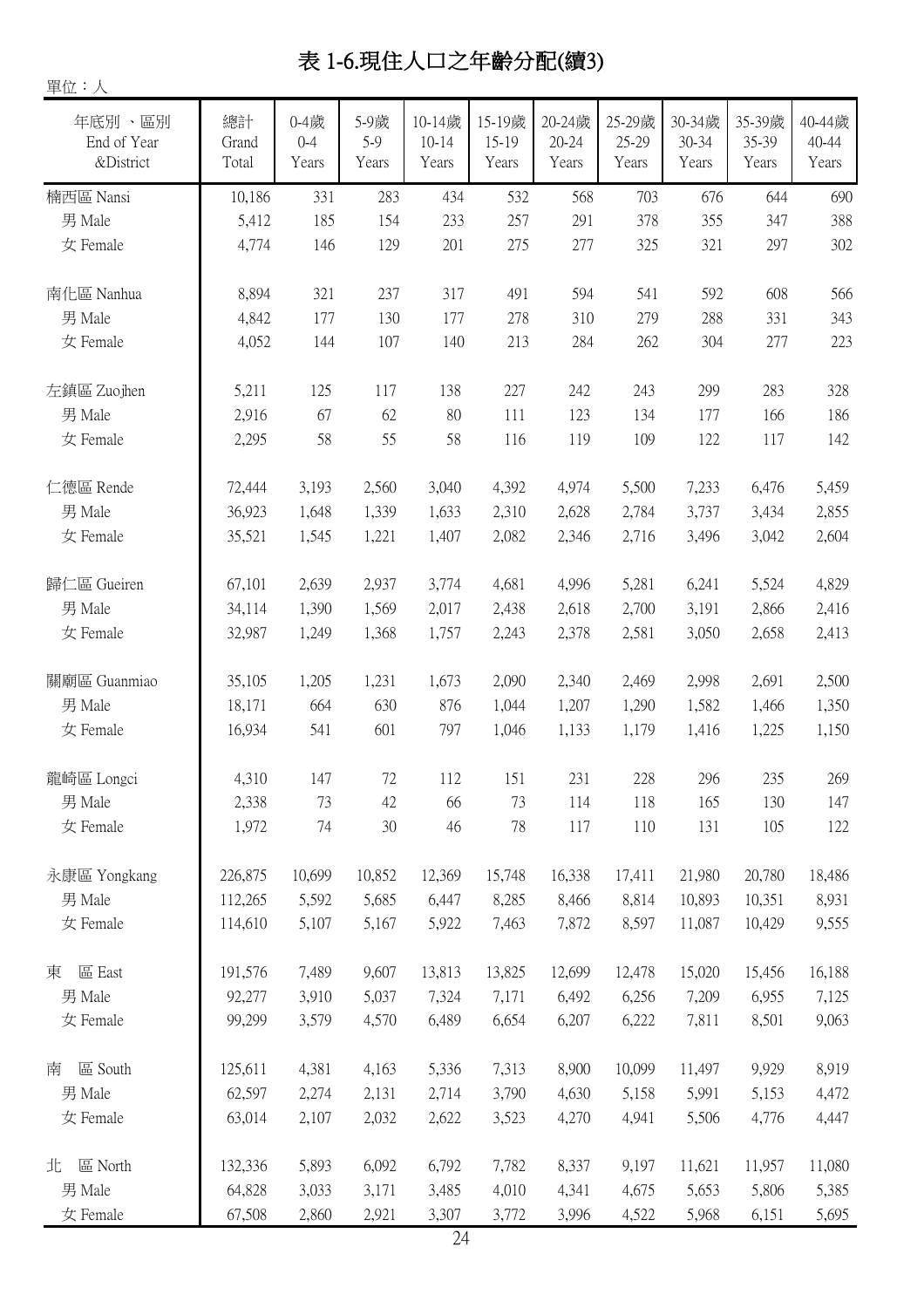# 表 1-6.現住人口之年齡分配(續3)

單位：人

| 年底別 、區別 End of Year &District | 總計 Grand Total | 0-4歲 0-4 Years | 5-9歲 5-9 Years | 10-14歲 10-14 Years | 15-19歲 15-19 Years | 20-24歲 20-24 Years | 25-29歲 25-29 Years | 30-34歲 30-34 Years | 35-39歲 35-39 Years | 40-44歲 40-44 Years |
|---|---|---|---|---|---|---|---|---|---|---|
| 楠西區 Nansi | 10,186 | 331 | 283 | 434 | 532 | 568 | 703 | 676 | 644 | 690 |
| 男 Male | 5,412 | 185 | 154 | 233 | 257 | 291 | 378 | 355 | 347 | 388 |
| 女 Female | 4,774 | 146 | 129 | 201 | 275 | 277 | 325 | 321 | 297 | 302 |
| 南化區 Nanhua | 8,894 | 321 | 237 | 317 | 491 | 594 | 541 | 592 | 608 | 566 |
| 男 Male | 4,842 | 177 | 130 | 177 | 278 | 310 | 279 | 288 | 331 | 343 |
| 女 Female | 4,052 | 144 | 107 | 140 | 213 | 284 | 262 | 304 | 277 | 223 |
| 左鎮區 Zuojhen | 5,211 | 125 | 117 | 138 | 227 | 242 | 243 | 299 | 283 | 328 |
| 男 Male | 2,916 | 67 | 62 | 80 | 111 | 123 | 134 | 177 | 166 | 186 |
| 女 Female | 2,295 | 58 | 55 | 58 | 116 | 119 | 109 | 122 | 117 | 142 |
| 仁德區 Rende | 72,444 | 3,193 | 2,560 | 3,040 | 4,392 | 4,974 | 5,500 | 7,233 | 6,476 | 5,459 |
| 男 Male | 36,923 | 1,648 | 1,339 | 1,633 | 2,310 | 2,628 | 2,784 | 3,737 | 3,434 | 2,855 |
| 女 Female | 35,521 | 1,545 | 1,221 | 1,407 | 2,082 | 2,346 | 2,716 | 3,496 | 3,042 | 2,604 |
| 歸仁區 Gueiren | 67,101 | 2,639 | 2,937 | 3,774 | 4,681 | 4,996 | 5,281 | 6,241 | 5,524 | 4,829 |
| 男 Male | 34,114 | 1,390 | 1,569 | 2,017 | 2,438 | 2,618 | 2,700 | 3,191 | 2,866 | 2,416 |
| 女 Female | 32,987 | 1,249 | 1,368 | 1,757 | 2,243 | 2,378 | 2,581 | 3,050 | 2,658 | 2,413 |
| 關廟區 Guanmiao | 35,105 | 1,205 | 1,231 | 1,673 | 2,090 | 2,340 | 2,469 | 2,998 | 2,691 | 2,500 |
| 男 Male | 18,171 | 664 | 630 | 876 | 1,044 | 1,207 | 1,290 | 1,582 | 1,466 | 1,350 |
| 女 Female | 16,934 | 541 | 601 | 797 | 1,046 | 1,133 | 1,179 | 1,416 | 1,225 | 1,150 |
| 龍崎區 Longci | 4,310 | 147 | 72 | 112 | 151 | 231 | 228 | 296 | 235 | 269 |
| 男 Male | 2,338 | 73 | 42 | 66 | 73 | 114 | 118 | 165 | 130 | 147 |
| 女 Female | 1,972 | 74 | 30 | 46 | 78 | 117 | 110 | 131 | 105 | 122 |
| 永康區 Yongkang | 226,875 | 10,699 | 10,852 | 12,369 | 15,748 | 16,338 | 17,411 | 21,980 | 20,780 | 18,486 |
| 男 Male | 112,265 | 5,592 | 5,685 | 6,447 | 8,285 | 8,466 | 8,814 | 10,893 | 10,351 | 8,931 |
| 女 Female | 114,610 | 5,107 | 5,167 | 5,922 | 7,463 | 7,872 | 8,597 | 11,087 | 10,429 | 9,555 |
| 東　區 East | 191,576 | 7,489 | 9,607 | 13,813 | 13,825 | 12,699 | 12,478 | 15,020 | 15,456 | 16,188 |
| 男 Male | 92,277 | 3,910 | 5,037 | 7,324 | 7,171 | 6,492 | 6,256 | 7,209 | 6,955 | 7,125 |
| 女 Female | 99,299 | 3,579 | 4,570 | 6,489 | 6,654 | 6,207 | 6,222 | 7,811 | 8,501 | 9,063 |
| 南　區 South | 125,611 | 4,381 | 4,163 | 5,336 | 7,313 | 8,900 | 10,099 | 11,497 | 9,929 | 8,919 |
| 男 Male | 62,597 | 2,274 | 2,131 | 2,714 | 3,790 | 4,630 | 5,158 | 5,991 | 5,153 | 4,472 |
| 女 Female | 63,014 | 2,107 | 2,032 | 2,622 | 3,523 | 4,270 | 4,941 | 5,506 | 4,776 | 4,447 |
| 北　區 North | 132,336 | 5,893 | 6,092 | 6,792 | 7,782 | 8,337 | 9,197 | 11,621 | 11,957 | 11,080 |
| 男 Male | 64,828 | 3,033 | 3,171 | 3,485 | 4,010 | 4,341 | 4,675 | 5,653 | 5,806 | 5,385 |
| 女 Female | 67,508 | 2,860 | 2,921 | 3,307 | 3,772 | 3,996 | 4,522 | 5,968 | 6,151 | 5,695 |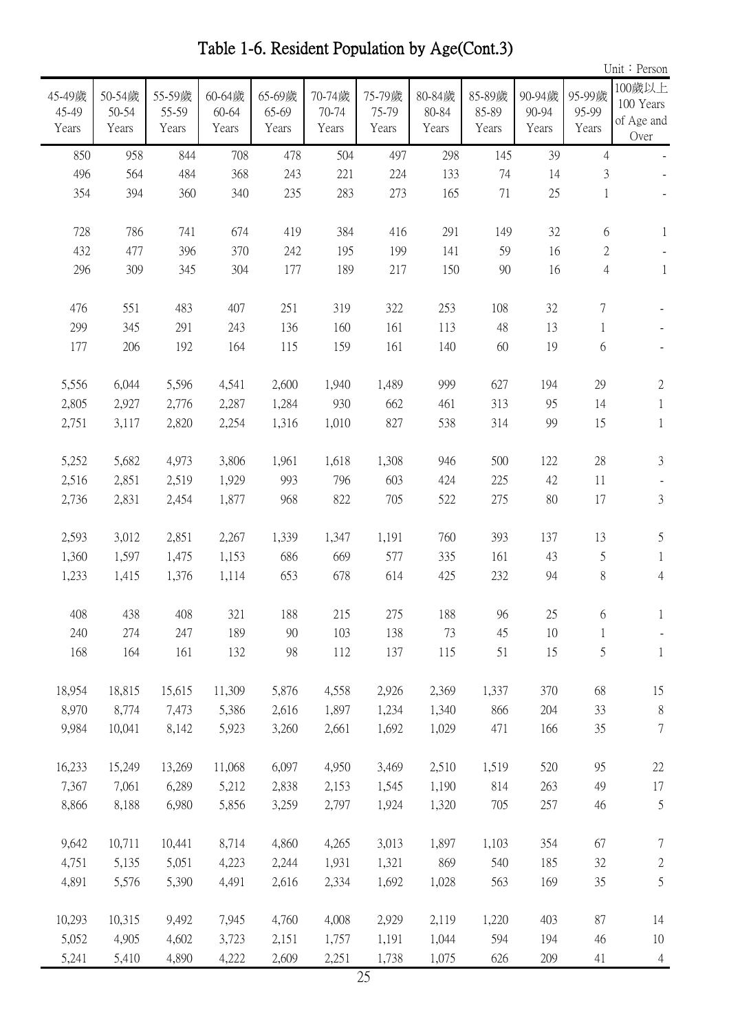# Table 1-6. Resident Population by Age(Cont.3)

Unit：Person

| 45-49歲 45-49 Years | 50-54歲 50-54 Years | 55-59歲 55-59 Years | 60-64歲 60-64 Years | 65-69歲 65-69 Years | 70-74歲 70-74 Years | 75-79歲 75-79 Years | 80-84歲 80-84 Years | 85-89歲 85-89 Years | 90-94歲 90-94 Years | 95-99歲 95-99 Years | 100歲以上 100 Years of Age and Over |
|---|---|---|---|---|---|---|---|---|---|---|---|
| 850 | 958 | 844 | 708 | 478 | 504 | 497 | 298 | 145 | 39 | 4 | - |
| 496 | 564 | 484 | 368 | 243 | 221 | 224 | 133 | 74 | 14 | 3 | - |
| 354 | 394 | 360 | 340 | 235 | 283 | 273 | 165 | 71 | 25 | 1 | - |
| 728 | 786 | 741 | 674 | 419 | 384 | 416 | 291 | 149 | 32 | 6 | 1 |
| 432 | 477 | 396 | 370 | 242 | 195 | 199 | 141 | 59 | 16 | 2 | - |
| 296 | 309 | 345 | 304 | 177 | 189 | 217 | 150 | 90 | 16 | 4 | 1 |
| 476 | 551 | 483 | 407 | 251 | 319 | 322 | 253 | 108 | 32 | 7 | - |
| 299 | 345 | 291 | 243 | 136 | 160 | 161 | 113 | 48 | 13 | 1 | - |
| 177 | 206 | 192 | 164 | 115 | 159 | 161 | 140 | 60 | 19 | 6 | - |
| 5,556 | 6,044 | 5,596 | 4,541 | 2,600 | 1,940 | 1,489 | 999 | 627 | 194 | 29 | 2 |
| 2,805 | 2,927 | 2,776 | 2,287 | 1,284 | 930 | 662 | 461 | 313 | 95 | 14 | 1 |
| 2,751 | 3,117 | 2,820 | 2,254 | 1,316 | 1,010 | 827 | 538 | 314 | 99 | 15 | 1 |
| 5,252 | 5,682 | 4,973 | 3,806 | 1,961 | 1,618 | 1,308 | 946 | 500 | 122 | 28 | 3 |
| 2,516 | 2,851 | 2,519 | 1,929 | 993 | 796 | 603 | 424 | 225 | 42 | 11 | - |
| 2,736 | 2,831 | 2,454 | 1,877 | 968 | 822 | 705 | 522 | 275 | 80 | 17 | 3 |
| 2,593 | 3,012 | 2,851 | 2,267 | 1,339 | 1,347 | 1,191 | 760 | 393 | 137 | 13 | 5 |
| 1,360 | 1,597 | 1,475 | 1,153 | 686 | 669 | 577 | 335 | 161 | 43 | 5 | 1 |
| 1,233 | 1,415 | 1,376 | 1,114 | 653 | 678 | 614 | 425 | 232 | 94 | 8 | 4 |
| 408 | 438 | 408 | 321 | 188 | 215 | 275 | 188 | 96 | 25 | 6 | 1 |
| 240 | 274 | 247 | 189 | 90 | 103 | 138 | 73 | 45 | 10 | 1 | - |
| 168 | 164 | 161 | 132 | 98 | 112 | 137 | 115 | 51 | 15 | 5 | 1 |
| 18,954 | 18,815 | 15,615 | 11,309 | 5,876 | 4,558 | 2,926 | 2,369 | 1,337 | 370 | 68 | 15 |
| 8,970 | 8,774 | 7,473 | 5,386 | 2,616 | 1,897 | 1,234 | 1,340 | 866 | 204 | 33 | 8 |
| 9,984 | 10,041 | 8,142 | 5,923 | 3,260 | 2,661 | 1,692 | 1,029 | 471 | 166 | 35 | 7 |
| 16,233 | 15,249 | 13,269 | 11,068 | 6,097 | 4,950 | 3,469 | 2,510 | 1,519 | 520 | 95 | 22 |
| 7,367 | 7,061 | 6,289 | 5,212 | 2,838 | 2,153 | 1,545 | 1,190 | 814 | 263 | 49 | 17 |
| 8,866 | 8,188 | 6,980 | 5,856 | 3,259 | 2,797 | 1,924 | 1,320 | 705 | 257 | 46 | 5 |
| 9,642 | 10,711 | 10,441 | 8,714 | 4,860 | 4,265 | 3,013 | 1,897 | 1,103 | 354 | 67 | 7 |
| 4,751 | 5,135 | 5,051 | 4,223 | 2,244 | 1,931 | 1,321 | 869 | 540 | 185 | 32 | 2 |
| 4,891 | 5,576 | 5,390 | 4,491 | 2,616 | 2,334 | 1,692 | 1,028 | 563 | 169 | 35 | 5 |
| 10,293 | 10,315 | 9,492 | 7,945 | 4,760 | 4,008 | 2,929 | 2,119 | 1,220 | 403 | 87 | 14 |
| 5,052 | 4,905 | 4,602 | 3,723 | 2,151 | 1,757 | 1,191 | 1,044 | 594 | 194 | 46 | 10 |
| 5,241 | 5,410 | 4,890 | 4,222 | 2,609 | 2,251 | 1,738 | 1,075 | 626 | 209 | 41 | 4 |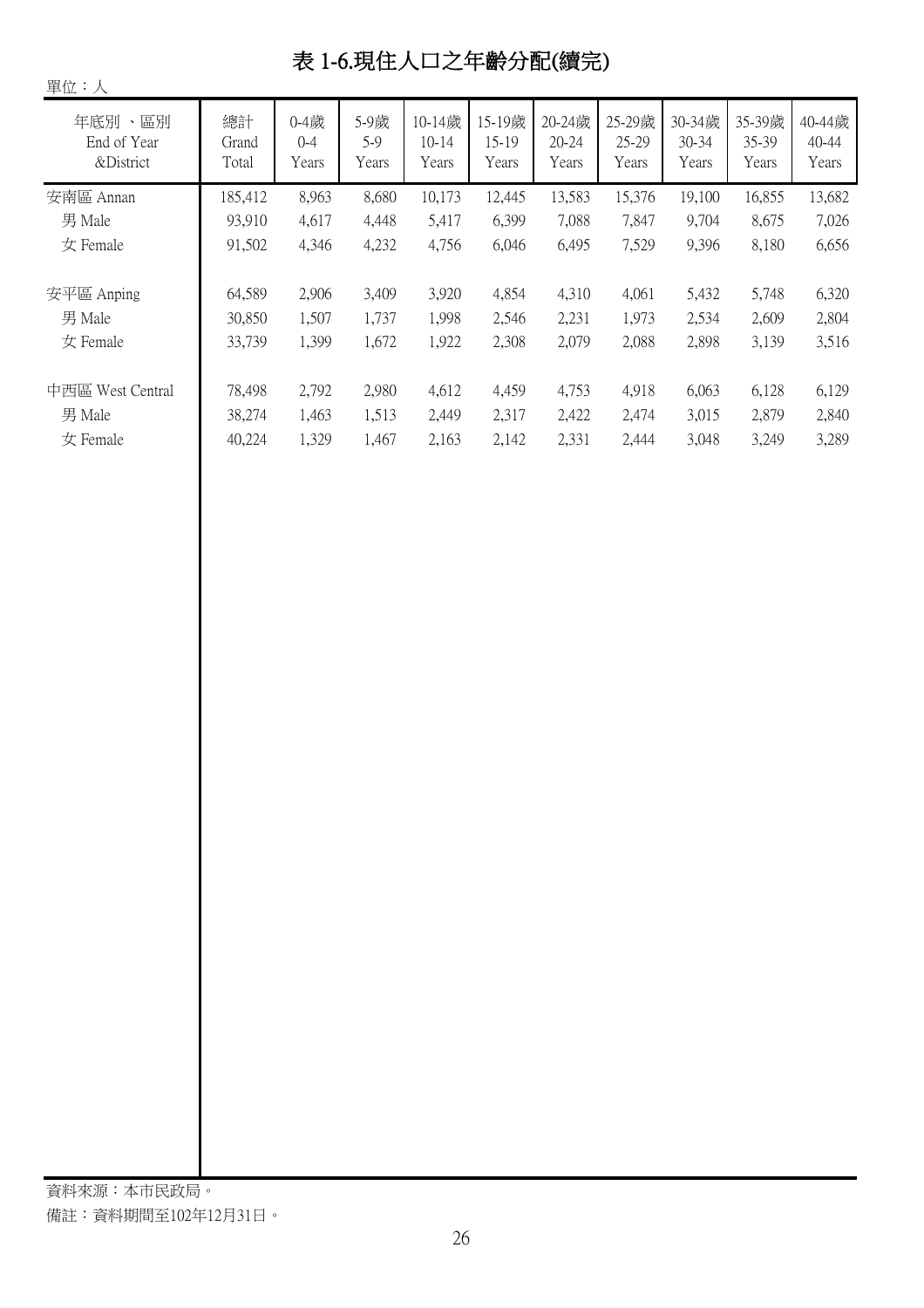# 表 1-6.現住人口之年齡分配(續完)

單位：人

| 年底別 、區別 End of Year &District | 總計 Grand Total | 0-4歲 0-4 Years | 5-9歲 5-9 Years | 10-14歲 10-14 Years | 15-19歲 15-19 Years | 20-24歲 20-24 Years | 25-29歲 25-29 Years | 30-34歲 30-34 Years | 35-39歲 35-39 Years | 40-44歲 40-44 Years |
|---|---|---|---|---|---|---|---|---|---|---|
| 安南區 Annan | 185,412 | 8,963 | 8,680 | 10,173 | 12,445 | 13,583 | 15,376 | 19,100 | 16,855 | 13,682 |
| 男 Male | 93,910 | 4,617 | 4,448 | 5,417 | 6,399 | 7,088 | 7,847 | 9,704 | 8,675 | 7,026 |
| 女 Female | 91,502 | 4,346 | 4,232 | 4,756 | 6,046 | 6,495 | 7,529 | 9,396 | 8,180 | 6,656 |
| 安平區 Anping | 64,589 | 2,906 | 3,409 | 3,920 | 4,854 | 4,310 | 4,061 | 5,432 | 5,748 | 6,320 |
| 男 Male | 30,850 | 1,507 | 1,737 | 1,998 | 2,546 | 2,231 | 1,973 | 2,534 | 2,609 | 2,804 |
| 女 Female | 33,739 | 1,399 | 1,672 | 1,922 | 2,308 | 2,079 | 2,088 | 2,898 | 3,139 | 3,516 |
| 中西區 West Central | 78,498 | 2,792 | 2,980 | 4,612 | 4,459 | 4,753 | 4,918 | 6,063 | 6,128 | 6,129 |
| 男 Male | 38,274 | 1,463 | 1,513 | 2,449 | 2,317 | 2,422 | 2,474 | 3,015 | 2,879 | 2,840 |
| 女 Female | 40,224 | 1,329 | 1,467 | 2,163 | 2,142 | 2,331 | 2,444 | 3,048 | 3,249 | 3,289 |

資料來源：本市民政局。

備註：資料期間至102年12月31日。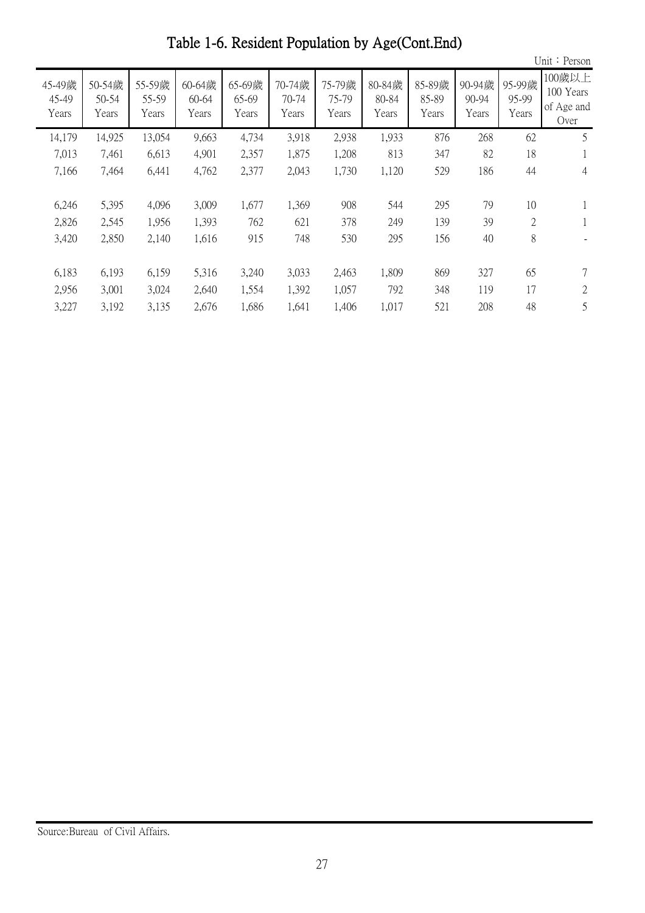# Table 1-6. Resident Population by Age(Cont.End)

Unit：Person

| 45-49歲 45-49 Years | 50-54歲 50-54 Years | 55-59歲 55-59 Years | 60-64歲 60-64 Years | 65-69歲 65-69 Years | 70-74歲 70-74 Years | 75-79歲 75-79 Years | 80-84歲 80-84 Years | 85-89歲 85-89 Years | 90-94歲 90-94 Years | 95-99歲 95-99 Years | 100歲以上 100 Years of Age and Over |
|---|---|---|---|---|---|---|---|---|---|---|---|
| 14,179 | 14,925 | 13,054 | 9,663 | 4,734 | 3,918 | 2,938 | 1,933 | 876 | 268 | 62 | 5 |
| 7,013 | 7,461 | 6,613 | 4,901 | 2,357 | 1,875 | 1,208 | 813 | 347 | 82 | 18 | 1 |
| 7,166 | 7,464 | 6,441 | 4,762 | 2,377 | 2,043 | 1,730 | 1,120 | 529 | 186 | 44 | 4 |
| | | | | | | | | | | | |
| 6,246 | 5,395 | 4,096 | 3,009 | 1,677 | 1,369 | 908 | 544 | 295 | 79 | 10 | 1 |
| 2,826 | 2,545 | 1,956 | 1,393 | 762 | 621 | 378 | 249 | 139 | 39 | 2 | 1 |
| 3,420 | 2,850 | 2,140 | 1,616 | 915 | 748 | 530 | 295 | 156 | 40 | 8 | - |
| | | | | | | | | | | | |
| 6,183 | 6,193 | 6,159 | 5,316 | 3,240 | 3,033 | 2,463 | 1,809 | 869 | 327 | 65 | 7 |
| 2,956 | 3,001 | 3,024 | 2,640 | 1,554 | 1,392 | 1,057 | 792 | 348 | 119 | 17 | 2 |
| 3,227 | 3,192 | 3,135 | 2,676 | 1,686 | 1,641 | 1,406 | 1,017 | 521 | 208 | 48 | 5 |

Source:Bureau of Civil Affairs.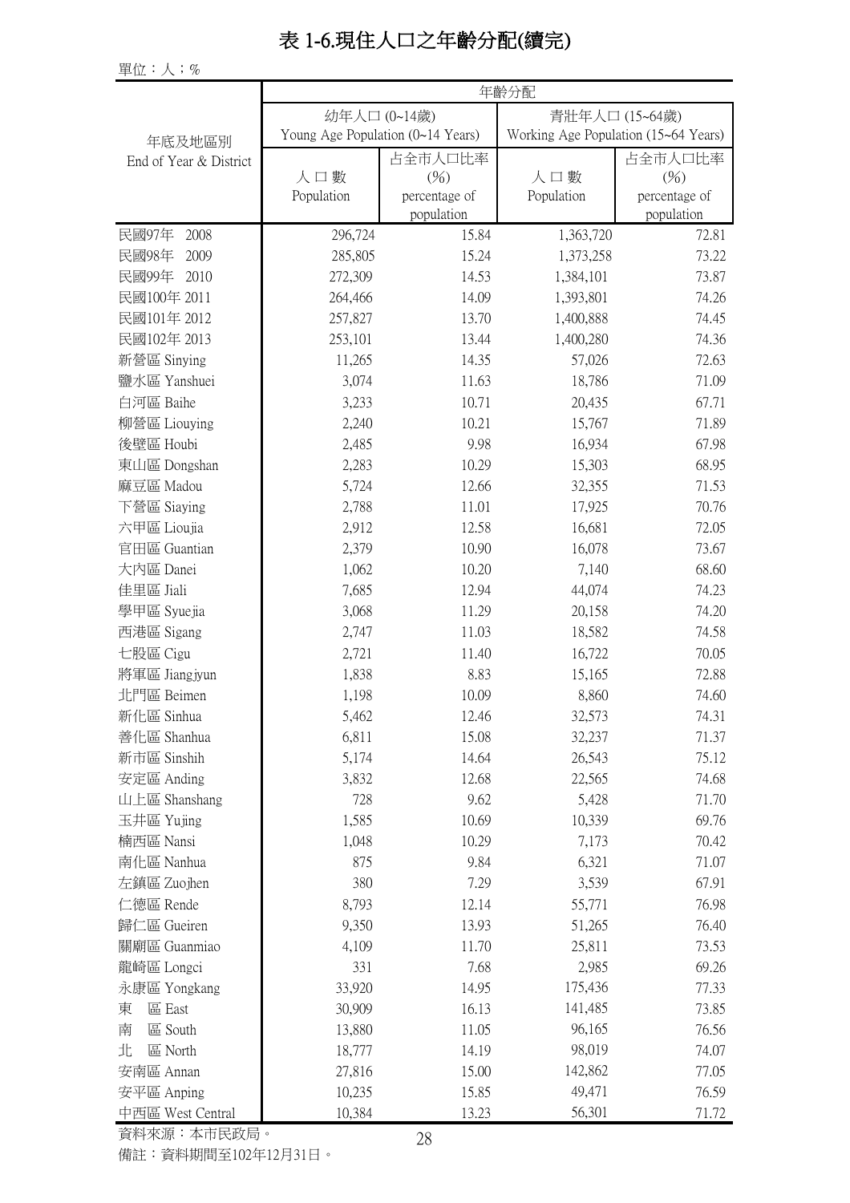# 表 1-6.現住人口之年齡分配(續完)

單位：人；%

| 年底及地區別 End of Year & District | 年齡分配 | | | |
|---|---|---|---|---|
| | 幼年人口 (0~14歲) Young Age Population (0~14 Years) | | 青壯年人口 (15~64歲) Working Age Population (15~64 Years) | |
| | 人口數 Population | 占全市人口比率 (%) percentage of population | 人口數 Population | 占全市人口比率 (%) percentage of population |
| 民國97年 2008 | 296,724 | 15.84 | 1,363,720 | 72.81 |
| 民國98年 2009 | 285,805 | 15.24 | 1,373,258 | 73.22 |
| 民國99年 2010 | 272,309 | 14.53 | 1,384,101 | 73.87 |
| 民國100年 2011 | 264,466 | 14.09 | 1,393,801 | 74.26 |
| 民國101年 2012 | 257,827 | 13.70 | 1,400,888 | 74.45 |
| 民國102年 2013 | 253,101 | 13.44 | 1,400,280 | 74.36 |
| 新營區 Sinying | 11,265 | 14.35 | 57,026 | 72.63 |
| 鹽水區 Yanshuei | 3,074 | 11.63 | 18,786 | 71.09 |
| 白河區 Baihe | 3,233 | 10.71 | 20,435 | 67.71 |
| 柳營區 Liouying | 2,240 | 10.21 | 15,767 | 71.89 |
| 後壁區 Houbi | 2,485 | 9.98 | 16,934 | 67.98 |
| 東山區 Dongshan | 2,283 | 10.29 | 15,303 | 68.95 |
| 麻豆區 Madou | 5,724 | 12.66 | 32,355 | 71.53 |
| 下營區 Siaying | 2,788 | 11.01 | 17,925 | 70.76 |
| 六甲區 Lioujia | 2,912 | 12.58 | 16,681 | 72.05 |
| 官田區 Guantian | 2,379 | 10.90 | 16,078 | 73.67 |
| 大內區 Danei | 1,062 | 10.20 | 7,140 | 68.60 |
| 佳里區 Jiali | 7,685 | 12.94 | 44,074 | 74.23 |
| 學甲區 Syuejia | 3,068 | 11.29 | 20,158 | 74.20 |
| 西港區 Sigang | 2,747 | 11.03 | 18,582 | 74.58 |
| 七股區 Cigu | 2,721 | 11.40 | 16,722 | 70.05 |
| 將軍區 Jiangjyun | 1,838 | 8.83 | 15,165 | 72.88 |
| 北門區 Beimen | 1,198 | 10.09 | 8,860 | 74.60 |
| 新化區 Sinhua | 5,462 | 12.46 | 32,573 | 74.31 |
| 善化區 Shanhua | 6,811 | 15.08 | 32,237 | 71.37 |
| 新市區 Sinshih | 5,174 | 14.64 | 26,543 | 75.12 |
| 安定區 Anding | 3,832 | 12.68 | 22,565 | 74.68 |
| 山上區 Shanshang | 728 | 9.62 | 5,428 | 71.70 |
| 玉井區 Yujing | 1,585 | 10.69 | 10,339 | 69.76 |
| 楠西區 Nansi | 1,048 | 10.29 | 7,173 | 70.42 |
| 南化區 Nanhua | 875 | 9.84 | 6,321 | 71.07 |
| 左鎮區 Zuojhen | 380 | 7.29 | 3,539 | 67.91 |
| 仁德區 Rende | 8,793 | 12.14 | 55,771 | 76.98 |
| 歸仁區 Gueiren | 9,350 | 13.93 | 51,265 | 76.40 |
| 關廟區 Guanmiao | 4,109 | 11.70 | 25,811 | 73.53 |
| 龍崎區 Longci | 331 | 7.68 | 2,985 | 69.26 |
| 永康區 Yongkang | 33,920 | 14.95 | 175,436 | 77.33 |
| 東　區 East | 30,909 | 16.13 | 141,485 | 73.85 |
| 南　區 South | 13,880 | 11.05 | 96,165 | 76.56 |
| 北　區 North | 18,777 | 14.19 | 98,019 | 74.07 |
| 安南區 Annan | 27,816 | 15.00 | 142,862 | 77.05 |
| 安平區 Anping | 10,235 | 15.85 | 49,471 | 76.59 |
| 中西區 West Central | 10,384 | 13.23 | 56,301 | 71.72 |

資料來源：本市民政局。

備註：資料期間至102年12月31日。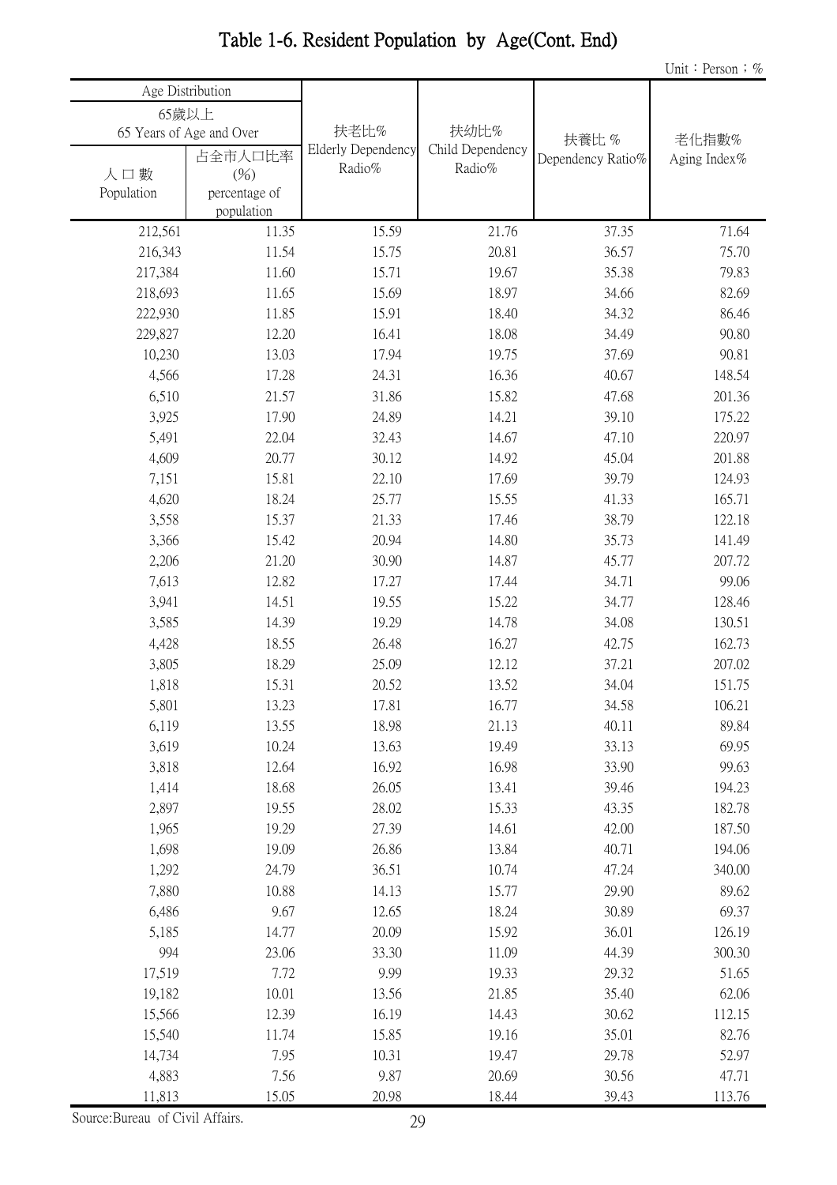# Table 1-6. Resident Population by Age(Cont. End)

Unit：Person；%

| Age Distribution | | 扶老比% Elderly Dependency Radio% | 扶幼比% Child Dependency Radio% | 扶養比 % Dependency Ratio% | 老化指數% Aging Index% |
|---|---|---|---|---|---|
| 65歲以上 65 Years of Age and Over | | | | | |
| 人口數 Population | 占全市人口比率 (%) percentage of population | | | | |
| 212,561 | 11.35 | 15.59 | 21.76 | 37.35 | 71.64 |
| 216,343 | 11.54 | 15.75 | 20.81 | 36.57 | 75.70 |
| 217,384 | 11.60 | 15.71 | 19.67 | 35.38 | 79.83 |
| 218,693 | 11.65 | 15.69 | 18.97 | 34.66 | 82.69 |
| 222,930 | 11.85 | 15.91 | 18.40 | 34.32 | 86.46 |
| 229,827 | 12.20 | 16.41 | 18.08 | 34.49 | 90.80 |
| 10,230 | 13.03 | 17.94 | 19.75 | 37.69 | 90.81 |
| 4,566 | 17.28 | 24.31 | 16.36 | 40.67 | 148.54 |
| 6,510 | 21.57 | 31.86 | 15.82 | 47.68 | 201.36 |
| 3,925 | 17.90 | 24.89 | 14.21 | 39.10 | 175.22 |
| 5,491 | 22.04 | 32.43 | 14.67 | 47.10 | 220.97 |
| 4,609 | 20.77 | 30.12 | 14.92 | 45.04 | 201.88 |
| 7,151 | 15.81 | 22.10 | 17.69 | 39.79 | 124.93 |
| 4,620 | 18.24 | 25.77 | 15.55 | 41.33 | 165.71 |
| 3,558 | 15.37 | 21.33 | 17.46 | 38.79 | 122.18 |
| 3,366 | 15.42 | 20.94 | 14.80 | 35.73 | 141.49 |
| 2,206 | 21.20 | 30.90 | 14.87 | 45.77 | 207.72 |
| 7,613 | 12.82 | 17.27 | 17.44 | 34.71 | 99.06 |
| 3,941 | 14.51 | 19.55 | 15.22 | 34.77 | 128.46 |
| 3,585 | 14.39 | 19.29 | 14.78 | 34.08 | 130.51 |
| 4,428 | 18.55 | 26.48 | 16.27 | 42.75 | 162.73 |
| 3,805 | 18.29 | 25.09 | 12.12 | 37.21 | 207.02 |
| 1,818 | 15.31 | 20.52 | 13.52 | 34.04 | 151.75 |
| 5,801 | 13.23 | 17.81 | 16.77 | 34.58 | 106.21 |
| 6,119 | 13.55 | 18.98 | 21.13 | 40.11 | 89.84 |
| 3,619 | 10.24 | 13.63 | 19.49 | 33.13 | 69.95 |
| 3,818 | 12.64 | 16.92 | 16.98 | 33.90 | 99.63 |
| 1,414 | 18.68 | 26.05 | 13.41 | 39.46 | 194.23 |
| 2,897 | 19.55 | 28.02 | 15.33 | 43.35 | 182.78 |
| 1,965 | 19.29 | 27.39 | 14.61 | 42.00 | 187.50 |
| 1,698 | 19.09 | 26.86 | 13.84 | 40.71 | 194.06 |
| 1,292 | 24.79 | 36.51 | 10.74 | 47.24 | 340.00 |
| 7,880 | 10.88 | 14.13 | 15.77 | 29.90 | 89.62 |
| 6,486 | 9.67 | 12.65 | 18.24 | 30.89 | 69.37 |
| 5,185 | 14.77 | 20.09 | 15.92 | 36.01 | 126.19 |
| 994 | 23.06 | 33.30 | 11.09 | 44.39 | 300.30 |
| 17,519 | 7.72 | 9.99 | 19.33 | 29.32 | 51.65 |
| 19,182 | 10.01 | 13.56 | 21.85 | 35.40 | 62.06 |
| 15,566 | 12.39 | 16.19 | 14.43 | 30.62 | 112.15 |
| 15,540 | 11.74 | 15.85 | 19.16 | 35.01 | 82.76 |
| 14,734 | 7.95 | 10.31 | 19.47 | 29.78 | 52.97 |
| 4,883 | 7.56 | 9.87 | 20.69 | 30.56 | 47.71 |
| 11,813 | 15.05 | 20.98 | 18.44 | 39.43 | 113.76 |

Source:Bureau of Civil Affairs.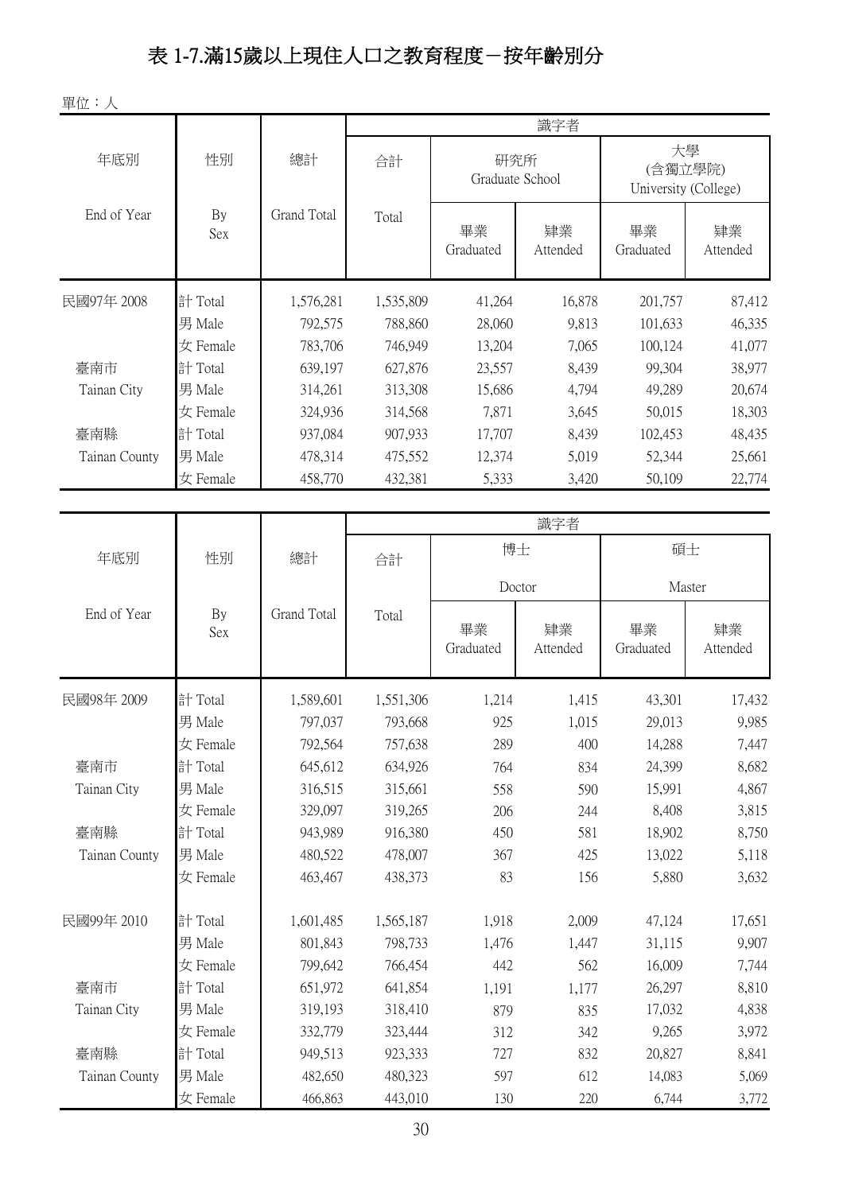# 表 1-7.滿15歲以上現住人口之教育程度－按年齡別分

單位：人

| 年底別 End of Year | 性別 By Sex | 總計 Grand Total | 識字者 合計 Total | 研究所 Graduate School 畢業 Graduated | 研究所 Graduate School 肄業 Attended | 大學(含獨立學院) University (College) 畢業 Graduated | 大學(含獨立學院) University (College) 肄業 Attended |
|---|---|---|---|---|---|---|---|
| 民國97年 2008 | 計 Total | 1,576,281 | 1,535,809 | 41,264 | 16,878 | 201,757 | 87,412 |
| | 男 Male | 792,575 | 788,860 | 28,060 | 9,813 | 101,633 | 46,335 |
| | 女 Female | 783,706 | 746,949 | 13,204 | 7,065 | 100,124 | 41,077 |
| 臺南市 Tainan City | 計 Total | 639,197 | 627,876 | 23,557 | 8,439 | 99,304 | 38,977 |
| | 男 Male | 314,261 | 313,308 | 15,686 | 4,794 | 49,289 | 20,674 |
| | 女 Female | 324,936 | 314,568 | 7,871 | 3,645 | 50,015 | 18,303 |
| 臺南縣 Tainan County | 計 Total | 937,084 | 907,933 | 17,707 | 8,439 | 102,453 | 48,435 |
| | 男 Male | 478,314 | 475,552 | 12,374 | 5,019 | 52,344 | 25,661 |
| | 女 Female | 458,770 | 432,381 | 5,333 | 3,420 | 50,109 | 22,774 |

| 年底別 End of Year | 性別 By Sex | 總計 Grand Total | 識字者 合計 Total | 博士 Doctor 畢業 Graduated | 博士 Doctor 肄業 Attended | 碩士 Master 畢業 Graduated | 碩士 Master 肄業 Attended |
|---|---|---|---|---|---|---|---|
| 民國98年 2009 | 計 Total | 1,589,601 | 1,551,306 | 1,214 | 1,415 | 43,301 | 17,432 |
| | 男 Male | 797,037 | 793,668 | 925 | 1,015 | 29,013 | 9,985 |
| | 女 Female | 792,564 | 757,638 | 289 | 400 | 14,288 | 7,447 |
| 臺南市 Tainan City | 計 Total | 645,612 | 634,926 | 764 | 834 | 24,399 | 8,682 |
| | 男 Male | 316,515 | 315,661 | 558 | 590 | 15,991 | 4,867 |
| | 女 Female | 329,097 | 319,265 | 206 | 244 | 8,408 | 3,815 |
| 臺南縣 Tainan County | 計 Total | 943,989 | 916,380 | 450 | 581 | 18,902 | 8,750 |
| | 男 Male | 480,522 | 478,007 | 367 | 425 | 13,022 | 5,118 |
| | 女 Female | 463,467 | 438,373 | 83 | 156 | 5,880 | 3,632 |
| 民國99年 2010 | 計 Total | 1,601,485 | 1,565,187 | 1,918 | 2,009 | 47,124 | 17,651 |
| | 男 Male | 801,843 | 798,733 | 1,476 | 1,447 | 31,115 | 9,907 |
| | 女 Female | 799,642 | 766,454 | 442 | 562 | 16,009 | 7,744 |
| 臺南市 Tainan City | 計 Total | 651,972 | 641,854 | 1,191 | 1,177 | 26,297 | 8,810 |
| | 男 Male | 319,193 | 318,410 | 879 | 835 | 17,032 | 4,838 |
| | 女 Female | 332,779 | 323,444 | 312 | 342 | 9,265 | 3,972 |
| 臺南縣 Tainan County | 計 Total | 949,513 | 923,333 | 727 | 832 | 20,827 | 8,841 |
| | 男 Male | 482,650 | 480,323 | 597 | 612 | 14,083 | 5,069 |
| | 女 Female | 466,863 | 443,010 | 130 | 220 | 6,744 | 3,772 |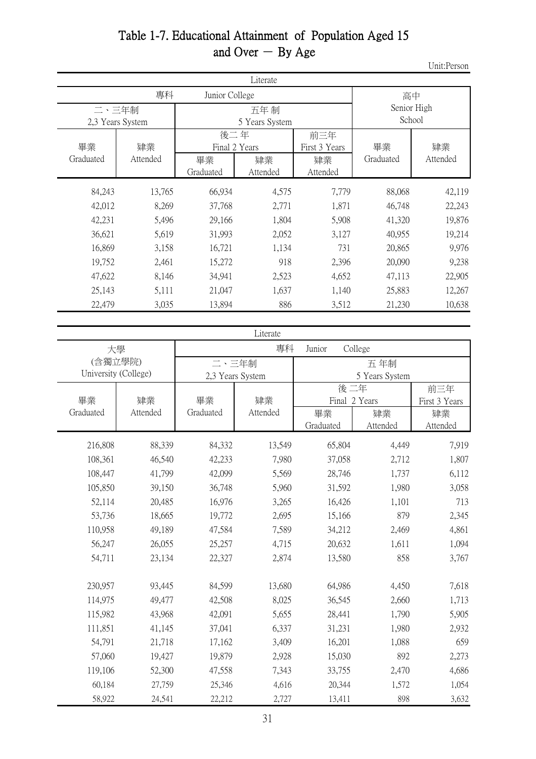# Table 1-7. Educational Attainment of Population Aged 15 and Over － By Age

Unit:Person

| Literate | | | | | | |
|---|---|---|---|---|---|---|
| 專科 Junior College | | | | | 高中 Senior High School | |
| 二、三年制 2,3 Years System | | 五年制 5 Years System | | | | |
| | | 後二年 Final 2 Years | | 前三年 First 3 Years | | |
| 畢業 Graduated | 肄業 Attended | 畢業 Graduated | 肄業 Attended | 肄業 Attended | 畢業 Graduated | 肄業 Attended |
| 84,243 | 13,765 | 66,934 | 4,575 | 7,779 | 88,068 | 42,119 |
| 42,012 | 8,269 | 37,768 | 2,771 | 1,871 | 46,748 | 22,243 |
| 42,231 | 5,496 | 29,166 | 1,804 | 5,908 | 41,320 | 19,876 |
| 36,621 | 5,619 | 31,993 | 2,052 | 3,127 | 40,955 | 19,214 |
| 16,869 | 3,158 | 16,721 | 1,134 | 731 | 20,865 | 9,976 |
| 19,752 | 2,461 | 15,272 | 918 | 2,396 | 20,090 | 9,238 |
| 47,622 | 8,146 | 34,941 | 2,523 | 4,652 | 47,113 | 22,905 |
| 25,143 | 5,111 | 21,047 | 1,637 | 1,140 | 25,883 | 12,267 |
| 22,479 | 3,035 | 13,894 | 886 | 3,512 | 21,230 | 10,638 |

| Literate | | | | | | |
|---|---|---|---|---|---|---|
| 大學 (含獨立學院) University (College) | | 專科 Junior College | | | | |
| | | 二、三年制 2,3 Years System | | 五年制 5 Years System | | |
| | | | | 後二年 Final 2 Years | | 前三年 First 3 Years |
| 畢業 Graduated | 肄業 Attended | 畢業 Graduated | 肄業 Attended | 畢業 Graduated | 肄業 Attended | 肄業 Attended |
| 216,808 | 88,339 | 84,332 | 13,549 | 65,804 | 4,449 | 7,919 |
| 108,361 | 46,540 | 42,233 | 7,980 | 37,058 | 2,712 | 1,807 |
| 108,447 | 41,799 | 42,099 | 5,569 | 28,746 | 1,737 | 6,112 |
| 105,850 | 39,150 | 36,748 | 5,960 | 31,592 | 1,980 | 3,058 |
| 52,114 | 20,485 | 16,976 | 3,265 | 16,426 | 1,101 | 713 |
| 53,736 | 18,665 | 19,772 | 2,695 | 15,166 | 879 | 2,345 |
| 110,958 | 49,189 | 47,584 | 7,589 | 34,212 | 2,469 | 4,861 |
| 56,247 | 26,055 | 25,257 | 4,715 | 20,632 | 1,611 | 1,094 |
| 54,711 | 23,134 | 22,327 | 2,874 | 13,580 | 858 | 3,767 |
| | | | | | | |
| 230,957 | 93,445 | 84,599 | 13,680 | 64,986 | 4,450 | 7,618 |
| 114,975 | 49,477 | 42,508 | 8,025 | 36,545 | 2,660 | 1,713 |
| 115,982 | 43,968 | 42,091 | 5,655 | 28,441 | 1,790 | 5,905 |
| 111,851 | 41,145 | 37,041 | 6,337 | 31,231 | 1,980 | 2,932 |
| 54,791 | 21,718 | 17,162 | 3,409 | 16,201 | 1,088 | 659 |
| 57,060 | 19,427 | 19,879 | 2,928 | 15,030 | 892 | 2,273 |
| 119,106 | 52,300 | 47,558 | 7,343 | 33,755 | 2,470 | 4,686 |
| 60,184 | 27,759 | 25,346 | 4,616 | 20,344 | 1,572 | 1,054 |
| 58,922 | 24,541 | 22,212 | 2,727 | 13,411 | 898 | 3,632 |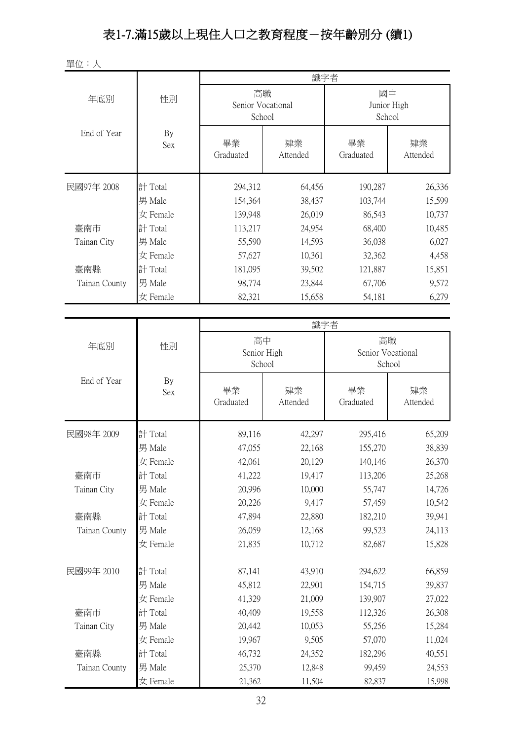# 表1-7.滿15歲以上現住人口之教育程度－按年齡別分 (續1)

單位：人

| 年底別 End of Year | 性別 By Sex | 識字者 | | | |
|---|---|---|---|---|---|
| | | 高職 Senior Vocational School | | 國中 Junior High School | |
| | | 畢業 Graduated | 肄業 Attended | 畢業 Graduated | 肄業 Attended |
| 民國97年 2008 | 計 Total | 294,312 | 64,456 | 190,287 | 26,336 |
| | 男 Male | 154,364 | 38,437 | 103,744 | 15,599 |
| | 女 Female | 139,948 | 26,019 | 86,543 | 10,737 |
| 臺南市 Tainan City | 計 Total | 113,217 | 24,954 | 68,400 | 10,485 |
| | 男 Male | 55,590 | 14,593 | 36,038 | 6,027 |
| | 女 Female | 57,627 | 10,361 | 32,362 | 4,458 |
| 臺南縣 Tainan County | 計 Total | 181,095 | 39,502 | 121,887 | 15,851 |
| | 男 Male | 98,774 | 23,844 | 67,706 | 9,572 |
| | 女 Female | 82,321 | 15,658 | 54,181 | 6,279 |

| 年底別 End of Year | 性別 By Sex | 識字者 | | | |
|---|---|---|---|---|---|
| | | 高中 Senior High School | | 高職 Senior Vocational School | |
| | | 畢業 Graduated | 肄業 Attended | 畢業 Graduated | 肄業 Attended |
| 民國98年 2009 | 計 Total | 89,116 | 42,297 | 295,416 | 65,209 |
| | 男 Male | 47,055 | 22,168 | 155,270 | 38,839 |
| | 女 Female | 42,061 | 20,129 | 140,146 | 26,370 |
| 臺南市 Tainan City | 計 Total | 41,222 | 19,417 | 113,206 | 25,268 |
| | 男 Male | 20,996 | 10,000 | 55,747 | 14,726 |
| | 女 Female | 20,226 | 9,417 | 57,459 | 10,542 |
| 臺南縣 Tainan County | 計 Total | 47,894 | 22,880 | 182,210 | 39,941 |
| | 男 Male | 26,059 | 12,168 | 99,523 | 24,113 |
| | 女 Female | 21,835 | 10,712 | 82,687 | 15,828 |
| 民國99年 2010 | 計 Total | 87,141 | 43,910 | 294,622 | 66,859 |
| | 男 Male | 45,812 | 22,901 | 154,715 | 39,837 |
| | 女 Female | 41,329 | 21,009 | 139,907 | 27,022 |
| 臺南市 Tainan City | 計 Total | 40,409 | 19,558 | 112,326 | 26,308 |
| | 男 Male | 20,442 | 10,053 | 55,256 | 15,284 |
| | 女 Female | 19,967 | 9,505 | 57,070 | 11,024 |
| 臺南縣 Tainan County | 計 Total | 46,732 | 24,352 | 182,296 | 40,551 |
| | 男 Male | 25,370 | 12,848 | 99,459 | 24,553 |
| | 女 Female | 21,362 | 11,504 | 82,837 | 15,998 |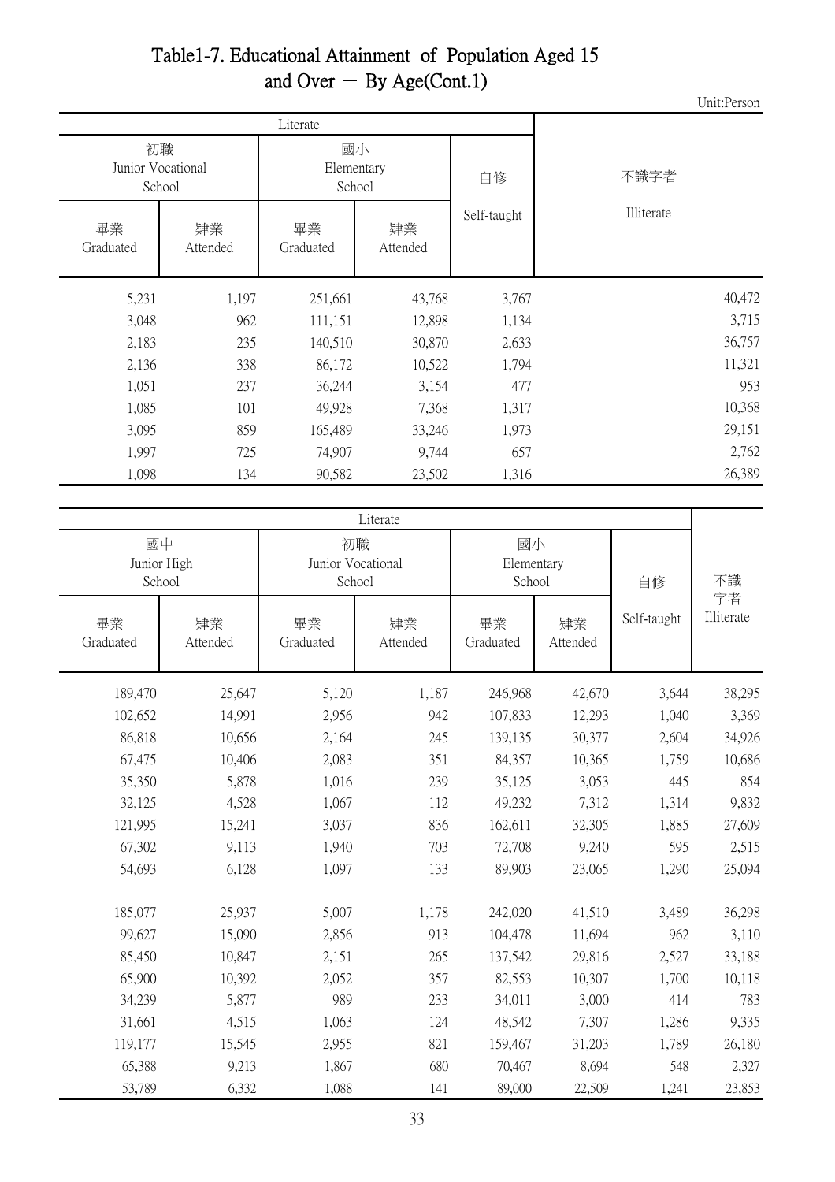# Table1-7. Educational Attainment of Population Aged 15 and Over － By Age(Cont.1)

Unit:Person

| Literate | | | | | 不識字者 Illiterate |
|---|---|---|---|---|---|
| 初職 Junior Vocational School | | 國小 Elementary School | | 自修 Self-taught | |
| 畢業 Graduated | 肄業 Attended | 畢業 Graduated | 肄業 Attended | | |
| 5,231 | 1,197 | 251,661 | 43,768 | 3,767 | 40,472 |
| 3,048 | 962 | 111,151 | 12,898 | 1,134 | 3,715 |
| 2,183 | 235 | 140,510 | 30,870 | 2,633 | 36,757 |
| 2,136 | 338 | 86,172 | 10,522 | 1,794 | 11,321 |
| 1,051 | 237 | 36,244 | 3,154 | 477 | 953 |
| 1,085 | 101 | 49,928 | 7,368 | 1,317 | 10,368 |
| 3,095 | 859 | 165,489 | 33,246 | 1,973 | 29,151 |
| 1,997 | 725 | 74,907 | 9,744 | 657 | 2,762 |
| 1,098 | 134 | 90,582 | 23,502 | 1,316 | 26,389 |

| Literate | | | | | | | 不識字者 Illiterate |
|---|---|---|---|---|---|---|---|
| 國中 Junior High School | | 初職 Junior Vocational School | | 國小 Elementary School | | 自修 Self-taught | |
| 畢業 Graduated | 肄業 Attended | 畢業 Graduated | 肄業 Attended | 畢業 Graduated | 肄業 Attended | | |
| 189,470 | 25,647 | 5,120 | 1,187 | 246,968 | 42,670 | 3,644 | 38,295 |
| 102,652 | 14,991 | 2,956 | 942 | 107,833 | 12,293 | 1,040 | 3,369 |
| 86,818 | 10,656 | 2,164 | 245 | 139,135 | 30,377 | 2,604 | 34,926 |
| 67,475 | 10,406 | 2,083 | 351 | 84,357 | 10,365 | 1,759 | 10,686 |
| 35,350 | 5,878 | 1,016 | 239 | 35,125 | 3,053 | 445 | 854 |
| 32,125 | 4,528 | 1,067 | 112 | 49,232 | 7,312 | 1,314 | 9,832 |
| 121,995 | 15,241 | 3,037 | 836 | 162,611 | 32,305 | 1,885 | 27,609 |
| 67,302 | 9,113 | 1,940 | 703 | 72,708 | 9,240 | 595 | 2,515 |
| 54,693 | 6,128 | 1,097 | 133 | 89,903 | 23,065 | 1,290 | 25,094 |
| | | | | | | | |
| 185,077 | 25,937 | 5,007 | 1,178 | 242,020 | 41,510 | 3,489 | 36,298 |
| 99,627 | 15,090 | 2,856 | 913 | 104,478 | 11,694 | 962 | 3,110 |
| 85,450 | 10,847 | 2,151 | 265 | 137,542 | 29,816 | 2,527 | 33,188 |
| 65,900 | 10,392 | 2,052 | 357 | 82,553 | 10,307 | 1,700 | 10,118 |
| 34,239 | 5,877 | 989 | 233 | 34,011 | 3,000 | 414 | 783 |
| 31,661 | 4,515 | 1,063 | 124 | 48,542 | 7,307 | 1,286 | 9,335 |
| 119,177 | 15,545 | 2,955 | 821 | 159,467 | 31,203 | 1,789 | 26,180 |
| 65,388 | 9,213 | 1,867 | 680 | 70,467 | 8,694 | 548 | 2,327 |
| 53,789 | 6,332 | 1,088 | 141 | 89,000 | 22,509 | 1,241 | 23,853 |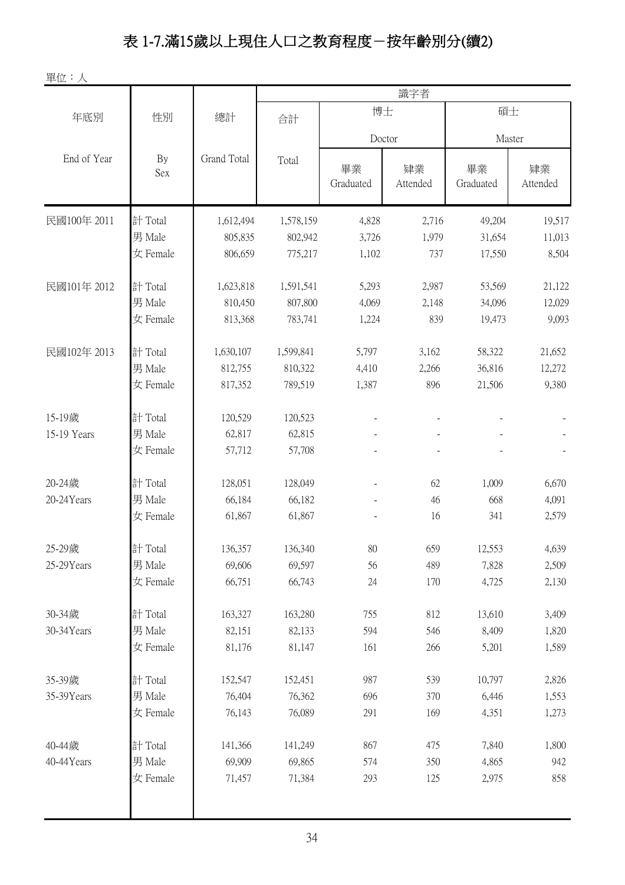# 表 1-7.滿15歲以上現住人口之教育程度－按年齡別分(續2)

單位：人

| 年底別 End of Year | 性別 By Sex | 總計 Grand Total | 識字者 合計 Total | 博士 Doctor 畢業 Graduated | 博士 Doctor 肄業 Attended | 碩士 Master 畢業 Graduated | 碩士 Master 肄業 Attended |
|---|---|---|---|---|---|---|---|
| 民國100年 2011 | 計 Total | 1,612,494 | 1,578,159 | 4,828 | 2,716 | 49,204 | 19,517 |
| | 男 Male | 805,835 | 802,942 | 3,726 | 1,979 | 31,654 | 11,013 |
| | 女 Female | 806,659 | 775,217 | 1,102 | 737 | 17,550 | 8,504 |
| 民國101年 2012 | 計 Total | 1,623,818 | 1,591,541 | 5,293 | 2,987 | 53,569 | 21,122 |
| | 男 Male | 810,450 | 807,800 | 4,069 | 2,148 | 34,096 | 12,029 |
| | 女 Female | 813,368 | 783,741 | 1,224 | 839 | 19,473 | 9,093 |
| 民國102年 2013 | 計 Total | 1,630,107 | 1,599,841 | 5,797 | 3,162 | 58,322 | 21,652 |
| | 男 Male | 812,755 | 810,322 | 4,410 | 2,266 | 36,816 | 12,272 |
| | 女 Female | 817,352 | 789,519 | 1,387 | 896 | 21,506 | 9,380 |
| 15-19歲 15-19 Years | 計 Total | 120,529 | 120,523 | - | - | - | - |
| | 男 Male | 62,817 | 62,815 | - | - | - | - |
| | 女 Female | 57,712 | 57,708 | - | - | - | - |
| 20-24歲 20-24Years | 計 Total | 128,051 | 128,049 | - | 62 | 1,009 | 6,670 |
| | 男 Male | 66,184 | 66,182 | - | 46 | 668 | 4,091 |
| | 女 Female | 61,867 | 61,867 | - | 16 | 341 | 2,579 |
| 25-29歲 25-29Years | 計 Total | 136,357 | 136,340 | 80 | 659 | 12,553 | 4,639 |
| | 男 Male | 69,606 | 69,597 | 56 | 489 | 7,828 | 2,509 |
| | 女 Female | 66,751 | 66,743 | 24 | 170 | 4,725 | 2,130 |
| 30-34歲 30-34Years | 計 Total | 163,327 | 163,280 | 755 | 812 | 13,610 | 3,409 |
| | 男 Male | 82,151 | 82,133 | 594 | 546 | 8,409 | 1,820 |
| | 女 Female | 81,176 | 81,147 | 161 | 266 | 5,201 | 1,589 |
| 35-39歲 35-39Years | 計 Total | 152,547 | 152,451 | 987 | 539 | 10,797 | 2,826 |
| | 男 Male | 76,404 | 76,362 | 696 | 370 | 6,446 | 1,553 |
| | 女 Female | 76,143 | 76,089 | 291 | 169 | 4,351 | 1,273 |
| 40-44歲 40-44Years | 計 Total | 141,366 | 141,249 | 867 | 475 | 7,840 | 1,800 |
| | 男 Male | 69,909 | 69,865 | 574 | 350 | 4,865 | 942 |
| | 女 Female | 71,457 | 71,384 | 293 | 125 | 2,975 | 858 |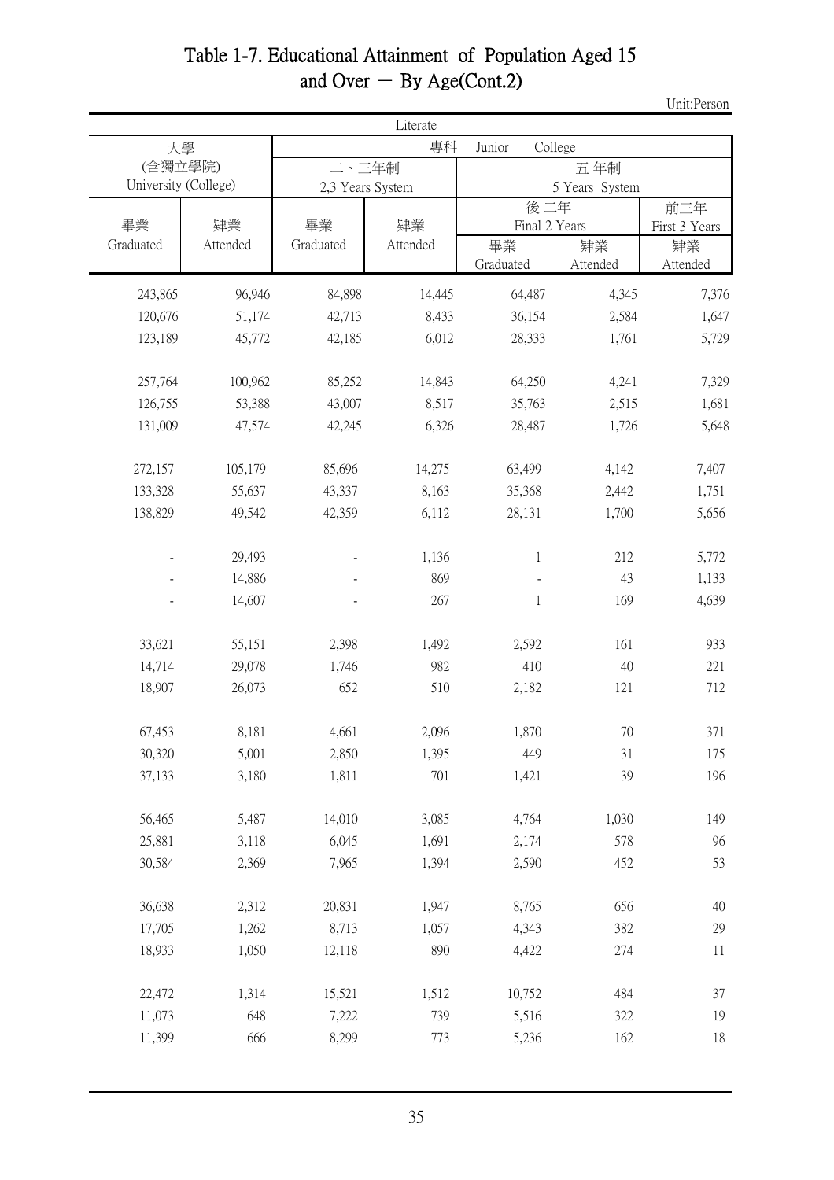# Table 1-7. Educational Attainment of Population Aged 15 and Over － By Age(Cont.2)

Unit:Person

| Literate | | | | | | |
|---|---|---|---|---|---|---|
| 大學 (含獨立學院) University (College) | | 專科 Junior College | | | | |
| | | 二、三年制 2,3 Years System | | 五 年制 5 Years System | | |
| | | | | 後 二年 Final 2 Years | | 前三年 First 3 Years |
| 畢業 Graduated | 肄業 Attended | 畢業 Graduated | 肄業 Attended | 畢業 Graduated | 肄業 Attended | 肄業 Attended |
| 243,865 | 96,946 | 84,898 | 14,445 | 64,487 | 4,345 | 7,376 |
| 120,676 | 51,174 | 42,713 | 8,433 | 36,154 | 2,584 | 1,647 |
| 123,189 | 45,772 | 42,185 | 6,012 | 28,333 | 1,761 | 5,729 |
| 257,764 | 100,962 | 85,252 | 14,843 | 64,250 | 4,241 | 7,329 |
| 126,755 | 53,388 | 43,007 | 8,517 | 35,763 | 2,515 | 1,681 |
| 131,009 | 47,574 | 42,245 | 6,326 | 28,487 | 1,726 | 5,648 |
| 272,157 | 105,179 | 85,696 | 14,275 | 63,499 | 4,142 | 7,407 |
| 133,328 | 55,637 | 43,337 | 8,163 | 35,368 | 2,442 | 1,751 |
| 138,829 | 49,542 | 42,359 | 6,112 | 28,131 | 1,700 | 5,656 |
| - | 29,493 | - | 1,136 | 1 | 212 | 5,772 |
| - | 14,886 | - | 869 | - | 43 | 1,133 |
| - | 14,607 | - | 267 | 1 | 169 | 4,639 |
| 33,621 | 55,151 | 2,398 | 1,492 | 2,592 | 161 | 933 |
| 14,714 | 29,078 | 1,746 | 982 | 410 | 40 | 221 |
| 18,907 | 26,073 | 652 | 510 | 2,182 | 121 | 712 |
| 67,453 | 8,181 | 4,661 | 2,096 | 1,870 | 70 | 371 |
| 30,320 | 5,001 | 2,850 | 1,395 | 449 | 31 | 175 |
| 37,133 | 3,180 | 1,811 | 701 | 1,421 | 39 | 196 |
| 56,465 | 5,487 | 14,010 | 3,085 | 4,764 | 1,030 | 149 |
| 25,881 | 3,118 | 6,045 | 1,691 | 2,174 | 578 | 96 |
| 30,584 | 2,369 | 7,965 | 1,394 | 2,590 | 452 | 53 |
| 36,638 | 2,312 | 20,831 | 1,947 | 8,765 | 656 | 40 |
| 17,705 | 1,262 | 8,713 | 1,057 | 4,343 | 382 | 29 |
| 18,933 | 1,050 | 12,118 | 890 | 4,422 | 274 | 11 |
| 22,472 | 1,314 | 15,521 | 1,512 | 10,752 | 484 | 37 |
| 11,073 | 648 | 7,222 | 739 | 5,516 | 322 | 19 |
| 11,399 | 666 | 8,299 | 773 | 5,236 | 162 | 18 |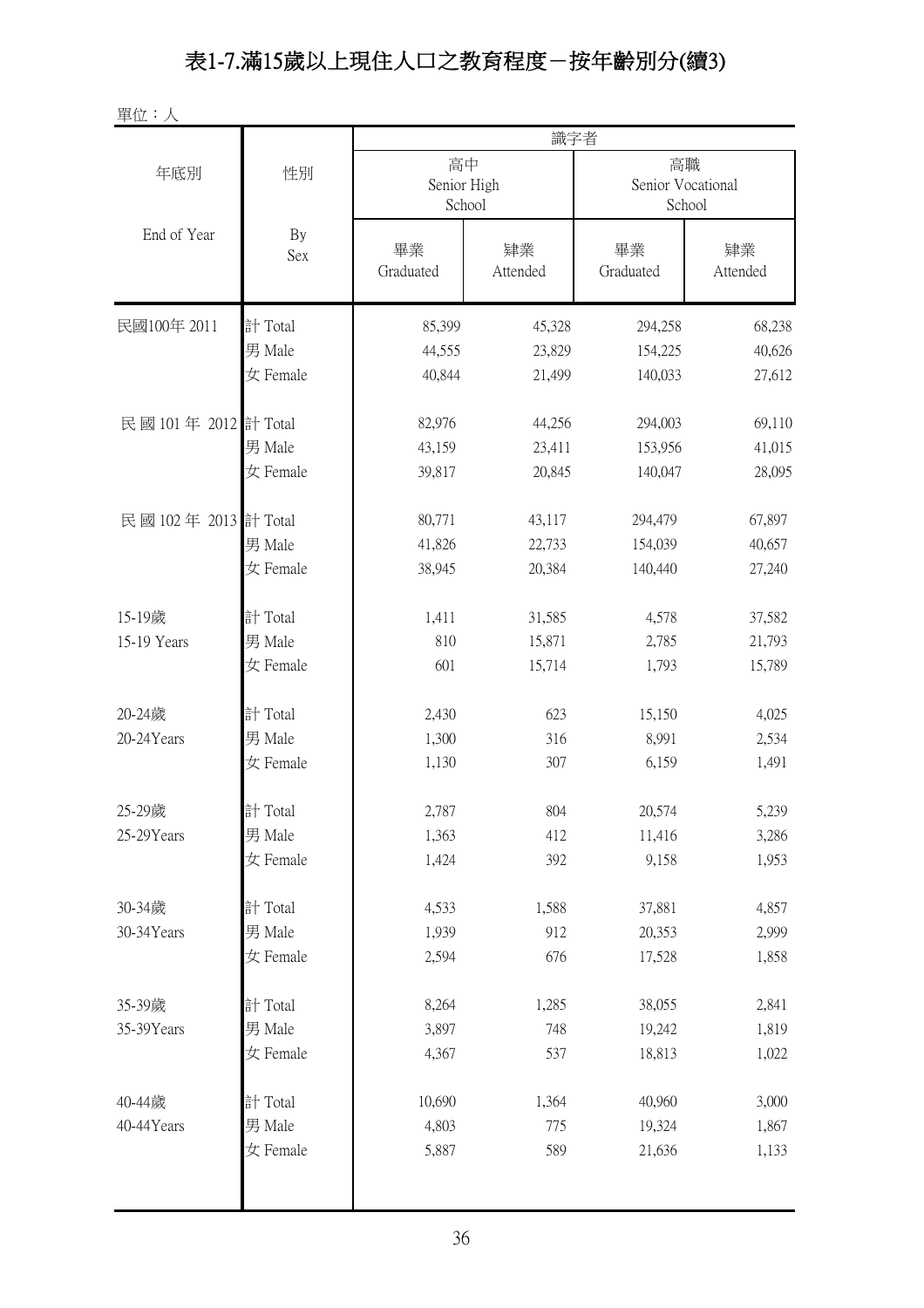# 表1-7.滿15歲以上現住人口之教育程度－按年齡別分(續3)

單位：人

| 年底別 End of Year | 性別 By Sex | 識字者 | | | |
|---|---|---|---|---|---|
| | | 高中 Senior High School | | 高職 Senior Vocational School | |
| | | 畢業 Graduated | 肄業 Attended | 畢業 Graduated | 肄業 Attended |
| 民國100年 2011 | 計 Total | 85,399 | 45,328 | 294,258 | 68,238 |
| | 男 Male | 44,555 | 23,829 | 154,225 | 40,626 |
| | 女 Female | 40,844 | 21,499 | 140,033 | 27,612 |
| 民 國 101 年 2012 | 計 Total | 82,976 | 44,256 | 294,003 | 69,110 |
| | 男 Male | 43,159 | 23,411 | 153,956 | 41,015 |
| | 女 Female | 39,817 | 20,845 | 140,047 | 28,095 |
| 民 國 102 年 2013 | 計 Total | 80,771 | 43,117 | 294,479 | 67,897 |
| | 男 Male | 41,826 | 22,733 | 154,039 | 40,657 |
| | 女 Female | 38,945 | 20,384 | 140,440 | 27,240 |
| 15-19歲 15-19 Years | 計 Total | 1,411 | 31,585 | 4,578 | 37,582 |
| | 男 Male | 810 | 15,871 | 2,785 | 21,793 |
| | 女 Female | 601 | 15,714 | 1,793 | 15,789 |
| 20-24歲 20-24Years | 計 Total | 2,430 | 623 | 15,150 | 4,025 |
| | 男 Male | 1,300 | 316 | 8,991 | 2,534 |
| | 女 Female | 1,130 | 307 | 6,159 | 1,491 |
| 25-29歲 25-29Years | 計 Total | 2,787 | 804 | 20,574 | 5,239 |
| | 男 Male | 1,363 | 412 | 11,416 | 3,286 |
| | 女 Female | 1,424 | 392 | 9,158 | 1,953 |
| 30-34歲 30-34Years | 計 Total | 4,533 | 1,588 | 37,881 | 4,857 |
| | 男 Male | 1,939 | 912 | 20,353 | 2,999 |
| | 女 Female | 2,594 | 676 | 17,528 | 1,858 |
| 35-39歲 35-39Years | 計 Total | 8,264 | 1,285 | 38,055 | 2,841 |
| | 男 Male | 3,897 | 748 | 19,242 | 1,819 |
| | 女 Female | 4,367 | 537 | 18,813 | 1,022 |
| 40-44歲 40-44Years | 計 Total | 10,690 | 1,364 | 40,960 | 3,000 |
| | 男 Male | 4,803 | 775 | 19,324 | 1,867 |
| | 女 Female | 5,887 | 589 | 21,636 | 1,133 |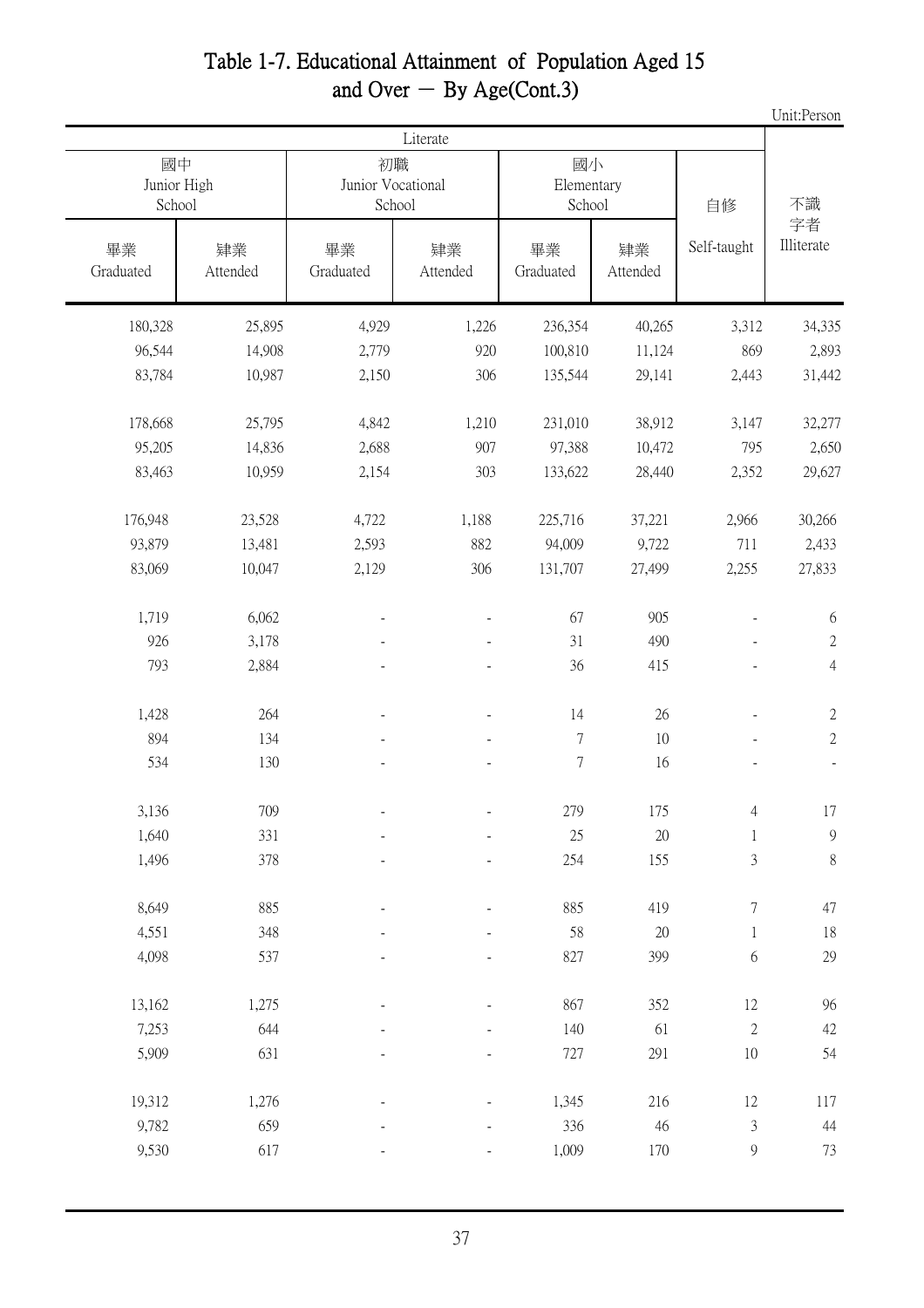# Table 1-7. Educational Attainment of Population Aged 15 and Over － By Age(Cont.3)

Unit:Person

| Literate | | | | | | | 不識字者 Illiterate |
|---|---|---|---|---|---|---|---|
| 國中 Junior High School | | 初職 Junior Vocational School | | 國小 Elementary School | | 自修 | |
| 畢業 Graduated | 肄業 Attended | 畢業 Graduated | 肄業 Attended | 畢業 Graduated | 肄業 Attended | Self-taught | |
| 180,328 | 25,895 | 4,929 | 1,226 | 236,354 | 40,265 | 3,312 | 34,335 |
| 96,544 | 14,908 | 2,779 | 920 | 100,810 | 11,124 | 869 | 2,893 |
| 83,784 | 10,987 | 2,150 | 306 | 135,544 | 29,141 | 2,443 | 31,442 |
| 178,668 | 25,795 | 4,842 | 1,210 | 231,010 | 38,912 | 3,147 | 32,277 |
| 95,205 | 14,836 | 2,688 | 907 | 97,388 | 10,472 | 795 | 2,650 |
| 83,463 | 10,959 | 2,154 | 303 | 133,622 | 28,440 | 2,352 | 29,627 |
| 176,948 | 23,528 | 4,722 | 1,188 | 225,716 | 37,221 | 2,966 | 30,266 |
| 93,879 | 13,481 | 2,593 | 882 | 94,009 | 9,722 | 711 | 2,433 |
| 83,069 | 10,047 | 2,129 | 306 | 131,707 | 27,499 | 2,255 | 27,833 |
| 1,719 | 6,062 | - | - | 67 | 905 | - | 6 |
| 926 | 3,178 | - | - | 31 | 490 | - | 2 |
| 793 | 2,884 | - | - | 36 | 415 | - | 4 |
| 1,428 | 264 | - | - | 14 | 26 | - | 2 |
| 894 | 134 | - | - | 7 | 10 | - | 2 |
| 534 | 130 | - | - | 7 | 16 | - | - |
| 3,136 | 709 | - | - | 279 | 175 | 4 | 17 |
| 1,640 | 331 | - | - | 25 | 20 | 1 | 9 |
| 1,496 | 378 | - | - | 254 | 155 | 3 | 8 |
| 8,649 | 885 | - | - | 885 | 419 | 7 | 47 |
| 4,551 | 348 | - | - | 58 | 20 | 1 | 18 |
| 4,098 | 537 | - | - | 827 | 399 | 6 | 29 |
| 13,162 | 1,275 | - | - | 867 | 352 | 12 | 96 |
| 7,253 | 644 | - | - | 140 | 61 | 2 | 42 |
| 5,909 | 631 | - | - | 727 | 291 | 10 | 54 |
| 19,312 | 1,276 | - | - | 1,345 | 216 | 12 | 117 |
| 9,782 | 659 | - | - | 336 | 46 | 3 | 44 |
| 9,530 | 617 | - | - | 1,009 | 170 | 9 | 73 |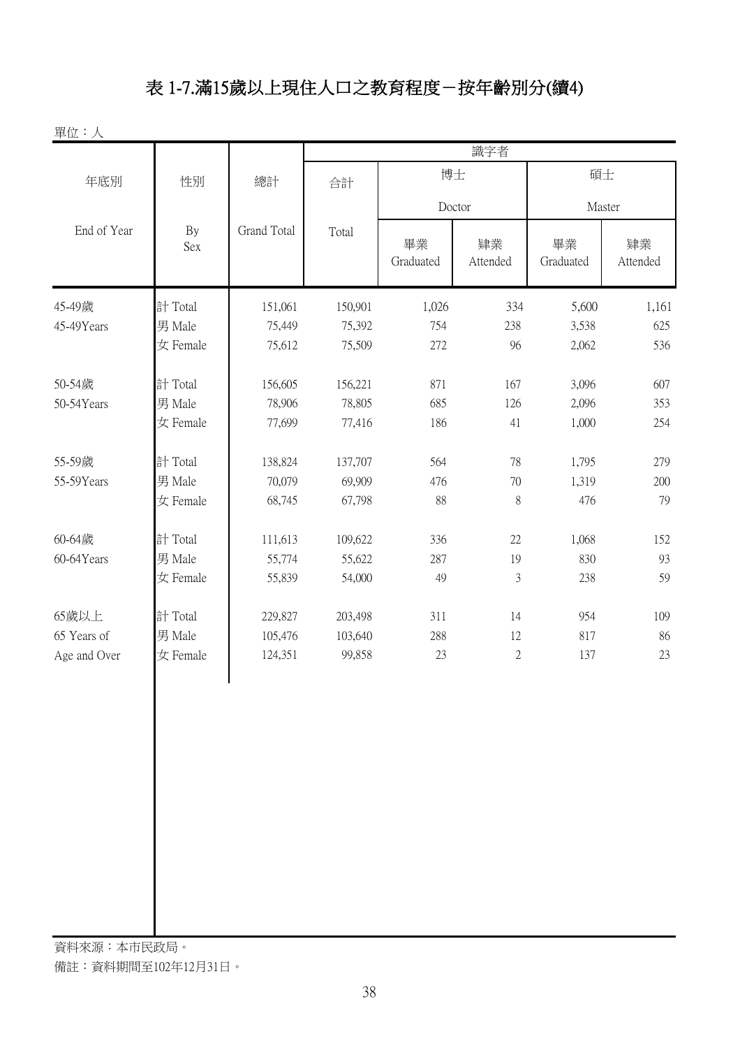# 表 1-7.滿15歲以上現住人口之教育程度－按年齡別分(續4)

單位：人

| 年底別 End of Year | 性別 By Sex | 總計 Grand Total | 識字者 合計 Total | 博士 Doctor 畢業 Graduated | 博士 Doctor 肄業 Attended | 碩士 Master 畢業 Graduated | 碩士 Master 肄業 Attended |
|---|---|---|---|---|---|---|---|
| 45-49歲 45-49Years | 計 Total | 151,061 | 150,901 | 1,026 | 334 | 5,600 | 1,161 |
| | 男 Male | 75,449 | 75,392 | 754 | 238 | 3,538 | 625 |
| | 女 Female | 75,612 | 75,509 | 272 | 96 | 2,062 | 536 |
| 50-54歲 50-54Years | 計 Total | 156,605 | 156,221 | 871 | 167 | 3,096 | 607 |
| | 男 Male | 78,906 | 78,805 | 685 | 126 | 2,096 | 353 |
| | 女 Female | 77,699 | 77,416 | 186 | 41 | 1,000 | 254 |
| 55-59歲 55-59Years | 計 Total | 138,824 | 137,707 | 564 | 78 | 1,795 | 279 |
| | 男 Male | 70,079 | 69,909 | 476 | 70 | 1,319 | 200 |
| | 女 Female | 68,745 | 67,798 | 88 | 8 | 476 | 79 |
| 60-64歲 60-64Years | 計 Total | 111,613 | 109,622 | 336 | 22 | 1,068 | 152 |
| | 男 Male | 55,774 | 55,622 | 287 | 19 | 830 | 93 |
| | 女 Female | 55,839 | 54,000 | 49 | 3 | 238 | 59 |
| 65歲以上 65 Years of Age and Over | 計 Total | 229,827 | 203,498 | 311 | 14 | 954 | 109 |
| | 男 Male | 105,476 | 103,640 | 288 | 12 | 817 | 86 |
| | 女 Female | 124,351 | 99,858 | 23 | 2 | 137 | 23 |

資料來源：本市民政局。

備註：資料期間至102年12月31日。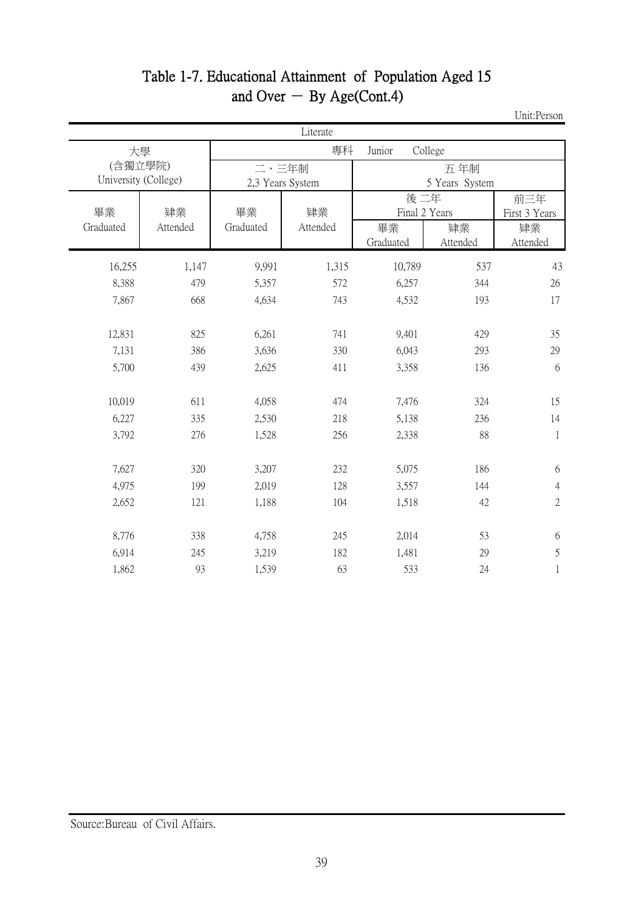# Table 1-7. Educational Attainment of Population Aged 15 and Over － By Age(Cont.4)

Unit:Person

| Literate | | | | | | |
|---|---|---|---|---|---|---|
| 大學 (含獨立學院) University (College) | | 專科 Junior College | | | | |
| | | 二、三年制 2,3 Years System | | 五 年制 5 Years System | | |
| | | | | 後二年 Final 2 Years | | 前三年 First 3 Years |
| 畢業 Graduated | 肄業 Attended | 畢業 Graduated | 肄業 Attended | 畢業 Graduated | 肄業 Attended | 肄業 Attended |
| 16,255 | 1,147 | 9,991 | 1,315 | 10,789 | 537 | 43 |
| 8,388 | 479 | 5,357 | 572 | 6,257 | 344 | 26 |
| 7,867 | 668 | 4,634 | 743 | 4,532 | 193 | 17 |
| 12,831 | 825 | 6,261 | 741 | 9,401 | 429 | 35 |
| 7,131 | 386 | 3,636 | 330 | 6,043 | 293 | 29 |
| 5,700 | 439 | 2,625 | 411 | 3,358 | 136 | 6 |
| 10,019 | 611 | 4,058 | 474 | 7,476 | 324 | 15 |
| 6,227 | 335 | 2,530 | 218 | 5,138 | 236 | 14 |
| 3,792 | 276 | 1,528 | 256 | 2,338 | 88 | 1 |
| 7,627 | 320 | 3,207 | 232 | 5,075 | 186 | 6 |
| 4,975 | 199 | 2,019 | 128 | 3,557 | 144 | 4 |
| 2,652 | 121 | 1,188 | 104 | 1,518 | 42 | 2 |
| 8,776 | 338 | 4,758 | 245 | 2,014 | 53 | 6 |
| 6,914 | 245 | 3,219 | 182 | 1,481 | 29 | 5 |
| 1,862 | 93 | 1,539 | 63 | 533 | 24 | 1 |

Source:Bureau of Civil Affairs.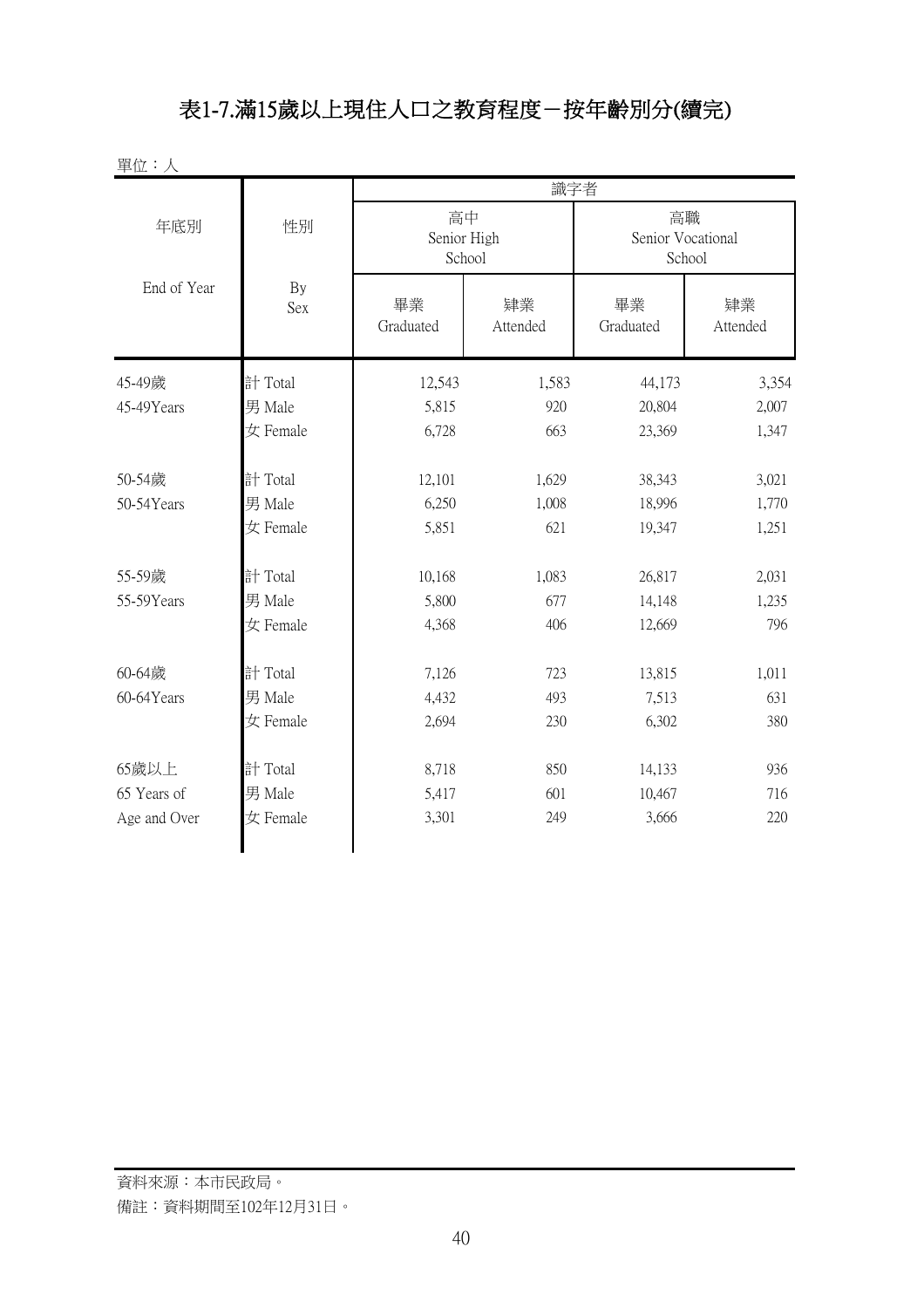# 表1-7.滿15歲以上現住人口之教育程度－按年齡別分(續完)

單位：人

| 年底別 End of Year | 性別 By Sex | 識字者 | | | |
|---|---|---|---|---|---|
| | | 高中 Senior High School | | 高職 Senior Vocational School | |
| | | 畢業 Graduated | 肄業 Attended | 畢業 Graduated | 肄業 Attended |
| 45-49歲 45-49Years | 計 Total | 12,543 | 1,583 | 44,173 | 3,354 |
| | 男 Male | 5,815 | 920 | 20,804 | 2,007 |
| | 女 Female | 6,728 | 663 | 23,369 | 1,347 |
| 50-54歲 50-54Years | 計 Total | 12,101 | 1,629 | 38,343 | 3,021 |
| | 男 Male | 6,250 | 1,008 | 18,996 | 1,770 |
| | 女 Female | 5,851 | 621 | 19,347 | 1,251 |
| 55-59歲 55-59Years | 計 Total | 10,168 | 1,083 | 26,817 | 2,031 |
| | 男 Male | 5,800 | 677 | 14,148 | 1,235 |
| | 女 Female | 4,368 | 406 | 12,669 | 796 |
| 60-64歲 60-64Years | 計 Total | 7,126 | 723 | 13,815 | 1,011 |
| | 男 Male | 4,432 | 493 | 7,513 | 631 |
| | 女 Female | 2,694 | 230 | 6,302 | 380 |
| 65歲以上 65 Years of Age and Over | 計 Total | 8,718 | 850 | 14,133 | 936 |
| | 男 Male | 5,417 | 601 | 10,467 | 716 |
| | 女 Female | 3,301 | 249 | 3,666 | 220 |

資料來源：本市民政局。

備註：資料期間至102年12月31日。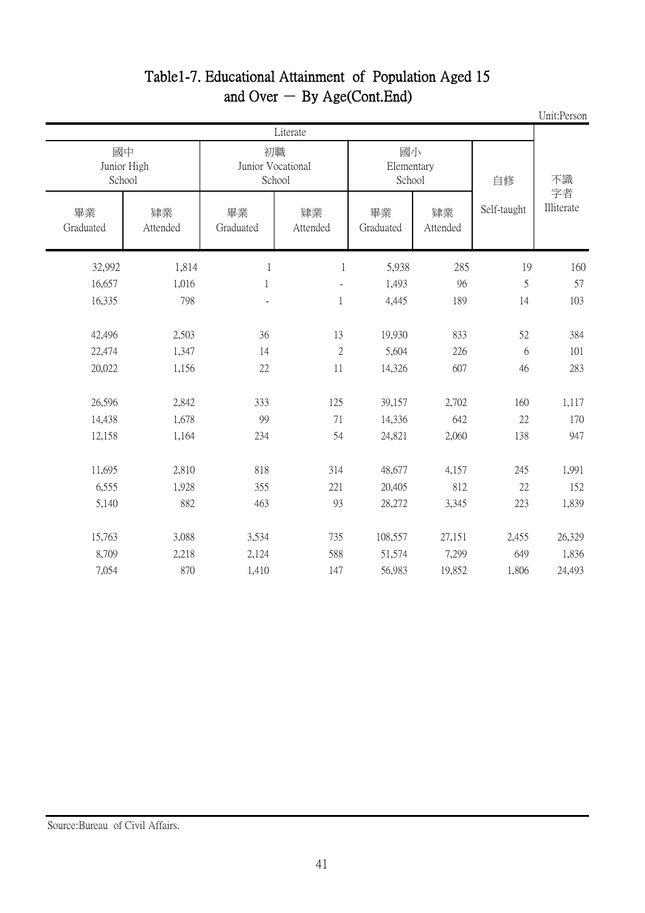# Table1-7. Educational Attainment of Population Aged 15 and Over － By Age(Cont.End)

Unit:Person

| Literate | | | | | | | 不識字者 Illiterate |
|---|---|---|---|---|---|---|---|
| 國中 Junior High School | | 初職 Junior Vocational School | | 國小 Elementary School | | 自修 Self-taught | |
| 畢業 Graduated | 肄業 Attended | 畢業 Graduated | 肄業 Attended | 畢業 Graduated | 肄業 Attended | | |
| 32,992 | 1,814 | 1 | 1 | 5,938 | 285 | 19 | 160 |
| 16,657 | 1,016 | 1 | - | 1,493 | 96 | 5 | 57 |
| 16,335 | 798 | - | 1 | 4,445 | 189 | 14 | 103 |
| 42,496 | 2,503 | 36 | 13 | 19,930 | 833 | 52 | 384 |
| 22,474 | 1,347 | 14 | 2 | 5,604 | 226 | 6 | 101 |
| 20,022 | 1,156 | 22 | 11 | 14,326 | 607 | 46 | 283 |
| 26,596 | 2,842 | 333 | 125 | 39,157 | 2,702 | 160 | 1,117 |
| 14,438 | 1,678 | 99 | 71 | 14,336 | 642 | 22 | 170 |
| 12,158 | 1,164 | 234 | 54 | 24,821 | 2,060 | 138 | 947 |
| 11,695 | 2,810 | 818 | 314 | 48,677 | 4,157 | 245 | 1,991 |
| 6,555 | 1,928 | 355 | 221 | 20,405 | 812 | 22 | 152 |
| 5,140 | 882 | 463 | 93 | 28,272 | 3,345 | 223 | 1,839 |
| 15,763 | 3,088 | 3,534 | 735 | 108,557 | 27,151 | 2,455 | 26,329 |
| 8,709 | 2,218 | 2,124 | 588 | 51,574 | 7,299 | 649 | 1,836 |
| 7,054 | 870 | 1,410 | 147 | 56,983 | 19,852 | 1,806 | 24,493 |

Source:Bureau of Civil Affairs.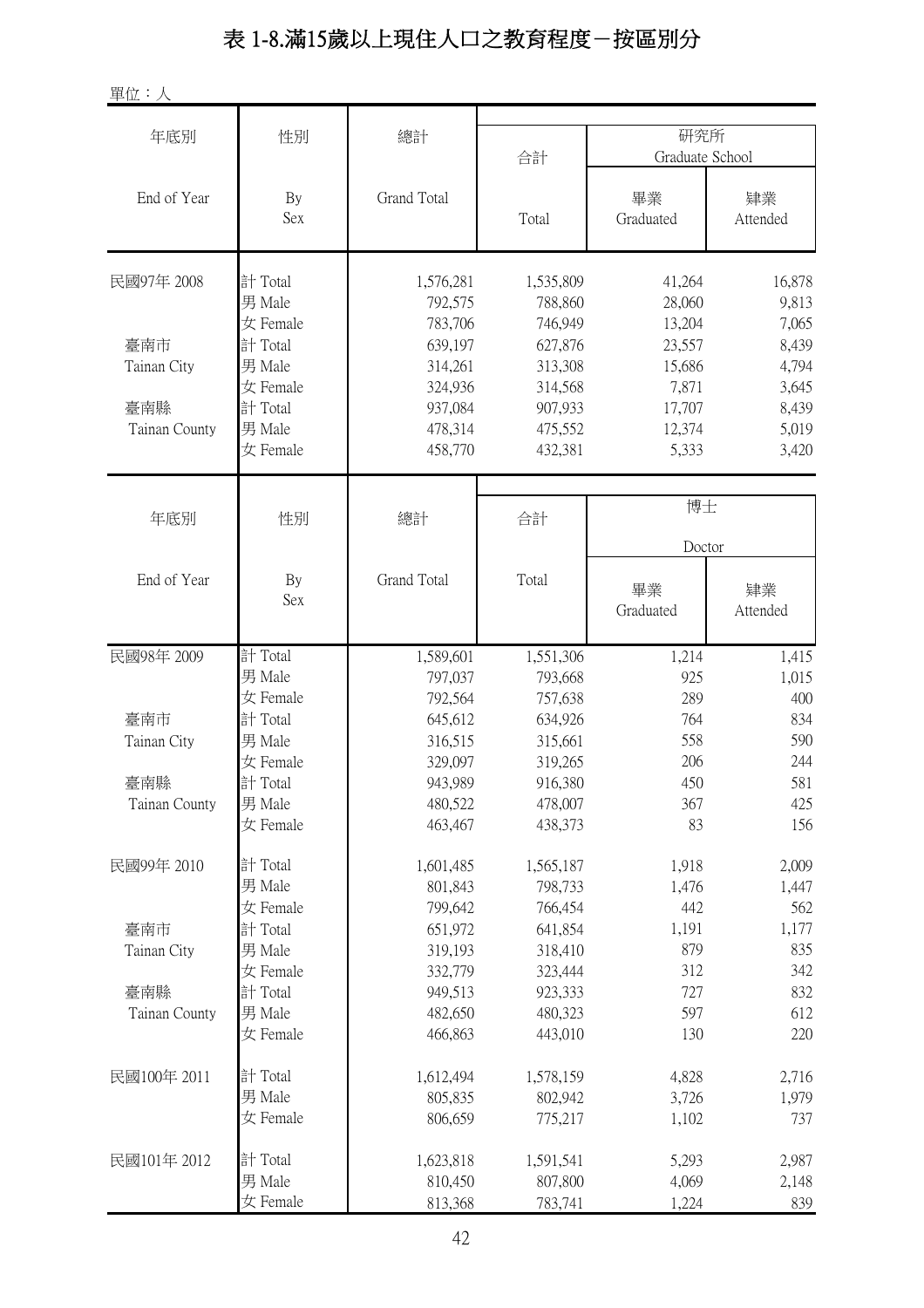# 表 1-8.滿15歲以上現住人口之教育程度－按區別分

單位：人

| 年底別 End of Year | 性別 By Sex | 總計 Grand Total | 合計 Total | 研究所 Graduate School 畢業 Graduated | 肄業 Attended |
|---|---|---|---|---|---|
| 民國97年 2008 | 計 Total | 1,576,281 | 1,535,809 | 41,264 | 16,878 |
| | 男 Male | 792,575 | 788,860 | 28,060 | 9,813 |
| | 女 Female | 783,706 | 746,949 | 13,204 | 7,065 |
| 臺南市 Tainan City | 計 Total | 639,197 | 627,876 | 23,557 | 8,439 |
| | 男 Male | 314,261 | 313,308 | 15,686 | 4,794 |
| | 女 Female | 324,936 | 314,568 | 7,871 | 3,645 |
| 臺南縣 Tainan County | 計 Total | 937,084 | 907,933 | 17,707 | 8,439 |
| | 男 Male | 478,314 | 475,552 | 12,374 | 5,019 |
| | 女 Female | 458,770 | 432,381 | 5,333 | 3,420 |

| 年底別 End of Year | 性別 By Sex | 總計 Grand Total | 合計 Total | 博士 Doctor 畢業 Graduated | 肄業 Attended |
|---|---|---|---|---|---|
| 民國98年 2009 | 計 Total | 1,589,601 | 1,551,306 | 1,214 | 1,415 |
| | 男 Male | 797,037 | 793,668 | 925 | 1,015 |
| | 女 Female | 792,564 | 757,638 | 289 | 400 |
| 臺南市 Tainan City | 計 Total | 645,612 | 634,926 | 764 | 834 |
| | 男 Male | 316,515 | 315,661 | 558 | 590 |
| | 女 Female | 329,097 | 319,265 | 206 | 244 |
| 臺南縣 Tainan County | 計 Total | 943,989 | 916,380 | 450 | 581 |
| | 男 Male | 480,522 | 478,007 | 367 | 425 |
| | 女 Female | 463,467 | 438,373 | 83 | 156 |
| 民國99年 2010 | 計 Total | 1,601,485 | 1,565,187 | 1,918 | 2,009 |
| | 男 Male | 801,843 | 798,733 | 1,476 | 1,447 |
| | 女 Female | 799,642 | 766,454 | 442 | 562 |
| 臺南市 Tainan City | 計 Total | 651,972 | 641,854 | 1,191 | 1,177 |
| | 男 Male | 319,193 | 318,410 | 879 | 835 |
| | 女 Female | 332,779 | 323,444 | 312 | 342 |
| 臺南縣 Tainan County | 計 Total | 949,513 | 923,333 | 727 | 832 |
| | 男 Male | 482,650 | 480,323 | 597 | 612 |
| | 女 Female | 466,863 | 443,010 | 130 | 220 |
| 民國100年 2011 | 計 Total | 1,612,494 | 1,578,159 | 4,828 | 2,716 |
| | 男 Male | 805,835 | 802,942 | 3,726 | 1,979 |
| | 女 Female | 806,659 | 775,217 | 1,102 | 737 |
| 民國101年 2012 | 計 Total | 1,623,818 | 1,591,541 | 5,293 | 2,987 |
| | 男 Male | 810,450 | 807,800 | 4,069 | 2,148 |
| | 女 Female | 813,368 | 783,741 | 1,224 | 839 |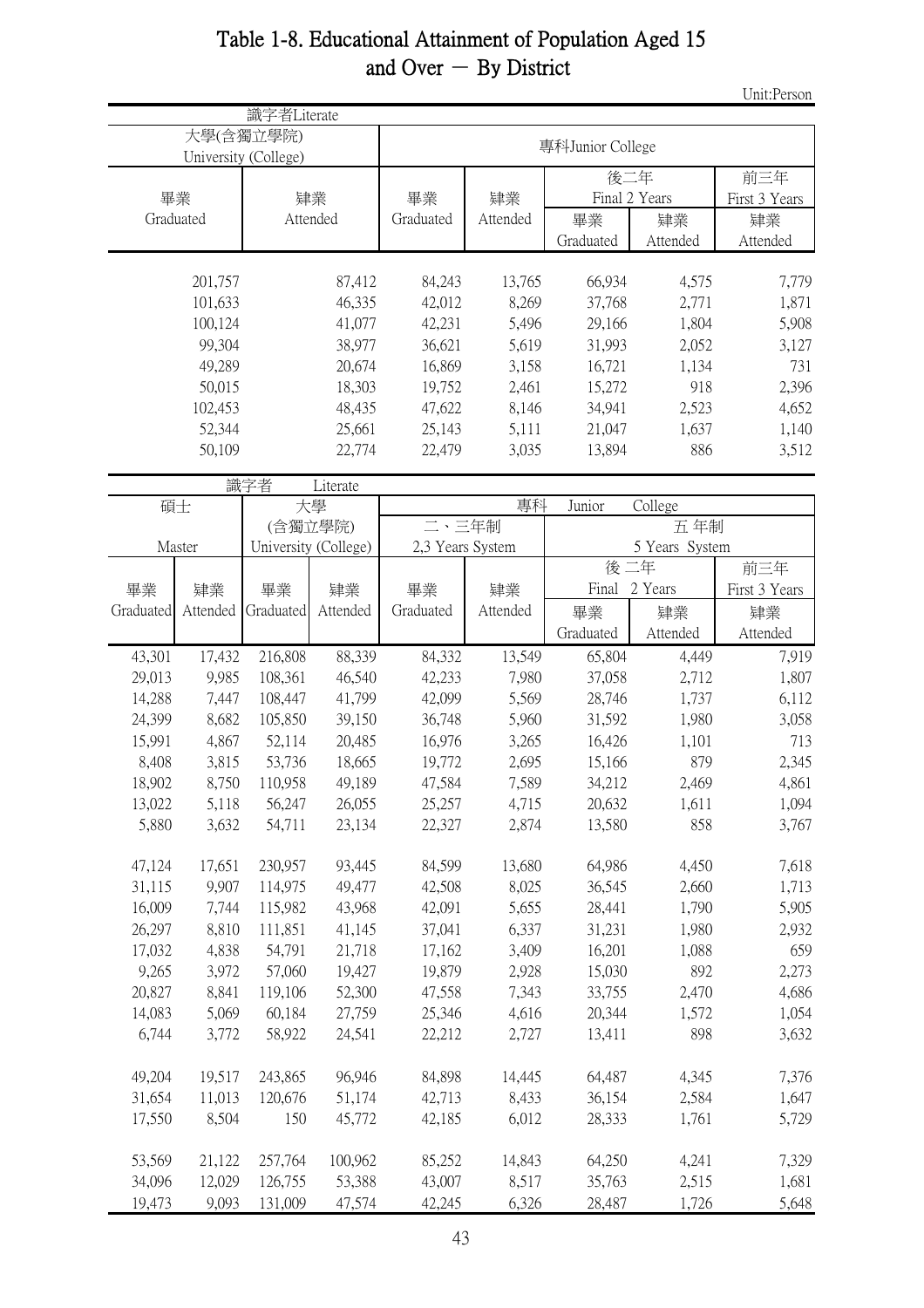# Table 1-8. Educational Attainment of Population Aged 15 and Over － By District

Unit:Person

| 識字者Literate | | | | | | |
|---|---|---|---|---|---|---|
| 大學(含獨立學院) University (College) | | 專科Junior College | | | | |
| | | | | 後二年 Final 2 Years | | 前三年 First 3 Years |
| 畢業 Graduated | 肄業 Attended | 畢業 Graduated | 肄業 Attended | 畢業 Graduated | 肄業 Attended | 肄業 Attended |
| 201,757 | 87,412 | 84,243 | 13,765 | 66,934 | 4,575 | 7,779 |
| 101,633 | 46,335 | 42,012 | 8,269 | 37,768 | 2,771 | 1,871 |
| 100,124 | 41,077 | 42,231 | 5,496 | 29,166 | 1,804 | 5,908 |
| 99,304 | 38,977 | 36,621 | 5,619 | 31,993 | 2,052 | 3,127 |
| 49,289 | 20,674 | 16,869 | 3,158 | 16,721 | 1,134 | 731 |
| 50,015 | 18,303 | 19,752 | 2,461 | 15,272 | 918 | 2,396 |
| 102,453 | 48,435 | 47,622 | 8,146 | 34,941 | 2,523 | 4,652 |
| 52,344 | 25,661 | 25,143 | 5,111 | 21,047 | 1,637 | 1,140 |
| 50,109 | 22,774 | 22,479 | 3,035 | 13,894 | 886 | 3,512 |

| 識字者 Literate | | | | | | | | |
|---|---|---|---|---|---|---|---|---|
| 碩士 Master | | 大學(含獨立學院) University (College) | | 專科 Junior College | | | | |
| | | | | 二、三年制 2,3 Years System | | 五年制 5 Years System | | |
| | | | | | | 後二年 Final 2 Years | | 前三年 First 3 Years |
| 畢業 Graduated | 肄業 Attended | 畢業 Graduated | 肄業 Attended | 畢業 Graduated | 肄業 Attended | 畢業 Graduated | 肄業 Attended | 肄業 Attended |
| 43,301 | 17,432 | 216,808 | 88,339 | 84,332 | 13,549 | 65,804 | 4,449 | 7,919 |
| 29,013 | 9,985 | 108,361 | 46,540 | 42,233 | 7,980 | 37,058 | 2,712 | 1,807 |
| 14,288 | 7,447 | 108,447 | 41,799 | 42,099 | 5,569 | 28,746 | 1,737 | 6,112 |
| 24,399 | 8,682 | 105,850 | 39,150 | 36,748 | 5,960 | 31,592 | 1,980 | 3,058 |
| 15,991 | 4,867 | 52,114 | 20,485 | 16,976 | 3,265 | 16,426 | 1,101 | 713 |
| 8,408 | 3,815 | 53,736 | 18,665 | 19,772 | 2,695 | 15,166 | 879 | 2,345 |
| 18,902 | 8,750 | 110,958 | 49,189 | 47,584 | 7,589 | 34,212 | 2,469 | 4,861 |
| 13,022 | 5,118 | 56,247 | 26,055 | 25,257 | 4,715 | 20,632 | 1,611 | 1,094 |
| 5,880 | 3,632 | 54,711 | 23,134 | 22,327 | 2,874 | 13,580 | 858 | 3,767 |
| | | | | | | | | |
| 47,124 | 17,651 | 230,957 | 93,445 | 84,599 | 13,680 | 64,986 | 4,450 | 7,618 |
| 31,115 | 9,907 | 114,975 | 49,477 | 42,508 | 8,025 | 36,545 | 2,660 | 1,713 |
| 16,009 | 7,744 | 115,982 | 43,968 | 42,091 | 5,655 | 28,441 | 1,790 | 5,905 |
| 26,297 | 8,810 | 111,851 | 41,145 | 37,041 | 6,337 | 31,231 | 1,980 | 2,932 |
| 17,032 | 4,838 | 54,791 | 21,718 | 17,162 | 3,409 | 16,201 | 1,088 | 659 |
| 9,265 | 3,972 | 57,060 | 19,427 | 19,879 | 2,928 | 15,030 | 892 | 2,273 |
| 20,827 | 8,841 | 119,106 | 52,300 | 47,558 | 7,343 | 33,755 | 2,470 | 4,686 |
| 14,083 | 5,069 | 60,184 | 27,759 | 25,346 | 4,616 | 20,344 | 1,572 | 1,054 |
| 6,744 | 3,772 | 58,922 | 24,541 | 22,212 | 2,727 | 13,411 | 898 | 3,632 |
| | | | | | | | | |
| 49,204 | 19,517 | 243,865 | 96,946 | 84,898 | 14,445 | 64,487 | 4,345 | 7,376 |
| 31,654 | 11,013 | 120,676 | 51,174 | 42,713 | 8,433 | 36,154 | 2,584 | 1,647 |
| 17,550 | 8,504 | 150 | 45,772 | 42,185 | 6,012 | 28,333 | 1,761 | 5,729 |
| | | | | | | | | |
| 53,569 | 21,122 | 257,764 | 100,962 | 85,252 | 14,843 | 64,250 | 4,241 | 7,329 |
| 34,096 | 12,029 | 126,755 | 53,388 | 43,007 | 8,517 | 35,763 | 2,515 | 1,681 |
| 19,473 | 9,093 | 131,009 | 47,574 | 42,245 | 6,326 | 28,487 | 1,726 | 5,648 |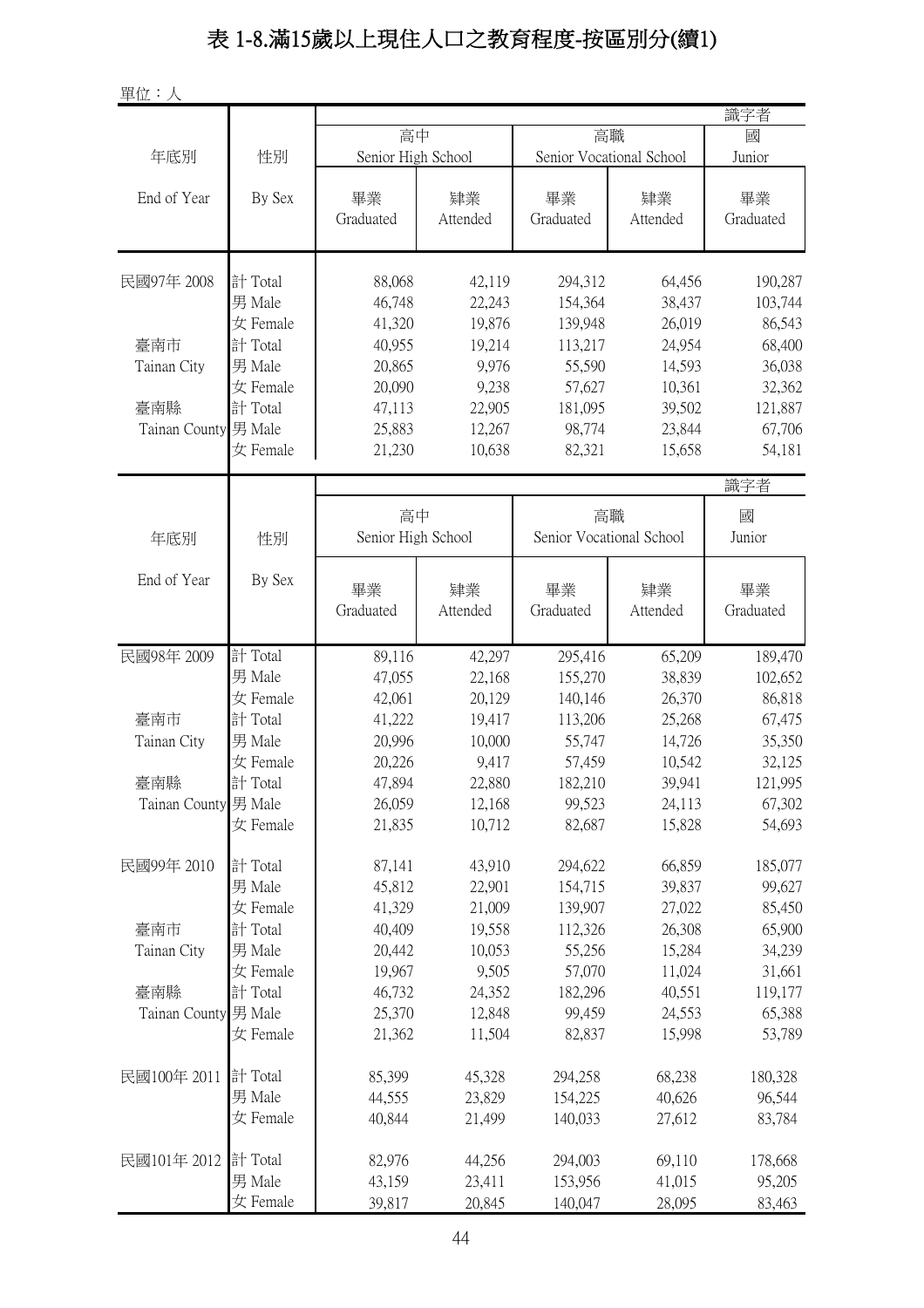# 表 1-8.滿15歲以上現住人口之教育程度-按區別分(續1)

單位：人

| 年底別 End of Year | 性別 By Sex | 高中 Senior High School 畢業 Graduated | 高中 Senior High School 肄業 Attended | 高職 Senior Vocational School 畢業 Graduated | 高職 Senior Vocational School 肄業 Attended | 識字者 國 Junior 畢業 Graduated |
|---|---|---|---|---|---|---|
| 民國97年 2008 | 計 Total | 88,068 | 42,119 | 294,312 | 64,456 | 190,287 |
| | 男 Male | 46,748 | 22,243 | 154,364 | 38,437 | 103,744 |
| | 女 Female | 41,320 | 19,876 | 139,948 | 26,019 | 86,543 |
| 臺南市 Tainan City | 計 Total | 40,955 | 19,214 | 113,217 | 24,954 | 68,400 |
| | 男 Male | 20,865 | 9,976 | 55,590 | 14,593 | 36,038 |
| | 女 Female | 20,090 | 9,238 | 57,627 | 10,361 | 32,362 |
| 臺南縣 Tainan County | 計 Total | 47,113 | 22,905 | 181,095 | 39,502 | 121,887 |
| | 男 Male | 25,883 | 12,267 | 98,774 | 23,844 | 67,706 |
| | 女 Female | 21,230 | 10,638 | 82,321 | 15,658 | 54,181 |
| 民國98年 2009 | 計 Total | 89,116 | 42,297 | 295,416 | 65,209 | 189,470 |
| | 男 Male | 47,055 | 22,168 | 155,270 | 38,839 | 102,652 |
| | 女 Female | 42,061 | 20,129 | 140,146 | 26,370 | 86,818 |
| 臺南市 Tainan City | 計 Total | 41,222 | 19,417 | 113,206 | 25,268 | 67,475 |
| | 男 Male | 20,996 | 10,000 | 55,747 | 14,726 | 35,350 |
| | 女 Female | 20,226 | 9,417 | 57,459 | 10,542 | 32,125 |
| 臺南縣 Tainan County | 計 Total | 47,894 | 22,880 | 182,210 | 39,941 | 121,995 |
| | 男 Male | 26,059 | 12,168 | 99,523 | 24,113 | 67,302 |
| | 女 Female | 21,835 | 10,712 | 82,687 | 15,828 | 54,693 |
| 民國99年 2010 | 計 Total | 87,141 | 43,910 | 294,622 | 66,859 | 185,077 |
| | 男 Male | 45,812 | 22,901 | 154,715 | 39,837 | 99,627 |
| | 女 Female | 41,329 | 21,009 | 139,907 | 27,022 | 85,450 |
| 臺南市 Tainan City | 計 Total | 40,409 | 19,558 | 112,326 | 26,308 | 65,900 |
| | 男 Male | 20,442 | 10,053 | 55,256 | 15,284 | 34,239 |
| | 女 Female | 19,967 | 9,505 | 57,070 | 11,024 | 31,661 |
| 臺南縣 Tainan County | 計 Total | 46,732 | 24,352 | 182,296 | 40,551 | 119,177 |
| | 男 Male | 25,370 | 12,848 | 99,459 | 24,553 | 65,388 |
| | 女 Female | 21,362 | 11,504 | 82,837 | 15,998 | 53,789 |
| 民國100年 2011 | 計 Total | 85,399 | 45,328 | 294,258 | 68,238 | 180,328 |
| | 男 Male | 44,555 | 23,829 | 154,225 | 40,626 | 96,544 |
| | 女 Female | 40,844 | 21,499 | 140,033 | 27,612 | 83,784 |
| 民國101年 2012 | 計 Total | 82,976 | 44,256 | 294,003 | 69,110 | 178,668 |
| | 男 Male | 43,159 | 23,411 | 153,956 | 41,015 | 95,205 |
| | 女 Female | 39,817 | 20,845 | 140,047 | 28,095 | 83,463 |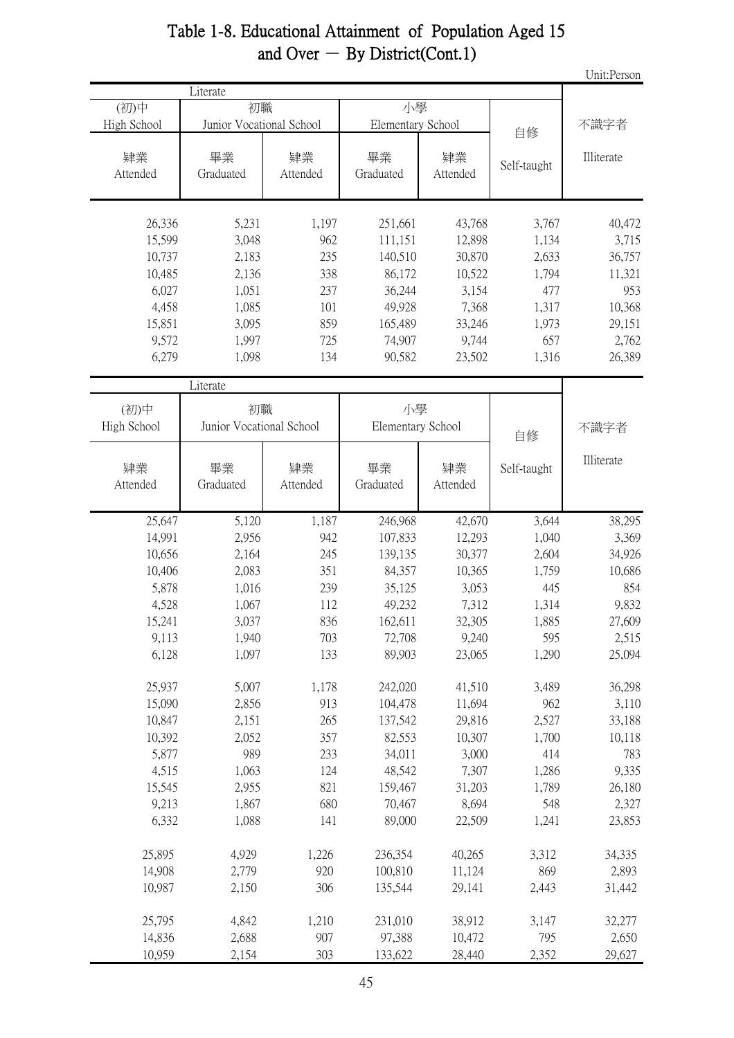# Table 1-8. Educational Attainment of Population Aged 15 and Over － By District(Cont.1)

Unit:Person

| Literate | | | | | | 不識字者 |
|---|---|---|---|---|---|---|
| (初)中 High School | 初職 Junior Vocational School | | 小學 Elementary School | | 自修 | Illiterate |
| 肄業 Attended | 畢業 Graduated | 肄業 Attended | 畢業 Graduated | 肄業 Attended | Self-taught | |
| 26,336 | 5,231 | 1,197 | 251,661 | 43,768 | 3,767 | 40,472 |
| 15,599 | 3,048 | 962 | 111,151 | 12,898 | 1,134 | 3,715 |
| 10,737 | 2,183 | 235 | 140,510 | 30,870 | 2,633 | 36,757 |
| 10,485 | 2,136 | 338 | 86,172 | 10,522 | 1,794 | 11,321 |
| 6,027 | 1,051 | 237 | 36,244 | 3,154 | 477 | 953 |
| 4,458 | 1,085 | 101 | 49,928 | 7,368 | 1,317 | 10,368 |
| 15,851 | 3,095 | 859 | 165,489 | 33,246 | 1,973 | 29,151 |
| 9,572 | 1,997 | 725 | 74,907 | 9,744 | 657 | 2,762 |
| 6,279 | 1,098 | 134 | 90,582 | 23,502 | 1,316 | 26,389 |

| Literate | | | | | | 不識字者 |
|---|---|---|---|---|---|---|
| (初)中 High School | 初職 Junior Vocational School | | 小學 Elementary School | | 自修 | Illiterate |
| 肄業 Attended | 畢業 Graduated | 肄業 Attended | 畢業 Graduated | 肄業 Attended | Self-taught | |
| 25,647 | 5,120 | 1,187 | 246,968 | 42,670 | 3,644 | 38,295 |
| 14,991 | 2,956 | 942 | 107,833 | 12,293 | 1,040 | 3,369 |
| 10,656 | 2,164 | 245 | 139,135 | 30,377 | 2,604 | 34,926 |
| 10,406 | 2,083 | 351 | 84,357 | 10,365 | 1,759 | 10,686 |
| 5,878 | 1,016 | 239 | 35,125 | 3,053 | 445 | 854 |
| 4,528 | 1,067 | 112 | 49,232 | 7,312 | 1,314 | 9,832 |
| 15,241 | 3,037 | 836 | 162,611 | 32,305 | 1,885 | 27,609 |
| 9,113 | 1,940 | 703 | 72,708 | 9,240 | 595 | 2,515 |
| 6,128 | 1,097 | 133 | 89,903 | 23,065 | 1,290 | 25,094 |
| | | | | | | |
| 25,937 | 5,007 | 1,178 | 242,020 | 41,510 | 3,489 | 36,298 |
| 15,090 | 2,856 | 913 | 104,478 | 11,694 | 962 | 3,110 |
| 10,847 | 2,151 | 265 | 137,542 | 29,816 | 2,527 | 33,188 |
| 10,392 | 2,052 | 357 | 82,553 | 10,307 | 1,700 | 10,118 |
| 5,877 | 989 | 233 | 34,011 | 3,000 | 414 | 783 |
| 4,515 | 1,063 | 124 | 48,542 | 7,307 | 1,286 | 9,335 |
| 15,545 | 2,955 | 821 | 159,467 | 31,203 | 1,789 | 26,180 |
| 9,213 | 1,867 | 680 | 70,467 | 8,694 | 548 | 2,327 |
| 6,332 | 1,088 | 141 | 89,000 | 22,509 | 1,241 | 23,853 |
| | | | | | | |
| 25,895 | 4,929 | 1,226 | 236,354 | 40,265 | 3,312 | 34,335 |
| 14,908 | 2,779 | 920 | 100,810 | 11,124 | 869 | 2,893 |
| 10,987 | 2,150 | 306 | 135,544 | 29,141 | 2,443 | 31,442 |
| | | | | | | |
| 25,795 | 4,842 | 1,210 | 231,010 | 38,912 | 3,147 | 32,277 |
| 14,836 | 2,688 | 907 | 97,388 | 10,472 | 795 | 2,650 |
| 10,959 | 2,154 | 303 | 133,622 | 28,440 | 2,352 | 29,627 |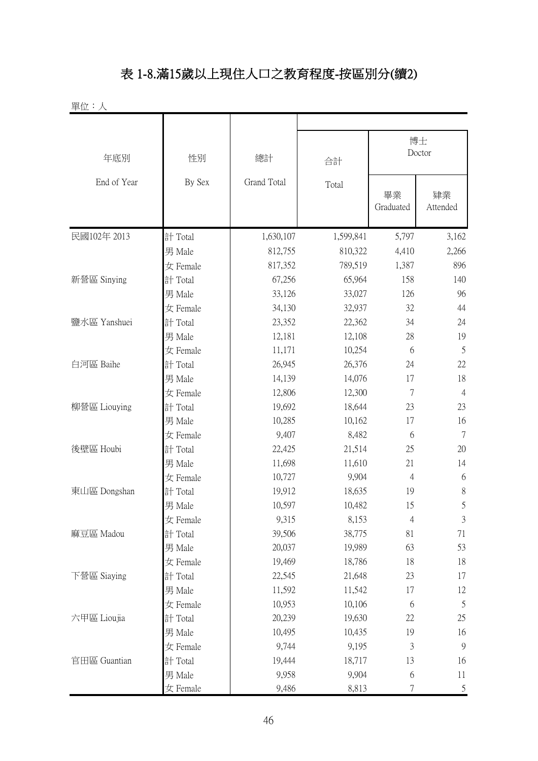# 表 1-8.滿15歲以上現住人口之教育程度-按區別分(續2)

單位：人

| 年底別 End of Year | 性別 By Sex | 總計 Grand Total | 合計 Total | 博士 Doctor | |
|---|---|---|---|---|---|
| | | | | 畢業 Graduated | 肄業 Attended |
| 民國102年 2013 | 計 Total | 1,630,107 | 1,599,841 | 5,797 | 3,162 |
| | 男 Male | 812,755 | 810,322 | 4,410 | 2,266 |
| | 女 Female | 817,352 | 789,519 | 1,387 | 896 |
| 新營區 Sinying | 計 Total | 67,256 | 65,964 | 158 | 140 |
| | 男 Male | 33,126 | 33,027 | 126 | 96 |
| | 女 Female | 34,130 | 32,937 | 32 | 44 |
| 鹽水區 Yanshuei | 計 Total | 23,352 | 22,362 | 34 | 24 |
| | 男 Male | 12,181 | 12,108 | 28 | 19 |
| | 女 Female | 11,171 | 10,254 | 6 | 5 |
| 白河區 Baihe | 計 Total | 26,945 | 26,376 | 24 | 22 |
| | 男 Male | 14,139 | 14,076 | 17 | 18 |
| | 女 Female | 12,806 | 12,300 | 7 | 4 |
| 柳營區 Liouying | 計 Total | 19,692 | 18,644 | 23 | 23 |
| | 男 Male | 10,285 | 10,162 | 17 | 16 |
| | 女 Female | 9,407 | 8,482 | 6 | 7 |
| 後壁區 Houbi | 計 Total | 22,425 | 21,514 | 25 | 20 |
| | 男 Male | 11,698 | 11,610 | 21 | 14 |
| | 女 Female | 10,727 | 9,904 | 4 | 6 |
| 東山區 Dongshan | 計 Total | 19,912 | 18,635 | 19 | 8 |
| | 男 Male | 10,597 | 10,482 | 15 | 5 |
| | 女 Female | 9,315 | 8,153 | 4 | 3 |
| 麻豆區 Madou | 計 Total | 39,506 | 38,775 | 81 | 71 |
| | 男 Male | 20,037 | 19,989 | 63 | 53 |
| | 女 Female | 19,469 | 18,786 | 18 | 18 |
| 下營區 Siaying | 計 Total | 22,545 | 21,648 | 23 | 17 |
| | 男 Male | 11,592 | 11,542 | 17 | 12 |
| | 女 Female | 10,953 | 10,106 | 6 | 5 |
| 六甲區 Lioujia | 計 Total | 20,239 | 19,630 | 22 | 25 |
| | 男 Male | 10,495 | 10,435 | 19 | 16 |
| | 女 Female | 9,744 | 9,195 | 3 | 9 |
| 官田區 Guantian | 計 Total | 19,444 | 18,717 | 13 | 16 |
| | 男 Male | 9,958 | 9,904 | 6 | 11 |
| | 女 Female | 9,486 | 8,813 | 7 | 5 |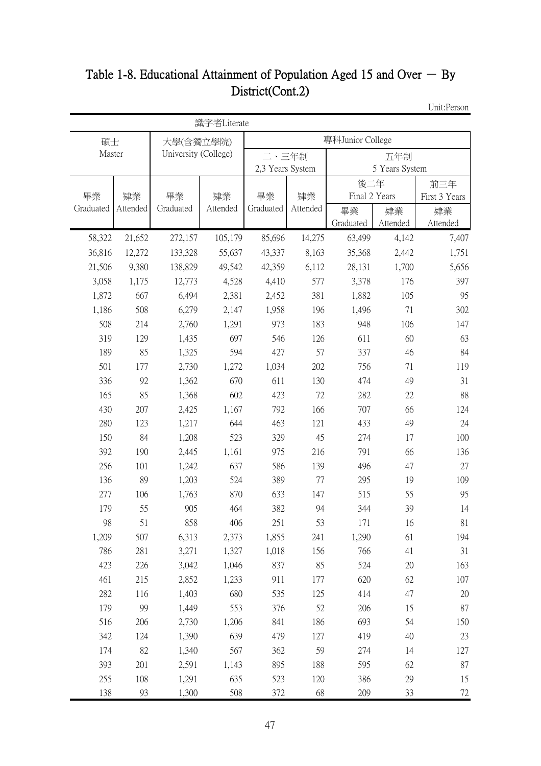# Table 1-8. Educational Attainment of Population Aged 15 and Over － By District(Cont.2)

Unit:Person

| 識字者Literate | | | | | | | | |
|---|---|---|---|---|---|---|---|---|
| 碩士 Master | | 大學(含獨立學院) University (College) | | 專科Junior College | | | | |
| | | | | 二、三年制 2,3 Years System | | 五年制 5 Years System | | |
| | | | | | | 後二年 Final 2 Years | | 前三年 First 3 Years |
| 畢業 Graduated | 肄業 Attended | 畢業 Graduated | 肄業 Attended | 畢業 Graduated | 肄業 Attended | 畢業 Graduated | 肄業 Attended | 肄業 Attended |
| 58,322 | 21,652 | 272,157 | 105,179 | 85,696 | 14,275 | 63,499 | 4,142 | 7,407 |
| 36,816 | 12,272 | 133,328 | 55,637 | 43,337 | 8,163 | 35,368 | 2,442 | 1,751 |
| 21,506 | 9,380 | 138,829 | 49,542 | 42,359 | 6,112 | 28,131 | 1,700 | 5,656 |
| 3,058 | 1,175 | 12,773 | 4,528 | 4,410 | 577 | 3,378 | 176 | 397 |
| 1,872 | 667 | 6,494 | 2,381 | 2,452 | 381 | 1,882 | 105 | 95 |
| 1,186 | 508 | 6,279 | 2,147 | 1,958 | 196 | 1,496 | 71 | 302 |
| 508 | 214 | 2,760 | 1,291 | 973 | 183 | 948 | 106 | 147 |
| 319 | 129 | 1,435 | 697 | 546 | 126 | 611 | 60 | 63 |
| 189 | 85 | 1,325 | 594 | 427 | 57 | 337 | 46 | 84 |
| 501 | 177 | 2,730 | 1,272 | 1,034 | 202 | 756 | 71 | 119 |
| 336 | 92 | 1,362 | 670 | 611 | 130 | 474 | 49 | 31 |
| 165 | 85 | 1,368 | 602 | 423 | 72 | 282 | 22 | 88 |
| 430 | 207 | 2,425 | 1,167 | 792 | 166 | 707 | 66 | 124 |
| 280 | 123 | 1,217 | 644 | 463 | 121 | 433 | 49 | 24 |
| 150 | 84 | 1,208 | 523 | 329 | 45 | 274 | 17 | 100 |
| 392 | 190 | 2,445 | 1,161 | 975 | 216 | 791 | 66 | 136 |
| 256 | 101 | 1,242 | 637 | 586 | 139 | 496 | 47 | 27 |
| 136 | 89 | 1,203 | 524 | 389 | 77 | 295 | 19 | 109 |
| 277 | 106 | 1,763 | 870 | 633 | 147 | 515 | 55 | 95 |
| 179 | 55 | 905 | 464 | 382 | 94 | 344 | 39 | 14 |
| 98 | 51 | 858 | 406 | 251 | 53 | 171 | 16 | 81 |
| 1,209 | 507 | 6,313 | 2,373 | 1,855 | 241 | 1,290 | 61 | 194 |
| 786 | 281 | 3,271 | 1,327 | 1,018 | 156 | 766 | 41 | 31 |
| 423 | 226 | 3,042 | 1,046 | 837 | 85 | 524 | 20 | 163 |
| 461 | 215 | 2,852 | 1,233 | 911 | 177 | 620 | 62 | 107 |
| 282 | 116 | 1,403 | 680 | 535 | 125 | 414 | 47 | 20 |
| 179 | 99 | 1,449 | 553 | 376 | 52 | 206 | 15 | 87 |
| 516 | 206 | 2,730 | 1,206 | 841 | 186 | 693 | 54 | 150 |
| 342 | 124 | 1,390 | 639 | 479 | 127 | 419 | 40 | 23 |
| 174 | 82 | 1,340 | 567 | 362 | 59 | 274 | 14 | 127 |
| 393 | 201 | 2,591 | 1,143 | 895 | 188 | 595 | 62 | 87 |
| 255 | 108 | 1,291 | 635 | 523 | 120 | 386 | 29 | 15 |
| 138 | 93 | 1,300 | 508 | 372 | 68 | 209 | 33 | 72 |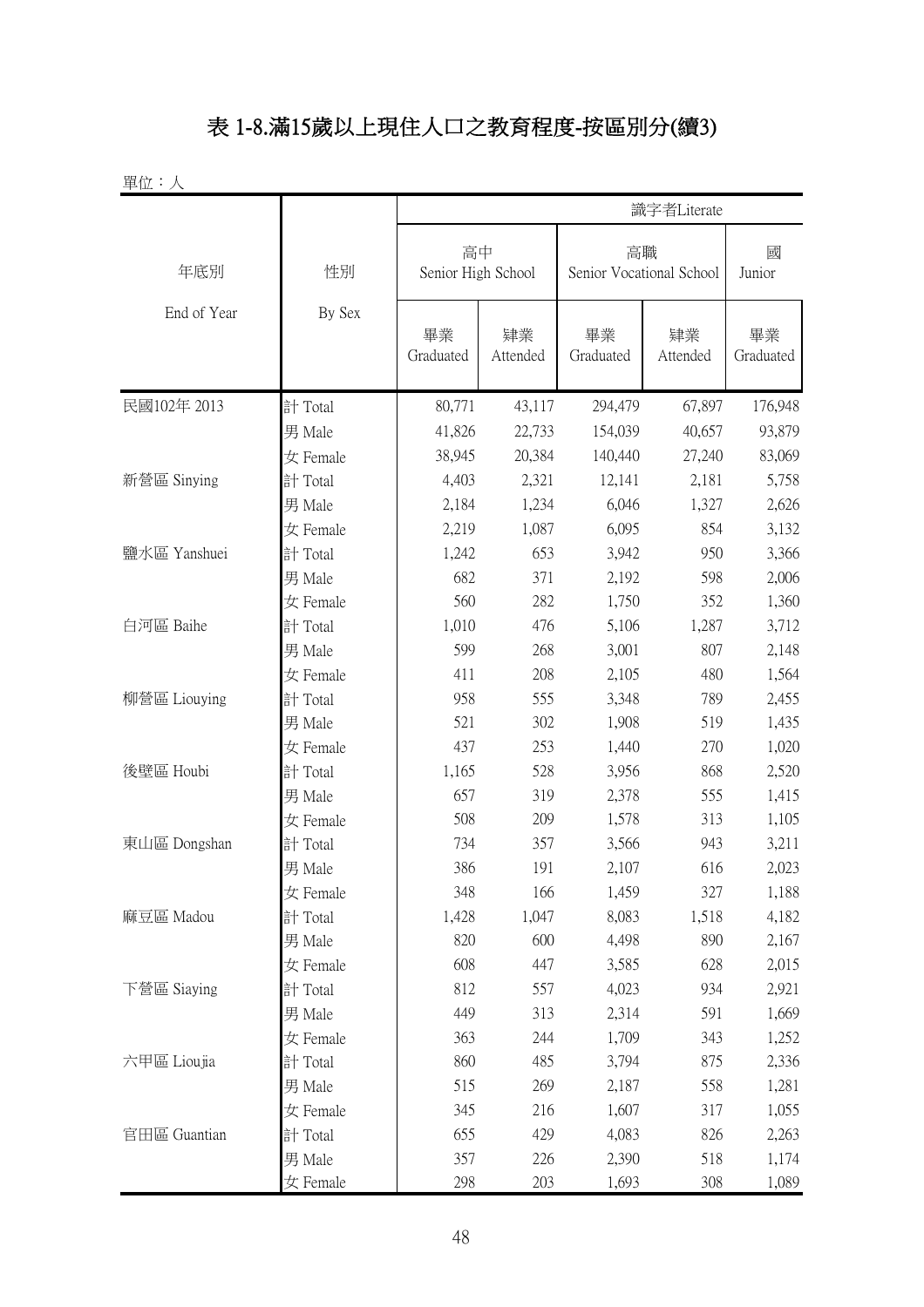# 表 1-8.滿15歲以上現住人口之教育程度-按區別分(續3)

單位：人

| 年底別 End of Year | 性別 By Sex | 識字者Literate | | | | |
|---|---|---|---|---|---|---|
| | | 高中 Senior High School | | 高職 Senior Vocational School | | 國 Junior |
| | | 畢業 Graduated | 肄業 Attended | 畢業 Graduated | 肄業 Attended | 畢業 Graduated |
| 民國102年 2013 | 計 Total | 80,771 | 43,117 | 294,479 | 67,897 | 176,948 |
| | 男 Male | 41,826 | 22,733 | 154,039 | 40,657 | 93,879 |
| | 女 Female | 38,945 | 20,384 | 140,440 | 27,240 | 83,069 |
| 新營區 Sinying | 計 Total | 4,403 | 2,321 | 12,141 | 2,181 | 5,758 |
| | 男 Male | 2,184 | 1,234 | 6,046 | 1,327 | 2,626 |
| | 女 Female | 2,219 | 1,087 | 6,095 | 854 | 3,132 |
| 鹽水區 Yanshuei | 計 Total | 1,242 | 653 | 3,942 | 950 | 3,366 |
| | 男 Male | 682 | 371 | 2,192 | 598 | 2,006 |
| | 女 Female | 560 | 282 | 1,750 | 352 | 1,360 |
| 白河區 Baihe | 計 Total | 1,010 | 476 | 5,106 | 1,287 | 3,712 |
| | 男 Male | 599 | 268 | 3,001 | 807 | 2,148 |
| | 女 Female | 411 | 208 | 2,105 | 480 | 1,564 |
| 柳營區 Liouying | 計 Total | 958 | 555 | 3,348 | 789 | 2,455 |
| | 男 Male | 521 | 302 | 1,908 | 519 | 1,435 |
| | 女 Female | 437 | 253 | 1,440 | 270 | 1,020 |
| 後壁區 Houbi | 計 Total | 1,165 | 528 | 3,956 | 868 | 2,520 |
| | 男 Male | 657 | 319 | 2,378 | 555 | 1,415 |
| | 女 Female | 508 | 209 | 1,578 | 313 | 1,105 |
| 東山區 Dongshan | 計 Total | 734 | 357 | 3,566 | 943 | 3,211 |
| | 男 Male | 386 | 191 | 2,107 | 616 | 2,023 |
| | 女 Female | 348 | 166 | 1,459 | 327 | 1,188 |
| 麻豆區 Madou | 計 Total | 1,428 | 1,047 | 8,083 | 1,518 | 4,182 |
| | 男 Male | 820 | 600 | 4,498 | 890 | 2,167 |
| | 女 Female | 608 | 447 | 3,585 | 628 | 2,015 |
| 下營區 Siaying | 計 Total | 812 | 557 | 4,023 | 934 | 2,921 |
| | 男 Male | 449 | 313 | 2,314 | 591 | 1,669 |
| | 女 Female | 363 | 244 | 1,709 | 343 | 1,252 |
| 六甲區 Lioujia | 計 Total | 860 | 485 | 3,794 | 875 | 2,336 |
| | 男 Male | 515 | 269 | 2,187 | 558 | 1,281 |
| | 女 Female | 345 | 216 | 1,607 | 317 | 1,055 |
| 官田區 Guantian | 計 Total | 655 | 429 | 4,083 | 826 | 2,263 |
| | 男 Male | 357 | 226 | 2,390 | 518 | 1,174 |
| | 女 Female | 298 | 203 | 1,693 | 308 | 1,089 |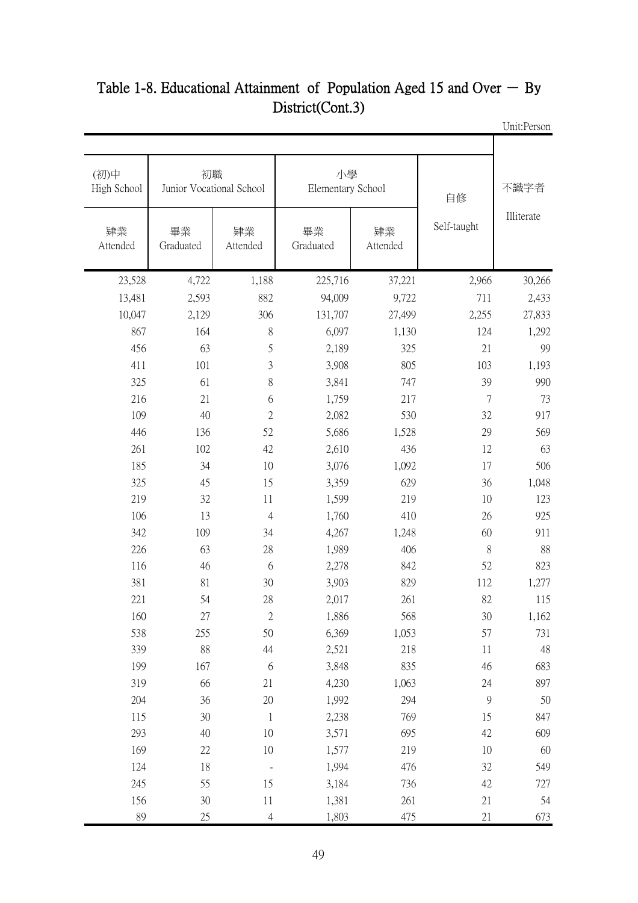# Table 1-8. Educational Attainment of Population Aged 15 and Over － By District(Cont.3)

Unit:Person

| (初)中 High School | 初職 Junior Vocational School | | 小學 Elementary School | | 自修 Self-taught | 不識字者 Illiterate |
|---|---|---|---|---|---|---|
| 肄業 Attended | 畢業 Graduated | 肄業 Attended | 畢業 Graduated | 肄業 Attended | | |
| 23,528 | 4,722 | 1,188 | 225,716 | 37,221 | 2,966 | 30,266 |
| 13,481 | 2,593 | 882 | 94,009 | 9,722 | 711 | 2,433 |
| 10,047 | 2,129 | 306 | 131,707 | 27,499 | 2,255 | 27,833 |
| 867 | 164 | 8 | 6,097 | 1,130 | 124 | 1,292 |
| 456 | 63 | 5 | 2,189 | 325 | 21 | 99 |
| 411 | 101 | 3 | 3,908 | 805 | 103 | 1,193 |
| 325 | 61 | 8 | 3,841 | 747 | 39 | 990 |
| 216 | 21 | 6 | 1,759 | 217 | 7 | 73 |
| 109 | 40 | 2 | 2,082 | 530 | 32 | 917 |
| 446 | 136 | 52 | 5,686 | 1,528 | 29 | 569 |
| 261 | 102 | 42 | 2,610 | 436 | 12 | 63 |
| 185 | 34 | 10 | 3,076 | 1,092 | 17 | 506 |
| 325 | 45 | 15 | 3,359 | 629 | 36 | 1,048 |
| 219 | 32 | 11 | 1,599 | 219 | 10 | 123 |
| 106 | 13 | 4 | 1,760 | 410 | 26 | 925 |
| 342 | 109 | 34 | 4,267 | 1,248 | 60 | 911 |
| 226 | 63 | 28 | 1,989 | 406 | 8 | 88 |
| 116 | 46 | 6 | 2,278 | 842 | 52 | 823 |
| 381 | 81 | 30 | 3,903 | 829 | 112 | 1,277 |
| 221 | 54 | 28 | 2,017 | 261 | 82 | 115 |
| 160 | 27 | 2 | 1,886 | 568 | 30 | 1,162 |
| 538 | 255 | 50 | 6,369 | 1,053 | 57 | 731 |
| 339 | 88 | 44 | 2,521 | 218 | 11 | 48 |
| 199 | 167 | 6 | 3,848 | 835 | 46 | 683 |
| 319 | 66 | 21 | 4,230 | 1,063 | 24 | 897 |
| 204 | 36 | 20 | 1,992 | 294 | 9 | 50 |
| 115 | 30 | 1 | 2,238 | 769 | 15 | 847 |
| 293 | 40 | 10 | 3,571 | 695 | 42 | 609 |
| 169 | 22 | 10 | 1,577 | 219 | 10 | 60 |
| 124 | 18 | - | 1,994 | 476 | 32 | 549 |
| 245 | 55 | 15 | 3,184 | 736 | 42 | 727 |
| 156 | 30 | 11 | 1,381 | 261 | 21 | 54 |
| 89 | 25 | 4 | 1,803 | 475 | 21 | 673 |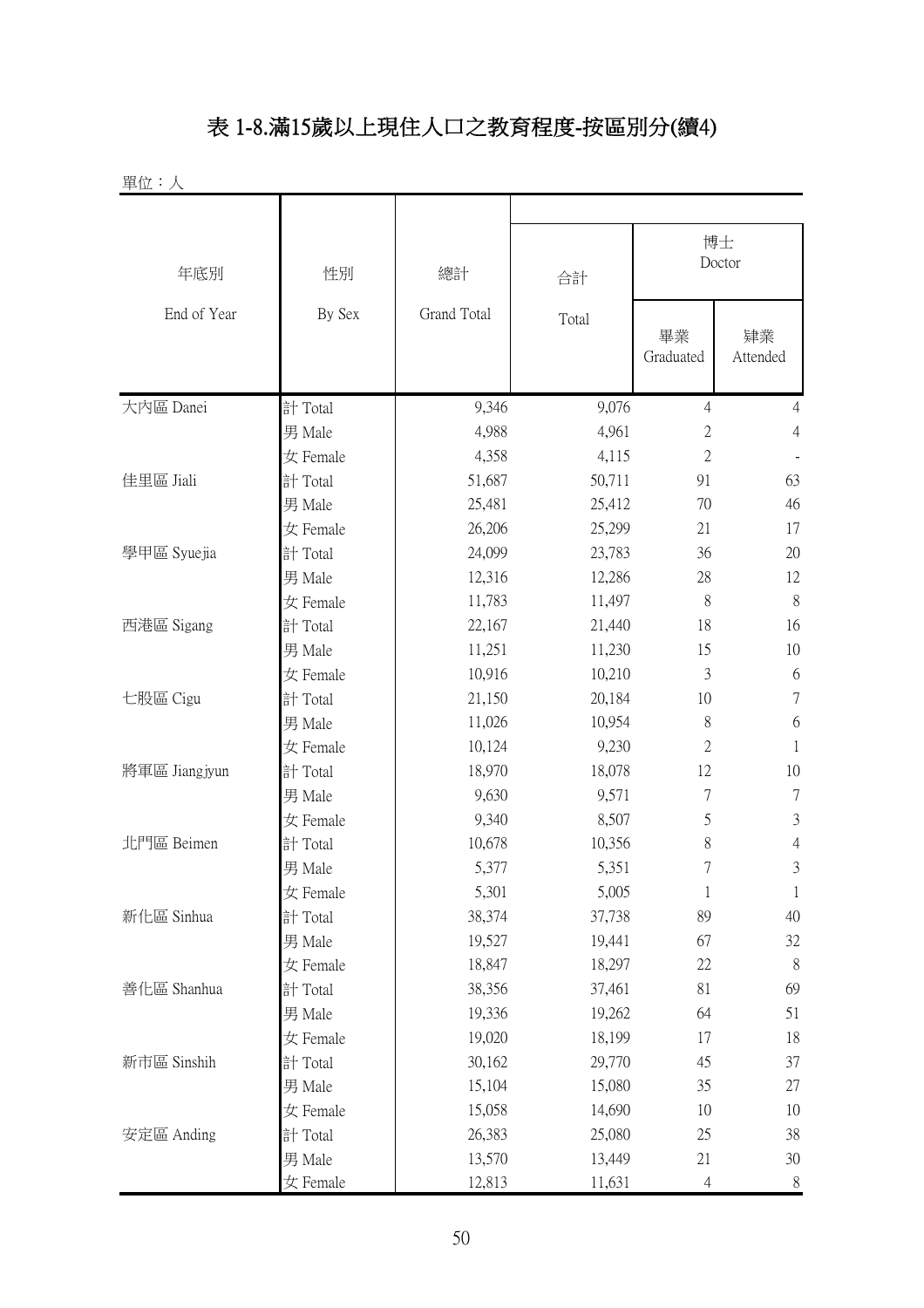# 表 1-8.滿15歲以上現住人口之教育程度-按區別分(續4)

單位：人

| 年底別 End of Year | 性別 By Sex | 總計 Grand Total | 合計 Total | 博士 Doctor | |
|---|---|---|---|---|---|
| | | | | 畢業 Graduated | 肄業 Attended |
| 大內區 Danei | 計 Total | 9,346 | 9,076 | 4 | 4 |
| | 男 Male | 4,988 | 4,961 | 2 | 4 |
| | 女 Female | 4,358 | 4,115 | 2 | - |
| 佳里區 Jiali | 計 Total | 51,687 | 50,711 | 91 | 63 |
| | 男 Male | 25,481 | 25,412 | 70 | 46 |
| | 女 Female | 26,206 | 25,299 | 21 | 17 |
| 學甲區 Syuejia | 計 Total | 24,099 | 23,783 | 36 | 20 |
| | 男 Male | 12,316 | 12,286 | 28 | 12 |
| | 女 Female | 11,783 | 11,497 | 8 | 8 |
| 西港區 Sigang | 計 Total | 22,167 | 21,440 | 18 | 16 |
| | 男 Male | 11,251 | 11,230 | 15 | 10 |
| | 女 Female | 10,916 | 10,210 | 3 | 6 |
| 七股區 Cigu | 計 Total | 21,150 | 20,184 | 10 | 7 |
| | 男 Male | 11,026 | 10,954 | 8 | 6 |
| | 女 Female | 10,124 | 9,230 | 2 | 1 |
| 將軍區 Jiangjyun | 計 Total | 18,970 | 18,078 | 12 | 10 |
| | 男 Male | 9,630 | 9,571 | 7 | 7 |
| | 女 Female | 9,340 | 8,507 | 5 | 3 |
| 北門區 Beimen | 計 Total | 10,678 | 10,356 | 8 | 4 |
| | 男 Male | 5,377 | 5,351 | 7 | 3 |
| | 女 Female | 5,301 | 5,005 | 1 | 1 |
| 新化區 Sinhua | 計 Total | 38,374 | 37,738 | 89 | 40 |
| | 男 Male | 19,527 | 19,441 | 67 | 32 |
| | 女 Female | 18,847 | 18,297 | 22 | 8 |
| 善化區 Shanhua | 計 Total | 38,356 | 37,461 | 81 | 69 |
| | 男 Male | 19,336 | 19,262 | 64 | 51 |
| | 女 Female | 19,020 | 18,199 | 17 | 18 |
| 新市區 Sinshih | 計 Total | 30,162 | 29,770 | 45 | 37 |
| | 男 Male | 15,104 | 15,080 | 35 | 27 |
| | 女 Female | 15,058 | 14,690 | 10 | 10 |
| 安定區 Anding | 計 Total | 26,383 | 25,080 | 25 | 38 |
| | 男 Male | 13,570 | 13,449 | 21 | 30 |
| | 女 Female | 12,813 | 11,631 | 4 | 8 |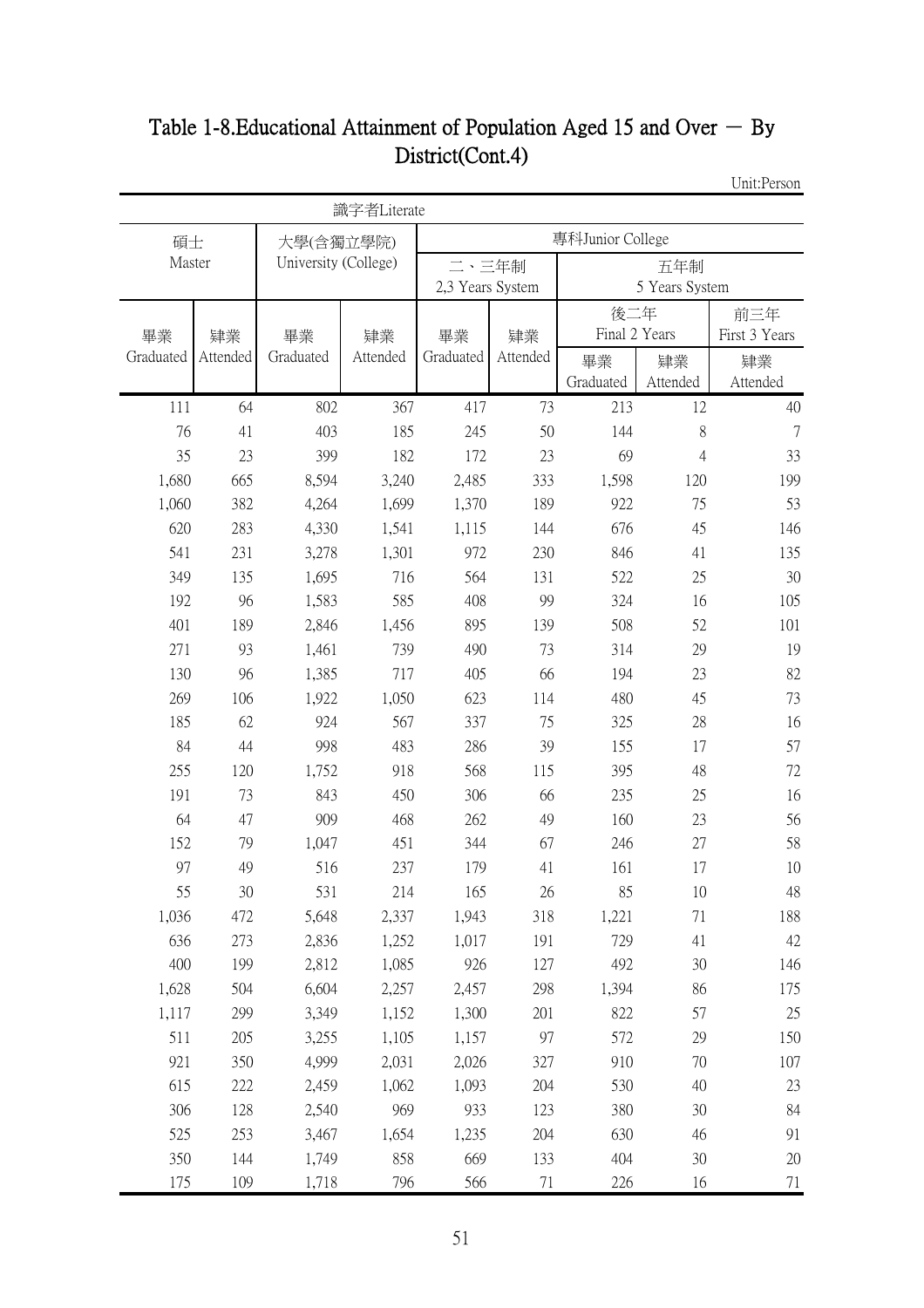# Table 1-8.Educational Attainment of Population Aged 15 and Over － By District(Cont.4)

Unit:Person

| 識字者Literate | | | | | | | | |
|---|---|---|---|---|---|---|---|---|
| 碩士 Master | | 大學(含獨立學院) University (College) | | 專科Junior College | | | | |
| | | | | 二、三年制 2,3 Years System | | 五年制 5 Years System | | |
| | | | | | | 後二年 Final 2 Years | | 前三年 First 3 Years |
| 畢業 Graduated | 肄業 Attended | 畢業 Graduated | 肄業 Attended | 畢業 Graduated | 肄業 Attended | 畢業 Graduated | 肄業 Attended | 肄業 Attended |
| 111 | 64 | 802 | 367 | 417 | 73 | 213 | 12 | 40 |
| 76 | 41 | 403 | 185 | 245 | 50 | 144 | 8 | 7 |
| 35 | 23 | 399 | 182 | 172 | 23 | 69 | 4 | 33 |
| 1,680 | 665 | 8,594 | 3,240 | 2,485 | 333 | 1,598 | 120 | 199 |
| 1,060 | 382 | 4,264 | 1,699 | 1,370 | 189 | 922 | 75 | 53 |
| 620 | 283 | 4,330 | 1,541 | 1,115 | 144 | 676 | 45 | 146 |
| 541 | 231 | 3,278 | 1,301 | 972 | 230 | 846 | 41 | 135 |
| 349 | 135 | 1,695 | 716 | 564 | 131 | 522 | 25 | 30 |
| 192 | 96 | 1,583 | 585 | 408 | 99 | 324 | 16 | 105 |
| 401 | 189 | 2,846 | 1,456 | 895 | 139 | 508 | 52 | 101 |
| 271 | 93 | 1,461 | 739 | 490 | 73 | 314 | 29 | 19 |
| 130 | 96 | 1,385 | 717 | 405 | 66 | 194 | 23 | 82 |
| 269 | 106 | 1,922 | 1,050 | 623 | 114 | 480 | 45 | 73 |
| 185 | 62 | 924 | 567 | 337 | 75 | 325 | 28 | 16 |
| 84 | 44 | 998 | 483 | 286 | 39 | 155 | 17 | 57 |
| 255 | 120 | 1,752 | 918 | 568 | 115 | 395 | 48 | 72 |
| 191 | 73 | 843 | 450 | 306 | 66 | 235 | 25 | 16 |
| 64 | 47 | 909 | 468 | 262 | 49 | 160 | 23 | 56 |
| 152 | 79 | 1,047 | 451 | 344 | 67 | 246 | 27 | 58 |
| 97 | 49 | 516 | 237 | 179 | 41 | 161 | 17 | 10 |
| 55 | 30 | 531 | 214 | 165 | 26 | 85 | 10 | 48 |
| 1,036 | 472 | 5,648 | 2,337 | 1,943 | 318 | 1,221 | 71 | 188 |
| 636 | 273 | 2,836 | 1,252 | 1,017 | 191 | 729 | 41 | 42 |
| 400 | 199 | 2,812 | 1,085 | 926 | 127 | 492 | 30 | 146 |
| 1,628 | 504 | 6,604 | 2,257 | 2,457 | 298 | 1,394 | 86 | 175 |
| 1,117 | 299 | 3,349 | 1,152 | 1,300 | 201 | 822 | 57 | 25 |
| 511 | 205 | 3,255 | 1,105 | 1,157 | 97 | 572 | 29 | 150 |
| 921 | 350 | 4,999 | 2,031 | 2,026 | 327 | 910 | 70 | 107 |
| 615 | 222 | 2,459 | 1,062 | 1,093 | 204 | 530 | 40 | 23 |
| 306 | 128 | 2,540 | 969 | 933 | 123 | 380 | 30 | 84 |
| 525 | 253 | 3,467 | 1,654 | 1,235 | 204 | 630 | 46 | 91 |
| 350 | 144 | 1,749 | 858 | 669 | 133 | 404 | 30 | 20 |
| 175 | 109 | 1,718 | 796 | 566 | 71 | 226 | 16 | 71 |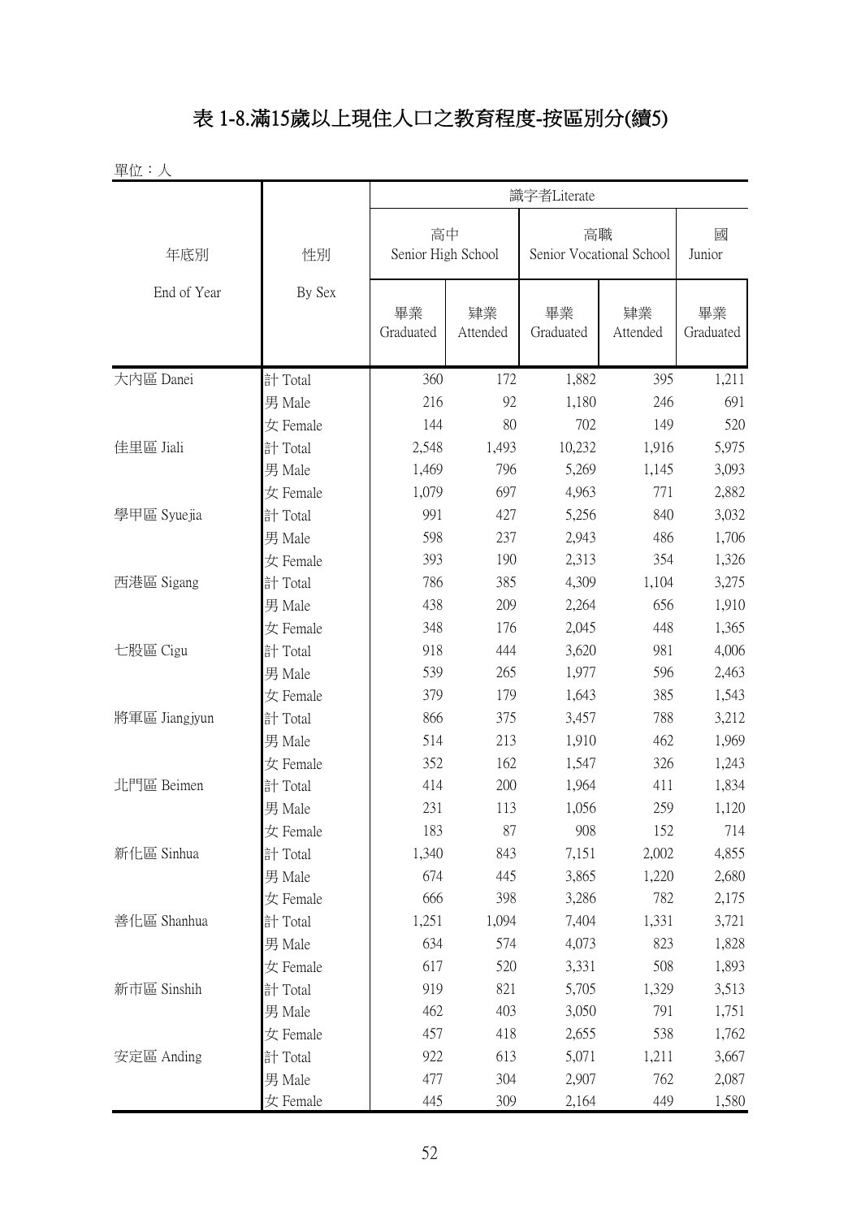# 表 1-8.滿15歲以上現住人口之教育程度-按區別分(續5)

單位：人

| 年底別 End of Year | 性別 By Sex | 識字者Literate | | | | |
|---|---|---|---|---|---|---|
| | | 高中 Senior High School | | 高職 Senior Vocational School | | 國 Junior |
| | | 畢業 Graduated | 肄業 Attended | 畢業 Graduated | 肄業 Attended | 畢業 Graduated |
| 大內區 Danei | 計 Total | 360 | 172 | 1,882 | 395 | 1,211 |
| | 男 Male | 216 | 92 | 1,180 | 246 | 691 |
| | 女 Female | 144 | 80 | 702 | 149 | 520 |
| 佳里區 Jiali | 計 Total | 2,548 | 1,493 | 10,232 | 1,916 | 5,975 |
| | 男 Male | 1,469 | 796 | 5,269 | 1,145 | 3,093 |
| | 女 Female | 1,079 | 697 | 4,963 | 771 | 2,882 |
| 學甲區 Syuejia | 計 Total | 991 | 427 | 5,256 | 840 | 3,032 |
| | 男 Male | 598 | 237 | 2,943 | 486 | 1,706 |
| | 女 Female | 393 | 190 | 2,313 | 354 | 1,326 |
| 西港區 Sigang | 計 Total | 786 | 385 | 4,309 | 1,104 | 3,275 |
| | 男 Male | 438 | 209 | 2,264 | 656 | 1,910 |
| | 女 Female | 348 | 176 | 2,045 | 448 | 1,365 |
| 七股區 Cigu | 計 Total | 918 | 444 | 3,620 | 981 | 4,006 |
| | 男 Male | 539 | 265 | 1,977 | 596 | 2,463 |
| | 女 Female | 379 | 179 | 1,643 | 385 | 1,543 |
| 將軍區 Jiangjyun | 計 Total | 866 | 375 | 3,457 | 788 | 3,212 |
| | 男 Male | 514 | 213 | 1,910 | 462 | 1,969 |
| | 女 Female | 352 | 162 | 1,547 | 326 | 1,243 |
| 北門區 Beimen | 計 Total | 414 | 200 | 1,964 | 411 | 1,834 |
| | 男 Male | 231 | 113 | 1,056 | 259 | 1,120 |
| | 女 Female | 183 | 87 | 908 | 152 | 714 |
| 新化區 Sinhua | 計 Total | 1,340 | 843 | 7,151 | 2,002 | 4,855 |
| | 男 Male | 674 | 445 | 3,865 | 1,220 | 2,680 |
| | 女 Female | 666 | 398 | 3,286 | 782 | 2,175 |
| 善化區 Shanhua | 計 Total | 1,251 | 1,094 | 7,404 | 1,331 | 3,721 |
| | 男 Male | 634 | 574 | 4,073 | 823 | 1,828 |
| | 女 Female | 617 | 520 | 3,331 | 508 | 1,893 |
| 新市區 Sinshih | 計 Total | 919 | 821 | 5,705 | 1,329 | 3,513 |
| | 男 Male | 462 | 403 | 3,050 | 791 | 1,751 |
| | 女 Female | 457 | 418 | 2,655 | 538 | 1,762 |
| 安定區 Anding | 計 Total | 922 | 613 | 5,071 | 1,211 | 3,667 |
| | 男 Male | 477 | 304 | 2,907 | 762 | 2,087 |
| | 女 Female | 445 | 309 | 2,164 | 449 | 1,580 |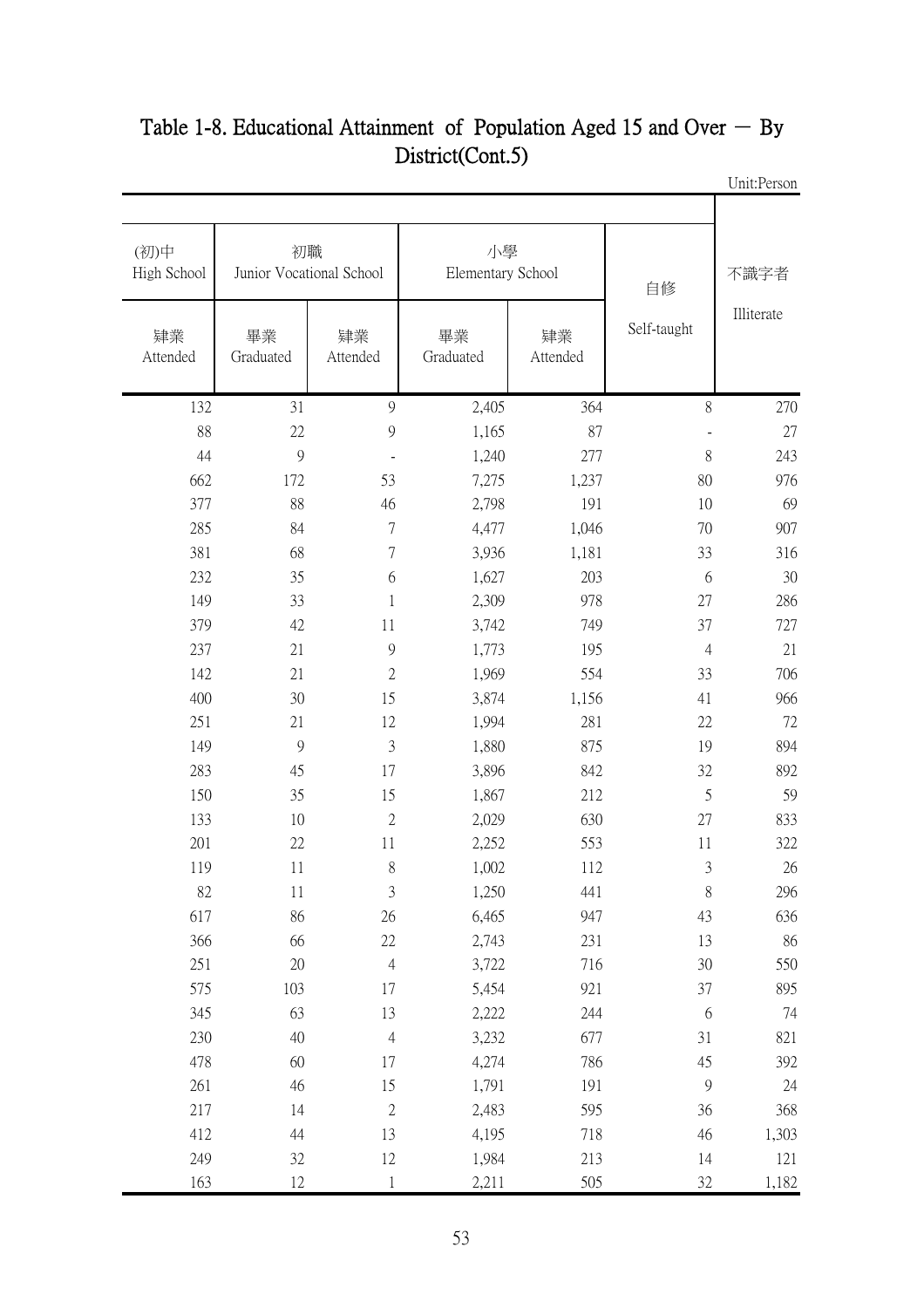# Table 1-8. Educational Attainment of Population Aged 15 and Over － By District(Cont.5)

Unit:Person

| (初)中 High School | 初職 Junior Vocational School | | 小學 Elementary School | | 自修 Self-taught | 不識字者 Illiterate |
|---|---|---|---|---|---|---|
| 肄業 Attended | 畢業 Graduated | 肄業 Attended | 畢業 Graduated | 肄業 Attended | | |
| 132 | 31 | 9 | 2,405 | 364 | 8 | 270 |
| 88 | 22 | 9 | 1,165 | 87 | - | 27 |
| 44 | 9 | - | 1,240 | 277 | 8 | 243 |
| 662 | 172 | 53 | 7,275 | 1,237 | 80 | 976 |
| 377 | 88 | 46 | 2,798 | 191 | 10 | 69 |
| 285 | 84 | 7 | 4,477 | 1,046 | 70 | 907 |
| 381 | 68 | 7 | 3,936 | 1,181 | 33 | 316 |
| 232 | 35 | 6 | 1,627 | 203 | 6 | 30 |
| 149 | 33 | 1 | 2,309 | 978 | 27 | 286 |
| 379 | 42 | 11 | 3,742 | 749 | 37 | 727 |
| 237 | 21 | 9 | 1,773 | 195 | 4 | 21 |
| 142 | 21 | 2 | 1,969 | 554 | 33 | 706 |
| 400 | 30 | 15 | 3,874 | 1,156 | 41 | 966 |
| 251 | 21 | 12 | 1,994 | 281 | 22 | 72 |
| 149 | 9 | 3 | 1,880 | 875 | 19 | 894 |
| 283 | 45 | 17 | 3,896 | 842 | 32 | 892 |
| 150 | 35 | 15 | 1,867 | 212 | 5 | 59 |
| 133 | 10 | 2 | 2,029 | 630 | 27 | 833 |
| 201 | 22 | 11 | 2,252 | 553 | 11 | 322 |
| 119 | 11 | 8 | 1,002 | 112 | 3 | 26 |
| 82 | 11 | 3 | 1,250 | 441 | 8 | 296 |
| 617 | 86 | 26 | 6,465 | 947 | 43 | 636 |
| 366 | 66 | 22 | 2,743 | 231 | 13 | 86 |
| 251 | 20 | 4 | 3,722 | 716 | 30 | 550 |
| 575 | 103 | 17 | 5,454 | 921 | 37 | 895 |
| 345 | 63 | 13 | 2,222 | 244 | 6 | 74 |
| 230 | 40 | 4 | 3,232 | 677 | 31 | 821 |
| 478 | 60 | 17 | 4,274 | 786 | 45 | 392 |
| 261 | 46 | 15 | 1,791 | 191 | 9 | 24 |
| 217 | 14 | 2 | 2,483 | 595 | 36 | 368 |
| 412 | 44 | 13 | 4,195 | 718 | 46 | 1,303 |
| 249 | 32 | 12 | 1,984 | 213 | 14 | 121 |
| 163 | 12 | 1 | 2,211 | 505 | 32 | 1,182 |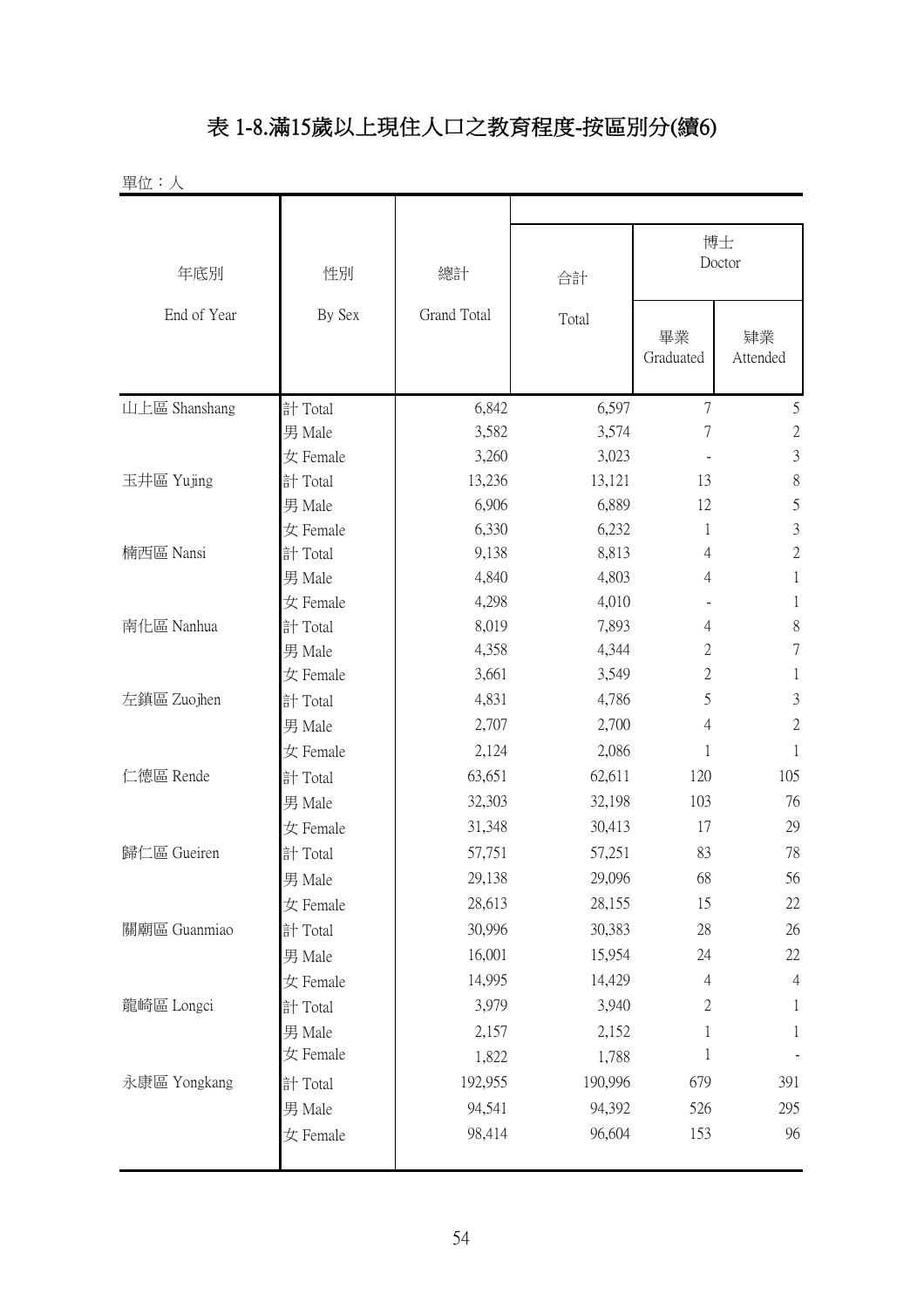# 表 1-8.滿15歲以上現住人口之教育程度-按區別分(續6)

單位：人

| 年底別 End of Year | 性別 By Sex | 總計 Grand Total | 合計 Total | 博士 Doctor | |
|---|---|---|---|---|---|
| | | | | 畢業 Graduated | 肄業 Attended |
| 山上區 Shanshang | 計 Total | 6,842 | 6,597 | 7 | 5 |
| | 男 Male | 3,582 | 3,574 | 7 | 2 |
| | 女 Female | 3,260 | 3,023 | - | 3 |
| 玉井區 Yujing | 計 Total | 13,236 | 13,121 | 13 | 8 |
| | 男 Male | 6,906 | 6,889 | 12 | 5 |
| | 女 Female | 6,330 | 6,232 | 1 | 3 |
| 楠西區 Nansi | 計 Total | 9,138 | 8,813 | 4 | 2 |
| | 男 Male | 4,840 | 4,803 | 4 | 1 |
| | 女 Female | 4,298 | 4,010 | - | 1 |
| 南化區 Nanhua | 計 Total | 8,019 | 7,893 | 4 | 8 |
| | 男 Male | 4,358 | 4,344 | 2 | 7 |
| | 女 Female | 3,661 | 3,549 | 2 | 1 |
| 左鎮區 Zuojhen | 計 Total | 4,831 | 4,786 | 5 | 3 |
| | 男 Male | 2,707 | 2,700 | 4 | 2 |
| | 女 Female | 2,124 | 2,086 | 1 | 1 |
| 仁德區 Rende | 計 Total | 63,651 | 62,611 | 120 | 105 |
| | 男 Male | 32,303 | 32,198 | 103 | 76 |
| | 女 Female | 31,348 | 30,413 | 17 | 29 |
| 歸仁區 Gueiren | 計 Total | 57,751 | 57,251 | 83 | 78 |
| | 男 Male | 29,138 | 29,096 | 68 | 56 |
| | 女 Female | 28,613 | 28,155 | 15 | 22 |
| 關廟區 Guanmiao | 計 Total | 30,996 | 30,383 | 28 | 26 |
| | 男 Male | 16,001 | 15,954 | 24 | 22 |
| | 女 Female | 14,995 | 14,429 | 4 | 4 |
| 龍崎區 Longci | 計 Total | 3,979 | 3,940 | 2 | 1 |
| | 男 Male | 2,157 | 2,152 | 1 | 1 |
| | 女 Female | 1,822 | 1,788 | 1 | - |
| 永康區 Yongkang | 計 Total | 192,955 | 190,996 | 679 | 391 |
| | 男 Male | 94,541 | 94,392 | 526 | 295 |
| | 女 Female | 98,414 | 96,604 | 153 | 96 |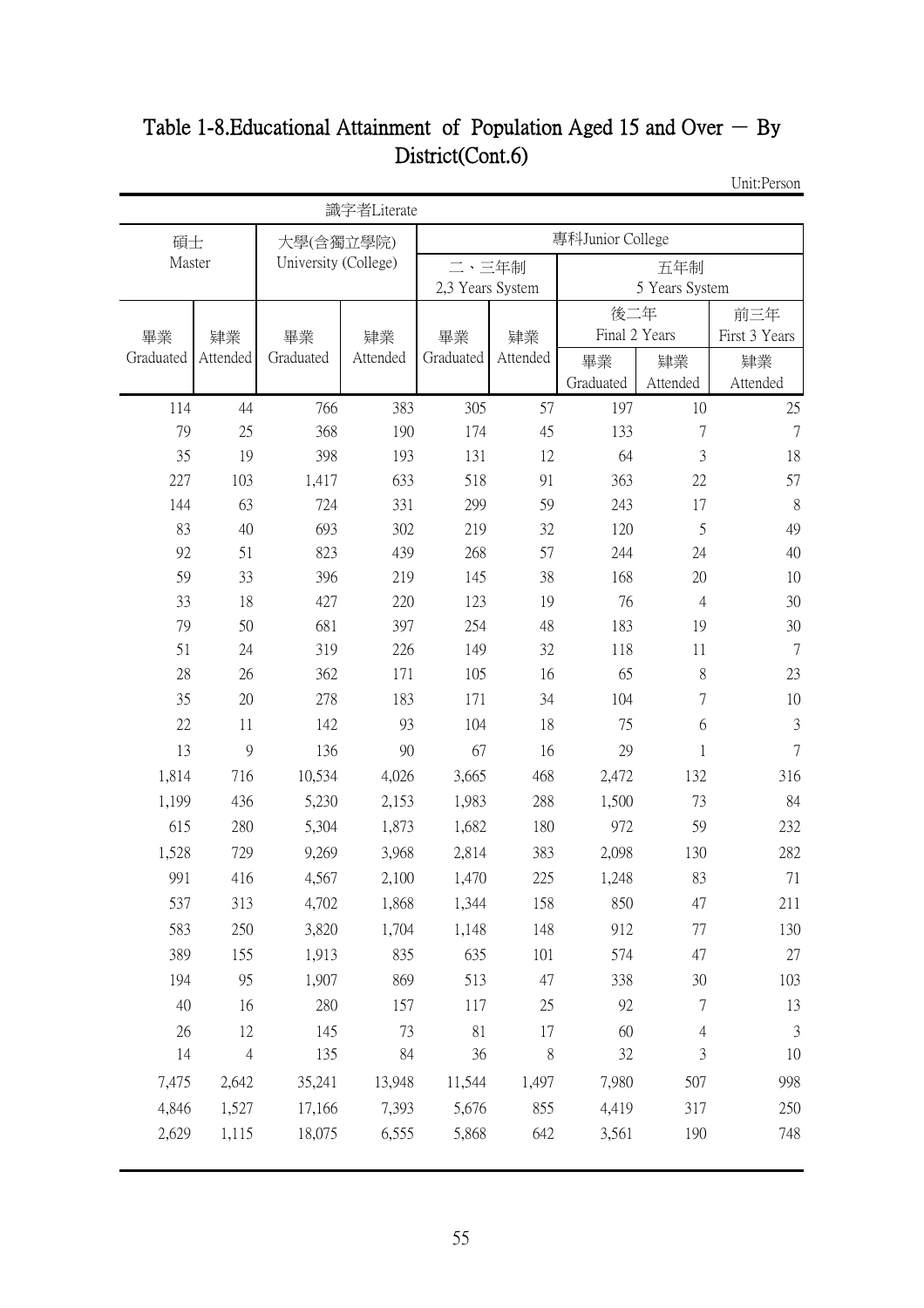# Table 1-8.Educational Attainment of Population Aged 15 and Over － By District(Cont.6)

Unit:Person

| 識字者Literate | | | | | | | | |
|---|---|---|---|---|---|---|---|---|
| 碩士 Master | | 大學(含獨立學院) University (College) | | 專科Junior College | | | | |
| | | | | 二、三年制 2,3 Years System | | 五年制 5 Years System | | |
| | | | | | | 後二年 Final 2 Years | | 前三年 First 3 Years |
| 畢業 Graduated | 肄業 Attended | 畢業 Graduated | 肄業 Attended | 畢業 Graduated | 肄業 Attended | 畢業 Graduated | 肄業 Attended | 肄業 Attended |
| 114 | 44 | 766 | 383 | 305 | 57 | 197 | 10 | 25 |
| 79 | 25 | 368 | 190 | 174 | 45 | 133 | 7 | 7 |
| 35 | 19 | 398 | 193 | 131 | 12 | 64 | 3 | 18 |
| 227 | 103 | 1,417 | 633 | 518 | 91 | 363 | 22 | 57 |
| 144 | 63 | 724 | 331 | 299 | 59 | 243 | 17 | 8 |
| 83 | 40 | 693 | 302 | 219 | 32 | 120 | 5 | 49 |
| 92 | 51 | 823 | 439 | 268 | 57 | 244 | 24 | 40 |
| 59 | 33 | 396 | 219 | 145 | 38 | 168 | 20 | 10 |
| 33 | 18 | 427 | 220 | 123 | 19 | 76 | 4 | 30 |
| 79 | 50 | 681 | 397 | 254 | 48 | 183 | 19 | 30 |
| 51 | 24 | 319 | 226 | 149 | 32 | 118 | 11 | 7 |
| 28 | 26 | 362 | 171 | 105 | 16 | 65 | 8 | 23 |
| 35 | 20 | 278 | 183 | 171 | 34 | 104 | 7 | 10 |
| 22 | 11 | 142 | 93 | 104 | 18 | 75 | 6 | 3 |
| 13 | 9 | 136 | 90 | 67 | 16 | 29 | 1 | 7 |
| 1,814 | 716 | 10,534 | 4,026 | 3,665 | 468 | 2,472 | 132 | 316 |
| 1,199 | 436 | 5,230 | 2,153 | 1,983 | 288 | 1,500 | 73 | 84 |
| 615 | 280 | 5,304 | 1,873 | 1,682 | 180 | 972 | 59 | 232 |
| 1,528 | 729 | 9,269 | 3,968 | 2,814 | 383 | 2,098 | 130 | 282 |
| 991 | 416 | 4,567 | 2,100 | 1,470 | 225 | 1,248 | 83 | 71 |
| 537 | 313 | 4,702 | 1,868 | 1,344 | 158 | 850 | 47 | 211 |
| 583 | 250 | 3,820 | 1,704 | 1,148 | 148 | 912 | 77 | 130 |
| 389 | 155 | 1,913 | 835 | 635 | 101 | 574 | 47 | 27 |
| 194 | 95 | 1,907 | 869 | 513 | 47 | 338 | 30 | 103 |
| 40 | 16 | 280 | 157 | 117 | 25 | 92 | 7 | 13 |
| 26 | 12 | 145 | 73 | 81 | 17 | 60 | 4 | 3 |
| 14 | 4 | 135 | 84 | 36 | 8 | 32 | 3 | 10 |
| 7,475 | 2,642 | 35,241 | 13,948 | 11,544 | 1,497 | 7,980 | 507 | 998 |
| 4,846 | 1,527 | 17,166 | 7,393 | 5,676 | 855 | 4,419 | 317 | 250 |
| 2,629 | 1,115 | 18,075 | 6,555 | 5,868 | 642 | 3,561 | 190 | 748 |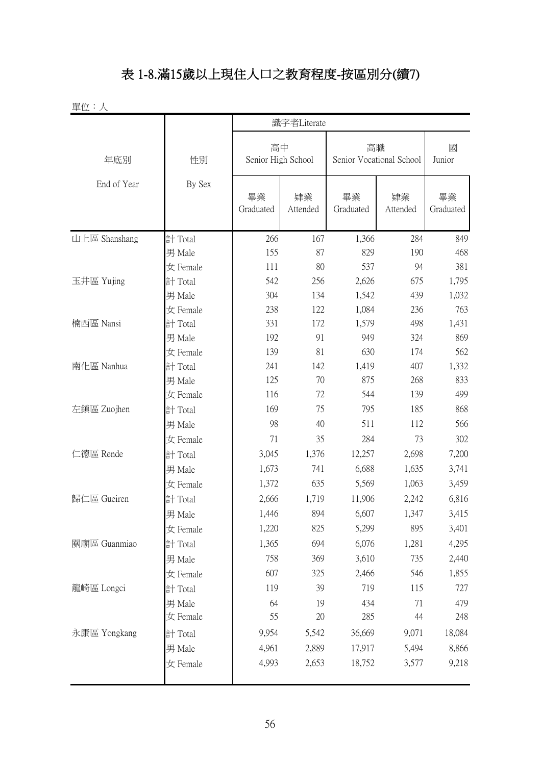# 表 1-8.滿15歲以上現住人口之教育程度-按區別分(續7)

單位：人

| 年底別 End of Year | 性別 By Sex | 識字者Literate | | | | |
|---|---|---|---|---|---|---|
| | | 高中 Senior High School | | 高職 Senior Vocational School | | 國 Junior |
| | | 畢業 Graduated | 肄業 Attended | 畢業 Graduated | 肄業 Attended | 畢業 Graduated |
| 山上區 Shanshang | 計 Total | 266 | 167 | 1,366 | 284 | 849 |
| | 男 Male | 155 | 87 | 829 | 190 | 468 |
| | 女 Female | 111 | 80 | 537 | 94 | 381 |
| 玉井區 Yujing | 計 Total | 542 | 256 | 2,626 | 675 | 1,795 |
| | 男 Male | 304 | 134 | 1,542 | 439 | 1,032 |
| | 女 Female | 238 | 122 | 1,084 | 236 | 763 |
| 楠西區 Nansi | 計 Total | 331 | 172 | 1,579 | 498 | 1,431 |
| | 男 Male | 192 | 91 | 949 | 324 | 869 |
| | 女 Female | 139 | 81 | 630 | 174 | 562 |
| 南化區 Nanhua | 計 Total | 241 | 142 | 1,419 | 407 | 1,332 |
| | 男 Male | 125 | 70 | 875 | 268 | 833 |
| | 女 Female | 116 | 72 | 544 | 139 | 499 |
| 左鎮區 Zuojhen | 計 Total | 169 | 75 | 795 | 185 | 868 |
| | 男 Male | 98 | 40 | 511 | 112 | 566 |
| | 女 Female | 71 | 35 | 284 | 73 | 302 |
| 仁德區 Rende | 計 Total | 3,045 | 1,376 | 12,257 | 2,698 | 7,200 |
| | 男 Male | 1,673 | 741 | 6,688 | 1,635 | 3,741 |
| | 女 Female | 1,372 | 635 | 5,569 | 1,063 | 3,459 |
| 歸仁區 Gueiren | 計 Total | 2,666 | 1,719 | 11,906 | 2,242 | 6,816 |
| | 男 Male | 1,446 | 894 | 6,607 | 1,347 | 3,415 |
| | 女 Female | 1,220 | 825 | 5,299 | 895 | 3,401 |
| 關廟區 Guanmiao | 計 Total | 1,365 | 694 | 6,076 | 1,281 | 4,295 |
| | 男 Male | 758 | 369 | 3,610 | 735 | 2,440 |
| | 女 Female | 607 | 325 | 2,466 | 546 | 1,855 |
| 龍崎區 Longci | 計 Total | 119 | 39 | 719 | 115 | 727 |
| | 男 Male | 64 | 19 | 434 | 71 | 479 |
| | 女 Female | 55 | 20 | 285 | 44 | 248 |
| 永康區 Yongkang | 計 Total | 9,954 | 5,542 | 36,669 | 9,071 | 18,084 |
| | 男 Male | 4,961 | 2,889 | 17,917 | 5,494 | 8,866 |
| | 女 Female | 4,993 | 2,653 | 18,752 | 3,577 | 9,218 |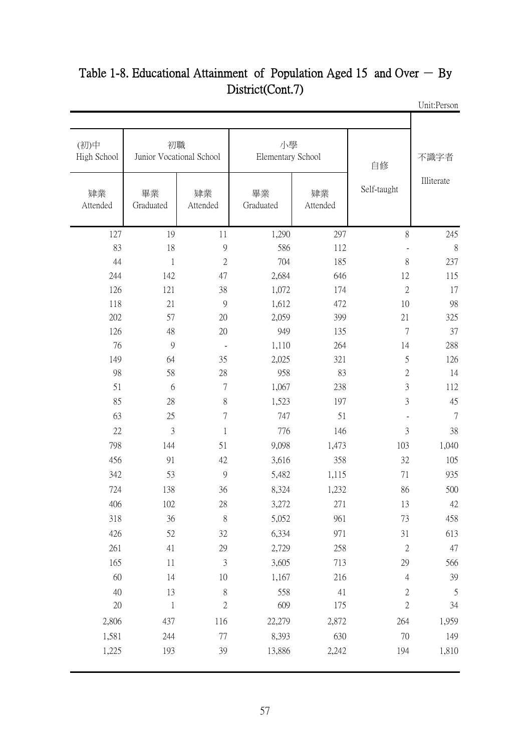# Table 1-8. Educational Attainment of Population Aged 15 and Over － By District(Cont.7)

Unit:Person

| (初)中 High School | 初職 Junior Vocational School | | 小學 Elementary School | | 自修 Self-taught | 不識字者 Illiterate |
|---|---|---|---|---|---|---|
| 肄業 Attended | 畢業 Graduated | 肄業 Attended | 畢業 Graduated | 肄業 Attended | | |
| 127 | 19 | 11 | 1,290 | 297 | 8 | 245 |
| 83 | 18 | 9 | 586 | 112 | - | 8 |
| 44 | 1 | 2 | 704 | 185 | 8 | 237 |
| 244 | 142 | 47 | 2,684 | 646 | 12 | 115 |
| 126 | 121 | 38 | 1,072 | 174 | 2 | 17 |
| 118 | 21 | 9 | 1,612 | 472 | 10 | 98 |
| 202 | 57 | 20 | 2,059 | 399 | 21 | 325 |
| 126 | 48 | 20 | 949 | 135 | 7 | 37 |
| 76 | 9 | - | 1,110 | 264 | 14 | 288 |
| 149 | 64 | 35 | 2,025 | 321 | 5 | 126 |
| 98 | 58 | 28 | 958 | 83 | 2 | 14 |
| 51 | 6 | 7 | 1,067 | 238 | 3 | 112 |
| 85 | 28 | 8 | 1,523 | 197 | 3 | 45 |
| 63 | 25 | 7 | 747 | 51 | - | 7 |
| 22 | 3 | 1 | 776 | 146 | 3 | 38 |
| 798 | 144 | 51 | 9,098 | 1,473 | 103 | 1,040 |
| 456 | 91 | 42 | 3,616 | 358 | 32 | 105 |
| 342 | 53 | 9 | 5,482 | 1,115 | 71 | 935 |
| 724 | 138 | 36 | 8,324 | 1,232 | 86 | 500 |
| 406 | 102 | 28 | 3,272 | 271 | 13 | 42 |
| 318 | 36 | 8 | 5,052 | 961 | 73 | 458 |
| 426 | 52 | 32 | 6,334 | 971 | 31 | 613 |
| 261 | 41 | 29 | 2,729 | 258 | 2 | 47 |
| 165 | 11 | 3 | 3,605 | 713 | 29 | 566 |
| 60 | 14 | 10 | 1,167 | 216 | 4 | 39 |
| 40 | 13 | 8 | 558 | 41 | 2 | 5 |
| 20 | 1 | 2 | 609 | 175 | 2 | 34 |
| 2,806 | 437 | 116 | 22,279 | 2,872 | 264 | 1,959 |
| 1,581 | 244 | 77 | 8,393 | 630 | 70 | 149 |
| 1,225 | 193 | 39 | 13,886 | 2,242 | 194 | 1,810 |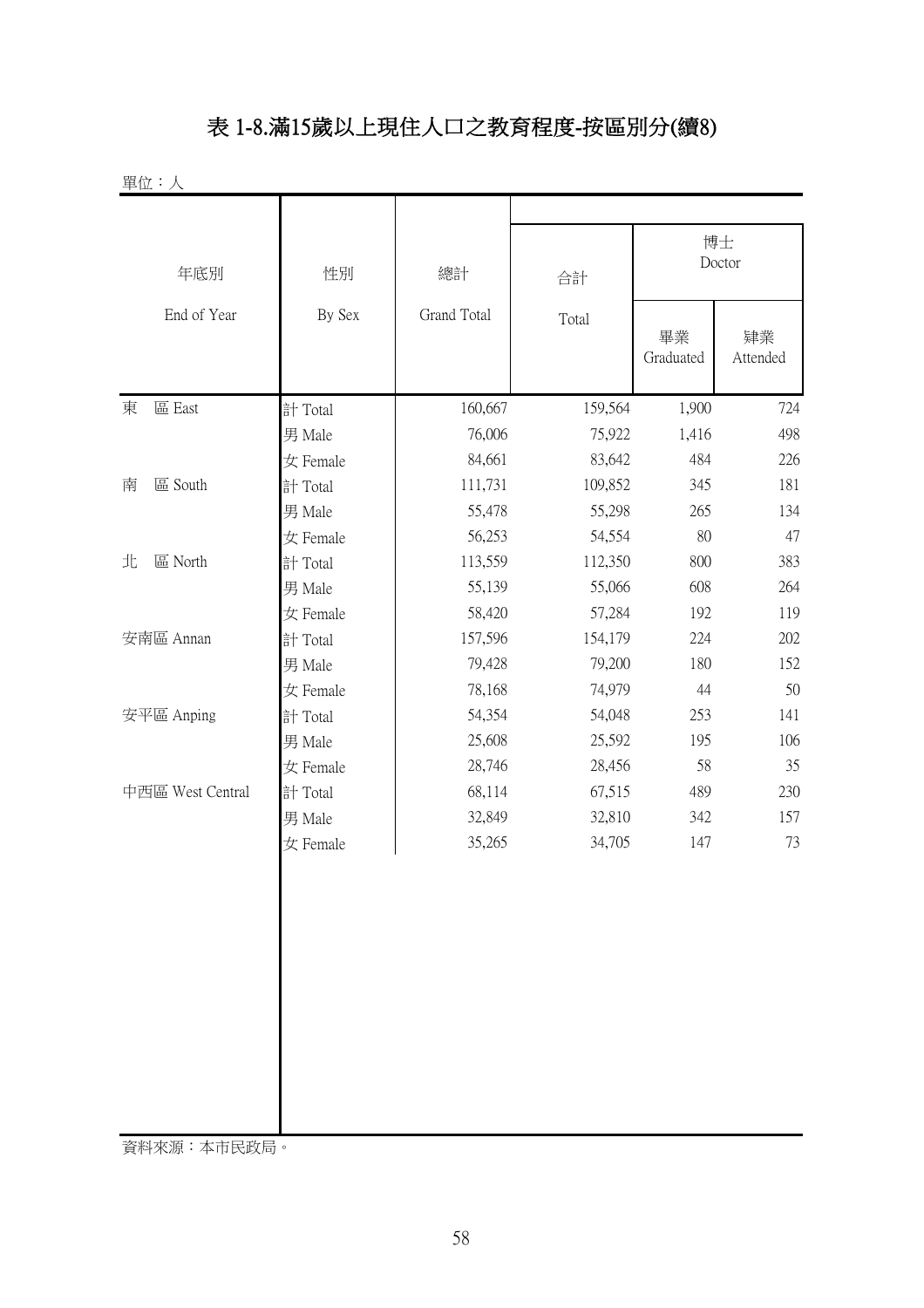# 表 1-8.滿15歲以上現住人口之教育程度-按區別分(續8)

單位：人

| 年底別 End of Year | 性別 By Sex | 總計 Grand Total | 合計 Total | 博士 Doctor | |
|---|---|---|---|---|---|
| | | | | 畢業 Graduated | 肄業 Attended |
| 東　區 East | 計 Total | 160,667 | 159,564 | 1,900 | 724 |
| | 男 Male | 76,006 | 75,922 | 1,416 | 498 |
| | 女 Female | 84,661 | 83,642 | 484 | 226 |
| 南　區 South | 計 Total | 111,731 | 109,852 | 345 | 181 |
| | 男 Male | 55,478 | 55,298 | 265 | 134 |
| | 女 Female | 56,253 | 54,554 | 80 | 47 |
| 北　區 North | 計 Total | 113,559 | 112,350 | 800 | 383 |
| | 男 Male | 55,139 | 55,066 | 608 | 264 |
| | 女 Female | 58,420 | 57,284 | 192 | 119 |
| 安南區 Annan | 計 Total | 157,596 | 154,179 | 224 | 202 |
| | 男 Male | 79,428 | 79,200 | 180 | 152 |
| | 女 Female | 78,168 | 74,979 | 44 | 50 |
| 安平區 Anping | 計 Total | 54,354 | 54,048 | 253 | 141 |
| | 男 Male | 25,608 | 25,592 | 195 | 106 |
| | 女 Female | 28,746 | 28,456 | 58 | 35 |
| 中西區 West Central | 計 Total | 68,114 | 67,515 | 489 | 230 |
| | 男 Male | 32,849 | 32,810 | 342 | 157 |
| | 女 Female | 35,265 | 34,705 | 147 | 73 |

資料來源：本市民政局。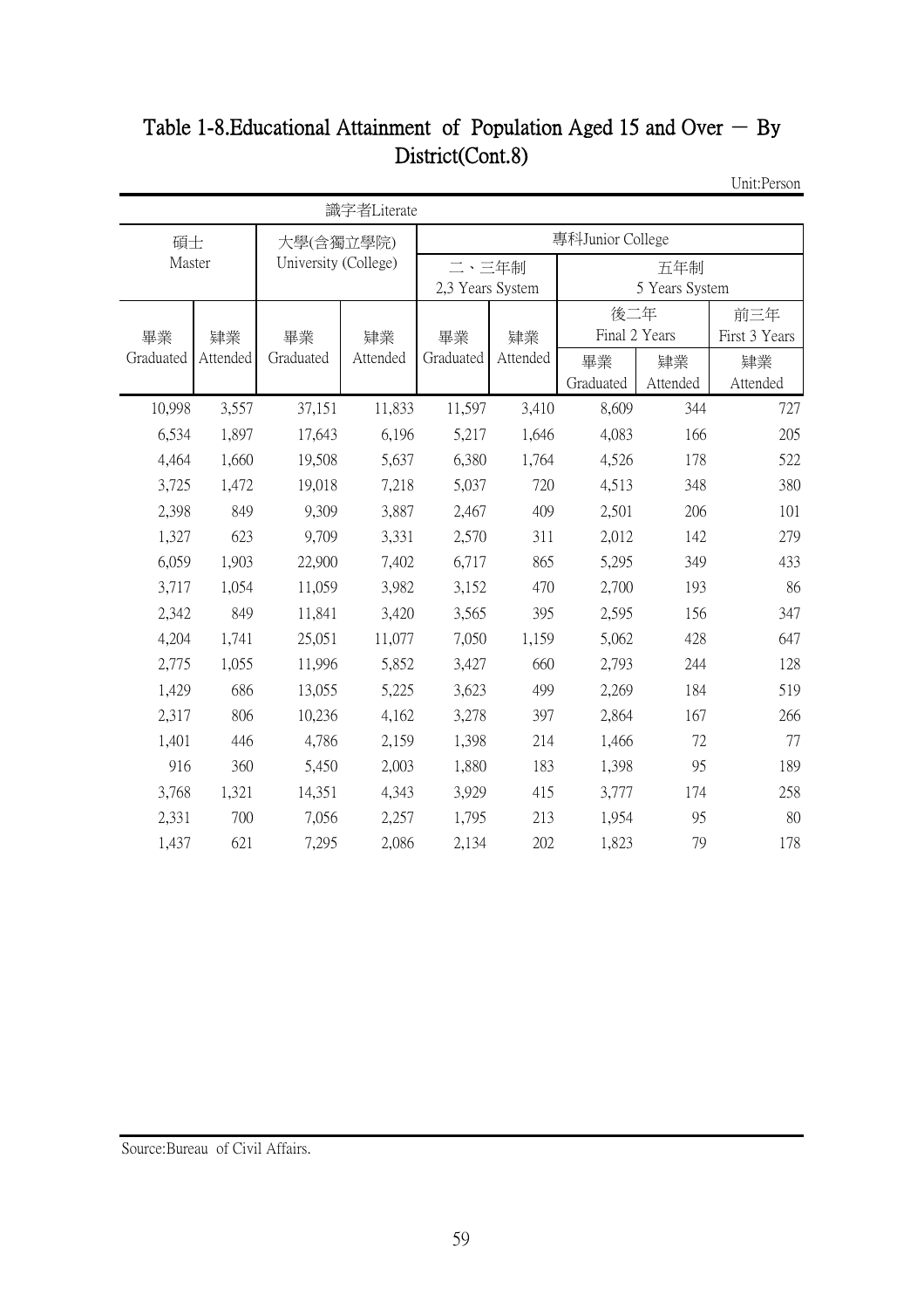# Table 1-8.Educational Attainment of Population Aged 15 and Over － By District(Cont.8)

Unit:Person

| 識字者Literate | | | | | | | | |
|---|---|---|---|---|---|---|---|---|
| 碩士 Master | | 大學(含獨立學院) University (College) | | 專科Junior College | | | | |
| | | | | 二、三年制 2,3 Years System | | 五年制 5 Years System | | |
| | | | | | | 後二年 Final 2 Years | | 前三年 First 3 Years |
| 畢業 Graduated | 肄業 Attended | 畢業 Graduated | 肄業 Attended | 畢業 Graduated | 肄業 Attended | 畢業 Graduated | 肄業 Attended | 肄業 Attended |
| 10,998 | 3,557 | 37,151 | 11,833 | 11,597 | 3,410 | 8,609 | 344 | 727 |
| 6,534 | 1,897 | 17,643 | 6,196 | 5,217 | 1,646 | 4,083 | 166 | 205 |
| 4,464 | 1,660 | 19,508 | 5,637 | 6,380 | 1,764 | 4,526 | 178 | 522 |
| 3,725 | 1,472 | 19,018 | 7,218 | 5,037 | 720 | 4,513 | 348 | 380 |
| 2,398 | 849 | 9,309 | 3,887 | 2,467 | 409 | 2,501 | 206 | 101 |
| 1,327 | 623 | 9,709 | 3,331 | 2,570 | 311 | 2,012 | 142 | 279 |
| 6,059 | 1,903 | 22,900 | 7,402 | 6,717 | 865 | 5,295 | 349 | 433 |
| 3,717 | 1,054 | 11,059 | 3,982 | 3,152 | 470 | 2,700 | 193 | 86 |
| 2,342 | 849 | 11,841 | 3,420 | 3,565 | 395 | 2,595 | 156 | 347 |
| 4,204 | 1,741 | 25,051 | 11,077 | 7,050 | 1,159 | 5,062 | 428 | 647 |
| 2,775 | 1,055 | 11,996 | 5,852 | 3,427 | 660 | 2,793 | 244 | 128 |
| 1,429 | 686 | 13,055 | 5,225 | 3,623 | 499 | 2,269 | 184 | 519 |
| 2,317 | 806 | 10,236 | 4,162 | 3,278 | 397 | 2,864 | 167 | 266 |
| 1,401 | 446 | 4,786 | 2,159 | 1,398 | 214 | 1,466 | 72 | 77 |
| 916 | 360 | 5,450 | 2,003 | 1,880 | 183 | 1,398 | 95 | 189 |
| 3,768 | 1,321 | 14,351 | 4,343 | 3,929 | 415 | 3,777 | 174 | 258 |
| 2,331 | 700 | 7,056 | 2,257 | 1,795 | 213 | 1,954 | 95 | 80 |
| 1,437 | 621 | 7,295 | 2,086 | 2,134 | 202 | 1,823 | 79 | 178 |

Source:Bureau of Civil Affairs.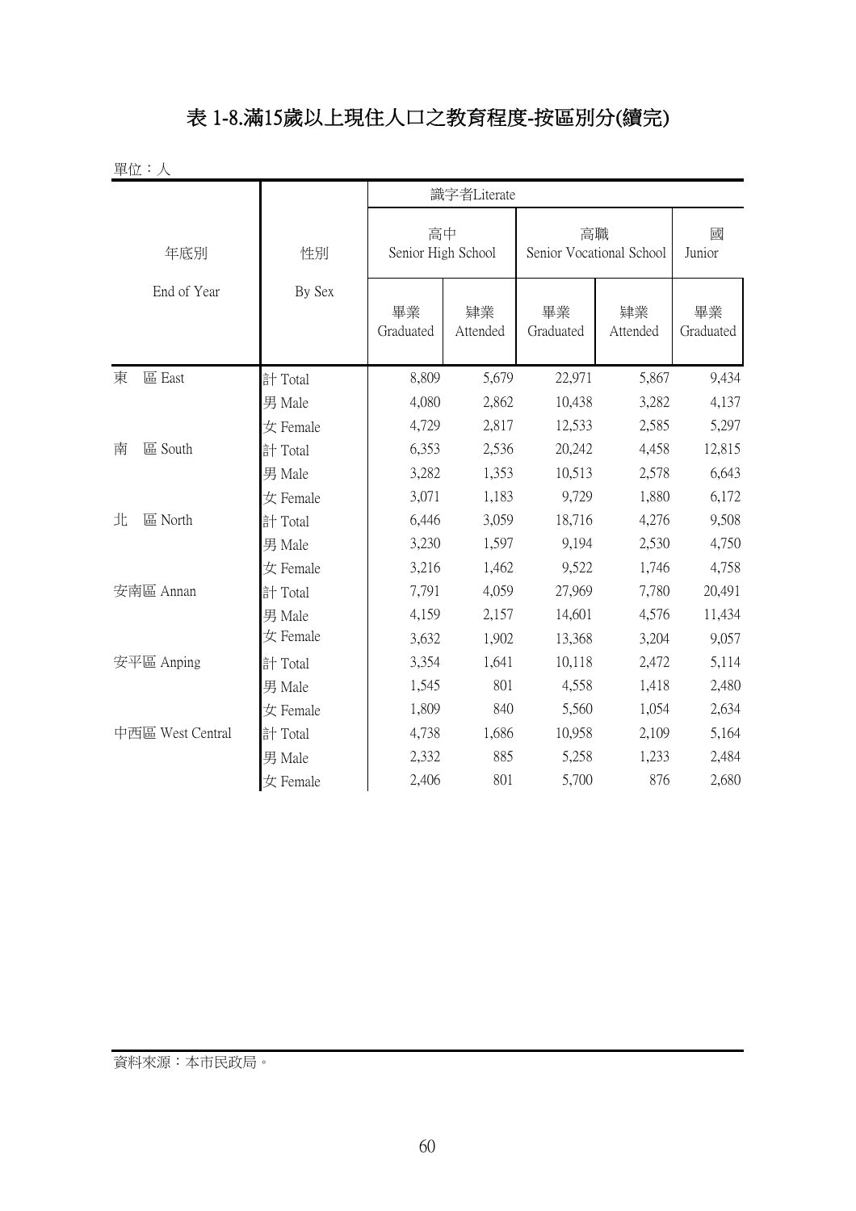# 表 1-8.滿15歲以上現住人口之教育程度-按區別分(續完)

單位：人

| 年底別 End of Year | 性別 By Sex | 識字者Literate | | | | |
|---|---|---|---|---|---|---|
| | | 高中 Senior High School | | 高職 Senior Vocational School | | 國 Junior |
| | | 畢業 Graduated | 肄業 Attended | 畢業 Graduated | 肄業 Attended | 畢業 Graduated |
| 東　區 East | 計 Total | 8,809 | 5,679 | 22,971 | 5,867 | 9,434 |
| | 男 Male | 4,080 | 2,862 | 10,438 | 3,282 | 4,137 |
| | 女 Female | 4,729 | 2,817 | 12,533 | 2,585 | 5,297 |
| 南　區 South | 計 Total | 6,353 | 2,536 | 20,242 | 4,458 | 12,815 |
| | 男 Male | 3,282 | 1,353 | 10,513 | 2,578 | 6,643 |
| | 女 Female | 3,071 | 1,183 | 9,729 | 1,880 | 6,172 |
| 北　區 North | 計 Total | 6,446 | 3,059 | 18,716 | 4,276 | 9,508 |
| | 男 Male | 3,230 | 1,597 | 9,194 | 2,530 | 4,750 |
| | 女 Female | 3,216 | 1,462 | 9,522 | 1,746 | 4,758 |
| 安南區 Annan | 計 Total | 7,791 | 4,059 | 27,969 | 7,780 | 20,491 |
| | 男 Male | 4,159 | 2,157 | 14,601 | 4,576 | 11,434 |
| | 女 Female | 3,632 | 1,902 | 13,368 | 3,204 | 9,057 |
| 安平區 Anping | 計 Total | 3,354 | 1,641 | 10,118 | 2,472 | 5,114 |
| | 男 Male | 1,545 | 801 | 4,558 | 1,418 | 2,480 |
| | 女 Female | 1,809 | 840 | 5,560 | 1,054 | 2,634 |
| 中西區 West Central | 計 Total | 4,738 | 1,686 | 10,958 | 2,109 | 5,164 |
| | 男 Male | 2,332 | 885 | 5,258 | 1,233 | 2,484 |
| | 女 Female | 2,406 | 801 | 5,700 | 876 | 2,680 |

資料來源：本市民政局。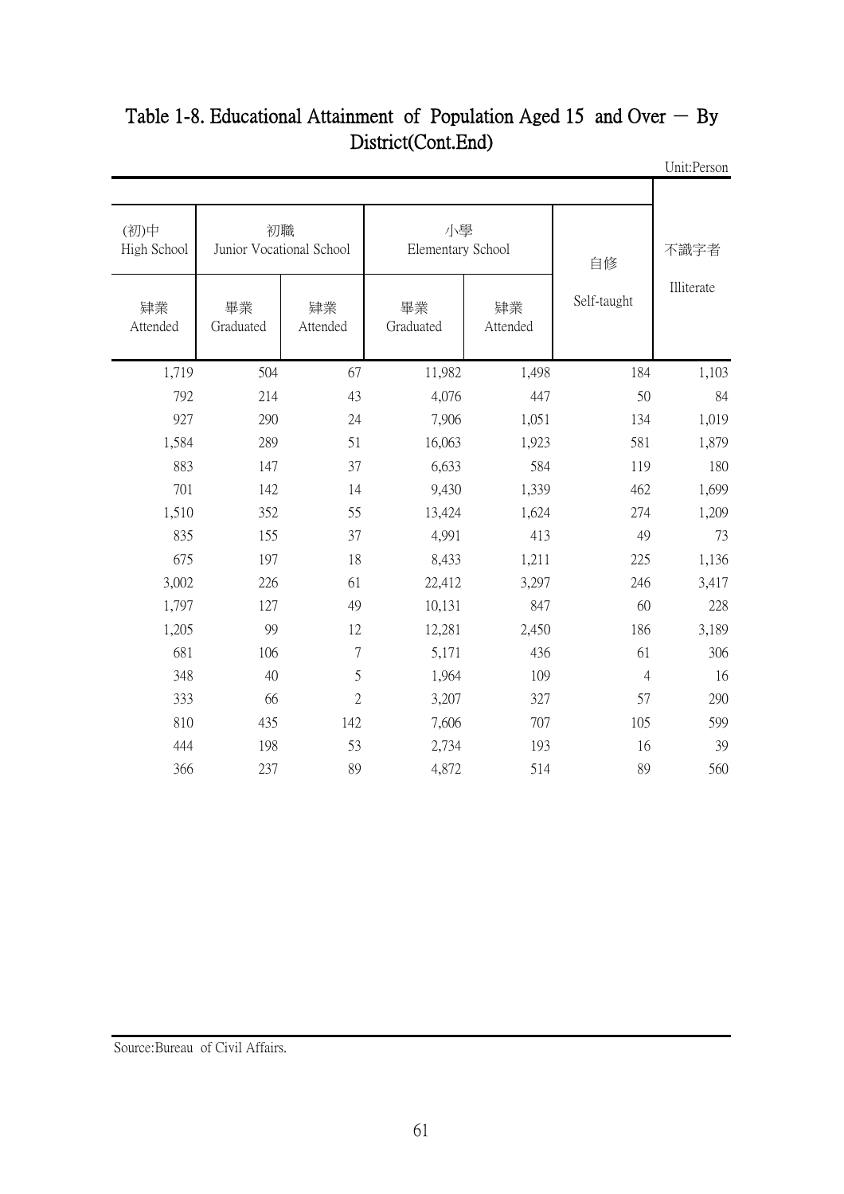## Table 1-8. Educational Attainment of Population Aged 15 and Over － By District(Cont.End)

Unit:Person

| (初)中 High School | 初職 Junior Vocational School | | 小學 Elementary School | | 自修 Self-taught | 不識字者 Illiterate |
|---|---|---|---|---|---|---|
| 肄業 Attended | 畢業 Graduated | 肄業 Attended | 畢業 Graduated | 肄業 Attended | | |
| 1,719 | 504 | 67 | 11,982 | 1,498 | 184 | 1,103 |
| 792 | 214 | 43 | 4,076 | 447 | 50 | 84 |
| 927 | 290 | 24 | 7,906 | 1,051 | 134 | 1,019 |
| 1,584 | 289 | 51 | 16,063 | 1,923 | 581 | 1,879 |
| 883 | 147 | 37 | 6,633 | 584 | 119 | 180 |
| 701 | 142 | 14 | 9,430 | 1,339 | 462 | 1,699 |
| 1,510 | 352 | 55 | 13,424 | 1,624 | 274 | 1,209 |
| 835 | 155 | 37 | 4,991 | 413 | 49 | 73 |
| 675 | 197 | 18 | 8,433 | 1,211 | 225 | 1,136 |
| 3,002 | 226 | 61 | 22,412 | 3,297 | 246 | 3,417 |
| 1,797 | 127 | 49 | 10,131 | 847 | 60 | 228 |
| 1,205 | 99 | 12 | 12,281 | 2,450 | 186 | 3,189 |
| 681 | 106 | 7 | 5,171 | 436 | 61 | 306 |
| 348 | 40 | 5 | 1,964 | 109 | 4 | 16 |
| 333 | 66 | 2 | 3,207 | 327 | 57 | 290 |
| 810 | 435 | 142 | 7,606 | 707 | 105 | 599 |
| 444 | 198 | 53 | 2,734 | 193 | 16 | 39 |
| 366 | 237 | 89 | 4,872 | 514 | 89 | 560 |

Source:Bureau of Civil Affairs.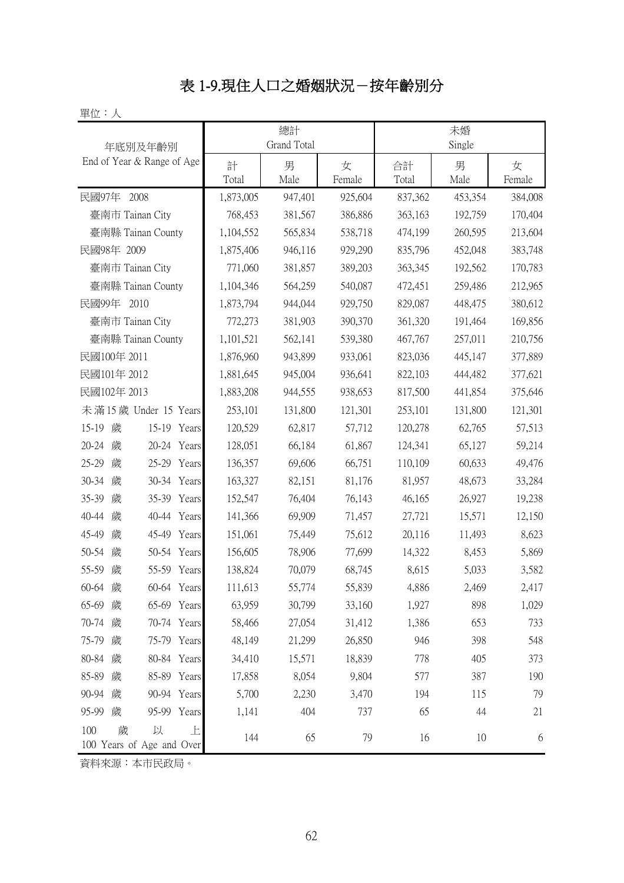# 表 1-9.現住人口之婚姻狀況－按年齡別分

單位：人

| 年底別及年齡別<br>End of Year & Range of Age | 總計<br>Grand Total | | | 未婚<br>Single | | |
|---|---|---|---|---|---|---|
| | 計<br>Total | 男<br>Male | 女<br>Female | 合計<br>Total | 男<br>Male | 女<br>Female |
| 民國97年 2008 | 1,873,005 | 947,401 | 925,604 | 837,362 | 453,354 | 384,008 |
| 臺南市 Tainan City | 768,453 | 381,567 | 386,886 | 363,163 | 192,759 | 170,404 |
| 臺南縣 Tainan County | 1,104,552 | 565,834 | 538,718 | 474,199 | 260,595 | 213,604 |
| 民國98年 2009 | 1,875,406 | 946,116 | 929,290 | 835,796 | 452,048 | 383,748 |
| 臺南市 Tainan City | 771,060 | 381,857 | 389,203 | 363,345 | 192,562 | 170,783 |
| 臺南縣 Tainan County | 1,104,346 | 564,259 | 540,087 | 472,451 | 259,486 | 212,965 |
| 民國99年 2010 | 1,873,794 | 944,044 | 929,750 | 829,087 | 448,475 | 380,612 |
| 臺南市 Tainan City | 772,273 | 381,903 | 390,370 | 361,320 | 191,464 | 169,856 |
| 臺南縣 Tainan County | 1,101,521 | 562,141 | 539,380 | 467,767 | 257,011 | 210,756 |
| 民國100年 2011 | 1,876,960 | 943,899 | 933,061 | 823,036 | 445,147 | 377,889 |
| 民國101年 2012 | 1,881,645 | 945,004 | 936,641 | 822,103 | 444,482 | 377,621 |
| 民國102年 2013 | 1,883,208 | 944,555 | 938,653 | 817,500 | 441,854 | 375,646 |
| 未滿15歲 Under 15 Years | 253,101 | 131,800 | 121,301 | 253,101 | 131,800 | 121,301 |
| 15-19 歲 15-19 Years | 120,529 | 62,817 | 57,712 | 120,278 | 62,765 | 57,513 |
| 20-24 歲 20-24 Years | 128,051 | 66,184 | 61,867 | 124,341 | 65,127 | 59,214 |
| 25-29 歲 25-29 Years | 136,357 | 69,606 | 66,751 | 110,109 | 60,633 | 49,476 |
| 30-34 歲 30-34 Years | 163,327 | 82,151 | 81,176 | 81,957 | 48,673 | 33,284 |
| 35-39 歲 35-39 Years | 152,547 | 76,404 | 76,143 | 46,165 | 26,927 | 19,238 |
| 40-44 歲 40-44 Years | 141,366 | 69,909 | 71,457 | 27,721 | 15,571 | 12,150 |
| 45-49 歲 45-49 Years | 151,061 | 75,449 | 75,612 | 20,116 | 11,493 | 8,623 |
| 50-54 歲 50-54 Years | 156,605 | 78,906 | 77,699 | 14,322 | 8,453 | 5,869 |
| 55-59 歲 55-59 Years | 138,824 | 70,079 | 68,745 | 8,615 | 5,033 | 3,582 |
| 60-64 歲 60-64 Years | 111,613 | 55,774 | 55,839 | 4,886 | 2,469 | 2,417 |
| 65-69 歲 65-69 Years | 63,959 | 30,799 | 33,160 | 1,927 | 898 | 1,029 |
| 70-74 歲 70-74 Years | 58,466 | 27,054 | 31,412 | 1,386 | 653 | 733 |
| 75-79 歲 75-79 Years | 48,149 | 21,299 | 26,850 | 946 | 398 | 548 |
| 80-84 歲 80-84 Years | 34,410 | 15,571 | 18,839 | 778 | 405 | 373 |
| 85-89 歲 85-89 Years | 17,858 | 8,054 | 9,804 | 577 | 387 | 190 |
| 90-94 歲 90-94 Years | 5,700 | 2,230 | 3,470 | 194 | 115 | 79 |
| 95-99 歲 95-99 Years | 1,141 | 404 | 737 | 65 | 44 | 21 |
| 100 歲以上 100 Years of Age and Over | 144 | 65 | 79 | 16 | 10 | 6 |

資料來源：本市民政局。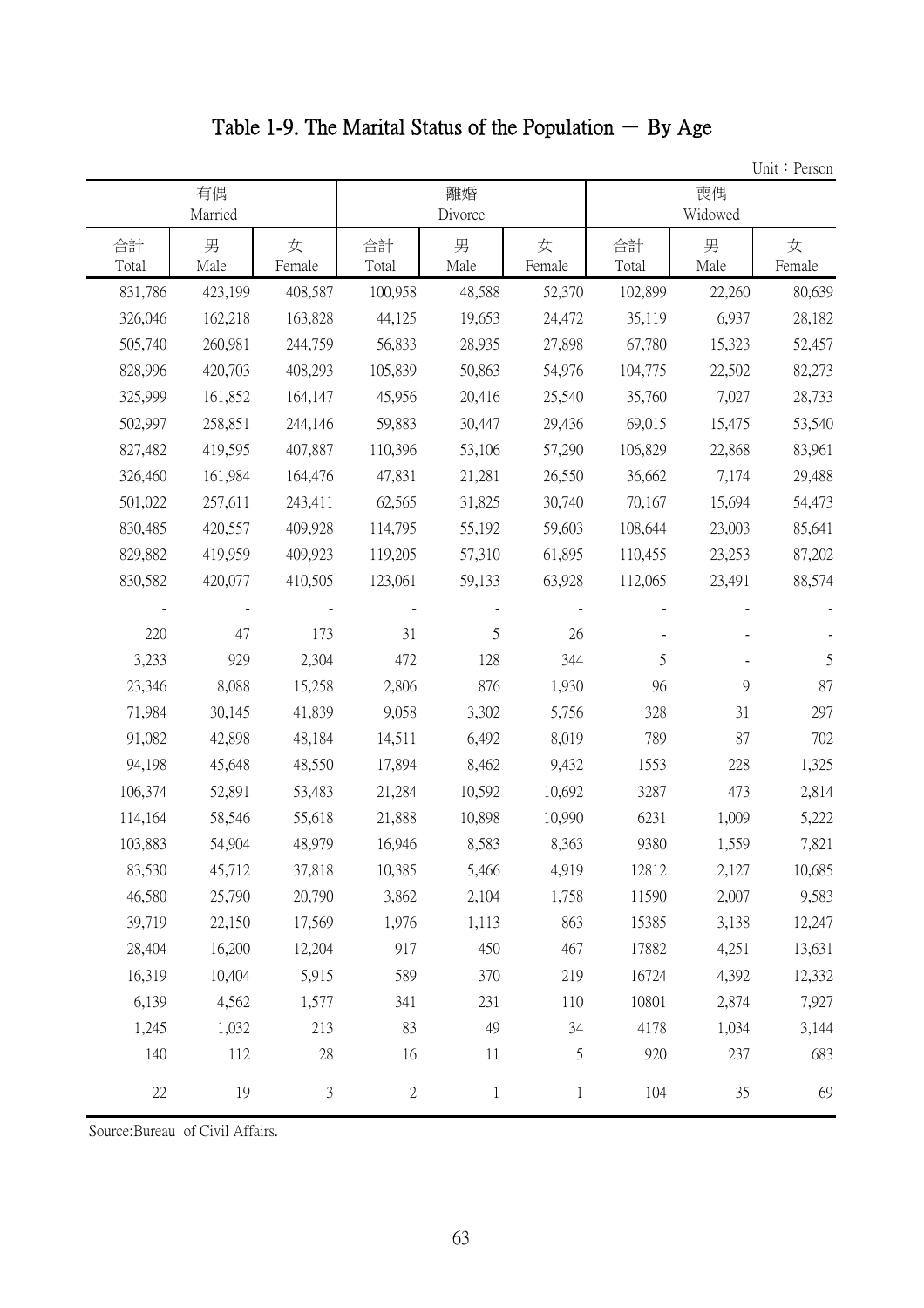# Table 1-9. The Marital Status of the Population － By Age

Unit：Person

| 有偶 Married | | | 離婚 Divorce | | | 喪偶 Widowed | | |
|---|---|---|---|---|---|---|---|---|
| 合計 Total | 男 Male | 女 Female | 合計 Total | 男 Male | 女 Female | 合計 Total | 男 Male | 女 Female |
| 831,786 | 423,199 | 408,587 | 100,958 | 48,588 | 52,370 | 102,899 | 22,260 | 80,639 |
| 326,046 | 162,218 | 163,828 | 44,125 | 19,653 | 24,472 | 35,119 | 6,937 | 28,182 |
| 505,740 | 260,981 | 244,759 | 56,833 | 28,935 | 27,898 | 67,780 | 15,323 | 52,457 |
| 828,996 | 420,703 | 408,293 | 105,839 | 50,863 | 54,976 | 104,775 | 22,502 | 82,273 |
| 325,999 | 161,852 | 164,147 | 45,956 | 20,416 | 25,540 | 35,760 | 7,027 | 28,733 |
| 502,997 | 258,851 | 244,146 | 59,883 | 30,447 | 29,436 | 69,015 | 15,475 | 53,540 |
| 827,482 | 419,595 | 407,887 | 110,396 | 53,106 | 57,290 | 106,829 | 22,868 | 83,961 |
| 326,460 | 161,984 | 164,476 | 47,831 | 21,281 | 26,550 | 36,662 | 7,174 | 29,488 |
| 501,022 | 257,611 | 243,411 | 62,565 | 31,825 | 30,740 | 70,167 | 15,694 | 54,473 |
| 830,485 | 420,557 | 409,928 | 114,795 | 55,192 | 59,603 | 108,644 | 23,003 | 85,641 |
| 829,882 | 419,959 | 409,923 | 119,205 | 57,310 | 61,895 | 110,455 | 23,253 | 87,202 |
| 830,582 | 420,077 | 410,505 | 123,061 | 59,133 | 63,928 | 112,065 | 23,491 | 88,574 |
| - | - | - | - | - | - | - | - | - |
| 220 | 47 | 173 | 31 | 5 | 26 | - | - | - |
| 3,233 | 929 | 2,304 | 472 | 128 | 344 | 5 | - | 5 |
| 23,346 | 8,088 | 15,258 | 2,806 | 876 | 1,930 | 96 | 9 | 87 |
| 71,984 | 30,145 | 41,839 | 9,058 | 3,302 | 5,756 | 328 | 31 | 297 |
| 91,082 | 42,898 | 48,184 | 14,511 | 6,492 | 8,019 | 789 | 87 | 702 |
| 94,198 | 45,648 | 48,550 | 17,894 | 8,462 | 9,432 | 1553 | 228 | 1,325 |
| 106,374 | 52,891 | 53,483 | 21,284 | 10,592 | 10,692 | 3287 | 473 | 2,814 |
| 114,164 | 58,546 | 55,618 | 21,888 | 10,898 | 10,990 | 6231 | 1,009 | 5,222 |
| 103,883 | 54,904 | 48,979 | 16,946 | 8,583 | 8,363 | 9380 | 1,559 | 7,821 |
| 83,530 | 45,712 | 37,818 | 10,385 | 5,466 | 4,919 | 12812 | 2,127 | 10,685 |
| 46,580 | 25,790 | 20,790 | 3,862 | 2,104 | 1,758 | 11590 | 2,007 | 9,583 |
| 39,719 | 22,150 | 17,569 | 1,976 | 1,113 | 863 | 15385 | 3,138 | 12,247 |
| 28,404 | 16,200 | 12,204 | 917 | 450 | 467 | 17882 | 4,251 | 13,631 |
| 16,319 | 10,404 | 5,915 | 589 | 370 | 219 | 16724 | 4,392 | 12,332 |
| 6,139 | 4,562 | 1,577 | 341 | 231 | 110 | 10801 | 2,874 | 7,927 |
| 1,245 | 1,032 | 213 | 83 | 49 | 34 | 4178 | 1,034 | 3,144 |
| 140 | 112 | 28 | 16 | 11 | 5 | 920 | 237 | 683 |
| 22 | 19 | 3 | 2 | 1 | 1 | 104 | 35 | 69 |

Source:Bureau of Civil Affairs.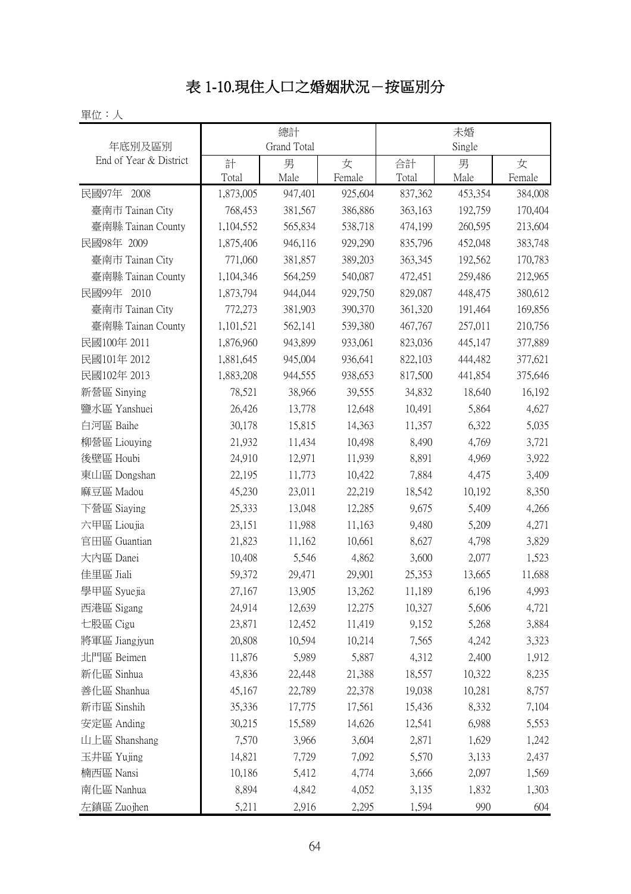# 表 1-10.現住人口之婚姻狀況－按區別分

單位：人

| 年底別及區別<br>End of Year & District | 總計<br>Grand Total | | | 未婚<br>Single | | |
|---|---|---|---|---|---|---|
| | 計<br>Total | 男<br>Male | 女<br>Female | 合計<br>Total | 男<br>Male | 女<br>Female |
| 民國97年 2008 | 1,873,005 | 947,401 | 925,604 | 837,362 | 453,354 | 384,008 |
| 臺南市 Tainan City | 768,453 | 381,567 | 386,886 | 363,163 | 192,759 | 170,404 |
| 臺南縣 Tainan County | 1,104,552 | 565,834 | 538,718 | 474,199 | 260,595 | 213,604 |
| 民國98年 2009 | 1,875,406 | 946,116 | 929,290 | 835,796 | 452,048 | 383,748 |
| 臺南市 Tainan City | 771,060 | 381,857 | 389,203 | 363,345 | 192,562 | 170,783 |
| 臺南縣 Tainan County | 1,104,346 | 564,259 | 540,087 | 472,451 | 259,486 | 212,965 |
| 民國99年 2010 | 1,873,794 | 944,044 | 929,750 | 829,087 | 448,475 | 380,612 |
| 臺南市 Tainan City | 772,273 | 381,903 | 390,370 | 361,320 | 191,464 | 169,856 |
| 臺南縣 Tainan County | 1,101,521 | 562,141 | 539,380 | 467,767 | 257,011 | 210,756 |
| 民國100年 2011 | 1,876,960 | 943,899 | 933,061 | 823,036 | 445,147 | 377,889 |
| 民國101年 2012 | 1,881,645 | 945,004 | 936,641 | 822,103 | 444,482 | 377,621 |
| 民國102年 2013 | 1,883,208 | 944,555 | 938,653 | 817,500 | 441,854 | 375,646 |
| 新營區 Sinying | 78,521 | 38,966 | 39,555 | 34,832 | 18,640 | 16,192 |
| 鹽水區 Yanshuei | 26,426 | 13,778 | 12,648 | 10,491 | 5,864 | 4,627 |
| 白河區 Baihe | 30,178 | 15,815 | 14,363 | 11,357 | 6,322 | 5,035 |
| 柳營區 Liouying | 21,932 | 11,434 | 10,498 | 8,490 | 4,769 | 3,721 |
| 後壁區 Houbi | 24,910 | 12,971 | 11,939 | 8,891 | 4,969 | 3,922 |
| 東山區 Dongshan | 22,195 | 11,773 | 10,422 | 7,884 | 4,475 | 3,409 |
| 麻豆區 Madou | 45,230 | 23,011 | 22,219 | 18,542 | 10,192 | 8,350 |
| 下營區 Siaying | 25,333 | 13,048 | 12,285 | 9,675 | 5,409 | 4,266 |
| 六甲區 Lioujia | 23,151 | 11,988 | 11,163 | 9,480 | 5,209 | 4,271 |
| 官田區 Guantian | 21,823 | 11,162 | 10,661 | 8,627 | 4,798 | 3,829 |
| 大內區 Danei | 10,408 | 5,546 | 4,862 | 3,600 | 2,077 | 1,523 |
| 佳里區 Jiali | 59,372 | 29,471 | 29,901 | 25,353 | 13,665 | 11,688 |
| 學甲區 Syuejia | 27,167 | 13,905 | 13,262 | 11,189 | 6,196 | 4,993 |
| 西港區 Sigang | 24,914 | 12,639 | 12,275 | 10,327 | 5,606 | 4,721 |
| 七股區 Cigu | 23,871 | 12,452 | 11,419 | 9,152 | 5,268 | 3,884 |
| 將軍區 Jiangjyun | 20,808 | 10,594 | 10,214 | 7,565 | 4,242 | 3,323 |
| 北門區 Beimen | 11,876 | 5,989 | 5,887 | 4,312 | 2,400 | 1,912 |
| 新化區 Sinhua | 43,836 | 22,448 | 21,388 | 18,557 | 10,322 | 8,235 |
| 善化區 Shanhua | 45,167 | 22,789 | 22,378 | 19,038 | 10,281 | 8,757 |
| 新市區 Sinshih | 35,336 | 17,775 | 17,561 | 15,436 | 8,332 | 7,104 |
| 安定區 Anding | 30,215 | 15,589 | 14,626 | 12,541 | 6,988 | 5,553 |
| 山上區 Shanshang | 7,570 | 3,966 | 3,604 | 2,871 | 1,629 | 1,242 |
| 玉井區 Yujing | 14,821 | 7,729 | 7,092 | 5,570 | 3,133 | 2,437 |
| 楠西區 Nansi | 10,186 | 5,412 | 4,774 | 3,666 | 2,097 | 1,569 |
| 南化區 Nanhua | 8,894 | 4,842 | 4,052 | 3,135 | 1,832 | 1,303 |
| 左鎮區 Zuojhen | 5,211 | 2,916 | 2,295 | 1,594 | 990 | 604 |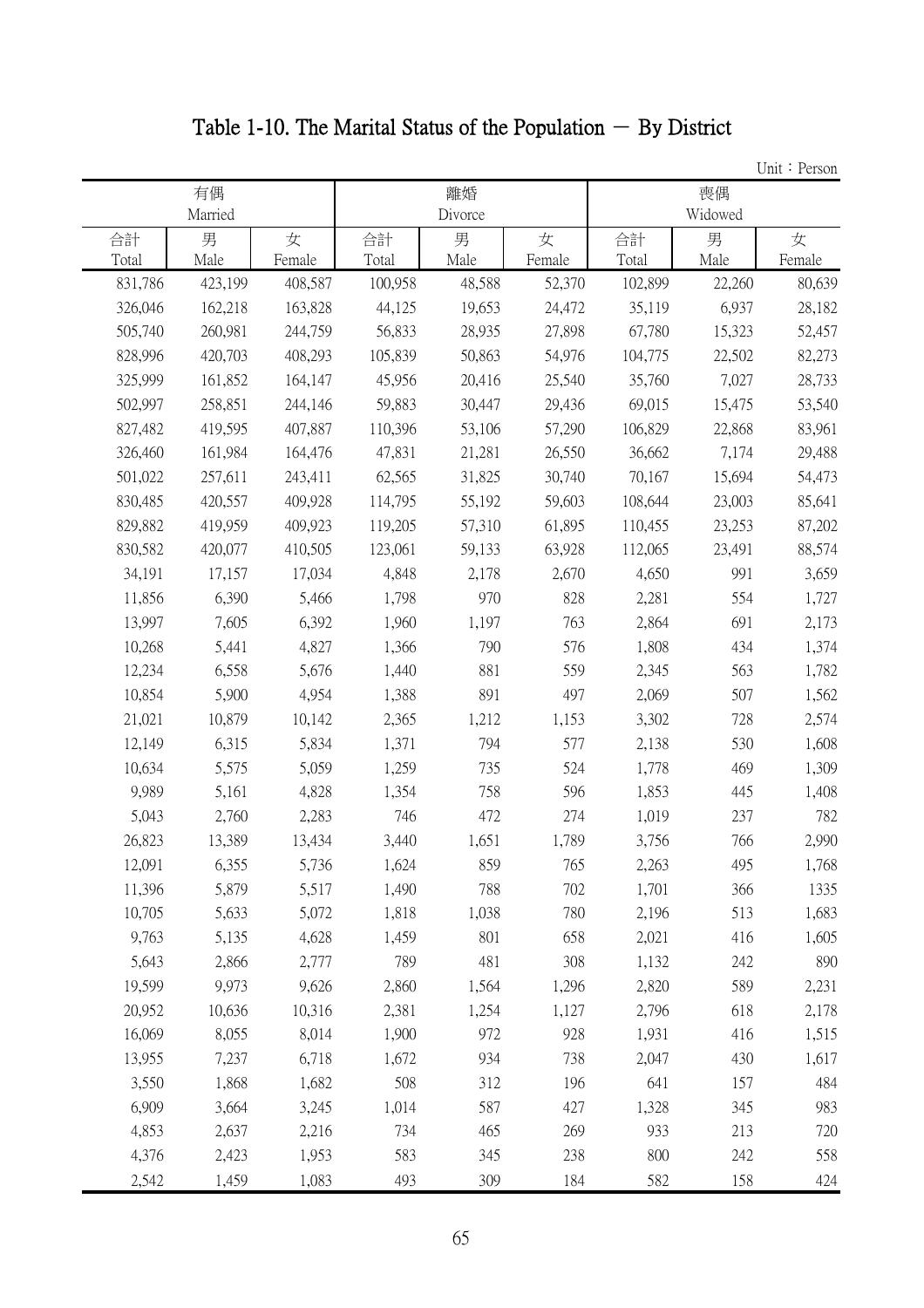# Table 1-10. The Marital Status of the Population － By District

Unit：Person

| 有偶 Married | | | 離婚 Divorce | | | 喪偶 Widowed | | |
|---|---|---|---|---|---|---|---|---|
| 合計 Total | 男 Male | 女 Female | 合計 Total | 男 Male | 女 Female | 合計 Total | 男 Male | 女 Female |
| 831,786 | 423,199 | 408,587 | 100,958 | 48,588 | 52,370 | 102,899 | 22,260 | 80,639 |
| 326,046 | 162,218 | 163,828 | 44,125 | 19,653 | 24,472 | 35,119 | 6,937 | 28,182 |
| 505,740 | 260,981 | 244,759 | 56,833 | 28,935 | 27,898 | 67,780 | 15,323 | 52,457 |
| 828,996 | 420,703 | 408,293 | 105,839 | 50,863 | 54,976 | 104,775 | 22,502 | 82,273 |
| 325,999 | 161,852 | 164,147 | 45,956 | 20,416 | 25,540 | 35,760 | 7,027 | 28,733 |
| 502,997 | 258,851 | 244,146 | 59,883 | 30,447 | 29,436 | 69,015 | 15,475 | 53,540 |
| 827,482 | 419,595 | 407,887 | 110,396 | 53,106 | 57,290 | 106,829 | 22,868 | 83,961 |
| 326,460 | 161,984 | 164,476 | 47,831 | 21,281 | 26,550 | 36,662 | 7,174 | 29,488 |
| 501,022 | 257,611 | 243,411 | 62,565 | 31,825 | 30,740 | 70,167 | 15,694 | 54,473 |
| 830,485 | 420,557 | 409,928 | 114,795 | 55,192 | 59,603 | 108,644 | 23,003 | 85,641 |
| 829,882 | 419,959 | 409,923 | 119,205 | 57,310 | 61,895 | 110,455 | 23,253 | 87,202 |
| 830,582 | 420,077 | 410,505 | 123,061 | 59,133 | 63,928 | 112,065 | 23,491 | 88,574 |
| 34,191 | 17,157 | 17,034 | 4,848 | 2,178 | 2,670 | 4,650 | 991 | 3,659 |
| 11,856 | 6,390 | 5,466 | 1,798 | 970 | 828 | 2,281 | 554 | 1,727 |
| 13,997 | 7,605 | 6,392 | 1,960 | 1,197 | 763 | 2,864 | 691 | 2,173 |
| 10,268 | 5,441 | 4,827 | 1,366 | 790 | 576 | 1,808 | 434 | 1,374 |
| 12,234 | 6,558 | 5,676 | 1,440 | 881 | 559 | 2,345 | 563 | 1,782 |
| 10,854 | 5,900 | 4,954 | 1,388 | 891 | 497 | 2,069 | 507 | 1,562 |
| 21,021 | 10,879 | 10,142 | 2,365 | 1,212 | 1,153 | 3,302 | 728 | 2,574 |
| 12,149 | 6,315 | 5,834 | 1,371 | 794 | 577 | 2,138 | 530 | 1,608 |
| 10,634 | 5,575 | 5,059 | 1,259 | 735 | 524 | 1,778 | 469 | 1,309 |
| 9,989 | 5,161 | 4,828 | 1,354 | 758 | 596 | 1,853 | 445 | 1,408 |
| 5,043 | 2,760 | 2,283 | 746 | 472 | 274 | 1,019 | 237 | 782 |
| 26,823 | 13,389 | 13,434 | 3,440 | 1,651 | 1,789 | 3,756 | 766 | 2,990 |
| 12,091 | 6,355 | 5,736 | 1,624 | 859 | 765 | 2,263 | 495 | 1,768 |
| 11,396 | 5,879 | 5,517 | 1,490 | 788 | 702 | 1,701 | 366 | 1335 |
| 10,705 | 5,633 | 5,072 | 1,818 | 1,038 | 780 | 2,196 | 513 | 1,683 |
| 9,763 | 5,135 | 4,628 | 1,459 | 801 | 658 | 2,021 | 416 | 1,605 |
| 5,643 | 2,866 | 2,777 | 789 | 481 | 308 | 1,132 | 242 | 890 |
| 19,599 | 9,973 | 9,626 | 2,860 | 1,564 | 1,296 | 2,820 | 589 | 2,231 |
| 20,952 | 10,636 | 10,316 | 2,381 | 1,254 | 1,127 | 2,796 | 618 | 2,178 |
| 16,069 | 8,055 | 8,014 | 1,900 | 972 | 928 | 1,931 | 416 | 1,515 |
| 13,955 | 7,237 | 6,718 | 1,672 | 934 | 738 | 2,047 | 430 | 1,617 |
| 3,550 | 1,868 | 1,682 | 508 | 312 | 196 | 641 | 157 | 484 |
| 6,909 | 3,664 | 3,245 | 1,014 | 587 | 427 | 1,328 | 345 | 983 |
| 4,853 | 2,637 | 2,216 | 734 | 465 | 269 | 933 | 213 | 720 |
| 4,376 | 2,423 | 1,953 | 583 | 345 | 238 | 800 | 242 | 558 |
| 2,542 | 1,459 | 1,083 | 493 | 309 | 184 | 582 | 158 | 424 |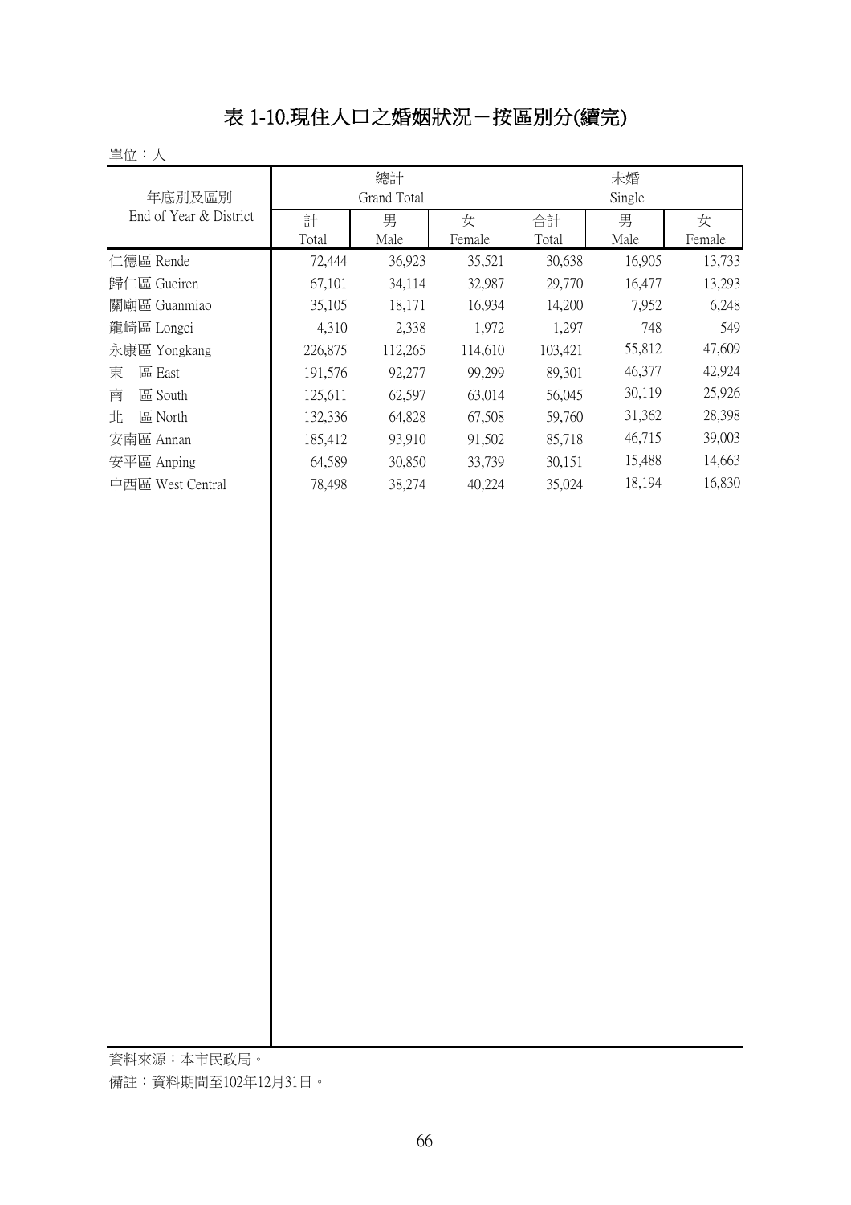# 表 1-10.現住人口之婚姻狀況－按區別分(續完)

單位：人

| 年底別及區別<br>End of Year & District | 總計<br>Grand Total | | | 未婚<br>Single | | |
|---|---|---|---|---|---|---|
| | 計<br>Total | 男<br>Male | 女<br>Female | 合計<br>Total | 男<br>Male | 女<br>Female |
| 仁德區 Rende | 72,444 | 36,923 | 35,521 | 30,638 | 16,905 | 13,733 |
| 歸仁區 Gueiren | 67,101 | 34,114 | 32,987 | 29,770 | 16,477 | 13,293 |
| 關廟區 Guanmiao | 35,105 | 18,171 | 16,934 | 14,200 | 7,952 | 6,248 |
| 龍崎區 Longci | 4,310 | 2,338 | 1,972 | 1,297 | 748 | 549 |
| 永康區 Yongkang | 226,875 | 112,265 | 114,610 | 103,421 | 55,812 | 47,609 |
| 東　區 East | 191,576 | 92,277 | 99,299 | 89,301 | 46,377 | 42,924 |
| 南　區 South | 125,611 | 62,597 | 63,014 | 56,045 | 30,119 | 25,926 |
| 北　區 North | 132,336 | 64,828 | 67,508 | 59,760 | 31,362 | 28,398 |
| 安南區 Annan | 185,412 | 93,910 | 91,502 | 85,718 | 46,715 | 39,003 |
| 安平區 Anping | 64,589 | 30,850 | 33,739 | 30,151 | 15,488 | 14,663 |
| 中西區 West Central | 78,498 | 38,274 | 40,224 | 35,024 | 18,194 | 16,830 |

資料來源：本市民政局。

備註：資料期間至102年12月31日。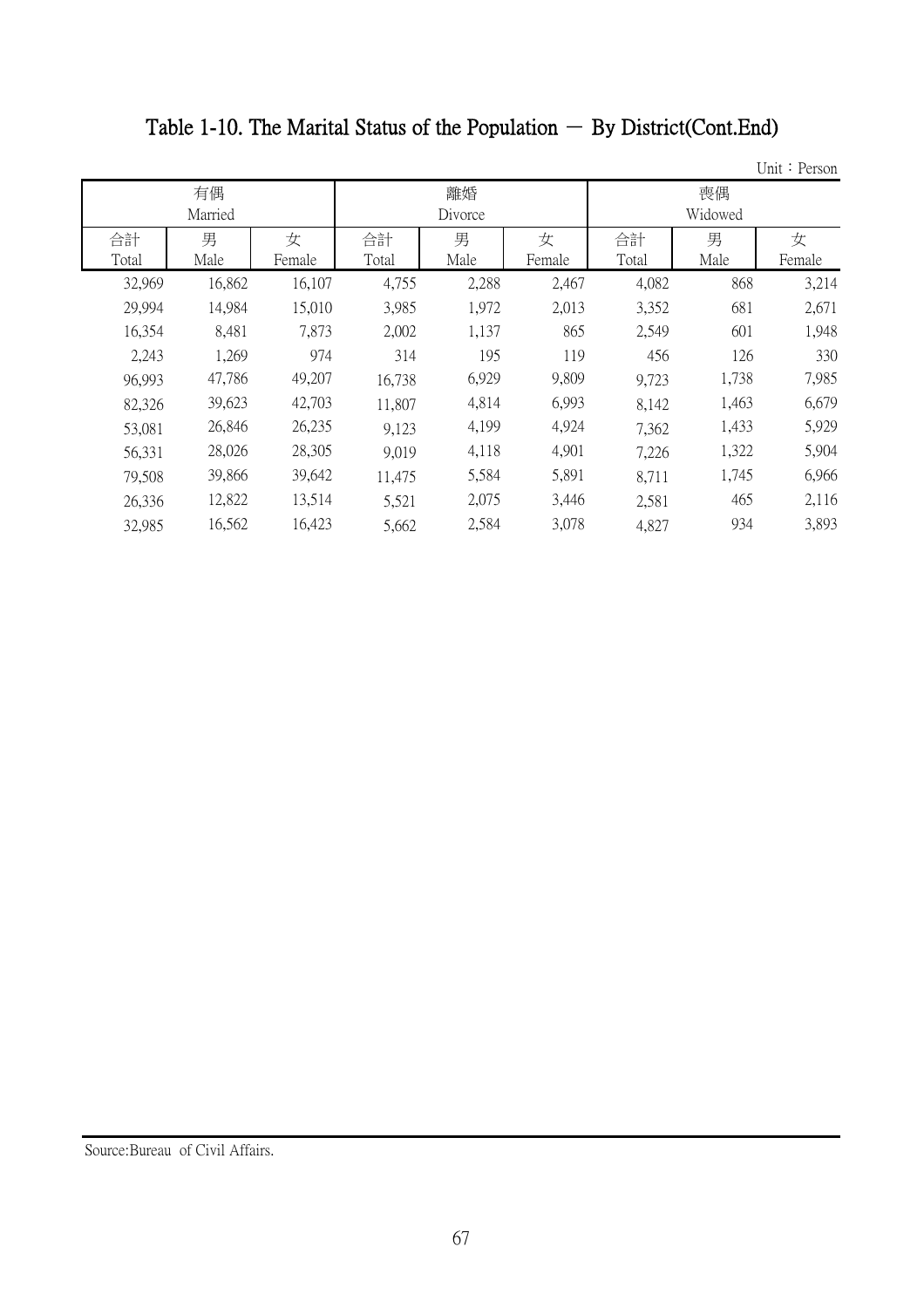# Table 1-10. The Marital Status of the Population － By District(Cont.End)

Unit：Person

| 有偶 Married | | | 離婚 Divorce | | | 喪偶 Widowed | | |
|---|---|---|---|---|---|---|---|---|
| 合計 Total | 男 Male | 女 Female | 合計 Total | 男 Male | 女 Female | 合計 Total | 男 Male | 女 Female |
| 32,969 | 16,862 | 16,107 | 4,755 | 2,288 | 2,467 | 4,082 | 868 | 3,214 |
| 29,994 | 14,984 | 15,010 | 3,985 | 1,972 | 2,013 | 3,352 | 681 | 2,671 |
| 16,354 | 8,481 | 7,873 | 2,002 | 1,137 | 865 | 2,549 | 601 | 1,948 |
| 2,243 | 1,269 | 974 | 314 | 195 | 119 | 456 | 126 | 330 |
| 96,993 | 47,786 | 49,207 | 16,738 | 6,929 | 9,809 | 9,723 | 1,738 | 7,985 |
| 82,326 | 39,623 | 42,703 | 11,807 | 4,814 | 6,993 | 8,142 | 1,463 | 6,679 |
| 53,081 | 26,846 | 26,235 | 9,123 | 4,199 | 4,924 | 7,362 | 1,433 | 5,929 |
| 56,331 | 28,026 | 28,305 | 9,019 | 4,118 | 4,901 | 7,226 | 1,322 | 5,904 |
| 79,508 | 39,866 | 39,642 | 11,475 | 5,584 | 5,891 | 8,711 | 1,745 | 6,966 |
| 26,336 | 12,822 | 13,514 | 5,521 | 2,075 | 3,446 | 2,581 | 465 | 2,116 |
| 32,985 | 16,562 | 16,423 | 5,662 | 2,584 | 3,078 | 4,827 | 934 | 3,893 |

Source:Bureau of Civil Affairs.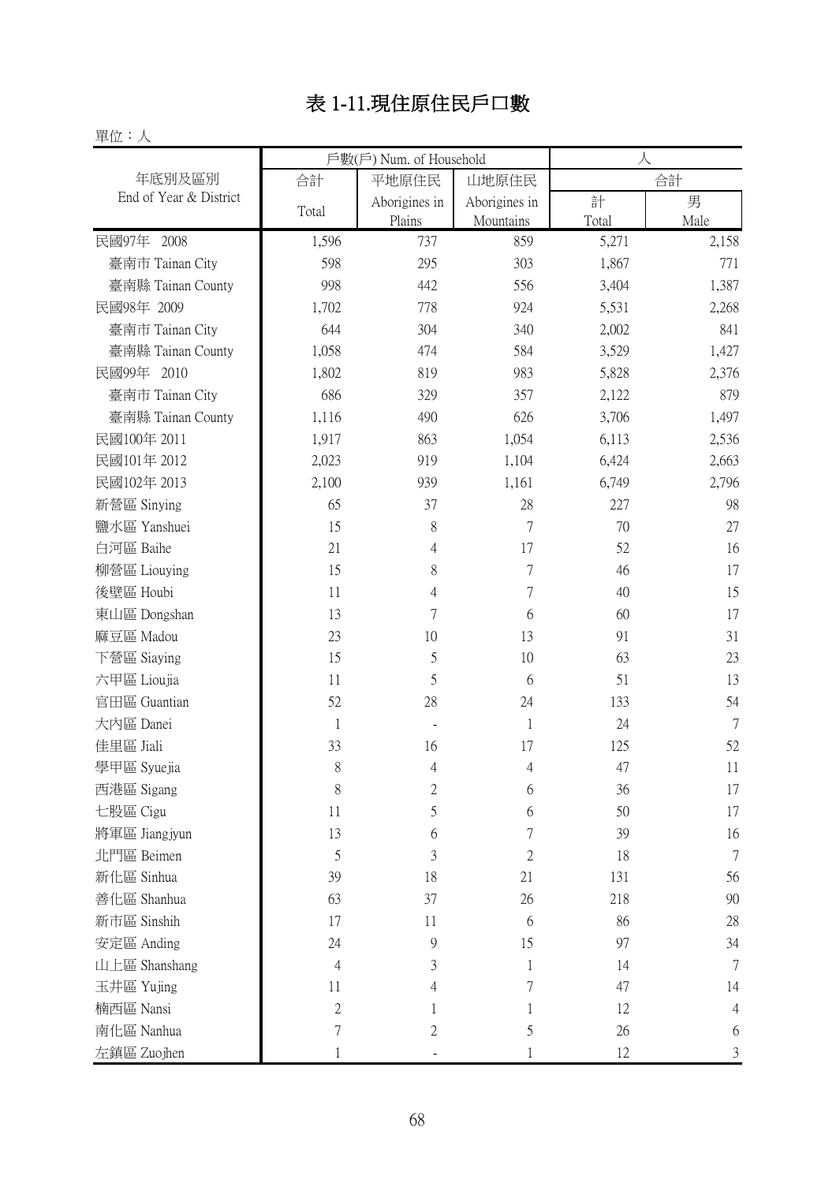# 表 1-11.現住原住民戶口數

單位：人

| 年底別及區別<br>End of Year & District | 戶數(戶) Num. of Household | | | 人 | |
|---|---|---|---|---|---|
| | 合計<br>Total | 平地原住民<br>Aborigines in Plains | 山地原住民<br>Aborigines in Mountains | 合計 | |
| | | | | 計<br>Total | 男<br>Male |
| 民國97年 2008 | 1,596 | 737 | 859 | 5,271 | 2,158 |
| 臺南市 Tainan City | 598 | 295 | 303 | 1,867 | 771 |
| 臺南縣 Tainan County | 998 | 442 | 556 | 3,404 | 1,387 |
| 民國98年 2009 | 1,702 | 778 | 924 | 5,531 | 2,268 |
| 臺南市 Tainan City | 644 | 304 | 340 | 2,002 | 841 |
| 臺南縣 Tainan County | 1,058 | 474 | 584 | 3,529 | 1,427 |
| 民國99年 2010 | 1,802 | 819 | 983 | 5,828 | 2,376 |
| 臺南市 Tainan City | 686 | 329 | 357 | 2,122 | 879 |
| 臺南縣 Tainan County | 1,116 | 490 | 626 | 3,706 | 1,497 |
| 民國100年 2011 | 1,917 | 863 | 1,054 | 6,113 | 2,536 |
| 民國101年 2012 | 2,023 | 919 | 1,104 | 6,424 | 2,663 |
| 民國102年 2013 | 2,100 | 939 | 1,161 | 6,749 | 2,796 |
| 新營區 Sinying | 65 | 37 | 28 | 227 | 98 |
| 鹽水區 Yanshuei | 15 | 8 | 7 | 70 | 27 |
| 白河區 Baihe | 21 | 4 | 17 | 52 | 16 |
| 柳營區 Liouying | 15 | 8 | 7 | 46 | 17 |
| 後壁區 Houbi | 11 | 4 | 7 | 40 | 15 |
| 東山區 Dongshan | 13 | 7 | 6 | 60 | 17 |
| 麻豆區 Madou | 23 | 10 | 13 | 91 | 31 |
| 下營區 Siaying | 15 | 5 | 10 | 63 | 23 |
| 六甲區 Lioujia | 11 | 5 | 6 | 51 | 13 |
| 官田區 Guantian | 52 | 28 | 24 | 133 | 54 |
| 大內區 Danei | 1 | - | 1 | 24 | 7 |
| 佳里區 Jiali | 33 | 16 | 17 | 125 | 52 |
| 學甲區 Syuejia | 8 | 4 | 4 | 47 | 11 |
| 西港區 Sigang | 8 | 2 | 6 | 36 | 17 |
| 七股區 Cigu | 11 | 5 | 6 | 50 | 17 |
| 將軍區 Jiangjyun | 13 | 6 | 7 | 39 | 16 |
| 北門區 Beimen | 5 | 3 | 2 | 18 | 7 |
| 新化區 Sinhua | 39 | 18 | 21 | 131 | 56 |
| 善化區 Shanhua | 63 | 37 | 26 | 218 | 90 |
| 新市區 Sinshih | 17 | 11 | 6 | 86 | 28 |
| 安定區 Anding | 24 | 9 | 15 | 97 | 34 |
| 山上區 Shanshang | 4 | 3 | 1 | 14 | 7 |
| 玉井區 Yujing | 11 | 4 | 7 | 47 | 14 |
| 楠西區 Nansi | 2 | 1 | 1 | 12 | 4 |
| 南化區 Nanhua | 7 | 2 | 5 | 26 | 6 |
| 左鎮區 Zuojhen | 1 | - | 1 | 12 | 3 |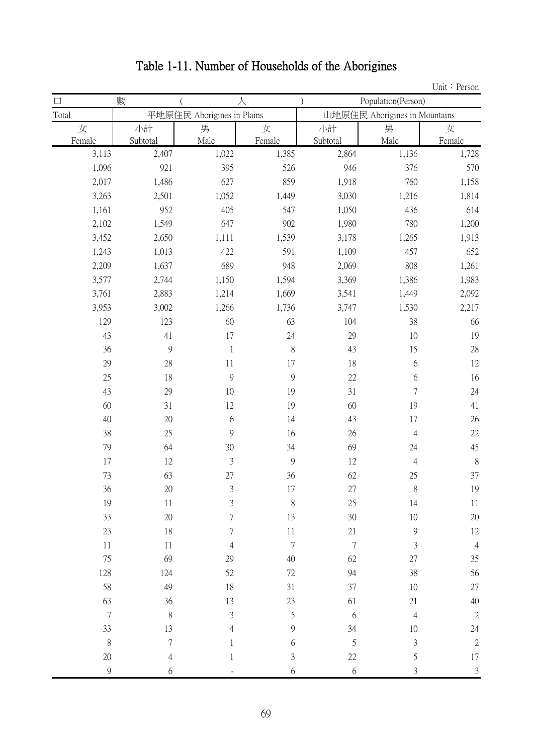# Table 1-11. Number of Households of the Aborigines

Unit：Person

| 口 | 數 | ( | 人 | ) | Population(Person) | |
|---|---|---|---|---|---|---|
| Total | 平地原住民 Aborigines in Plains | | | 山地原住民 Aborigines in Mountains | | |
| 女 Female | 小計 Subtotal | 男 Male | 女 Female | 小計 Subtotal | 男 Male | 女 Female |
| 3,113 | 2,407 | 1,022 | 1,385 | 2,864 | 1,136 | 1,728 |
| 1,096 | 921 | 395 | 526 | 946 | 376 | 570 |
| 2,017 | 1,486 | 627 | 859 | 1,918 | 760 | 1,158 |
| 3,263 | 2,501 | 1,052 | 1,449 | 3,030 | 1,216 | 1,814 |
| 1,161 | 952 | 405 | 547 | 1,050 | 436 | 614 |
| 2,102 | 1,549 | 647 | 902 | 1,980 | 780 | 1,200 |
| 3,452 | 2,650 | 1,111 | 1,539 | 3,178 | 1,265 | 1,913 |
| 1,243 | 1,013 | 422 | 591 | 1,109 | 457 | 652 |
| 2,209 | 1,637 | 689 | 948 | 2,069 | 808 | 1,261 |
| 3,577 | 2,744 | 1,150 | 1,594 | 3,369 | 1,386 | 1,983 |
| 3,761 | 2,883 | 1,214 | 1,669 | 3,541 | 1,449 | 2,092 |
| 3,953 | 3,002 | 1,266 | 1,736 | 3,747 | 1,530 | 2,217 |
| 129 | 123 | 60 | 63 | 104 | 38 | 66 |
| 43 | 41 | 17 | 24 | 29 | 10 | 19 |
| 36 | 9 | 1 | 8 | 43 | 15 | 28 |
| 29 | 28 | 11 | 17 | 18 | 6 | 12 |
| 25 | 18 | 9 | 9 | 22 | 6 | 16 |
| 43 | 29 | 10 | 19 | 31 | 7 | 24 |
| 60 | 31 | 12 | 19 | 60 | 19 | 41 |
| 40 | 20 | 6 | 14 | 43 | 17 | 26 |
| 38 | 25 | 9 | 16 | 26 | 4 | 22 |
| 79 | 64 | 30 | 34 | 69 | 24 | 45 |
| 17 | 12 | 3 | 9 | 12 | 4 | 8 |
| 73 | 63 | 27 | 36 | 62 | 25 | 37 |
| 36 | 20 | 3 | 17 | 27 | 8 | 19 |
| 19 | 11 | 3 | 8 | 25 | 14 | 11 |
| 33 | 20 | 7 | 13 | 30 | 10 | 20 |
| 23 | 18 | 7 | 11 | 21 | 9 | 12 |
| 11 | 11 | 4 | 7 | 7 | 3 | 4 |
| 75 | 69 | 29 | 40 | 62 | 27 | 35 |
| 128 | 124 | 52 | 72 | 94 | 38 | 56 |
| 58 | 49 | 18 | 31 | 37 | 10 | 27 |
| 63 | 36 | 13 | 23 | 61 | 21 | 40 |
| 7 | 8 | 3 | 5 | 6 | 4 | 2 |
| 33 | 13 | 4 | 9 | 34 | 10 | 24 |
| 8 | 7 | 1 | 6 | 5 | 3 | 2 |
| 20 | 4 | 1 | 3 | 22 | 5 | 17 |
| 9 | 6 | - | 6 | 6 | 3 | 3 |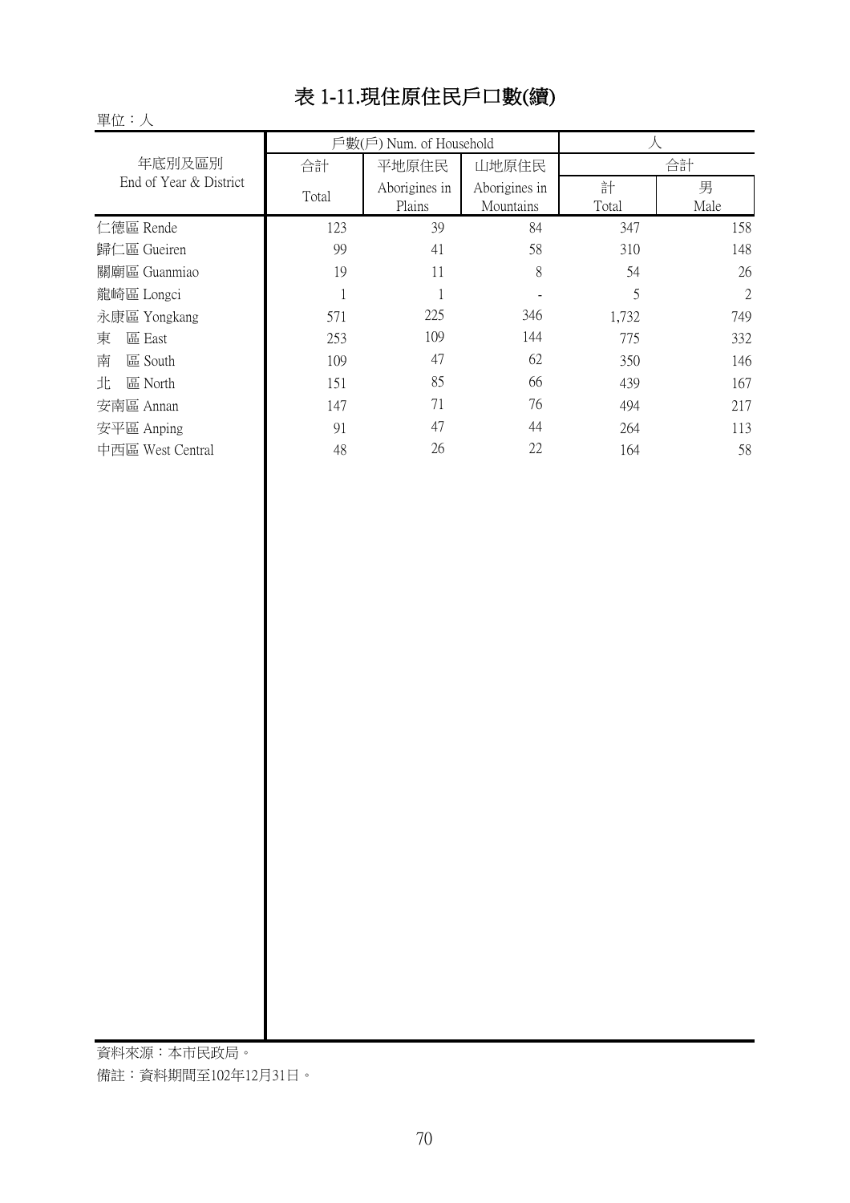# 表 1-11.現住原住民戶口數(續)

單位：人

| 年底別及區別<br>End of Year & District | 戶數(戶) Num. of Household | | | 人 | |
|---|---|---|---|---|---|
| | 合計 | 平地原住民 | 山地原住民 | 合計 | |
| | Total | Aborigines in Plains | Aborigines in Mountains | 計<br>Total | 男<br>Male |
| 仁德區 Rende | 123 | 39 | 84 | 347 | 158 |
| 歸仁區 Gueiren | 99 | 41 | 58 | 310 | 148 |
| 關廟區 Guanmiao | 19 | 11 | 8 | 54 | 26 |
| 龍崎區 Longci | 1 | 1 | - | 5 | 2 |
| 永康區 Yongkang | 571 | 225 | 346 | 1,732 | 749 |
| 東　區 East | 253 | 109 | 144 | 775 | 332 |
| 南　區 South | 109 | 47 | 62 | 350 | 146 |
| 北　區 North | 151 | 85 | 66 | 439 | 167 |
| 安南區 Annan | 147 | 71 | 76 | 494 | 217 |
| 安平區 Anping | 91 | 47 | 44 | 264 | 113 |
| 中西區 West Central | 48 | 26 | 22 | 164 | 58 |

資料來源：本市民政局。

備註：資料期間至102年12月31日。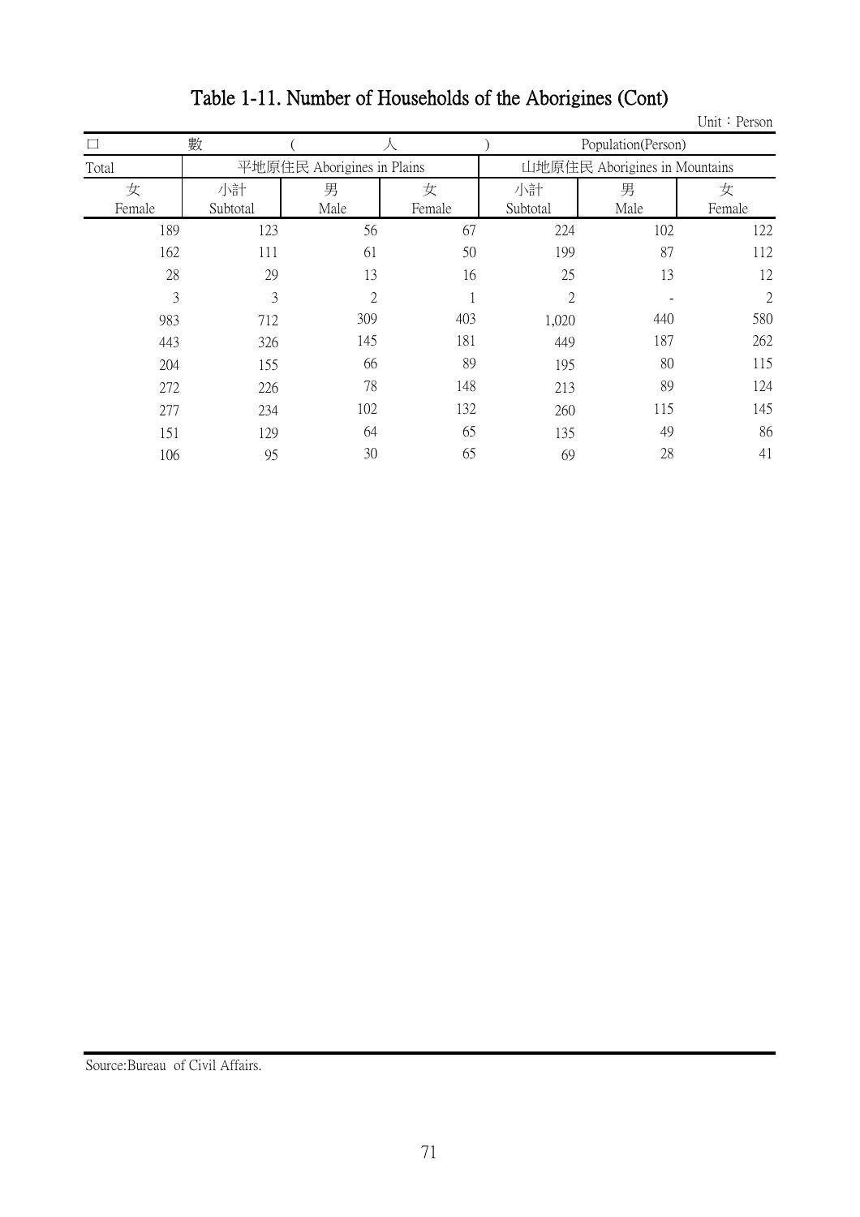# Table 1-11. Number of Households of the Aborigines (Cont)

Unit：Person

| 口 數 ( 人 ) | Population(Person) | | | | | |
|---|---|---|---|---|---|---|
| Total | 平地原住民 Aborigines in Plains | | | 山地原住民 Aborigines in Mountains | | |
| 女<br>Female | 小計<br>Subtotal | 男<br>Male | 女<br>Female | 小計<br>Subtotal | 男<br>Male | 女<br>Female |
| 189 | 123 | 56 | 67 | 224 | 102 | 122 |
| 162 | 111 | 61 | 50 | 199 | 87 | 112 |
| 28 | 29 | 13 | 16 | 25 | 13 | 12 |
| 3 | 3 | 2 | 1 | 2 | - | 2 |
| 983 | 712 | 309 | 403 | 1,020 | 440 | 580 |
| 443 | 326 | 145 | 181 | 449 | 187 | 262 |
| 204 | 155 | 66 | 89 | 195 | 80 | 115 |
| 272 | 226 | 78 | 148 | 213 | 89 | 124 |
| 277 | 234 | 102 | 132 | 260 | 115 | 145 |
| 151 | 129 | 64 | 65 | 135 | 49 | 86 |
| 106 | 95 | 30 | 65 | 69 | 28 | 41 |

Source:Bureau of Civil Affairs.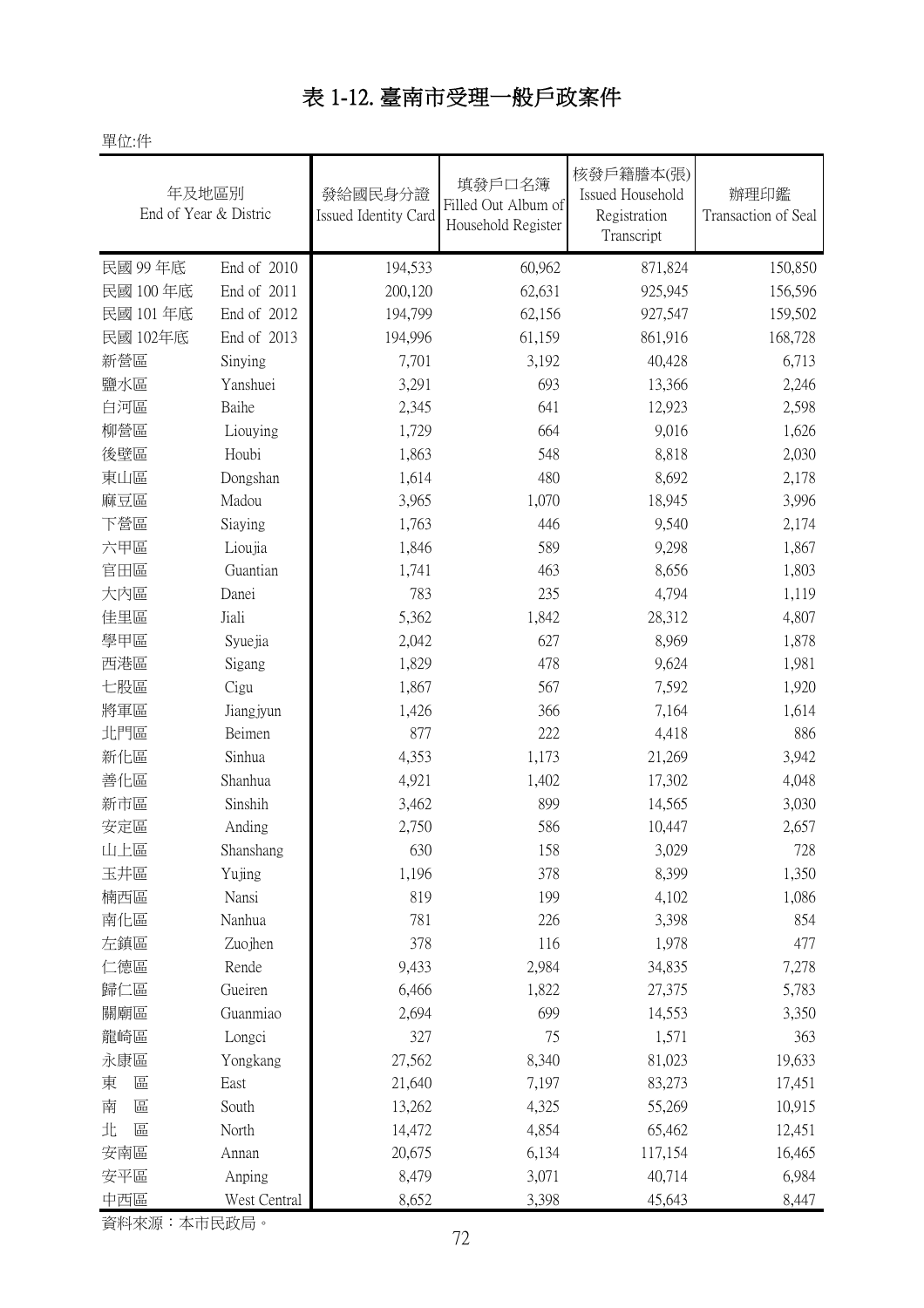# 表 1-12. 臺南市受理一般戶政案件

單位:件

| 年及地區別 End of Year & Distric | | 發給國民身分證 Issued Identity Card | 填發戶口名簿 Filled Out Album of Household Register | 核發戶籍謄本(張) Issued Household Registration Transcript | 辦理印鑑 Transaction of Seal |
|---|---|---|---|---|---|
| 民國 99 年底 | End of 2010 | 194,533 | 60,962 | 871,824 | 150,850 |
| 民國 100 年底 | End of 2011 | 200,120 | 62,631 | 925,945 | 156,596 |
| 民國 101 年底 | End of 2012 | 194,799 | 62,156 | 927,547 | 159,502 |
| 民國 102年底 | End of 2013 | 194,996 | 61,159 | 861,916 | 168,728 |
| 新營區 | Sinying | 7,701 | 3,192 | 40,428 | 6,713 |
| 鹽水區 | Yanshuei | 3,291 | 693 | 13,366 | 2,246 |
| 白河區 | Baihe | 2,345 | 641 | 12,923 | 2,598 |
| 柳營區 | Liouying | 1,729 | 664 | 9,016 | 1,626 |
| 後壁區 | Houbi | 1,863 | 548 | 8,818 | 2,030 |
| 東山區 | Dongshan | 1,614 | 480 | 8,692 | 2,178 |
| 麻豆區 | Madou | 3,965 | 1,070 | 18,945 | 3,996 |
| 下營區 | Siaying | 1,763 | 446 | 9,540 | 2,174 |
| 六甲區 | Lioujia | 1,846 | 589 | 9,298 | 1,867 |
| 官田區 | Guantian | 1,741 | 463 | 8,656 | 1,803 |
| 大內區 | Danei | 783 | 235 | 4,794 | 1,119 |
| 佳里區 | Jiali | 5,362 | 1,842 | 28,312 | 4,807 |
| 學甲區 | Syuejia | 2,042 | 627 | 8,969 | 1,878 |
| 西港區 | Sigang | 1,829 | 478 | 9,624 | 1,981 |
| 七股區 | Cigu | 1,867 | 567 | 7,592 | 1,920 |
| 將軍區 | Jiangjyun | 1,426 | 366 | 7,164 | 1,614 |
| 北門區 | Beimen | 877 | 222 | 4,418 | 886 |
| 新化區 | Sinhua | 4,353 | 1,173 | 21,269 | 3,942 |
| 善化區 | Shanhua | 4,921 | 1,402 | 17,302 | 4,048 |
| 新市區 | Sinshih | 3,462 | 899 | 14,565 | 3,030 |
| 安定區 | Anding | 2,750 | 586 | 10,447 | 2,657 |
| 山上區 | Shanshang | 630 | 158 | 3,029 | 728 |
| 玉井區 | Yujing | 1,196 | 378 | 8,399 | 1,350 |
| 楠西區 | Nansi | 819 | 199 | 4,102 | 1,086 |
| 南化區 | Nanhua | 781 | 226 | 3,398 | 854 |
| 左鎮區 | Zuojhen | 378 | 116 | 1,978 | 477 |
| 仁德區 | Rende | 9,433 | 2,984 | 34,835 | 7,278 |
| 歸仁區 | Gueiren | 6,466 | 1,822 | 27,375 | 5,783 |
| 關廟區 | Guanmiao | 2,694 | 699 | 14,553 | 3,350 |
| 龍崎區 | Longci | 327 | 75 | 1,571 | 363 |
| 永康區 | Yongkang | 27,562 | 8,340 | 81,023 | 19,633 |
| 東 區 | East | 21,640 | 7,197 | 83,273 | 17,451 |
| 南 區 | South | 13,262 | 4,325 | 55,269 | 10,915 |
| 北 區 | North | 14,472 | 4,854 | 65,462 | 12,451 |
| 安南區 | Annan | 20,675 | 6,134 | 117,154 | 16,465 |
| 安平區 | Anping | 8,479 | 3,071 | 40,714 | 6,984 |
| 中西區 | West Central | 8,652 | 3,398 | 45,643 | 8,447 |

資料來源：本市民政局。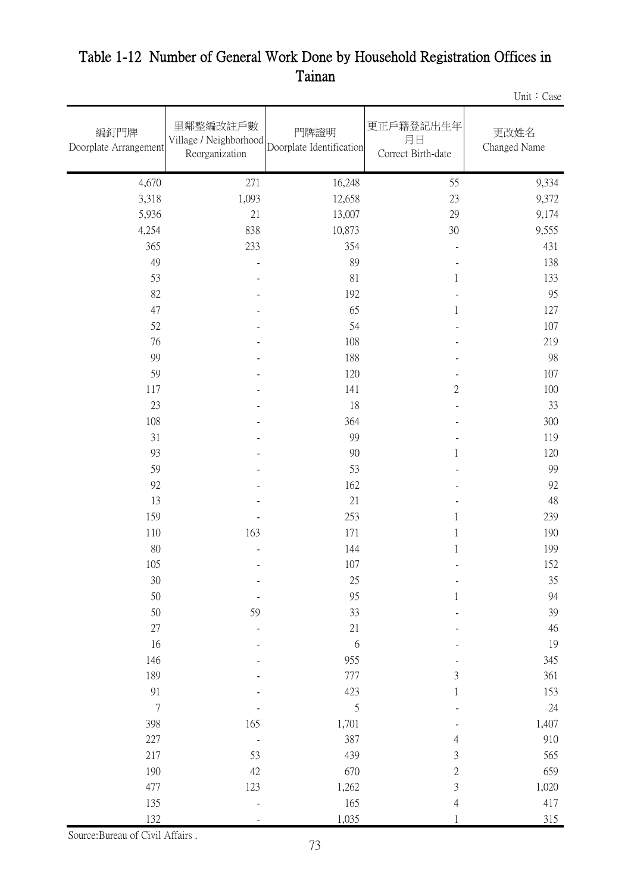# Table 1-12 Number of General Work Done by Household Registration Offices in Tainan

Unit：Case

| 編釘門牌<br>Doorplate Arrangement | 里鄰整編改註戶數<br>Village / Neighborhood Reorganization | 門牌證明<br>Doorplate Identification | 更正戶籍登記出生年月日<br>Correct Birth-date | 更改姓名<br>Changed Name |
|---|---|---|---|---|
| 4,670 | 271 | 16,248 | 55 | 9,334 |
| 3,318 | 1,093 | 12,658 | 23 | 9,372 |
| 5,936 | 21 | 13,007 | 29 | 9,174 |
| 4,254 | 838 | 10,873 | 30 | 9,555 |
| 365 | 233 | 354 | - | 431 |
| 49 | - | 89 | - | 138 |
| 53 | - | 81 | 1 | 133 |
| 82 | - | 192 | - | 95 |
| 47 | - | 65 | 1 | 127 |
| 52 | - | 54 | - | 107 |
| 76 | - | 108 | - | 219 |
| 99 | - | 188 | - | 98 |
| 59 | - | 120 | - | 107 |
| 117 | - | 141 | 2 | 100 |
| 23 | - | 18 | - | 33 |
| 108 | - | 364 | - | 300 |
| 31 | - | 99 | - | 119 |
| 93 | - | 90 | 1 | 120 |
| 59 | - | 53 | - | 99 |
| 92 | - | 162 | - | 92 |
| 13 | - | 21 | - | 48 |
| 159 | - | 253 | 1 | 239 |
| 110 | 163 | 171 | 1 | 190 |
| 80 | - | 144 | 1 | 199 |
| 105 | - | 107 | - | 152 |
| 30 | - | 25 | - | 35 |
| 50 | - | 95 | 1 | 94 |
| 50 | 59 | 33 | - | 39 |
| 27 | - | 21 | - | 46 |
| 16 | - | 6 | - | 19 |
| 146 | - | 955 | - | 345 |
| 189 | - | 777 | 3 | 361 |
| 91 | - | 423 | 1 | 153 |
| 7 | - | 5 | - | 24 |
| 398 | 165 | 1,701 | - | 1,407 |
| 227 | - | 387 | 4 | 910 |
| 217 | 53 | 439 | 3 | 565 |
| 190 | 42 | 670 | 2 | 659 |
| 477 | 123 | 1,262 | 3 | 1,020 |
| 135 | - | 165 | 4 | 417 |
| 132 | - | 1,035 | 1 | 315 |

Source:Bureau of Civil Affairs .